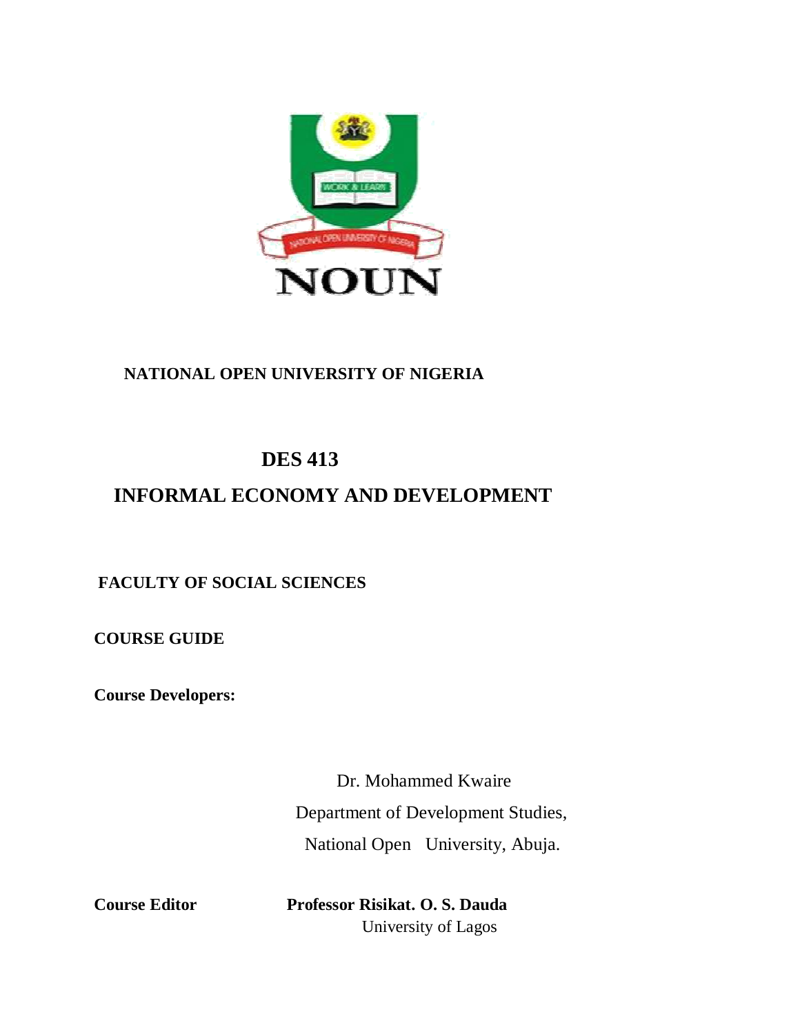NOUN

**NATIONAL OPEN UNIVERSITY OF NIGERIA**

# DES 413

# INFORMAL ECONOMY AND DEVELOPMENT

**FACULTY OF SOCIAL SCIENCES**

**COURSE GUIDE**

**Course Developers:**

Dr. Mohammed Kwaire
Department of Development Studies,
National Open University, Abuja.

**Course Editor** **Professor Risikat. O. S. Dauda**
University of Lagos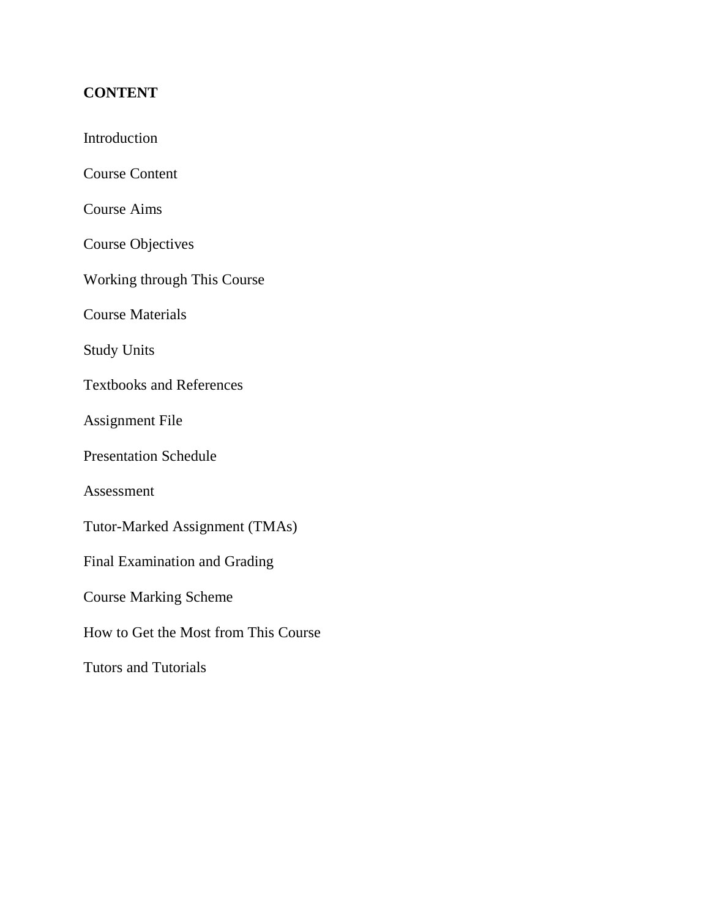**CONTENT**

Introduction

Course Content

Course Aims

Course Objectives

Working through This Course

Course Materials

Study Units

Textbooks and References

Assignment File

Presentation Schedule

Assessment

Tutor-Marked Assignment (TMAs)

Final Examination and Grading

Course Marking Scheme

How to Get the Most from This Course

Tutors and Tutorials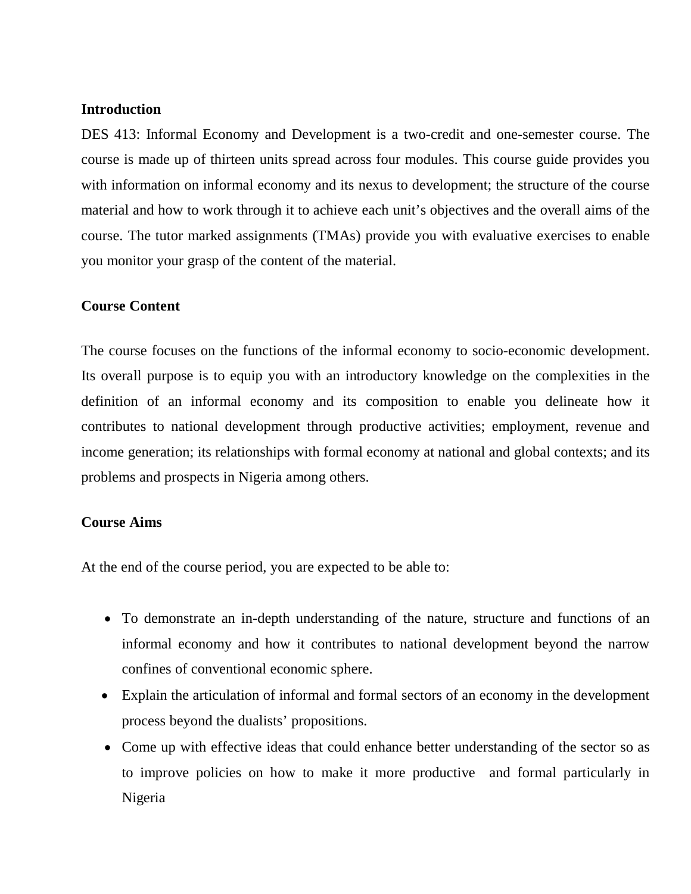## Introduction

DES 413: Informal Economy and Development is a two-credit and one-semester course. The course is made up of thirteen units spread across four modules. This course guide provides you with information on informal economy and its nexus to development; the structure of the course material and how to work through it to achieve each unit's objectives and the overall aims of the course. The tutor marked assignments (TMAs) provide you with evaluative exercises to enable you monitor your grasp of the content of the material.

## Course Content

The course focuses on the functions of the informal economy to socio-economic development. Its overall purpose is to equip you with an introductory knowledge on the complexities in the definition of an informal economy and its composition to enable you delineate how it contributes to national development through productive activities; employment, revenue and income generation; its relationships with formal economy at national and global contexts; and its problems and prospects in Nigeria among others.

## Course Aims

At the end of the course period, you are expected to be able to:

- To demonstrate an in-depth understanding of the nature, structure and functions of an informal economy and how it contributes to national development beyond the narrow confines of conventional economic sphere.
- Explain the articulation of informal and formal sectors of an economy in the development process beyond the dualists' propositions.
- Come up with effective ideas that could enhance better understanding of the sector so as to improve policies on how to make it more productive and formal particularly in Nigeria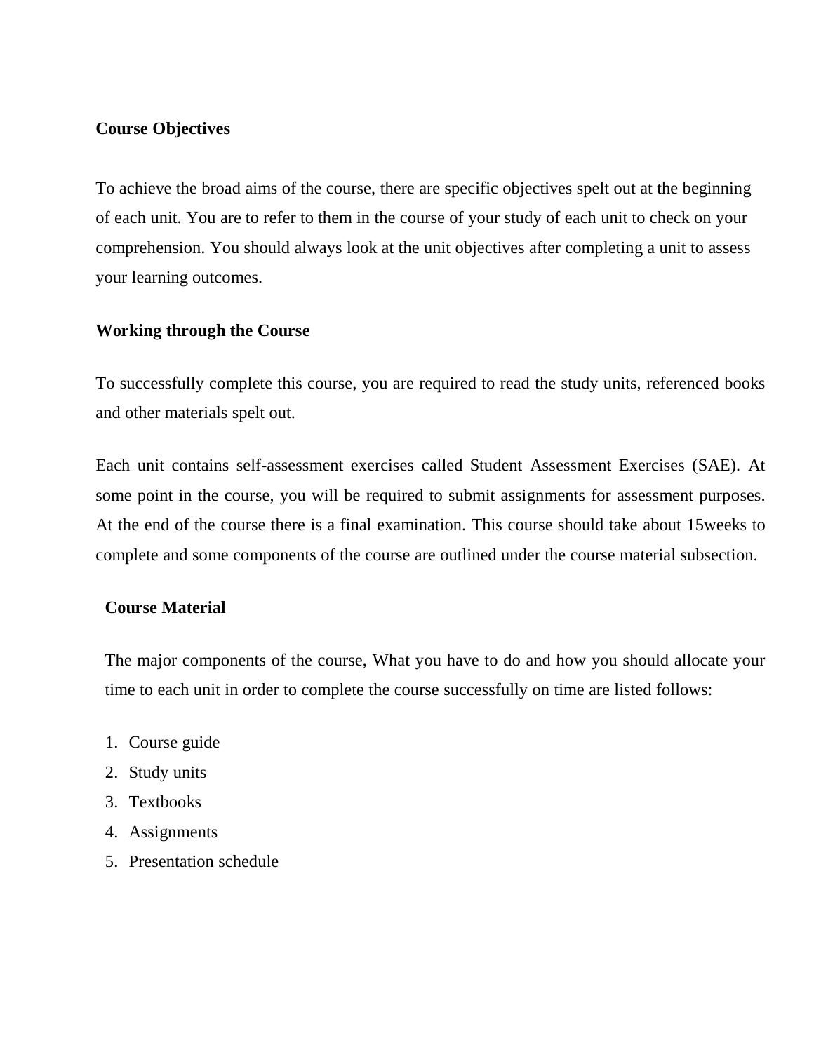**Course Objectives**

To achieve the broad aims of the course, there are specific objectives spelt out at the beginning of each unit. You are to refer to them in the course of your study of each unit to check on your comprehension. You should always look at the unit objectives after completing a unit to assess your learning outcomes.

**Working through the Course**

To successfully complete this course, you are required to read the study units, referenced books and other materials spelt out.

Each unit contains self-assessment exercises called Student Assessment Exercises (SAE). At some point in the course, you will be required to submit assignments for assessment purposes. At the end of the course there is a final examination. This course should take about 15weeks to complete and some components of the course are outlined under the course material subsection.

**Course Material**

The major components of the course, What you have to do and how you should allocate your time to each unit in order to complete the course successfully on time are listed follows:

1. Course guide
2. Study units
3. Textbooks
4. Assignments
5. Presentation schedule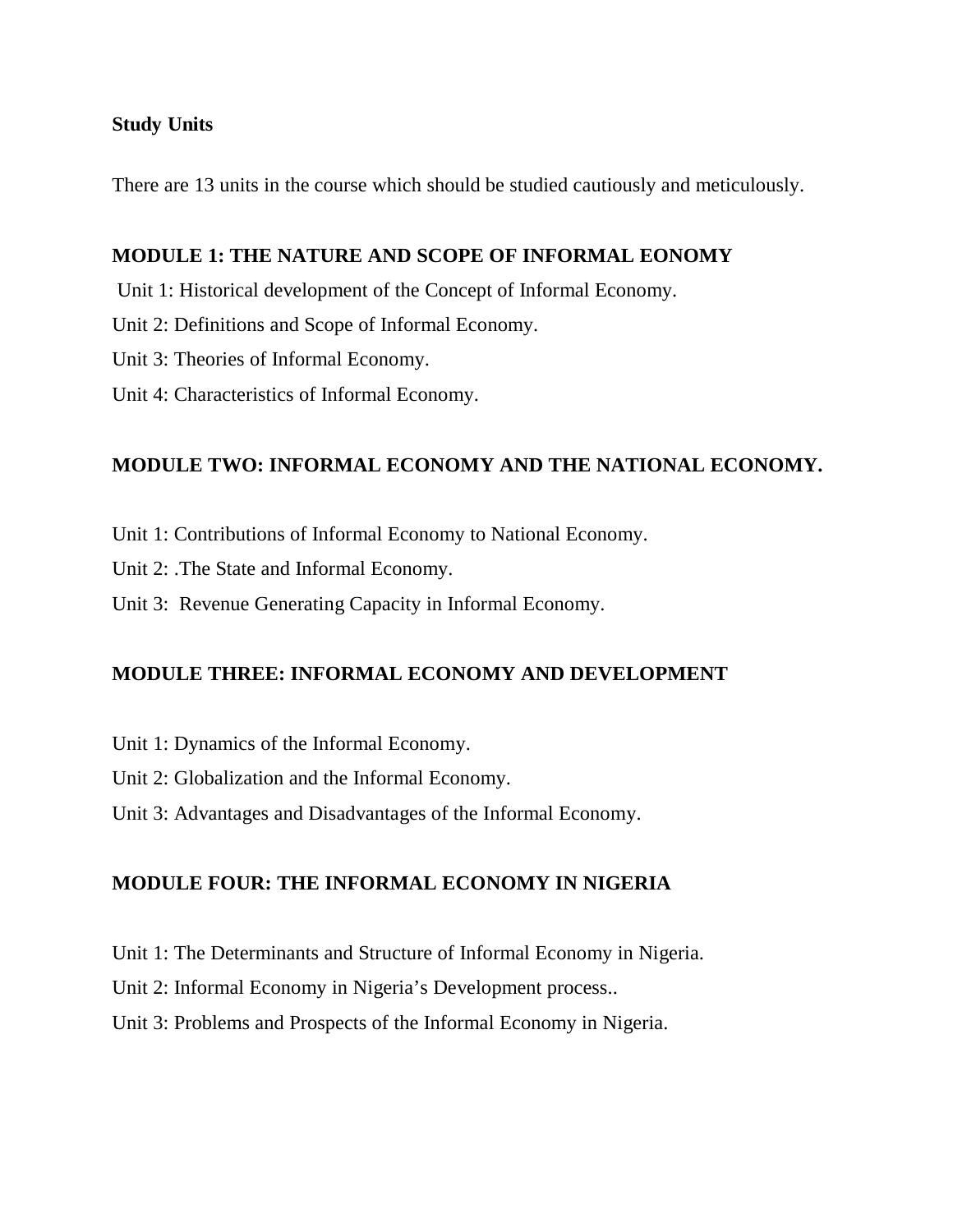**Study Units**

There are 13 units in the course which should be studied cautiously and meticulously.

**MODULE 1: THE NATURE AND SCOPE OF INFORMAL EONOMY**

Unit 1: Historical development of the Concept of Informal Economy.

Unit 2: Definitions and Scope of Informal Economy.

Unit 3: Theories of Informal Economy.

Unit 4: Characteristics of Informal Economy.

**MODULE TWO: INFORMAL ECONOMY AND THE NATIONAL ECONOMY.**

Unit 1: Contributions of Informal Economy to National Economy.

Unit 2: .The State and Informal Economy.

Unit 3: Revenue Generating Capacity in Informal Economy.

**MODULE THREE: INFORMAL ECONOMY AND DEVELOPMENT**

Unit 1: Dynamics of the Informal Economy.

Unit 2: Globalization and the Informal Economy.

Unit 3: Advantages and Disadvantages of the Informal Economy.

**MODULE FOUR: THE INFORMAL ECONOMY IN NIGERIA**

Unit 1: The Determinants and Structure of Informal Economy in Nigeria.

Unit 2: Informal Economy in Nigeria's Development process..

Unit 3: Problems and Prospects of the Informal Economy in Nigeria.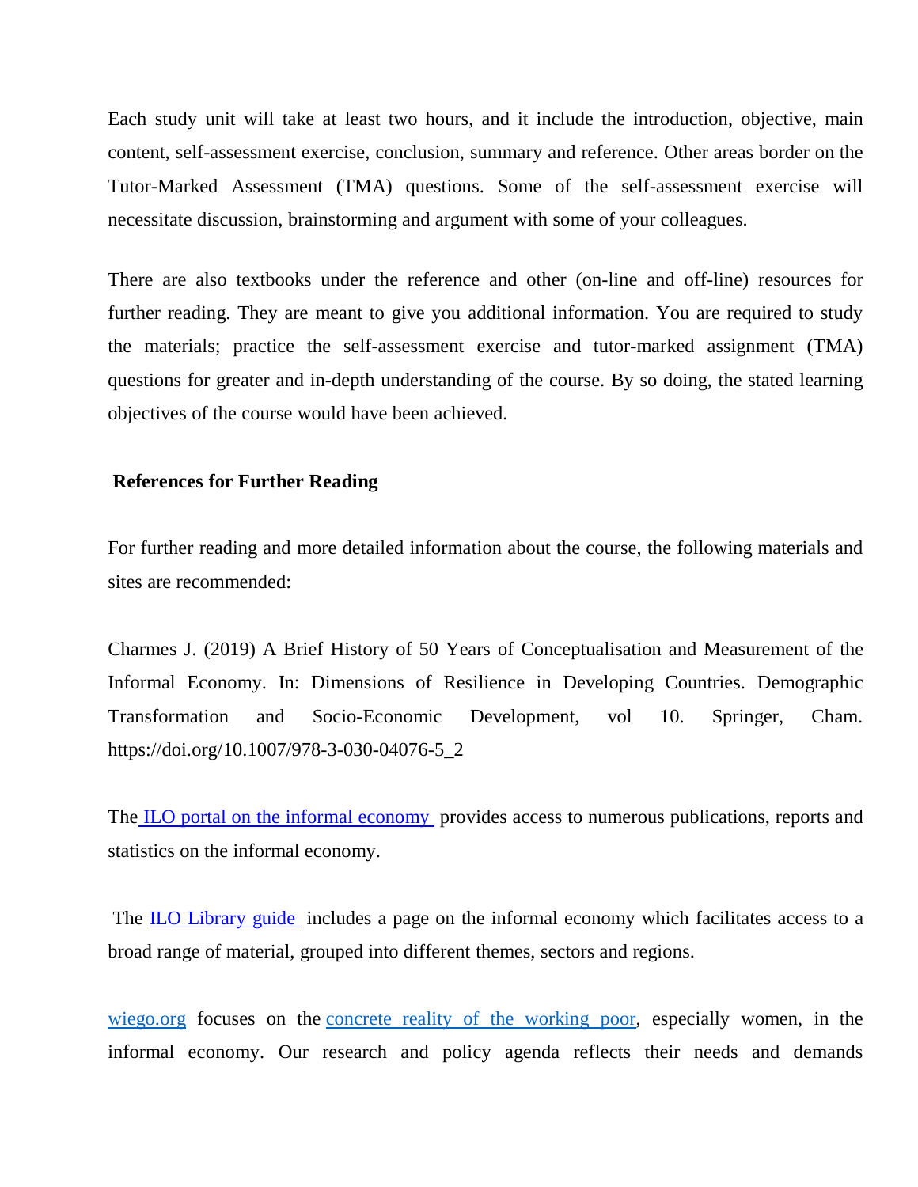Each study unit will take at least two hours, and it include the introduction, objective, main content, self-assessment exercise, conclusion, summary and reference. Other areas border on the Tutor-Marked Assessment (TMA) questions. Some of the self-assessment exercise will necessitate discussion, brainstorming and argument with some of your colleagues.

There are also textbooks under the reference and other (on-line and off-line) resources for further reading. They are meant to give you additional information. You are required to study the materials; practice the self-assessment exercise and tutor-marked assignment (TMA) questions for greater and in-depth understanding of the course. By so doing, the stated learning objectives of the course would have been achieved.

**References for Further Reading**

For further reading and more detailed information about the course, the following materials and sites are recommended:

Charmes J. (2019) A Brief History of 50 Years of Conceptualisation and Measurement of the Informal Economy. In: Dimensions of Resilience in Developing Countries. Demographic Transformation and Socio-Economic Development, vol 10. Springer, Cham. https://doi.org/10.1007/978-3-030-04076-5_2

The ILO portal on the informal economy provides access to numerous publications, reports and statistics on the informal economy.

The ILO Library guide includes a page on the informal economy which facilitates access to a broad range of material, grouped into different themes, sectors and regions.

wiego.org focuses on the concrete reality of the working poor, especially women, in the informal economy. Our research and policy agenda reflects their needs and demands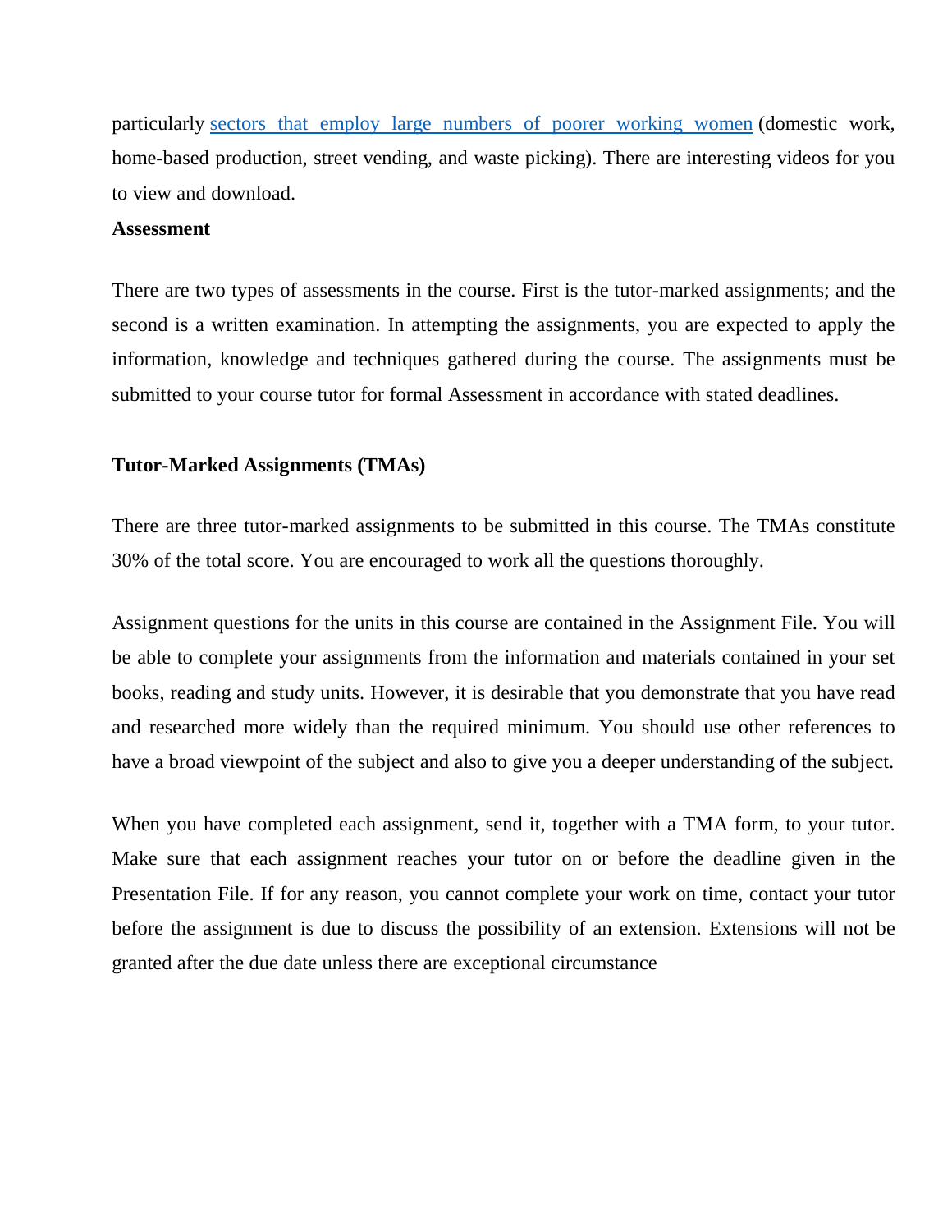particularly sectors that employ large numbers of poorer working women (domestic work, home-based production, street vending, and waste picking). There are interesting videos for you to view and download.

**Assessment**

There are two types of assessments in the course. First is the tutor-marked assignments; and the second is a written examination. In attempting the assignments, you are expected to apply the information, knowledge and techniques gathered during the course. The assignments must be submitted to your course tutor for formal Assessment in accordance with stated deadlines.

**Tutor-Marked Assignments (TMAs)**

There are three tutor-marked assignments to be submitted in this course. The TMAs constitute 30% of the total score. You are encouraged to work all the questions thoroughly.

Assignment questions for the units in this course are contained in the Assignment File. You will be able to complete your assignments from the information and materials contained in your set books, reading and study units. However, it is desirable that you demonstrate that you have read and researched more widely than the required minimum. You should use other references to have a broad viewpoint of the subject and also to give you a deeper understanding of the subject.

When you have completed each assignment, send it, together with a TMA form, to your tutor. Make sure that each assignment reaches your tutor on or before the deadline given in the Presentation File. If for any reason, you cannot complete your work on time, contact your tutor before the assignment is due to discuss the possibility of an extension. Extensions will not be granted after the due date unless there are exceptional circumstance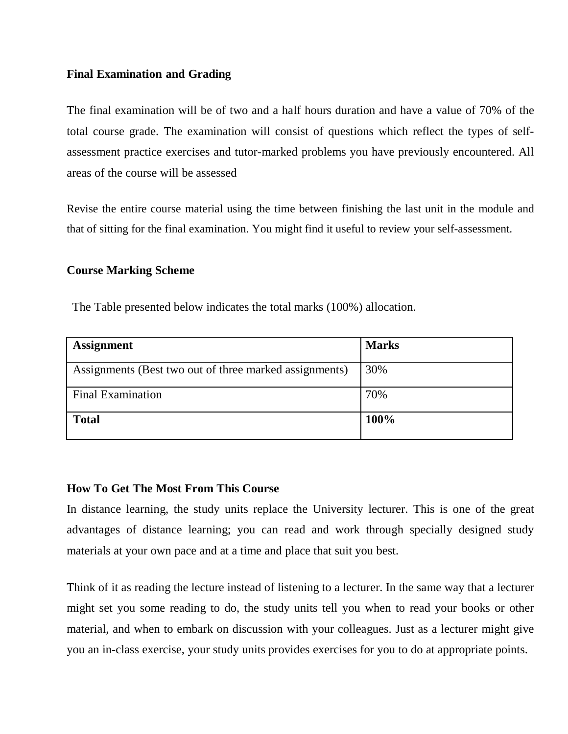**Final Examination and Grading**

The final examination will be of two and a half hours duration and have a value of 70% of the total course grade. The examination will consist of questions which reflect the types of self-assessment practice exercises and tutor-marked problems you have previously encountered. All areas of the course will be assessed

Revise the entire course material using the time between finishing the last unit in the module and that of sitting for the final examination. You might find it useful to review your self-assessment.

**Course Marking Scheme**

The Table presented below indicates the total marks (100%) allocation.

| **Assignment** | **Marks** |
| --- | --- |
| Assignments (Best two out of three marked assignments) | 30% |
| Final Examination | 70% |
| **Total** | **100%** |

**How To Get The Most From This Course**

In distance learning, the study units replace the University lecturer. This is one of the great advantages of distance learning; you can read and work through specially designed study materials at your own pace and at a time and place that suit you best.

Think of it as reading the lecture instead of listening to a lecturer. In the same way that a lecturer might set you some reading to do, the study units tell you when to read your books or other material, and when to embark on discussion with your colleagues. Just as a lecturer might give you an in-class exercise, your study units provides exercises for you to do at appropriate points.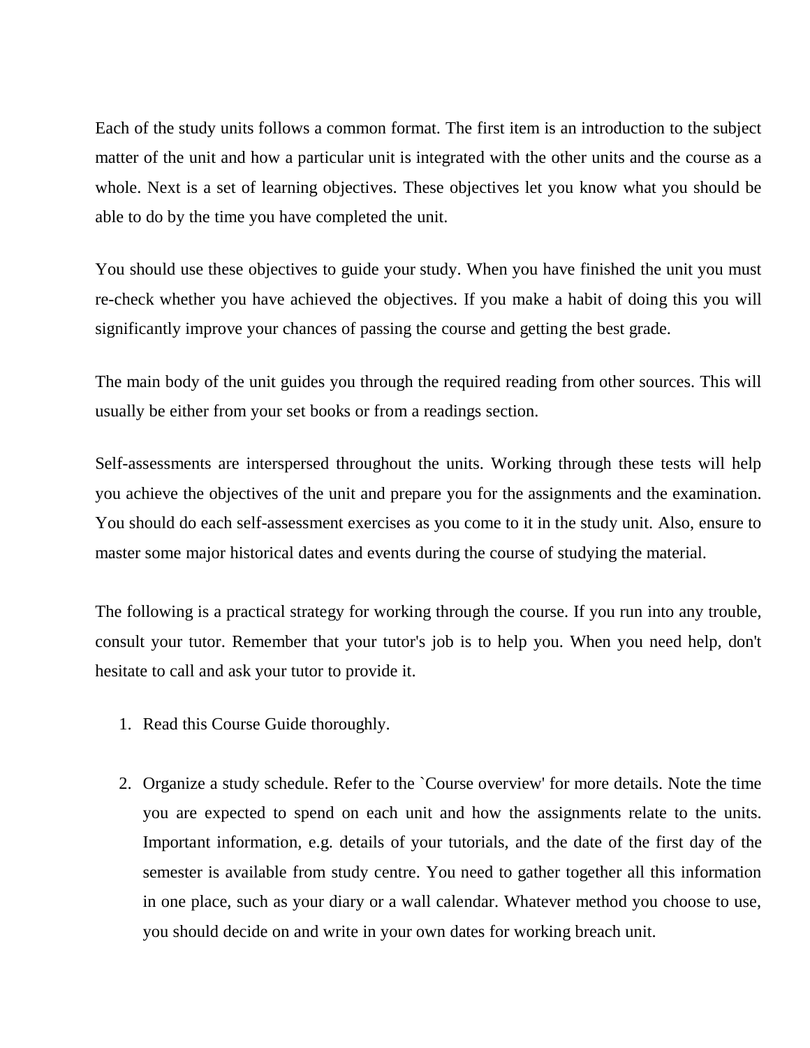Each of the study units follows a common format. The first item is an introduction to the subject matter of the unit and how a particular unit is integrated with the other units and the course as a whole. Next is a set of learning objectives. These objectives let you know what you should be able to do by the time you have completed the unit.

You should use these objectives to guide your study. When you have finished the unit you must re-check whether you have achieved the objectives. If you make a habit of doing this you will significantly improve your chances of passing the course and getting the best grade.

The main body of the unit guides you through the required reading from other sources. This will usually be either from your set books or from a readings section.

Self-assessments are interspersed throughout the units. Working through these tests will help you achieve the objectives of the unit and prepare you for the assignments and the examination. You should do each self-assessment exercises as you come to it in the study unit. Also, ensure to master some major historical dates and events during the course of studying the material.

The following is a practical strategy for working through the course. If you run into any trouble, consult your tutor. Remember that your tutor's job is to help you. When you need help, don't hesitate to call and ask your tutor to provide it.

1. Read this Course Guide thoroughly.

2. Organize a study schedule. Refer to the `Course overview' for more details. Note the time you are expected to spend on each unit and how the assignments relate to the units. Important information, e.g. details of your tutorials, and the date of the first day of the semester is available from study centre. You need to gather together all this information in one place, such as your diary or a wall calendar. Whatever method you choose to use, you should decide on and write in your own dates for working breach unit.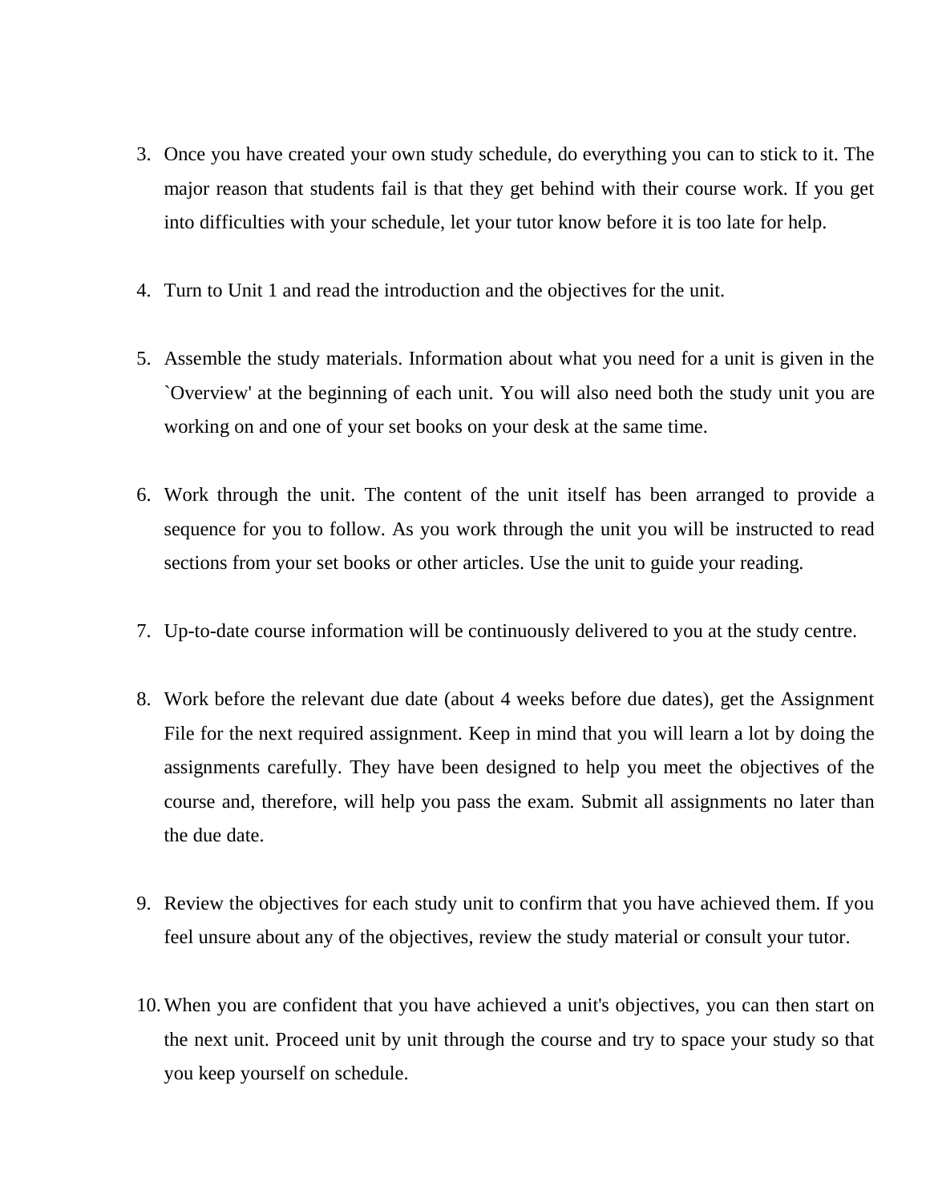3. Once you have created your own study schedule, do everything you can to stick to it. The major reason that students fail is that they get behind with their course work. If you get into difficulties with your schedule, let your tutor know before it is too late for help.

4. Turn to Unit 1 and read the introduction and the objectives for the unit.

5. Assemble the study materials. Information about what you need for a unit is given in the `Overview' at the beginning of each unit. You will also need both the study unit you are working on and one of your set books on your desk at the same time.

6. Work through the unit. The content of the unit itself has been arranged to provide a sequence for you to follow. As you work through the unit you will be instructed to read sections from your set books or other articles. Use the unit to guide your reading.

7. Up-to-date course information will be continuously delivered to you at the study centre.

8. Work before the relevant due date (about 4 weeks before due dates), get the Assignment File for the next required assignment. Keep in mind that you will learn a lot by doing the assignments carefully. They have been designed to help you meet the objectives of the course and, therefore, will help you pass the exam. Submit all assignments no later than the due date.

9. Review the objectives for each study unit to confirm that you have achieved them. If you feel unsure about any of the objectives, review the study material or consult your tutor.

10. When you are confident that you have achieved a unit's objectives, you can then start on the next unit. Proceed unit by unit through the course and try to space your study so that you keep yourself on schedule.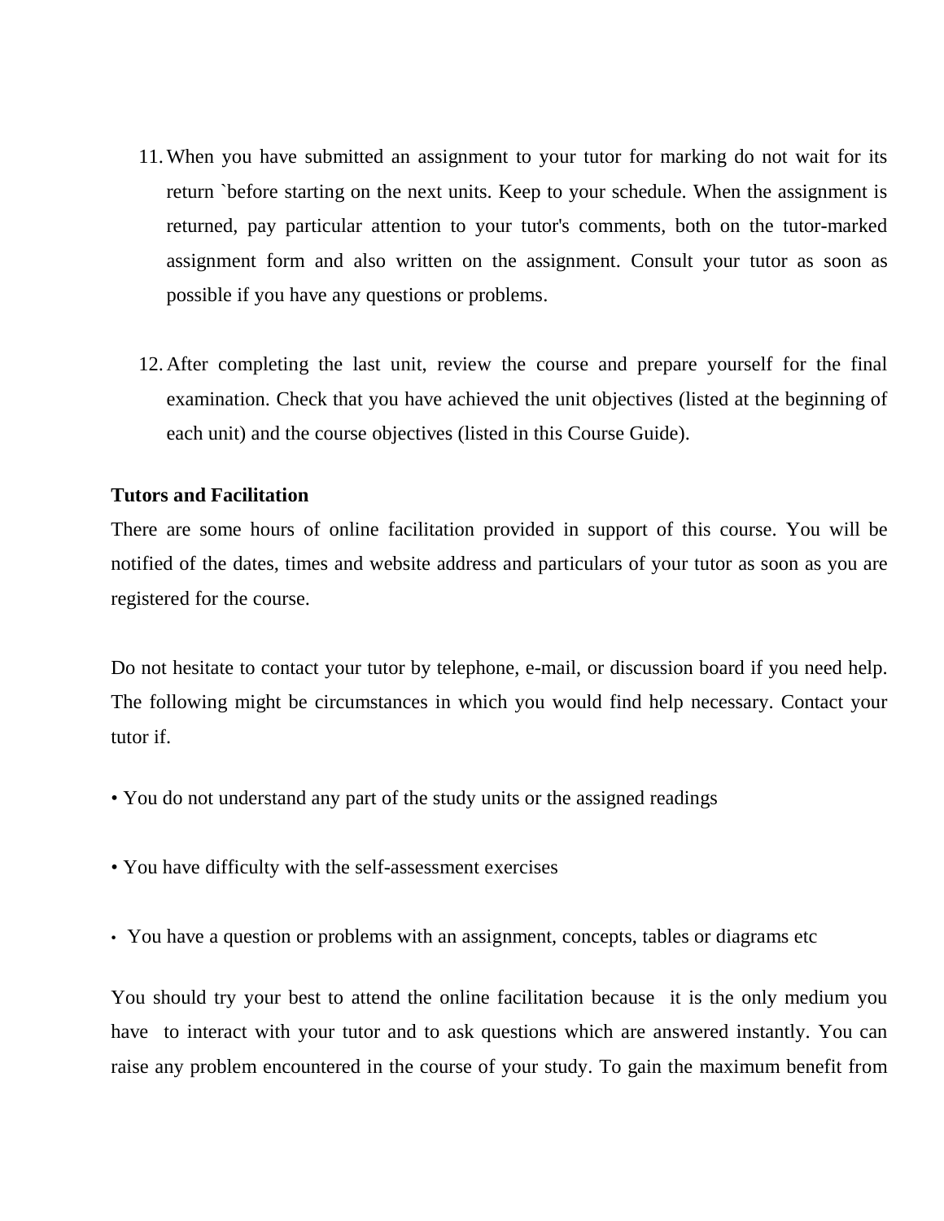11. When you have submitted an assignment to your tutor for marking do not wait for its return `before starting on the next units. Keep to your schedule. When the assignment is returned, pay particular attention to your tutor's comments, both on the tutor-marked assignment form and also written on the assignment. Consult your tutor as soon as possible if you have any questions or problems.

12. After completing the last unit, review the course and prepare yourself for the final examination. Check that you have achieved the unit objectives (listed at the beginning of each unit) and the course objectives (listed in this Course Guide).

**Tutors and Facilitation**

There are some hours of online facilitation provided in support of this course. You will be notified of the dates, times and website address and particulars of your tutor as soon as you are registered for the course.

Do not hesitate to contact your tutor by telephone, e-mail, or discussion board if you need help. The following might be circumstances in which you would find help necessary. Contact your tutor if.

- You do not understand any part of the study units or the assigned readings

- You have difficulty with the self-assessment exercises

- You have a question or problems with an assignment, concepts, tables or diagrams etc

You should try your best to attend the online facilitation because it is the only medium you have to interact with your tutor and to ask questions which are answered instantly. You can raise any problem encountered in the course of your study. To gain the maximum benefit from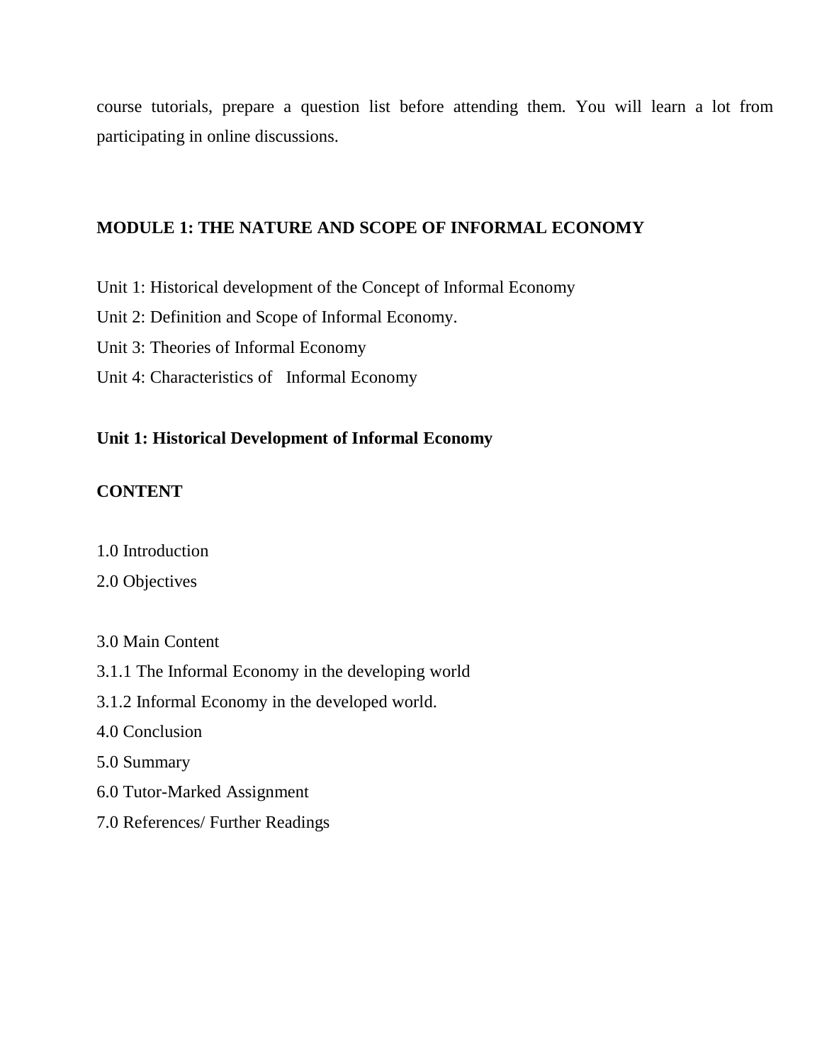course tutorials, prepare a question list before attending them. You will learn a lot from participating in online discussions.

## MODULE 1: THE NATURE AND SCOPE OF INFORMAL ECONOMY

Unit 1: Historical development of the Concept of Informal Economy

Unit 2: Definition and Scope of Informal Economy.

Unit 3: Theories of Informal Economy

Unit 4: Characteristics of Informal Economy

### Unit 1: Historical Development of Informal Economy

**CONTENT**

1.0 Introduction

2.0 Objectives

3.0 Main Content

3.1.1 The Informal Economy in the developing world

3.1.2 Informal Economy in the developed world.

4.0 Conclusion

5.0 Summary

6.0 Tutor-Marked Assignment

7.0 References/ Further Readings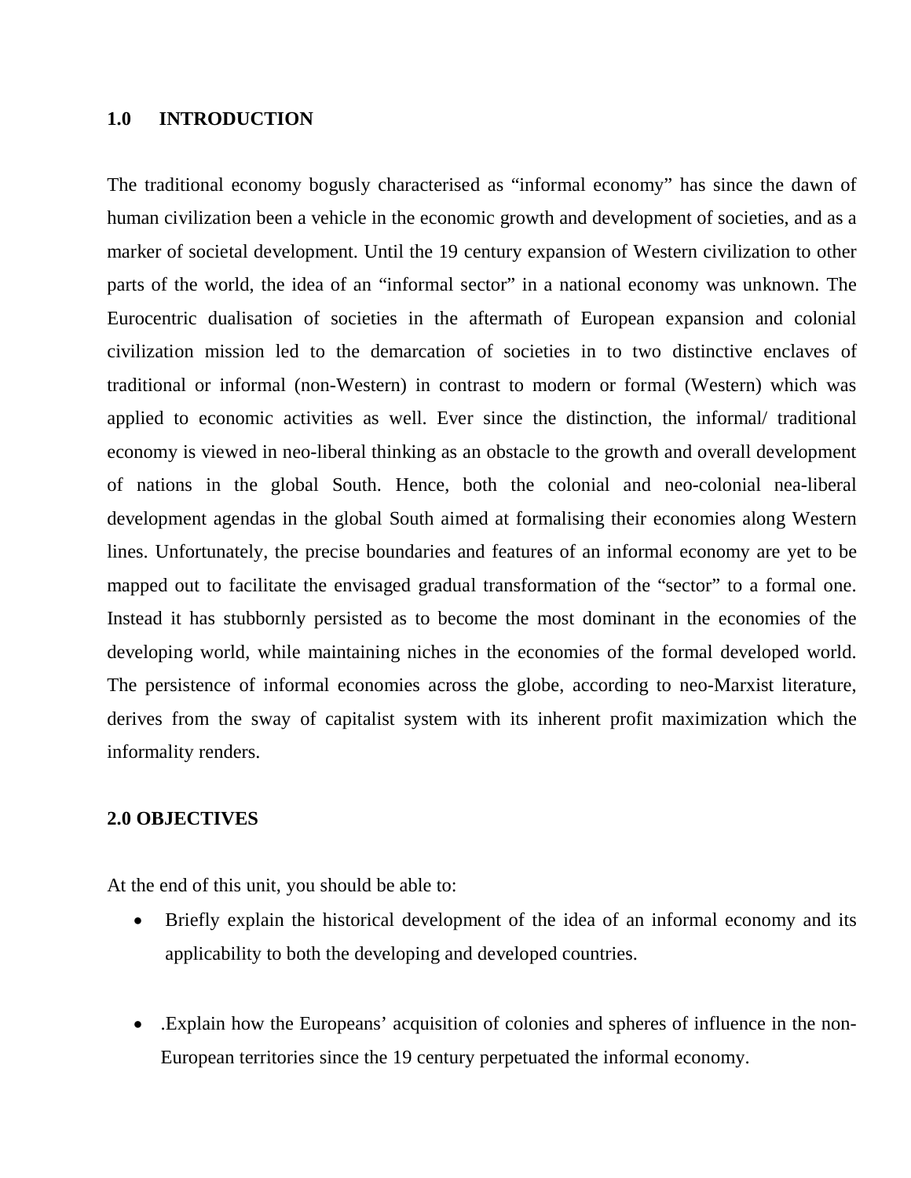## 1.0 INTRODUCTION

The traditional economy bogusly characterised as "informal economy" has since the dawn of human civilization been a vehicle in the economic growth and development of societies, and as a marker of societal development. Until the 19 century expansion of Western civilization to other parts of the world, the idea of an "informal sector" in a national economy was unknown. The Eurocentric dualisation of societies in the aftermath of European expansion and colonial civilization mission led to the demarcation of societies in to two distinctive enclaves of traditional or informal (non-Western) in contrast to modern or formal (Western) which was applied to economic activities as well. Ever since the distinction, the informal/ traditional economy is viewed in neo-liberal thinking as an obstacle to the growth and overall development of nations in the global South. Hence, both the colonial and neo-colonial nea-liberal development agendas in the global South aimed at formalising their economies along Western lines. Unfortunately, the precise boundaries and features of an informal economy are yet to be mapped out to facilitate the envisaged gradual transformation of the "sector" to a formal one. Instead it has stubbornly persisted as to become the most dominant in the economies of the developing world, while maintaining niches in the economies of the formal developed world. The persistence of informal economies across the globe, according to neo-Marxist literature, derives from the sway of capitalist system with its inherent profit maximization which the informality renders.

## 2.0 OBJECTIVES

At the end of this unit, you should be able to:

- Briefly explain the historical development of the idea of an informal economy and its applicability to both the developing and developed countries.

- .Explain how the Europeans' acquisition of colonies and spheres of influence in the non-European territories since the 19 century perpetuated the informal economy.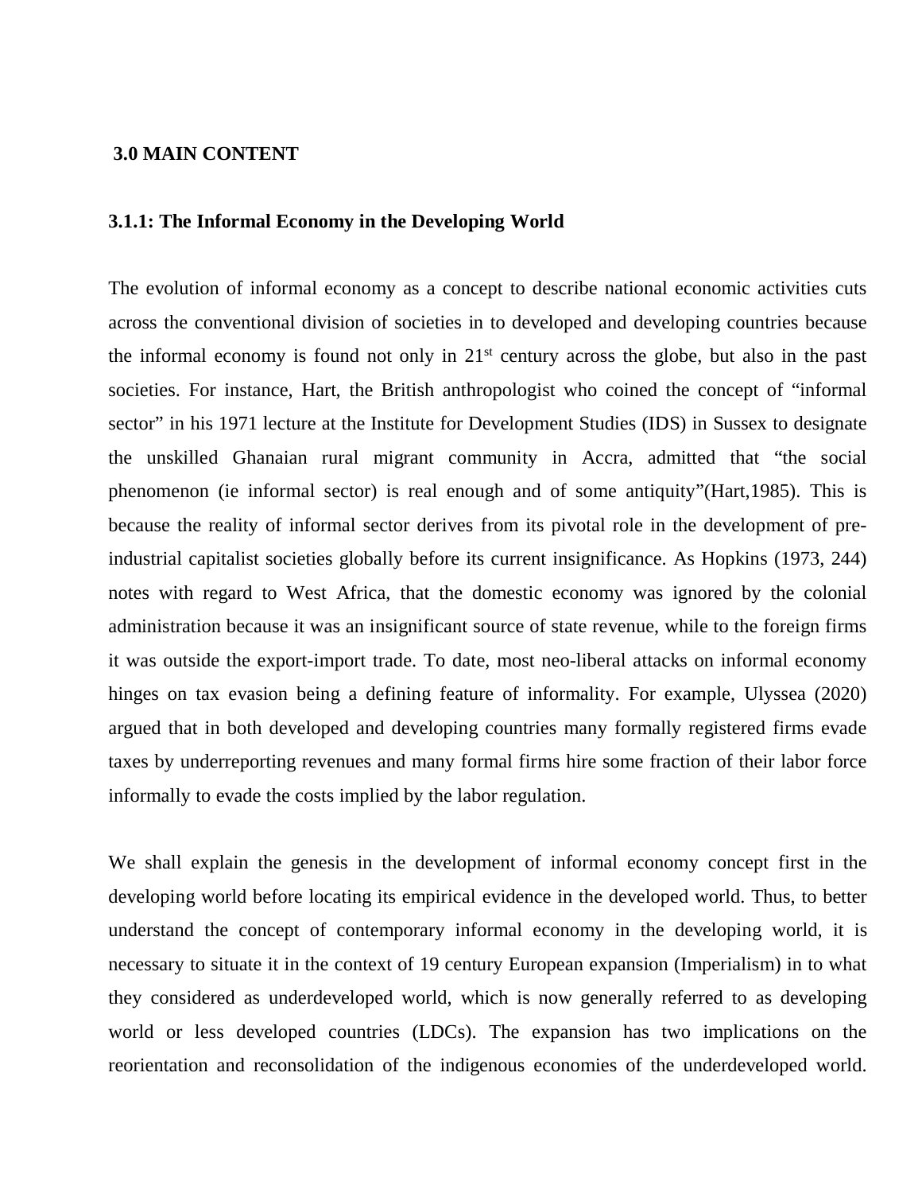## 3.0 MAIN CONTENT

### 3.1.1: The Informal Economy in the Developing World

The evolution of informal economy as a concept to describe national economic activities cuts across the conventional division of societies in to developed and developing countries because the informal economy is found not only in 21st century across the globe, but also in the past societies. For instance, Hart, the British anthropologist who coined the concept of "informal sector" in his 1971 lecture at the Institute for Development Studies (IDS) in Sussex to designate the unskilled Ghanaian rural migrant community in Accra, admitted that "the social phenomenon (ie informal sector) is real enough and of some antiquity"(Hart,1985). This is because the reality of informal sector derives from its pivotal role in the development of pre-industrial capitalist societies globally before its current insignificance. As Hopkins (1973, 244) notes with regard to West Africa, that the domestic economy was ignored by the colonial administration because it was an insignificant source of state revenue, while to the foreign firms it was outside the export-import trade. To date, most neo-liberal attacks on informal economy hinges on tax evasion being a defining feature of informality. For example, Ulyssea (2020) argued that in both developed and developing countries many formally registered firms evade taxes by underreporting revenues and many formal firms hire some fraction of their labor force informally to evade the costs implied by the labor regulation.

We shall explain the genesis in the development of informal economy concept first in the developing world before locating its empirical evidence in the developed world. Thus, to better understand the concept of contemporary informal economy in the developing world, it is necessary to situate it in the context of 19 century European expansion (Imperialism) in to what they considered as underdeveloped world, which is now generally referred to as developing world or less developed countries (LDCs). The expansion has two implications on the reorientation and reconsolidation of the indigenous economies of the underdeveloped world.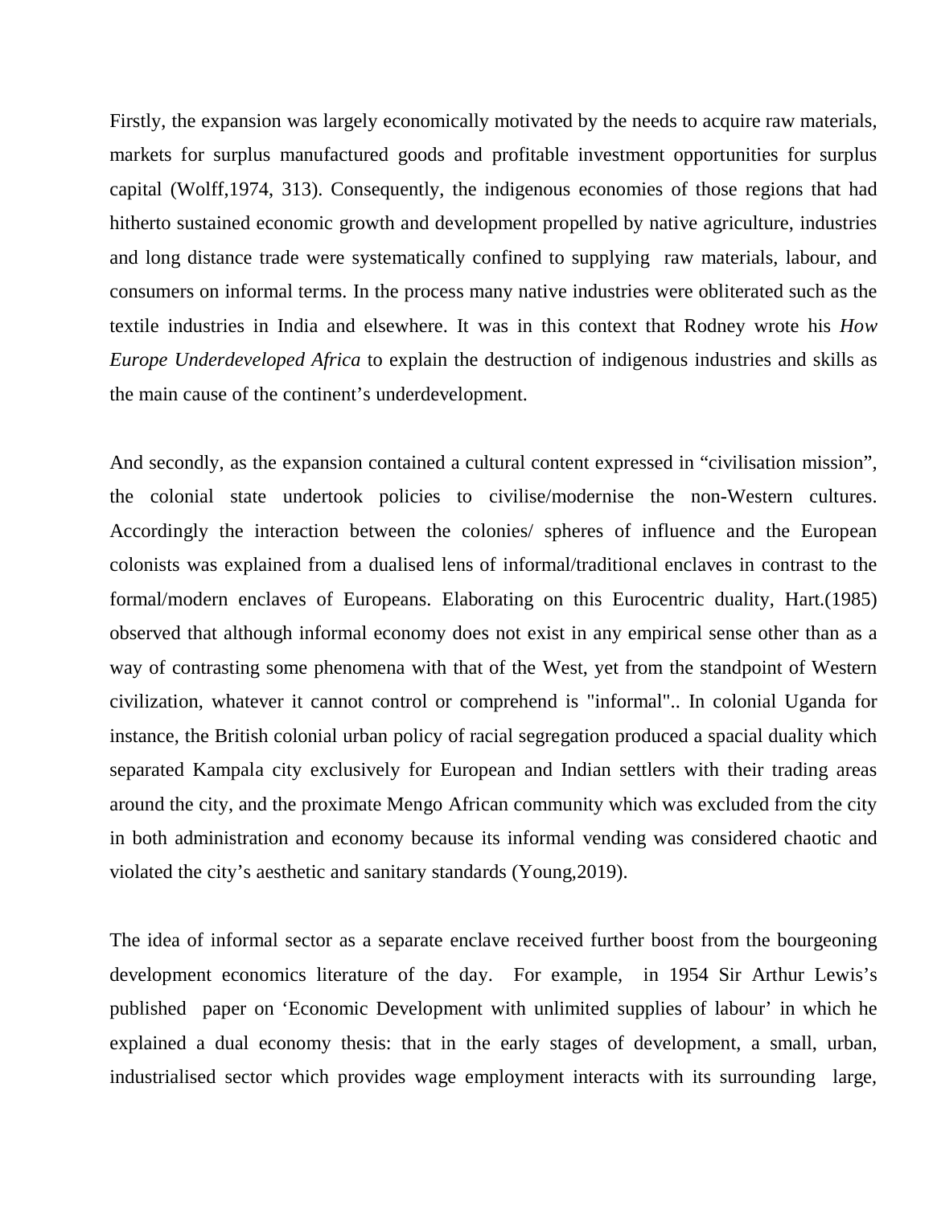Firstly, the expansion was largely economically motivated by the needs to acquire raw materials, markets for surplus manufactured goods and profitable investment opportunities for surplus capital (Wolff,1974, 313). Consequently, the indigenous economies of those regions that had hitherto sustained economic growth and development propelled by native agriculture, industries and long distance trade were systematically confined to supplying  raw materials, labour, and consumers on informal terms. In the process many native industries were obliterated such as the textile industries in India and elsewhere. It was in this context that Rodney wrote his *How Europe Underdeveloped Africa* to explain the destruction of indigenous industries and skills as the main cause of the continent's underdevelopment.

And secondly, as the expansion contained a cultural content expressed in "civilisation mission", the colonial state undertook policies to civilise/modernise the non-Western cultures. Accordingly the interaction between the colonies/ spheres of influence and the European colonists was explained from a dualised lens of informal/traditional enclaves in contrast to the formal/modern enclaves of Europeans. Elaborating on this Eurocentric duality, Hart.(1985) observed that although informal economy does not exist in any empirical sense other than as a way of contrasting some phenomena with that of the West, yet from the standpoint of Western civilization, whatever it cannot control or comprehend is "informal".. In colonial Uganda for instance, the British colonial urban policy of racial segregation produced a spacial duality which separated Kampala city exclusively for European and Indian settlers with their trading areas around the city, and the proximate Mengo African community which was excluded from the city in both administration and economy because its informal vending was considered chaotic and violated the city's aesthetic and sanitary standards (Young,2019).

The idea of informal sector as a separate enclave received further boost from the bourgeoning development economics literature of the day.  For example,  in 1954 Sir Arthur Lewis's published  paper on 'Economic Development with unlimited supplies of labour' in which he explained a dual economy thesis: that in the early stages of development, a small, urban, industrialised sector which provides wage employment interacts with its surrounding  large,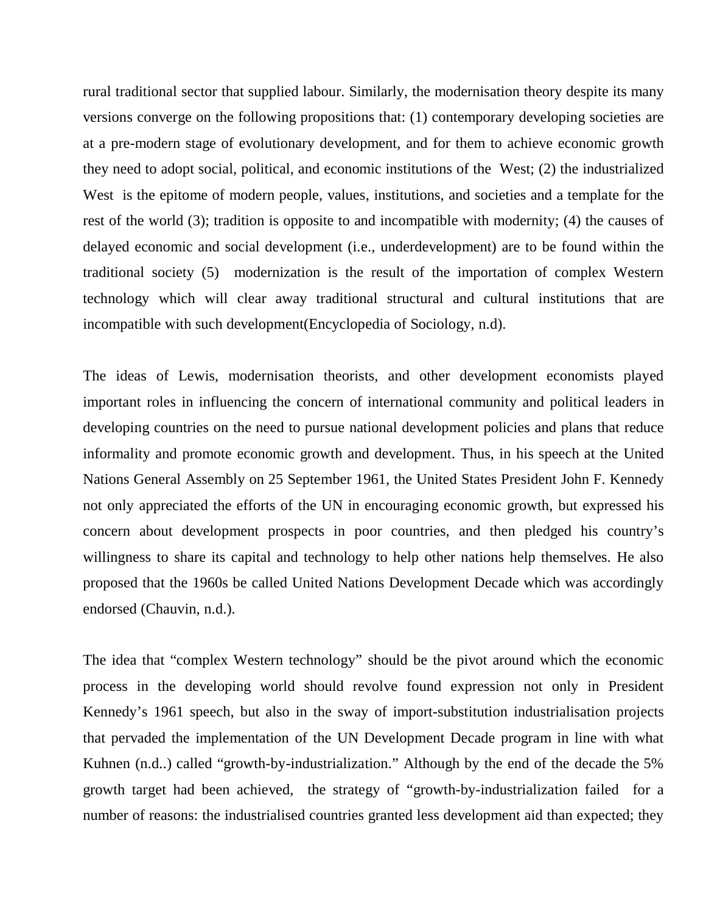rural traditional sector that supplied labour. Similarly, the modernisation theory despite its many versions converge on the following propositions that: (1) contemporary developing societies are at a pre-modern stage of evolutionary development, and for them to achieve economic growth they need to adopt social, political, and economic institutions of the West; (2) the industrialized West is the epitome of modern people, values, institutions, and societies and a template for the rest of the world (3); tradition is opposite to and incompatible with modernity; (4) the causes of delayed economic and social development (i.e., underdevelopment) are to be found within the traditional society (5) modernization is the result of the importation of complex Western technology which will clear away traditional structural and cultural institutions that are incompatible with such development(Encyclopedia of Sociology, n.d).

The ideas of Lewis, modernisation theorists, and other development economists played important roles in influencing the concern of international community and political leaders in developing countries on the need to pursue national development policies and plans that reduce informality and promote economic growth and development. Thus, in his speech at the United Nations General Assembly on 25 September 1961, the United States President John F. Kennedy not only appreciated the efforts of the UN in encouraging economic growth, but expressed his concern about development prospects in poor countries, and then pledged his country's willingness to share its capital and technology to help other nations help themselves. He also proposed that the 1960s be called United Nations Development Decade which was accordingly endorsed (Chauvin, n.d.).

The idea that "complex Western technology" should be the pivot around which the economic process in the developing world should revolve found expression not only in President Kennedy's 1961 speech, but also in the sway of import-substitution industrialisation projects that pervaded the implementation of the UN Development Decade program in line with what Kuhnen (n.d..) called "growth-by-industrialization." Although by the end of the decade the 5% growth target had been achieved, the strategy of "growth-by-industrialization failed for a number of reasons: the industrialised countries granted less development aid than expected; they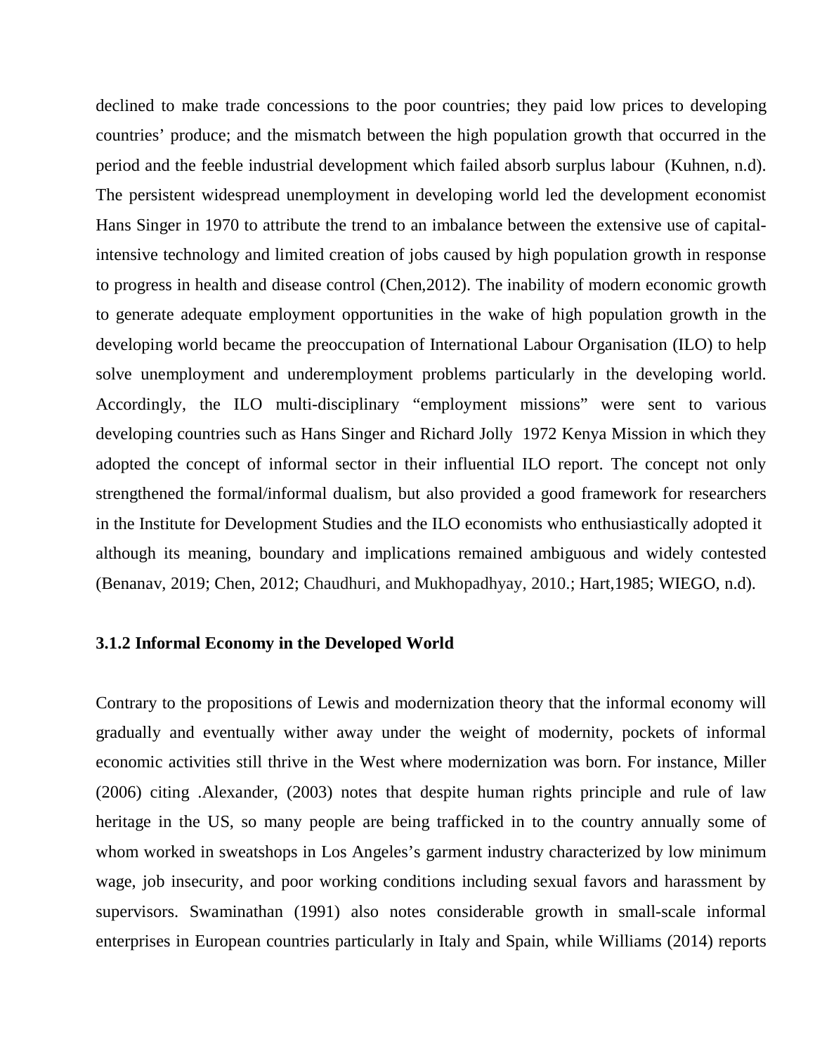declined to make trade concessions to the poor countries; they paid low prices to developing countries' produce; and the mismatch between the high population growth that occurred in the period and the feeble industrial development which failed absorb surplus labour (Kuhnen, n.d). The persistent widespread unemployment in developing world led the development economist Hans Singer in 1970 to attribute the trend to an imbalance between the extensive use of capital-intensive technology and limited creation of jobs caused by high population growth in response to progress in health and disease control (Chen,2012). The inability of modern economic growth to generate adequate employment opportunities in the wake of high population growth in the developing world became the preoccupation of International Labour Organisation (ILO) to help solve unemployment and underemployment problems particularly in the developing world. Accordingly, the ILO multi-disciplinary "employment missions" were sent to various developing countries such as Hans Singer and Richard Jolly 1972 Kenya Mission in which they adopted the concept of informal sector in their influential ILO report. The concept not only strengthened the formal/informal dualism, but also provided a good framework for researchers in the Institute for Development Studies and the ILO economists who enthusiastically adopted it although its meaning, boundary and implications remained ambiguous and widely contested (Benanav, 2019; Chen, 2012; Chaudhuri, and Mukhopadhyay, 2010.; Hart,1985; WIEGO, n.d).

### 3.1.2 Informal Economy in the Developed World

Contrary to the propositions of Lewis and modernization theory that the informal economy will gradually and eventually wither away under the weight of modernity, pockets of informal economic activities still thrive in the West where modernization was born. For instance, Miller (2006) citing .Alexander, (2003) notes that despite human rights principle and rule of law heritage in the US, so many people are being trafficked in to the country annually some of whom worked in sweatshops in Los Angeles's garment industry characterized by low minimum wage, job insecurity, and poor working conditions including sexual favors and harassment by supervisors. Swaminathan (1991) also notes considerable growth in small-scale informal enterprises in European countries particularly in Italy and Spain, while Williams (2014) reports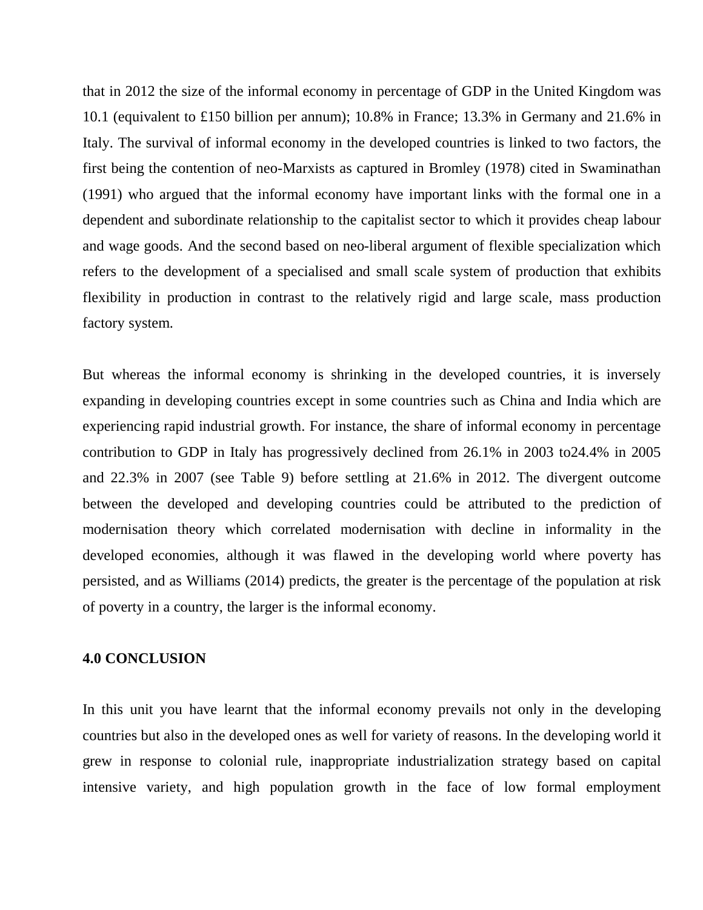that in 2012 the size of the informal economy in percentage of GDP in the United Kingdom was 10.1 (equivalent to £150 billion per annum); 10.8% in France; 13.3% in Germany and 21.6% in Italy. The survival of informal economy in the developed countries is linked to two factors, the first being the contention of neo-Marxists as captured in Bromley (1978) cited in Swaminathan (1991) who argued that the informal economy have important links with the formal one in a dependent and subordinate relationship to the capitalist sector to which it provides cheap labour and wage goods. And the second based on neo-liberal argument of flexible specialization which refers to the development of a specialised and small scale system of production that exhibits flexibility in production in contrast to the relatively rigid and large scale, mass production factory system.

But whereas the informal economy is shrinking in the developed countries, it is inversely expanding in developing countries except in some countries such as China and India which are experiencing rapid industrial growth. For instance, the share of informal economy in percentage contribution to GDP in Italy has progressively declined from 26.1% in 2003 to24.4% in 2005 and 22.3% in 2007 (see Table 9) before settling at 21.6% in 2012. The divergent outcome between the developed and developing countries could be attributed to the prediction of modernisation theory which correlated modernisation with decline in informality in the developed economies, although it was flawed in the developing world where poverty has persisted, and as Williams (2014) predicts, the greater is the percentage of the population at risk of poverty in a country, the larger is the informal economy.

**4.0 CONCLUSION**

In this unit you have learnt that the informal economy prevails not only in the developing countries but also in the developed ones as well for variety of reasons. In the developing world it grew in response to colonial rule, inappropriate industrialization strategy based on capital intensive variety, and high population growth in the face of low formal employment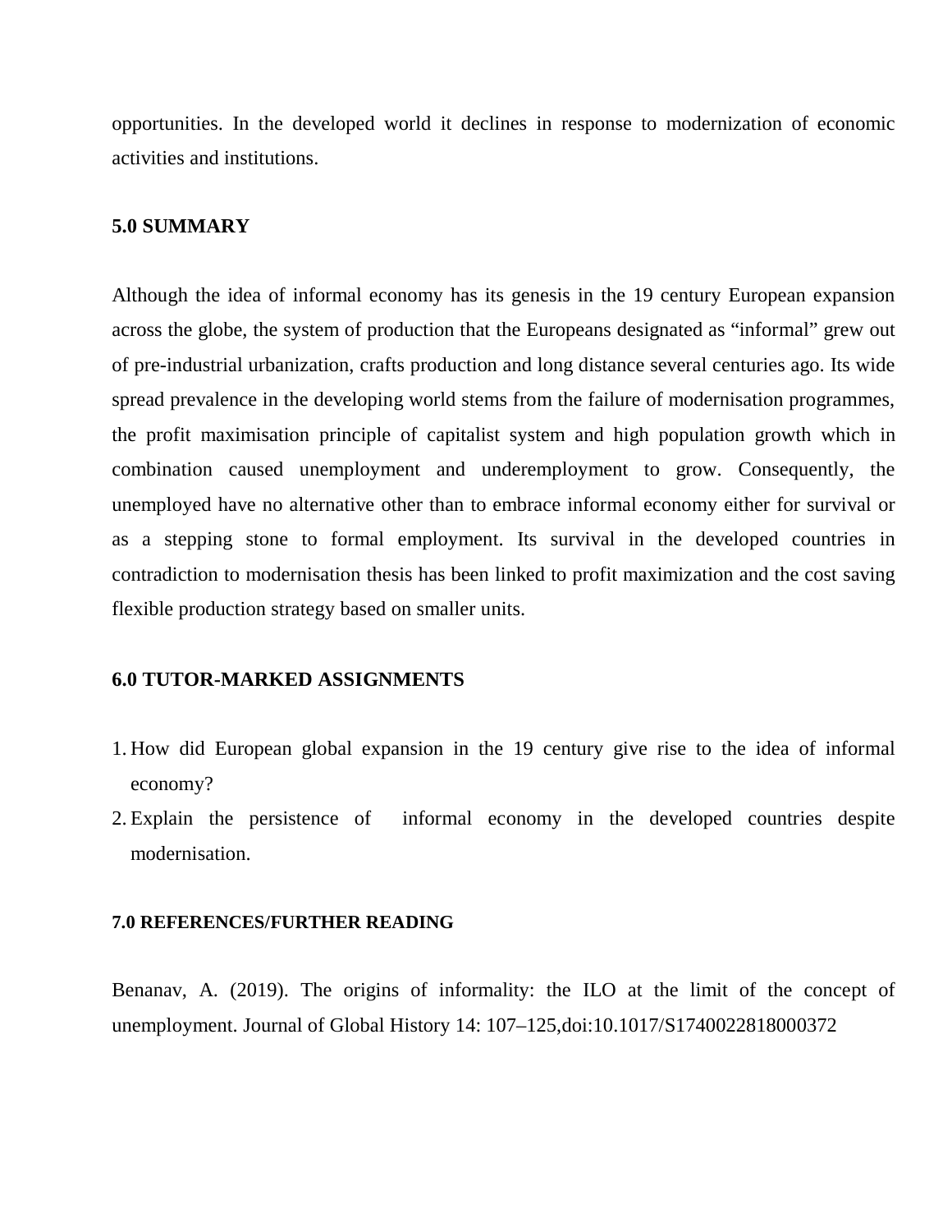opportunities. In the developed world it declines in response to modernization of economic activities and institutions.

## 5.0 SUMMARY

Although the idea of informal economy has its genesis in the 19 century European expansion across the globe, the system of production that the Europeans designated as "informal" grew out of pre-industrial urbanization, crafts production and long distance several centuries ago. Its wide spread prevalence in the developing world stems from the failure of modernisation programmes, the profit maximisation principle of capitalist system and high population growth which in combination caused unemployment and underemployment to grow. Consequently, the unemployed have no alternative other than to embrace informal economy either for survival or as a stepping stone to formal employment. Its survival in the developed countries in contradiction to modernisation thesis has been linked to profit maximization and the cost saving flexible production strategy based on smaller units.

## 6.0 TUTOR-MARKED ASSIGNMENTS

1. How did European global expansion in the 19 century give rise to the idea of informal economy?
2. Explain the persistence of informal economy in the developed countries despite modernisation.

## 7.0 REFERENCES/FURTHER READING

Benanav, A. (2019). The origins of informality: the ILO at the limit of the concept of unemployment. Journal of Global History 14: 107–125,doi:10.1017/S1740022818000372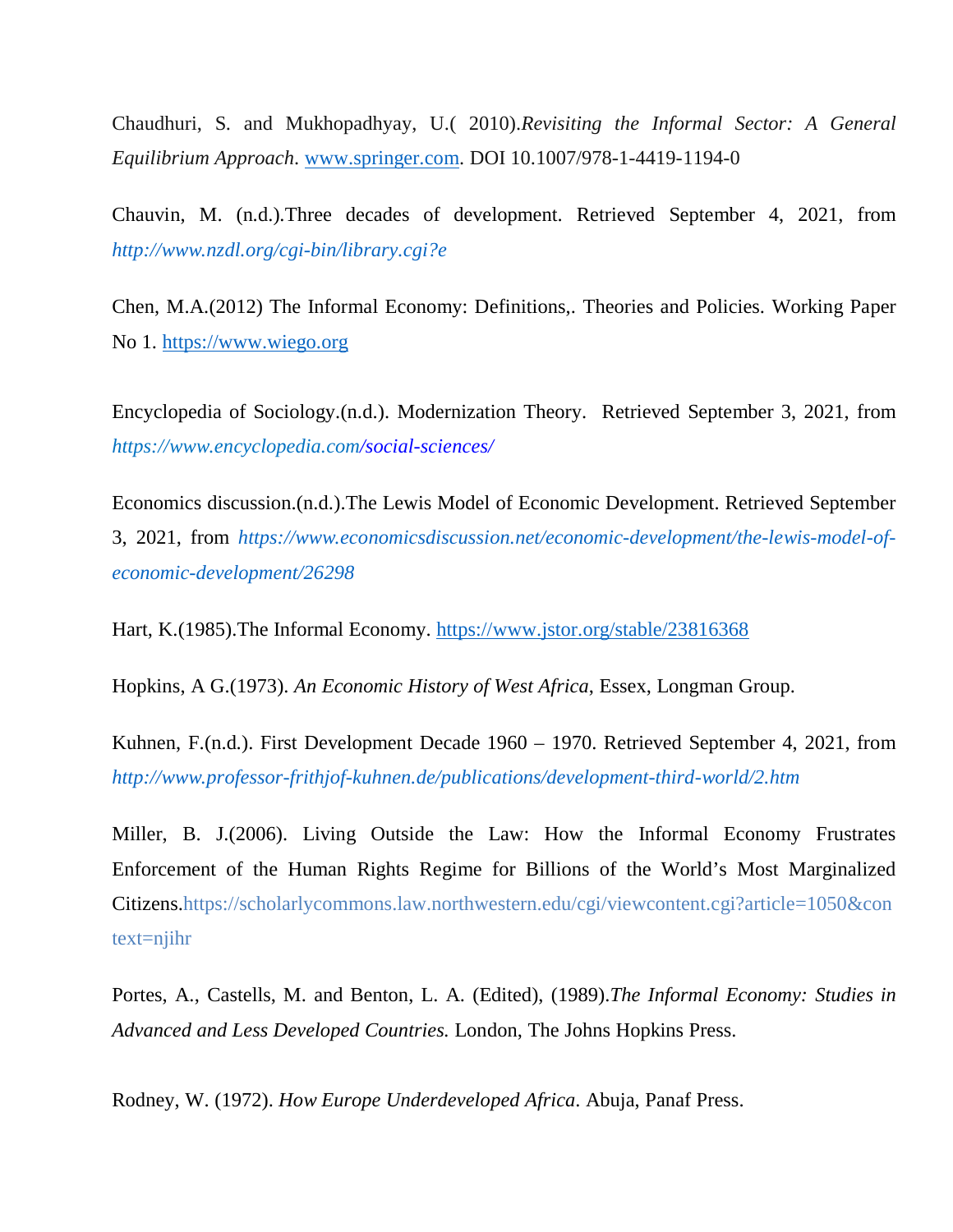Chaudhuri, S. and Mukhopadhyay, U.( 2010).*Revisiting the Informal Sector: A General Equilibrium Approach*. www.springer.com. DOI 10.1007/978-1-4419-1194-0

Chauvin, M. (n.d.).Three decades of development. Retrieved September 4, 2021, from *http://www.nzdl.org/cgi-bin/library.cgi?e*

Chen, M.A.(2012) The Informal Economy: Definitions,. Theories and Policies. Working Paper No 1. https://www.wiego.org

Encyclopedia of Sociology.(n.d.). Modernization Theory. Retrieved September 3, 2021, from *https://www.encyclopedia.com/social-sciences/*

Economics discussion.(n.d.).The Lewis Model of Economic Development. Retrieved September 3, 2021, from *https://www.economicsdiscussion.net/economic-development/the-lewis-model-of-economic-development/26298*

Hart, K.(1985).The Informal Economy. https://www.jstor.org/stable/23816368

Hopkins, A G.(1973). *An Economic History of West Africa*, Essex, Longman Group.

Kuhnen, F.(n.d.). First Development Decade 1960 – 1970. Retrieved September 4, 2021, from *http://www.professor-frithjof-kuhnen.de/publications/development-third-world/2.htm*

Miller, B. J.(2006). Living Outside the Law: How the Informal Economy Frustrates Enforcement of the Human Rights Regime for Billions of the World's Most Marginalized Citizens.https://scholarlycommons.law.northwestern.edu/cgi/viewcontent.cgi?article=1050&context=njihr

Portes, A., Castells, M. and Benton, L. A. (Edited), (1989).*The Informal Economy: Studies in Advanced and Less Developed Countries.* London, The Johns Hopkins Press.

Rodney, W. (1972). *How Europe Underdeveloped Africa*. Abuja, Panaf Press.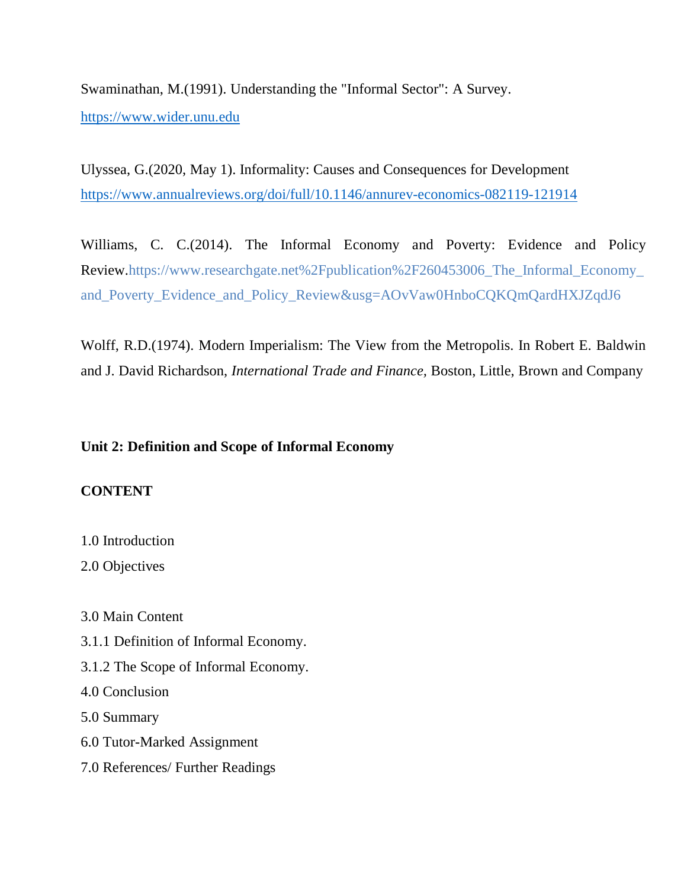Swaminathan, M.(1991). Understanding the "Informal Sector": A Survey. https://www.wider.unu.edu

Ulyssea, G.(2020, May 1). Informality: Causes and Consequences for Development https://www.annualreviews.org/doi/full/10.1146/annurev-economics-082119-121914

Williams, C. C.(2014). The Informal Economy and Poverty: Evidence and Policy Review.https://www.researchgate.net%2Fpublication%2F260453006_The_Informal_Economy_and_Poverty_Evidence_and_Policy_Review&usg=AOvVaw0HnboCQKQmQardHXJZqdJ6

Wolff, R.D.(1974). Modern Imperialism: The View from the Metropolis. In Robert E. Baldwin and J. David Richardson, *International Trade and Finance,* Boston, Little, Brown and Company

## Unit 2: Definition and Scope of Informal Economy

**CONTENT**

1.0 Introduction
2.0 Objectives

3.0 Main Content
3.1.1 Definition of Informal Economy.
3.1.2 The Scope of Informal Economy.
4.0 Conclusion
5.0 Summary
6.0 Tutor-Marked Assignment
7.0 References/ Further Readings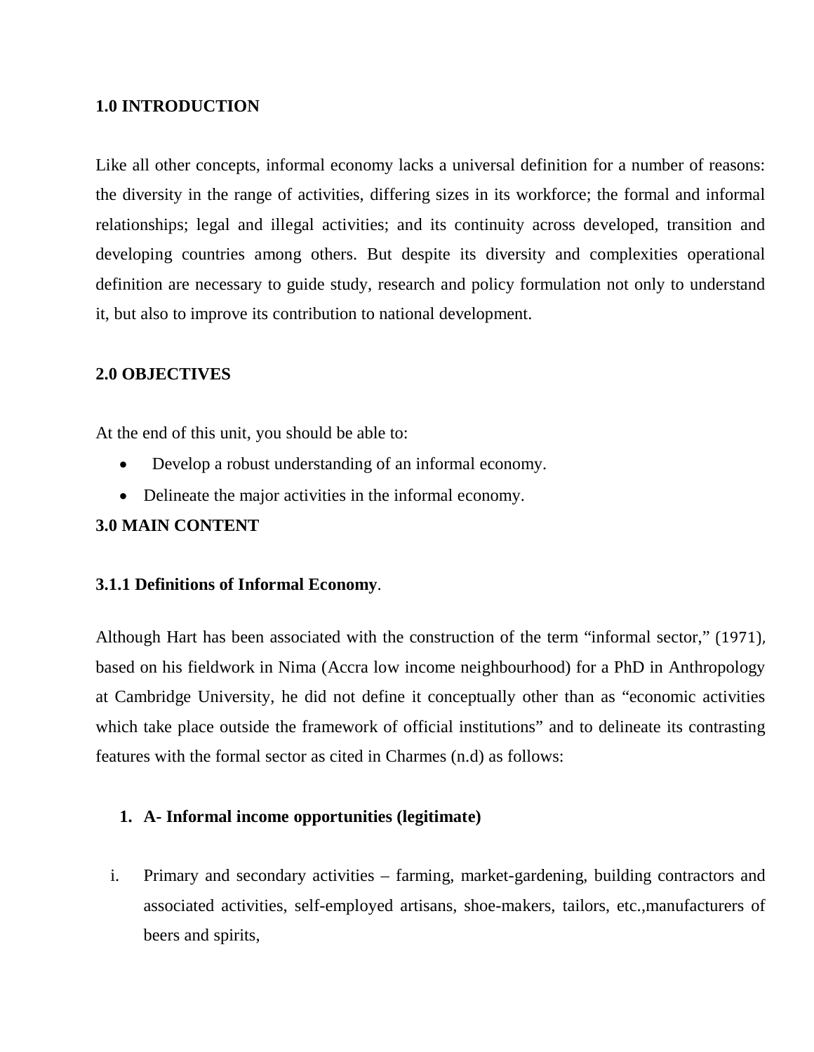## 1.0 INTRODUCTION

Like all other concepts, informal economy lacks a universal definition for a number of reasons: the diversity in the range of activities, differing sizes in its workforce; the formal and informal relationships; legal and illegal activities; and its continuity across developed, transition and developing countries among others. But despite its diversity and complexities operational definition are necessary to guide study, research and policy formulation not only to understand it, but also to improve its contribution to national development.

## 2.0 OBJECTIVES

At the end of this unit, you should be able to:

- Develop a robust understanding of an informal economy.
- Delineate the major activities in the informal economy.

## 3.0 MAIN CONTENT

### 3.1.1 Definitions of Informal Economy.

Although Hart has been associated with the construction of the term "informal sector," (1971), based on his fieldwork in Nima (Accra low income neighbourhood) for a PhD in Anthropology at Cambridge University, he did not define it conceptually other than as "economic activities which take place outside the framework of official institutions" and to delineate its contrasting features with the formal sector as cited in Charmes (n.d) as follows:

1. **A- Informal income opportunities (legitimate)**

   i. Primary and secondary activities – farming, market-gardening, building contractors and associated activities, self-employed artisans, shoe-makers, tailors, etc.,manufacturers of beers and spirits,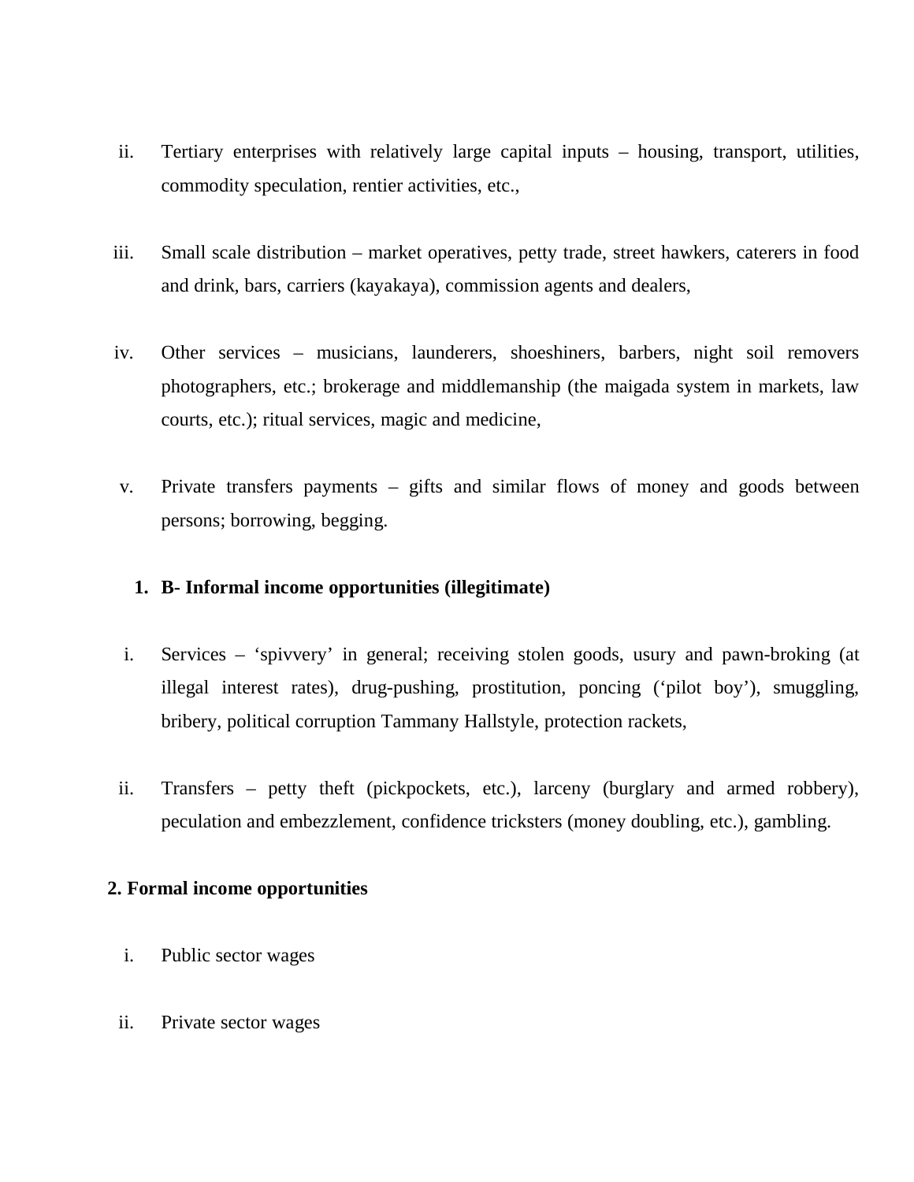ii. Tertiary enterprises with relatively large capital inputs – housing, transport, utilities, commodity speculation, rentier activities, etc.,

iii. Small scale distribution – market operatives, petty trade, street hawkers, caterers in food and drink, bars, carriers (kayakaya), commission agents and dealers,

iv. Other services – musicians, launderers, shoeshiners, barbers, night soil removers photographers, etc.; brokerage and middlemanship (the maigada system in markets, law courts, etc.); ritual services, magic and medicine,

v. Private transfers payments – gifts and similar flows of money and goods between persons; borrowing, begging.

**1. B- Informal income opportunities (illegitimate)**

i. Services – 'spivvery' in general; receiving stolen goods, usury and pawn-broking (at illegal interest rates), drug-pushing, prostitution, poncing ('pilot boy'), smuggling, bribery, political corruption Tammany Hallstyle, protection rackets,

ii. Transfers – petty theft (pickpockets, etc.), larceny (burglary and armed robbery), peculation and embezzlement, confidence tricksters (money doubling, etc.), gambling.

**2. Formal income opportunities**

i. Public sector wages

ii. Private sector wages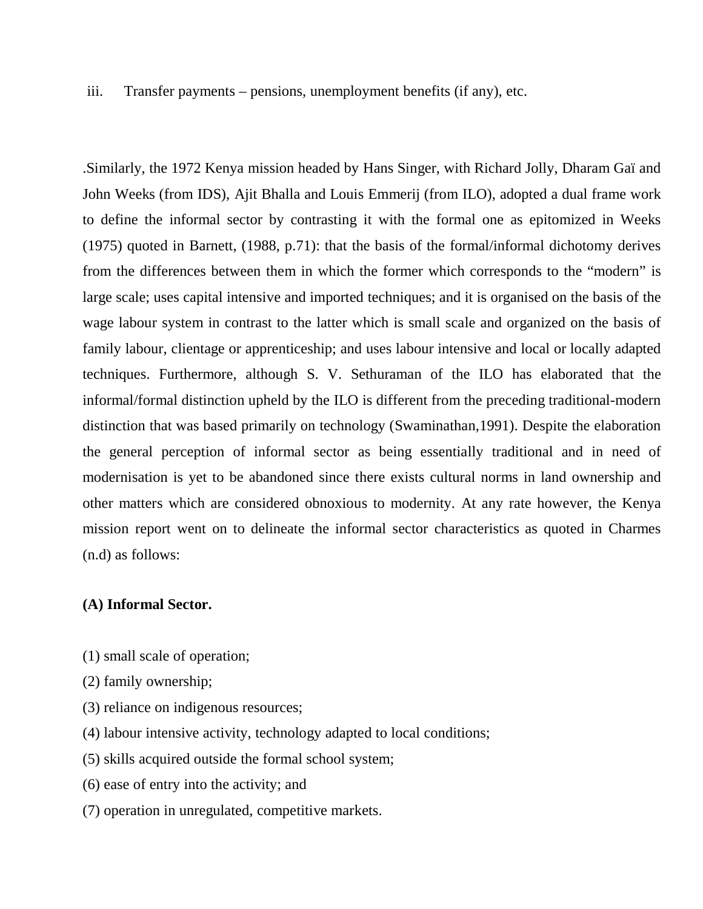iii. Transfer payments – pensions, unemployment benefits (if any), etc.

.Similarly, the 1972 Kenya mission headed by Hans Singer, with Richard Jolly, Dharam Gaï and John Weeks (from IDS), Ajit Bhalla and Louis Emmerij (from ILO), adopted a dual frame work to define the informal sector by contrasting it with the formal one as epitomized in Weeks (1975) quoted in Barnett, (1988, p.71): that the basis of the formal/informal dichotomy derives from the differences between them in which the former which corresponds to the "modern" is large scale; uses capital intensive and imported techniques; and it is organised on the basis of the wage labour system in contrast to the latter which is small scale and organized on the basis of family labour, clientage or apprenticeship; and uses labour intensive and local or locally adapted techniques. Furthermore, although S. V. Sethuraman of the ILO has elaborated that the informal/formal distinction upheld by the ILO is different from the preceding traditional-modern distinction that was based primarily on technology (Swaminathan,1991). Despite the elaboration the general perception of informal sector as being essentially traditional and in need of modernisation is yet to be abandoned since there exists cultural norms in land ownership and other matters which are considered obnoxious to modernity. At any rate however, the Kenya mission report went on to delineate the informal sector characteristics as quoted in Charmes (n.d) as follows:

**(A) Informal Sector.**

(1) small scale of operation;
(2) family ownership;
(3) reliance on indigenous resources;
(4) labour intensive activity, technology adapted to local conditions;
(5) skills acquired outside the formal school system;
(6) ease of entry into the activity; and
(7) operation in unregulated, competitive markets.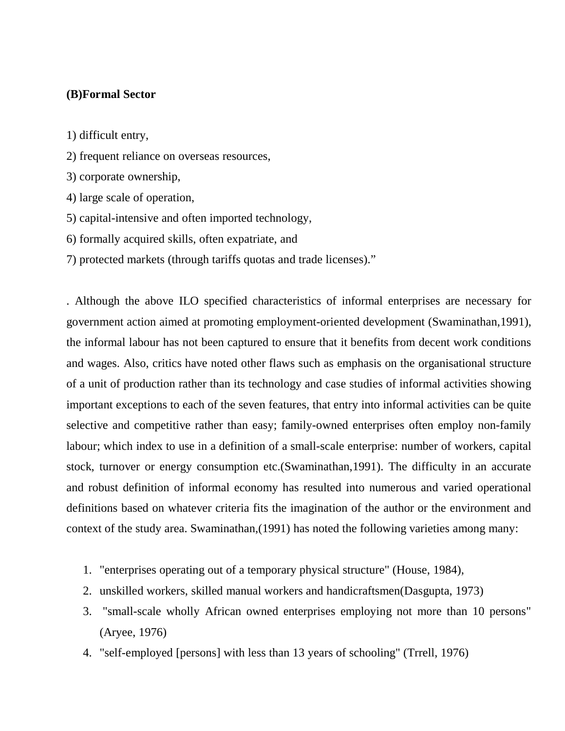**(B)Formal Sector**

1) difficult entry,
2) frequent reliance on overseas resources,
3) corporate ownership,
4) large scale of operation,
5) capital-intensive and often imported technology,
6) formally acquired skills, often expatriate, and
7) protected markets (through tariffs quotas and trade licenses)."

. Although the above ILO specified characteristics of informal enterprises are necessary for government action aimed at promoting employment-oriented development (Swaminathan,1991), the informal labour has not been captured to ensure that it benefits from decent work conditions and wages. Also, critics have noted other flaws such as emphasis on the organisational structure of a unit of production rather than its technology and case studies of informal activities showing important exceptions to each of the seven features, that entry into informal activities can be quite selective and competitive rather than easy; family-owned enterprises often employ non-family labour; which index to use in a definition of a small-scale enterprise: number of workers, capital stock, turnover or energy consumption etc.(Swaminathan,1991). The difficulty in an accurate and robust definition of informal economy has resulted into numerous and varied operational definitions based on whatever criteria fits the imagination of the author or the environment and context of the study area. Swaminathan,(1991) has noted the following varieties among many:

1. "enterprises operating out of a temporary physical structure" (House, 1984),
2. unskilled workers, skilled manual workers and handicraftsmen(Dasgupta, 1973)
3. "small-scale wholly African owned enterprises employing not more than 10 persons" (Aryee, 1976)
4. "self-employed [persons] with less than 13 years of schooling" (Trrell, 1976)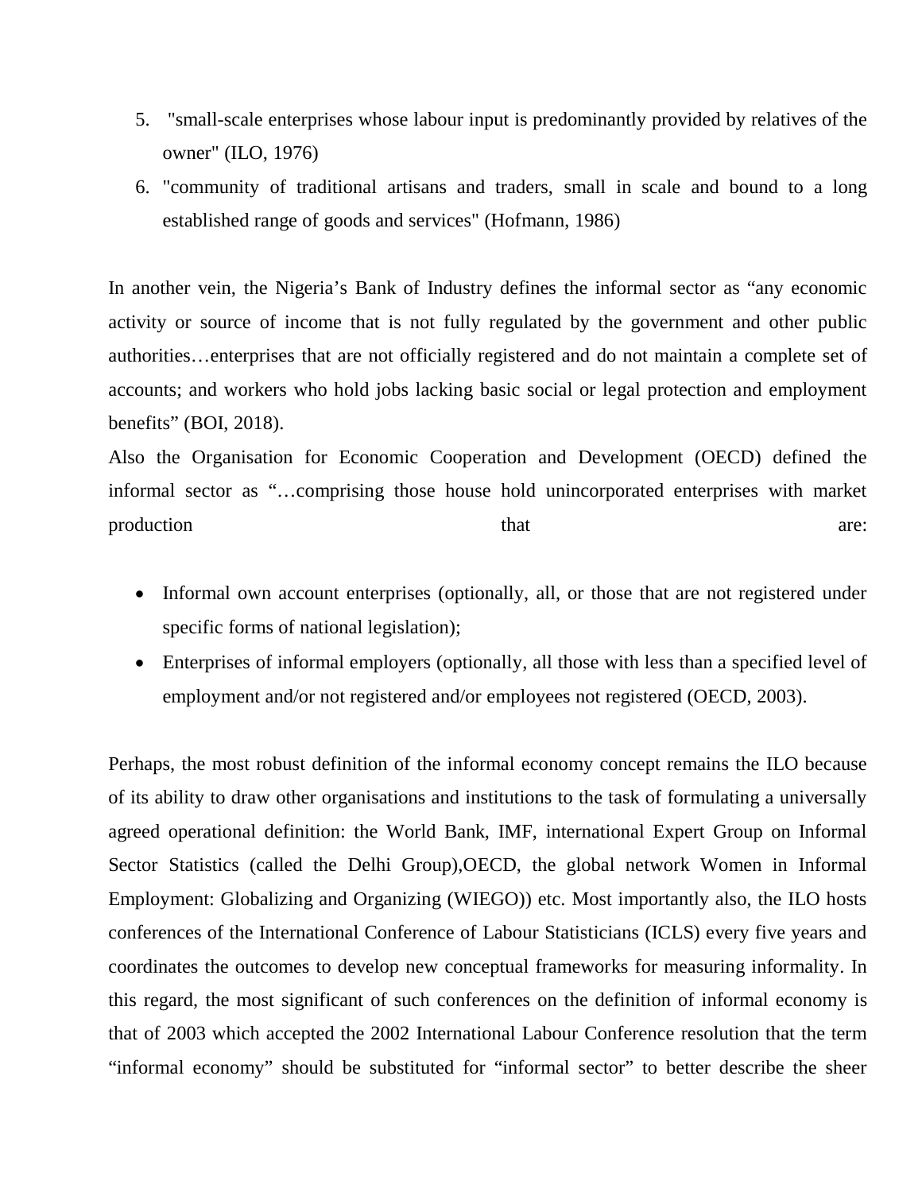5. "small-scale enterprises whose labour input is predominantly provided by relatives of the owner" (ILO, 1976)
6. "community of traditional artisans and traders, small in scale and bound to a long established range of goods and services" (Hofmann, 1986)

In another vein, the Nigeria's Bank of Industry defines the informal sector as "any economic activity or source of income that is not fully regulated by the government and other public authorities…enterprises that are not officially registered and do not maintain a complete set of accounts; and workers who hold jobs lacking basic social or legal protection and employment benefits" (BOI, 2018).

Also the Organisation for Economic Cooperation and Development (OECD) defined the informal sector as "…comprising those house hold unincorporated enterprises with market production that are:

- Informal own account enterprises (optionally, all, or those that are not registered under specific forms of national legislation);
- Enterprises of informal employers (optionally, all those with less than a specified level of employment and/or not registered and/or employees not registered (OECD, 2003).

Perhaps, the most robust definition of the informal economy concept remains the ILO because of its ability to draw other organisations and institutions to the task of formulating a universally agreed operational definition: the World Bank, IMF, international Expert Group on Informal Sector Statistics (called the Delhi Group),OECD, the global network Women in Informal Employment: Globalizing and Organizing (WIEGO)) etc. Most importantly also, the ILO hosts conferences of the International Conference of Labour Statisticians (ICLS) every five years and coordinates the outcomes to develop new conceptual frameworks for measuring informality. In this regard, the most significant of such conferences on the definition of informal economy is that of 2003 which accepted the 2002 International Labour Conference resolution that the term "informal economy" should be substituted for "informal sector" to better describe the sheer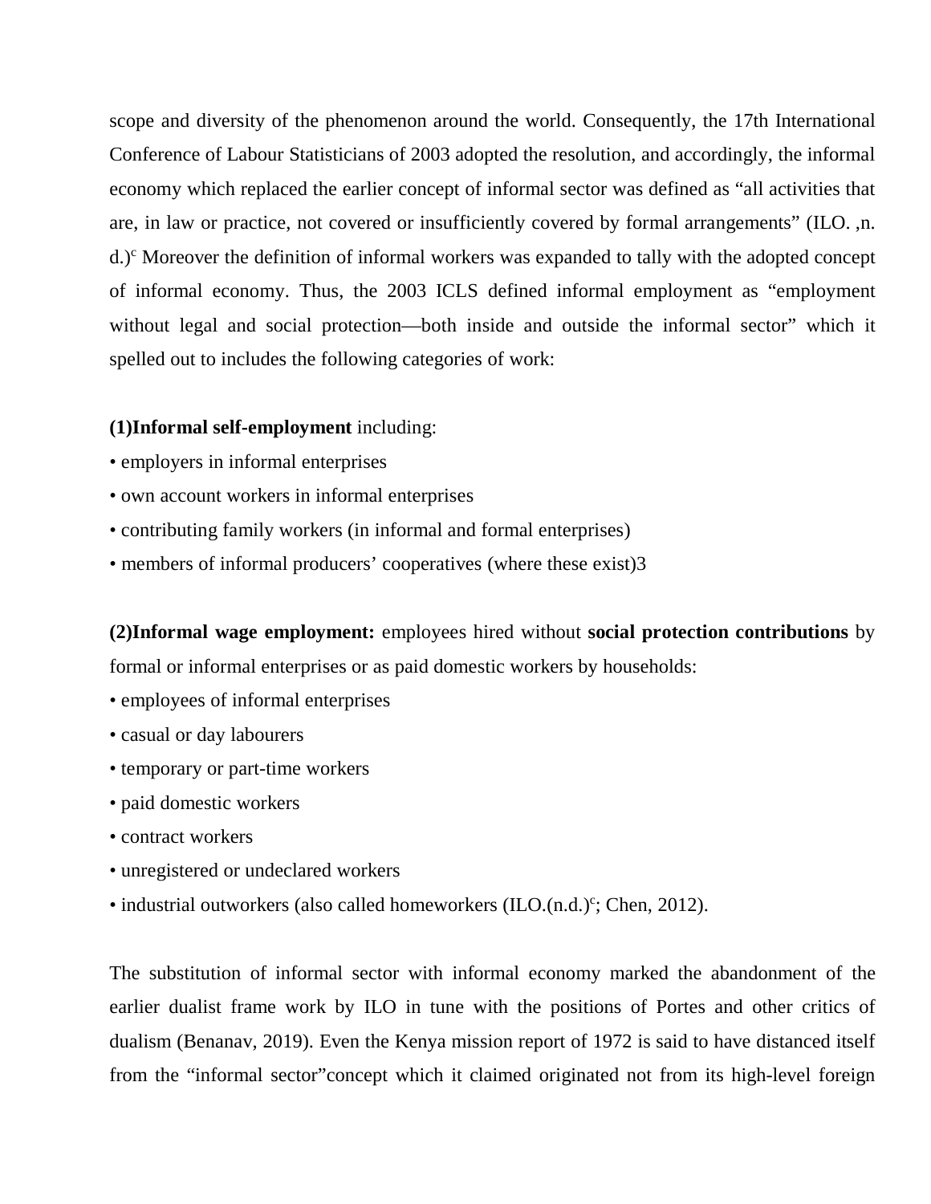scope and diversity of the phenomenon around the world. Consequently, the 17th International Conference of Labour Statisticians of 2003 adopted the resolution, and accordingly, the informal economy which replaced the earlier concept of informal sector was defined as "all activities that are, in law or practice, not covered or insufficiently covered by formal arrangements" (ILO. ,n. d.)[c] Moreover the definition of informal workers was expanded to tally with the adopted concept of informal economy. Thus, the 2003 ICLS defined informal employment as "employment without legal and social protection—both inside and outside the informal sector" which it spelled out to includes the following categories of work:

**(1)Informal self-employment** including:

- employers in informal enterprises
- own account workers in informal enterprises
- contributing family workers (in informal and formal enterprises)
- members of informal producers' cooperatives (where these exist)3

**(2)Informal wage employment:** employees hired without **social protection contributions** by formal or informal enterprises or as paid domestic workers by households:

- employees of informal enterprises
- casual or day labourers
- temporary or part-time workers
- paid domestic workers
- contract workers
- unregistered or undeclared workers
- industrial outworkers (also called homeworkers (ILO.(n.d.)[c]; Chen, 2012).

The substitution of informal sector with informal economy marked the abandonment of the earlier dualist frame work by ILO in tune with the positions of Portes and other critics of dualism (Benanav, 2019). Even the Kenya mission report of 1972 is said to have distanced itself from the "informal sector"concept which it claimed originated not from its high-level foreign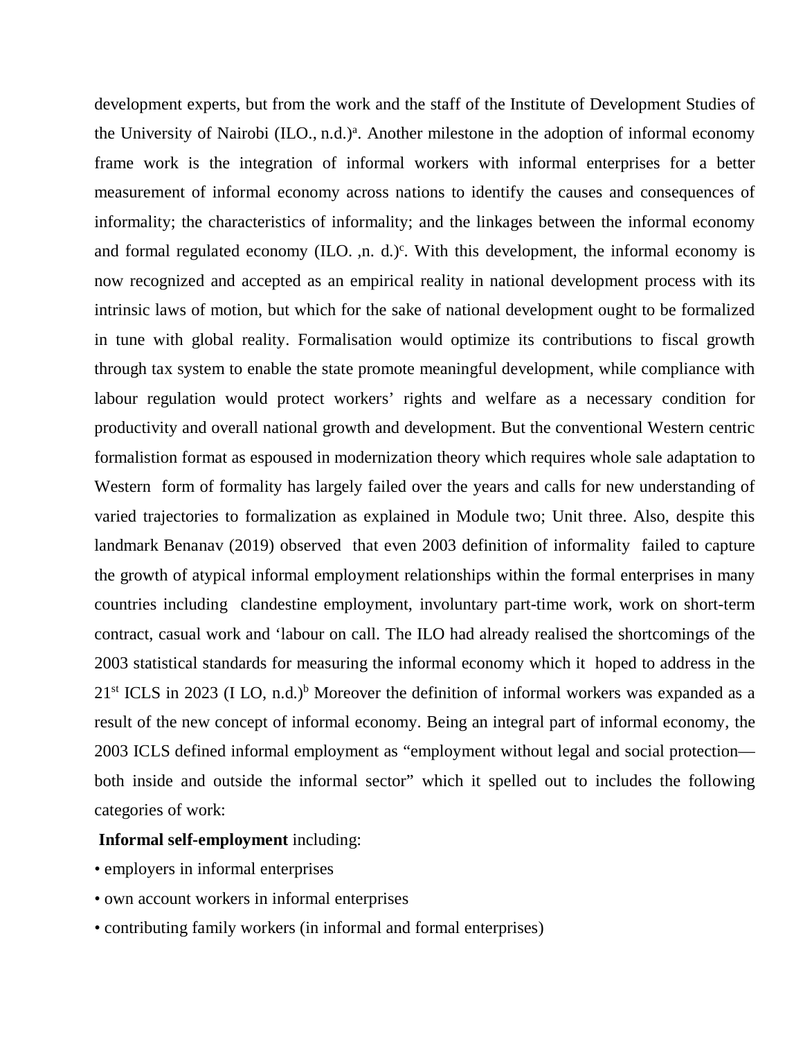development experts, but from the work and the staff of the Institute of Development Studies of the University of Nairobi (ILO., n.d.)[a]. Another milestone in the adoption of informal economy frame work is the integration of informal workers with informal enterprises for a better measurement of informal economy across nations to identify the causes and consequences of informality; the characteristics of informality; and the linkages between the informal economy and formal regulated economy (ILO. ,n. d.)[c]. With this development, the informal economy is now recognized and accepted as an empirical reality in national development process with its intrinsic laws of motion, but which for the sake of national development ought to be formalized in tune with global reality. Formalisation would optimize its contributions to fiscal growth through tax system to enable the state promote meaningful development, while compliance with labour regulation would protect workers' rights and welfare as a necessary condition for productivity and overall national growth and development. But the conventional Western centric formalistion format as espoused in modernization theory which requires whole sale adaptation to Western form of formality has largely failed over the years and calls for new understanding of varied trajectories to formalization as explained in Module two; Unit three. Also, despite this landmark Benanav (2019) observed that even 2003 definition of informality failed to capture the growth of atypical informal employment relationships within the formal enterprises in many countries including clandestine employment, involuntary part-time work, work on short-term contract, casual work and 'labour on call. The ILO had already realised the shortcomings of the 2003 statistical standards for measuring the informal economy which it hoped to address in the 21st ICLS in 2023 (I LO, n.d.)[b] Moreover the definition of informal workers was expanded as a result of the new concept of informal economy. Being an integral part of informal economy, the 2003 ICLS defined informal employment as "employment without legal and social protection—both inside and outside the informal sector" which it spelled out to includes the following categories of work:

**Informal self-employment** including:

- employers in informal enterprises
- own account workers in informal enterprises
- contributing family workers (in informal and formal enterprises)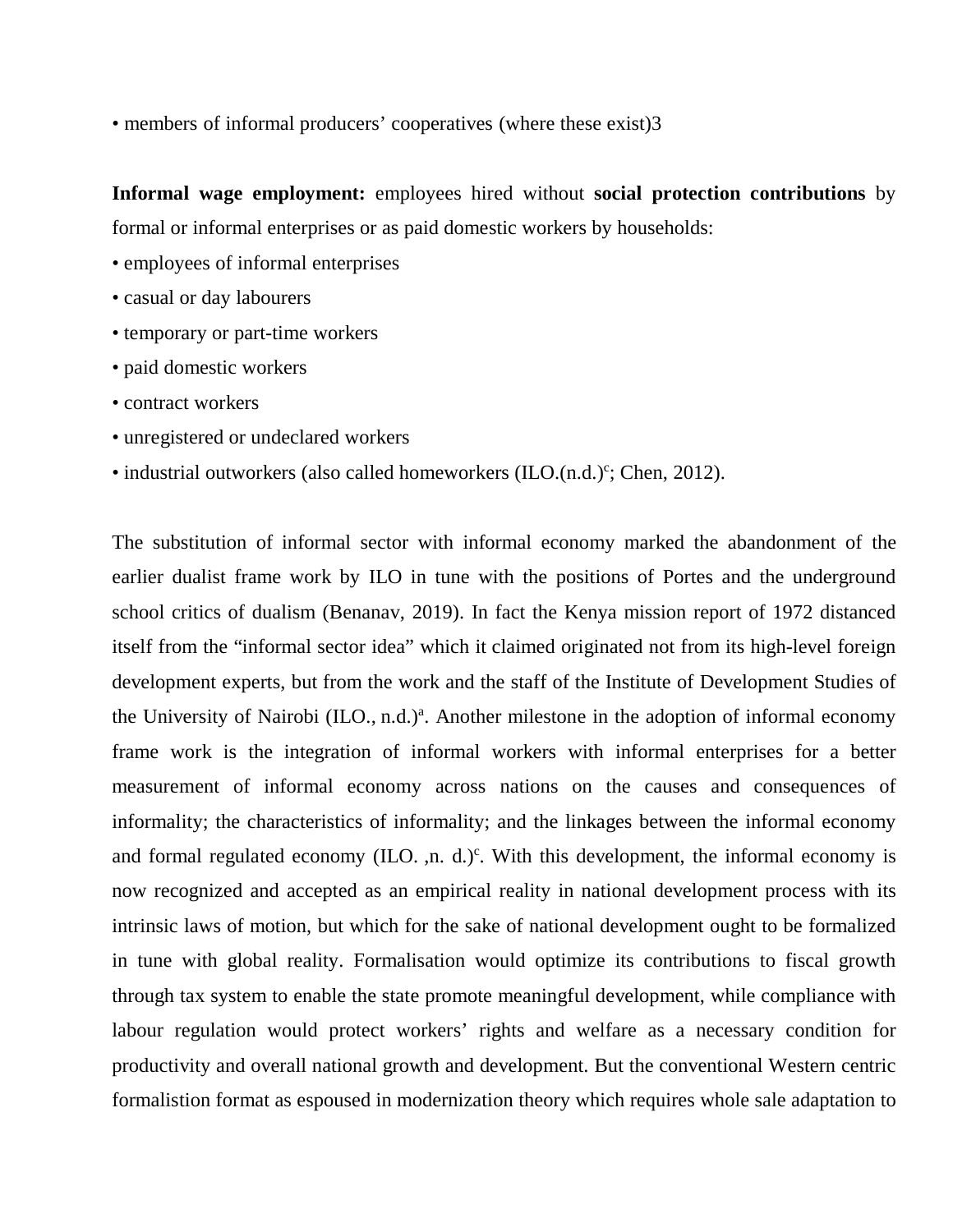• members of informal producers' cooperatives (where these exist)3

**Informal wage employment:** employees hired without **social protection contributions** by formal or informal enterprises or as paid domestic workers by households:

• employees of informal enterprises

• casual or day labourers

• temporary or part-time workers

• paid domestic workers

• contract workers

• unregistered or undeclared workers

• industrial outworkers (also called homeworkers (ILO.(n.d.)[c]; Chen, 2012).

The substitution of informal sector with informal economy marked the abandonment of the earlier dualist frame work by ILO in tune with the positions of Portes and the underground school critics of dualism (Benanav, 2019). In fact the Kenya mission report of 1972 distanced itself from the "informal sector idea" which it claimed originated not from its high-level foreign development experts, but from the work and the staff of the Institute of Development Studies of the University of Nairobi (ILO., n.d.)[a]. Another milestone in the adoption of informal economy frame work is the integration of informal workers with informal enterprises for a better measurement of informal economy across nations on the causes and consequences of informality; the characteristics of informality; and the linkages between the informal economy and formal regulated economy (ILO. ,n. d.)[c]. With this development, the informal economy is now recognized and accepted as an empirical reality in national development process with its intrinsic laws of motion, but which for the sake of national development ought to be formalized in tune with global reality. Formalisation would optimize its contributions to fiscal growth through tax system to enable the state promote meaningful development, while compliance with labour regulation would protect workers' rights and welfare as a necessary condition for productivity and overall national growth and development. But the conventional Western centric formalistion format as espoused in modernization theory which requires whole sale adaptation to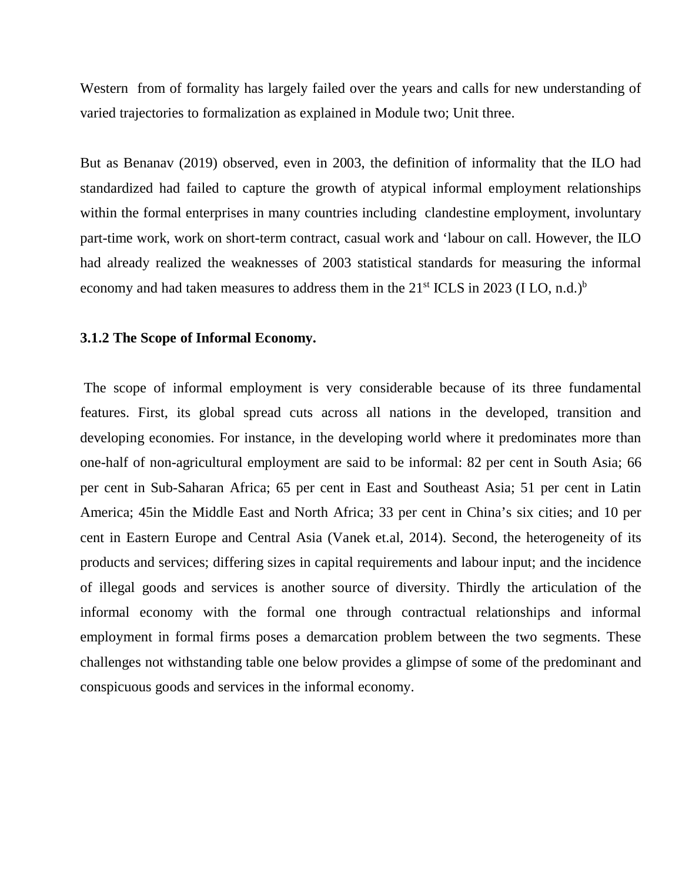Western from of formality has largely failed over the years and calls for new understanding of varied trajectories to formalization as explained in Module two; Unit three.

But as Benanav (2019) observed, even in 2003, the definition of informality that the ILO had standardized had failed to capture the growth of atypical informal employment relationships within the formal enterprises in many countries including clandestine employment, involuntary part-time work, work on short-term contract, casual work and 'labour on call. However, the ILO had already realized the weaknesses of 2003 statistical standards for measuring the informal economy and had taken measures to address them in the 21st ICLS in 2023 (I LO, n.d.)[b]

### 3.1.2 The Scope of Informal Economy.

The scope of informal employment is very considerable because of its three fundamental features. First, its global spread cuts across all nations in the developed, transition and developing economies. For instance, in the developing world where it predominates more than one-half of non-agricultural employment are said to be informal: 82 per cent in South Asia; 66 per cent in Sub-Saharan Africa; 65 per cent in East and Southeast Asia; 51 per cent in Latin America; 45in the Middle East and North Africa; 33 per cent in China's six cities; and 10 per cent in Eastern Europe and Central Asia (Vanek et.al, 2014). Second, the heterogeneity of its products and services; differing sizes in capital requirements and labour input; and the incidence of illegal goods and services is another source of diversity. Thirdly the articulation of the informal economy with the formal one through contractual relationships and informal employment in formal firms poses a demarcation problem between the two segments. These challenges not withstanding table one below provides a glimpse of some of the predominant and conspicuous goods and services in the informal economy.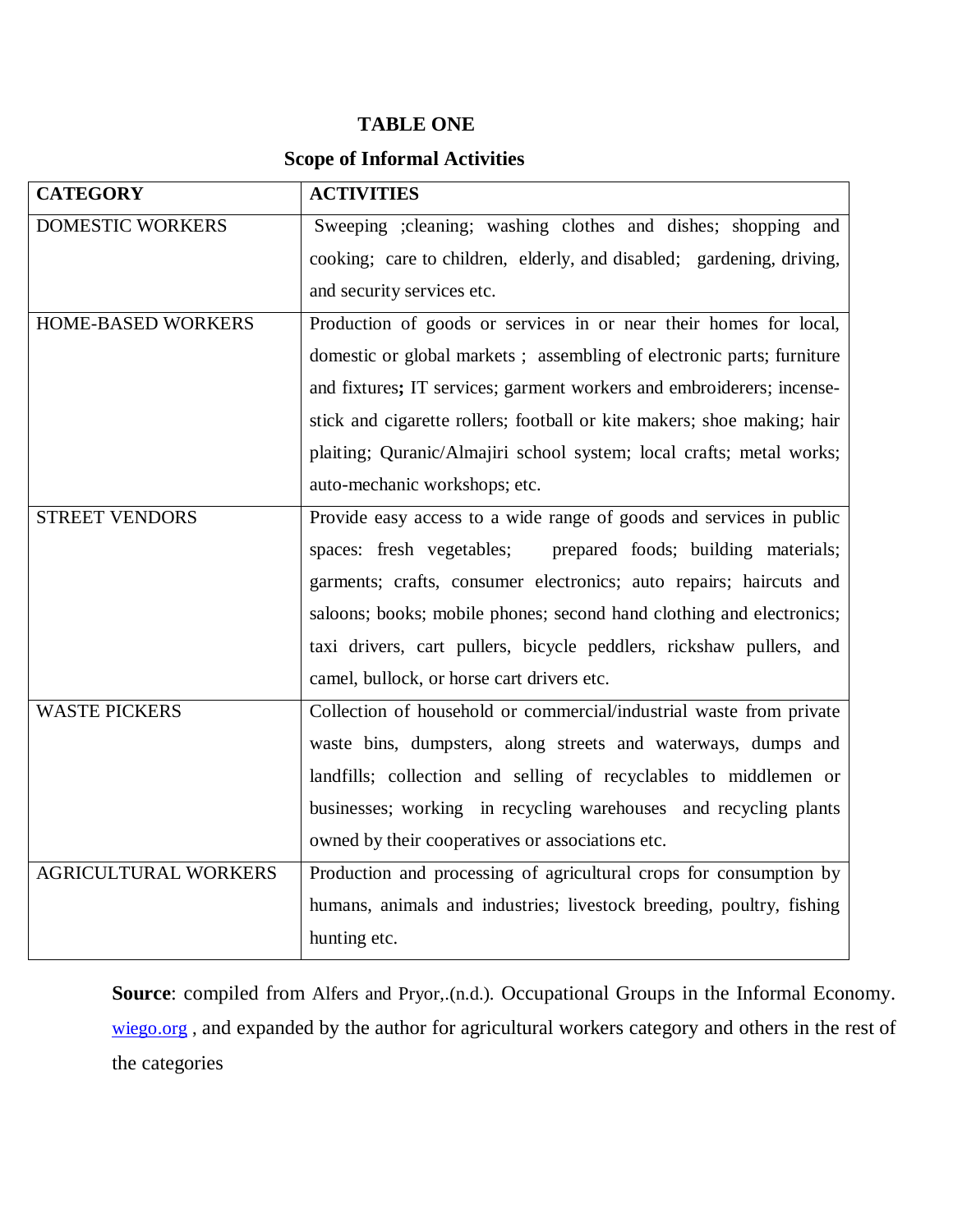**TABLE ONE**

**Scope of Informal Activities**

| CATEGORY | ACTIVITIES |
|---|---|
| DOMESTIC WORKERS | Sweeping ;cleaning; washing clothes and dishes; shopping and cooking; care to children, elderly, and disabled; gardening, driving, and security services etc. |
| HOME-BASED WORKERS | Production of goods or services in or near their homes for local, domestic or global markets ; assembling of electronic parts; furniture and fixtures**;** IT services; garment workers and embroiderers; incense-stick and cigarette rollers; football or kite makers; shoe making; hair plaiting; Quranic/Almajiri school system; local crafts; metal works; auto-mechanic workshops; etc. |
| STREET VENDORS | Provide easy access to a wide range of goods and services in public spaces: fresh vegetables; prepared foods; building materials; garments; crafts, consumer electronics; auto repairs; haircuts and saloons; books; mobile phones; second hand clothing and electronics; taxi drivers, cart pullers, bicycle peddlers, rickshaw pullers, and camel, bullock, or horse cart drivers etc. |
| WASTE PICKERS | Collection of household or commercial/industrial waste from private waste bins, dumpsters, along streets and waterways, dumps and landfills; collection and selling of recyclables to middlemen or businesses; working in recycling warehouses and recycling plants owned by their cooperatives or associations etc. |
| AGRICULTURAL WORKERS | Production and processing of agricultural crops for consumption by humans, animals and industries; livestock breeding, poultry, fishing hunting etc. |

**Source**: compiled from Alfers and Pryor,.(n.d.). Occupational Groups in the Informal Economy. wiego.org , and expanded by the author for agricultural workers category and others in the rest of the categories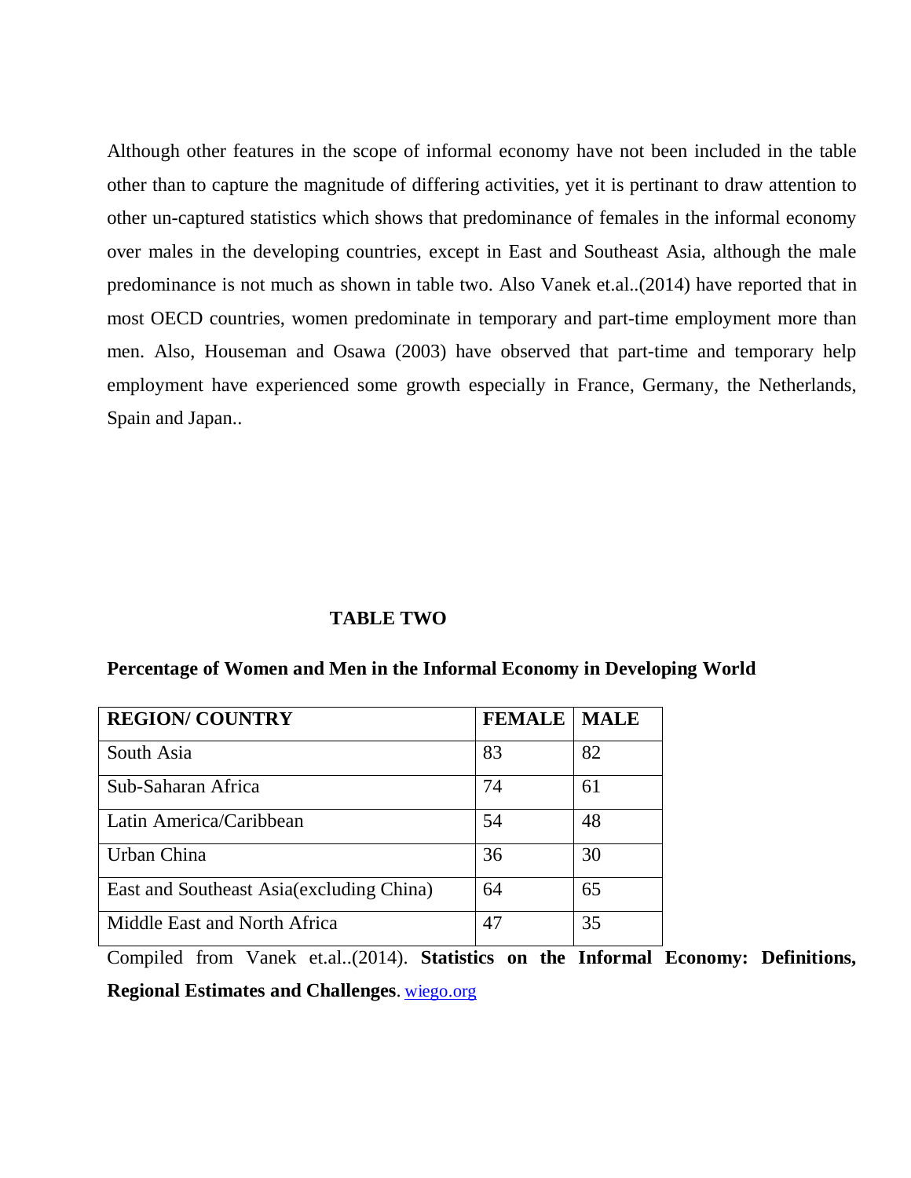Although other features in the scope of informal economy have not been included in the table other than to capture the magnitude of differing activities, yet it is pertinant to draw attention to other un-captured statistics which shows that predominance of females in the informal economy over males in the developing countries, except in East and Southeast Asia, although the male predominance is not much as shown in table two. Also Vanek et.al..(2014) have reported that in most OECD countries, women predominate in temporary and part-time employment more than men. Also, Houseman and Osawa (2003) have observed that part-time and temporary help employment have experienced some growth especially in France, Germany, the Netherlands, Spain and Japan..

**TABLE TWO**

**Percentage of Women and Men in the Informal Economy in Developing World**

| REGION/ COUNTRY | FEMALE | MALE |
|---|---|---|
| South Asia | 83 | 82 |
| Sub-Saharan Africa | 74 | 61 |
| Latin America/Caribbean | 54 | 48 |
| Urban China | 36 | 30 |
| East and Southeast Asia(excluding China) | 64 | 65 |
| Middle East and North Africa | 47 | 35 |

Compiled from Vanek et.al..(2014). **Statistics on the Informal Economy: Definitions, Regional Estimates and Challenges**. wiego.org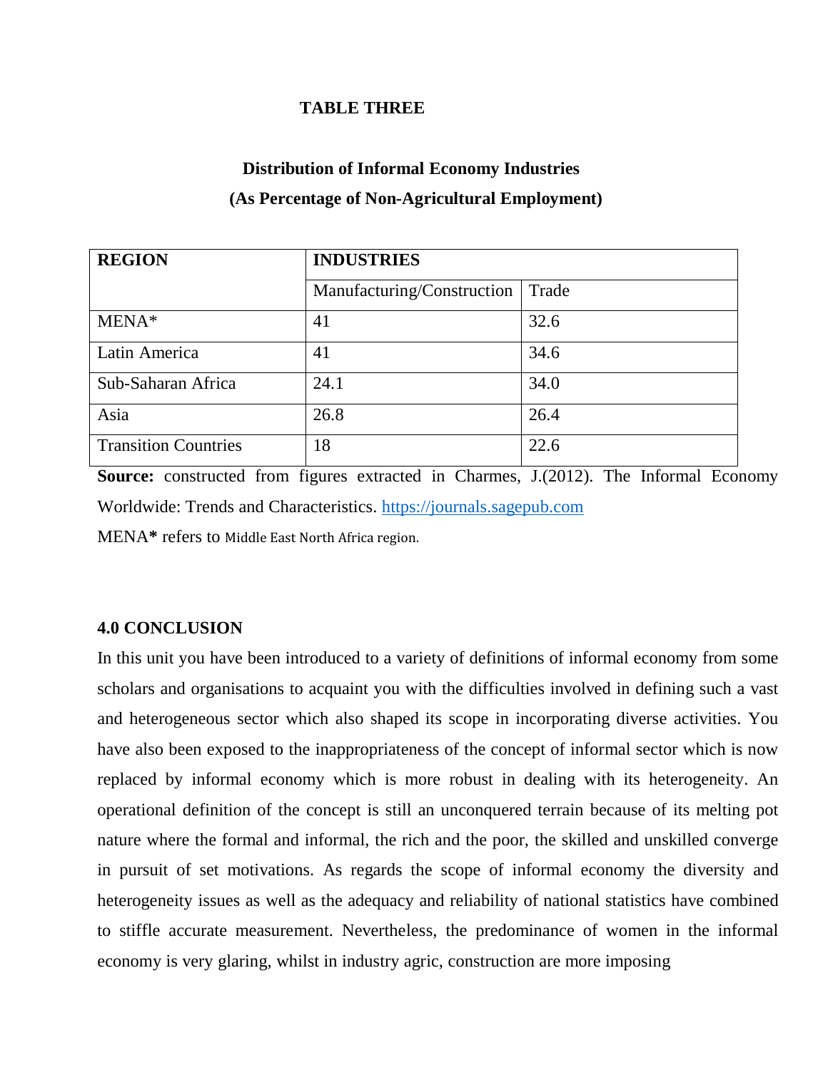**TABLE THREE**

**Distribution of Informal Economy Industries**

**(As Percentage of Non-Agricultural Employment)**

| **REGION** | **INDUSTRIES** | |
|---|---|---|
| | Manufacturing/Construction | Trade |
| MENA* | 41 | 32.6 |
| Latin America | 41 | 34.6 |
| Sub-Saharan Africa | 24.1 | 34.0 |
| Asia | 26.8 | 26.4 |
| Transition Countries | 18 | 22.6 |

**Source:** constructed from figures extracted in Charmes, J.(2012). The Informal Economy Worldwide: Trends and Characteristics. https://journals.sagepub.com

MENA**\*** refers to Middle East North Africa region.

## 4.0 CONCLUSION

In this unit you have been introduced to a variety of definitions of informal economy from some scholars and organisations to acquaint you with the difficulties involved in defining such a vast and heterogeneous sector which also shaped its scope in incorporating diverse activities. You have also been exposed to the inappropriateness of the concept of informal sector which is now replaced by informal economy which is more robust in dealing with its heterogeneity. An operational definition of the concept is still an unconquered terrain because of its melting pot nature where the formal and informal, the rich and the poor, the skilled and unskilled converge in pursuit of set motivations. As regards the scope of informal economy the diversity and heterogeneity issues as well as the adequacy and reliability of national statistics have combined to stiffle accurate measurement. Nevertheless, the predominance of women in the informal economy is very glaring, whilst in industry agric, construction are more imposing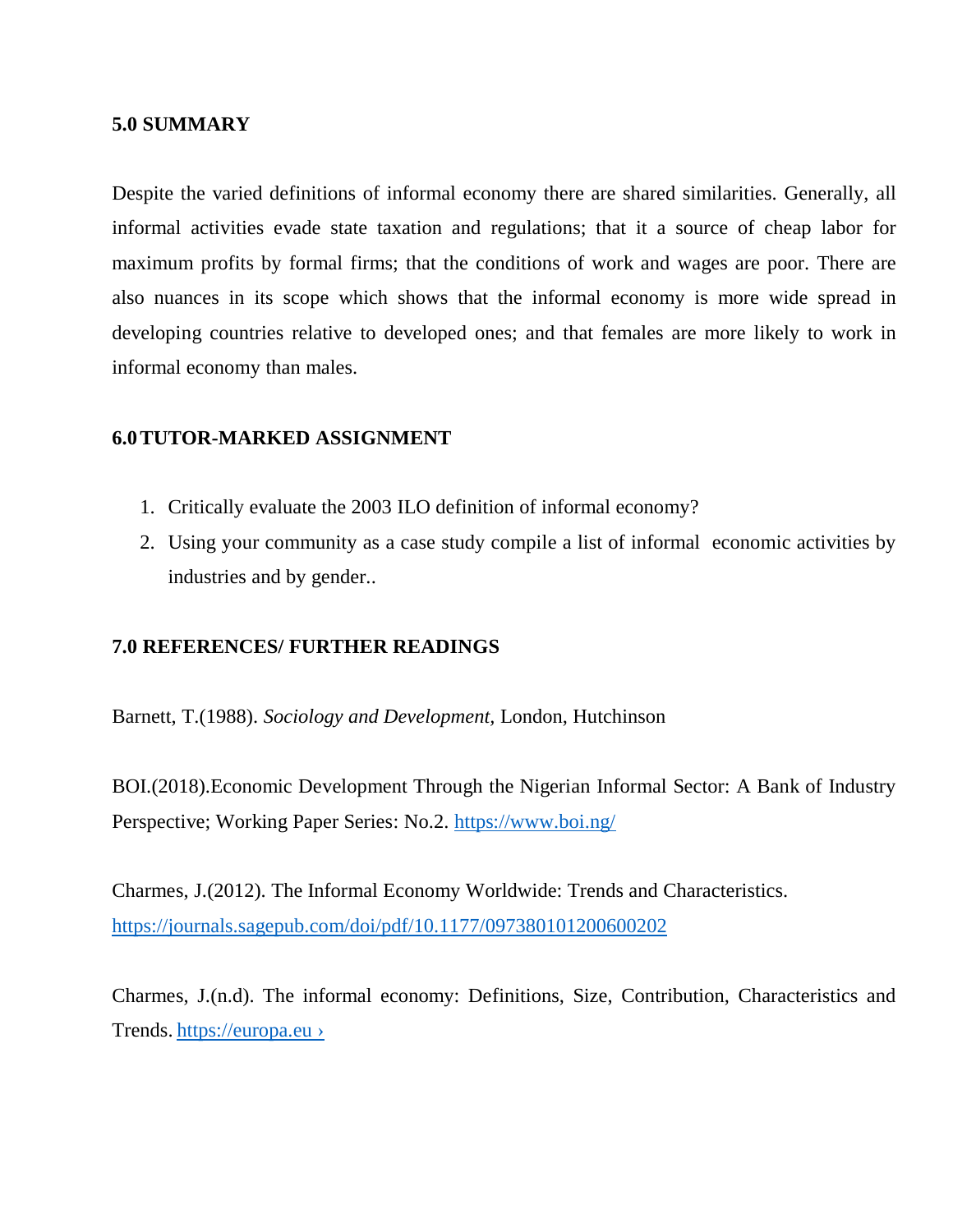### 5.0 SUMMARY

Despite the varied definitions of informal economy there are shared similarities. Generally, all informal activities evade state taxation and regulations; that it a source of cheap labor for maximum profits by formal firms; that the conditions of work and wages are poor. There are also nuances in its scope which shows that the informal economy is more wide spread in developing countries relative to developed ones; and that females are more likely to work in informal economy than males.

### 6.0 TUTOR-MARKED ASSIGNMENT

1. Critically evaluate the 2003 ILO definition of informal economy?
2. Using your community as a case study compile a list of informal economic activities by industries and by gender..

### 7.0 REFERENCES/ FURTHER READINGS

Barnett, T.(1988). *Sociology and Development*, London, Hutchinson

BOI.(2018).Economic Development Through the Nigerian Informal Sector: A Bank of Industry Perspective; Working Paper Series: No.2. https://www.boi.ng/

Charmes, J.(2012). The Informal Economy Worldwide: Trends and Characteristics. https://journals.sagepub.com/doi/pdf/10.1177/097380101200600202

Charmes, J.(n.d). The informal economy: Definitions, Size, Contribution, Characteristics and Trends. https://europa.eu ›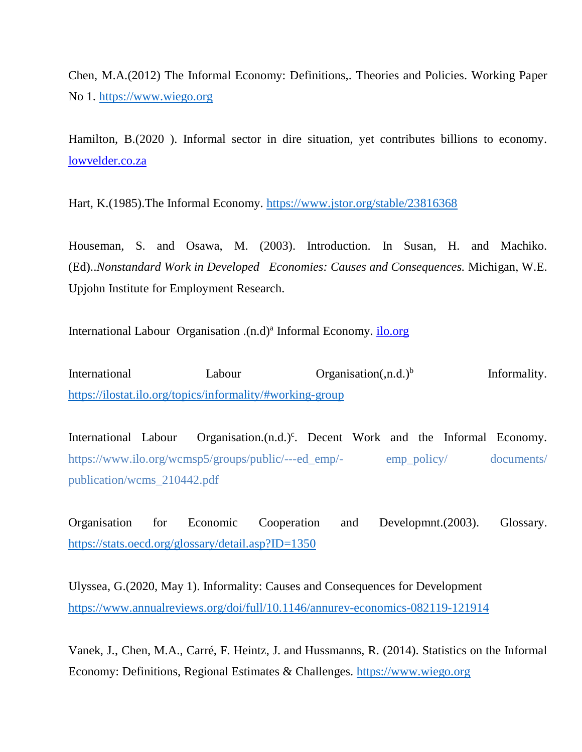Chen, M.A.(2012) The Informal Economy: Definitions,. Theories and Policies. Working Paper No 1. https://www.wiego.org

Hamilton, B.(2020 ). Informal sector in dire situation, yet contributes billions to economy. lowvelder.co.za

Hart, K.(1985).The Informal Economy. https://www.jstor.org/stable/23816368

Houseman, S. and Osawa, M. (2003). Introduction. In Susan, H. and Machiko. (Ed)..*Nonstandard Work in Developed Economies: Causes and Consequences.* Michigan, W.E. Upjohn Institute for Employment Research.

International Labour Organisation .(n.d)[a] Informal Economy. ilo.org

International Labour Organisation(,n.d.)[b] Informality. https://ilostat.ilo.org/topics/informality/#working-group

International Labour Organisation.(n.d.)[c]. Decent Work and the Informal Economy. https://www.ilo.org/wcmsp5/groups/public/---ed_emp/- emp_policy/ documents/ publication/wcms_210442.pdf

Organisation for Economic Cooperation and Developmnt.(2003). Glossary. https://stats.oecd.org/glossary/detail.asp?ID=1350

Ulyssea, G.(2020, May 1). Informality: Causes and Consequences for Development https://www.annualreviews.org/doi/full/10.1146/annurev-economics-082119-121914

Vanek, J., Chen, M.A., Carré, F. Heintz, J. and Hussmanns, R. (2014). Statistics on the Informal Economy: Definitions, Regional Estimates & Challenges. https://www.wiego.org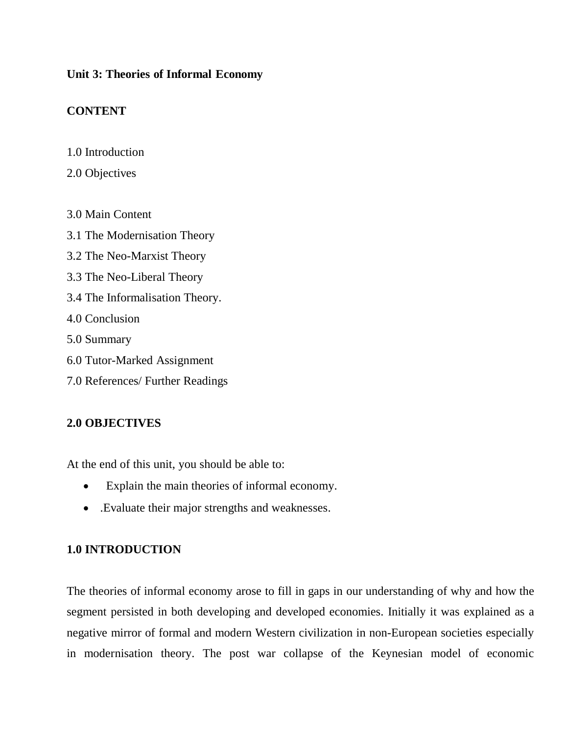**Unit 3: Theories of Informal Economy**

**CONTENT**

1.0 Introduction

2.0 Objectives

3.0 Main Content

3.1 The Modernisation Theory

3.2 The Neo-Marxist Theory

3.3 The Neo-Liberal Theory

3.4 The Informalisation Theory.

4.0 Conclusion

5.0 Summary

6.0 Tutor-Marked Assignment

7.0 References/ Further Readings

**2.0 OBJECTIVES**

At the end of this unit, you should be able to:

- Explain the main theories of informal economy.
- .Evaluate their major strengths and weaknesses.

**1.0 INTRODUCTION**

The theories of informal economy arose to fill in gaps in our understanding of why and how the segment persisted in both developing and developed economies. Initially it was explained as a negative mirror of formal and modern Western civilization in non-European societies especially in modernisation theory. The post war collapse of the Keynesian model of economic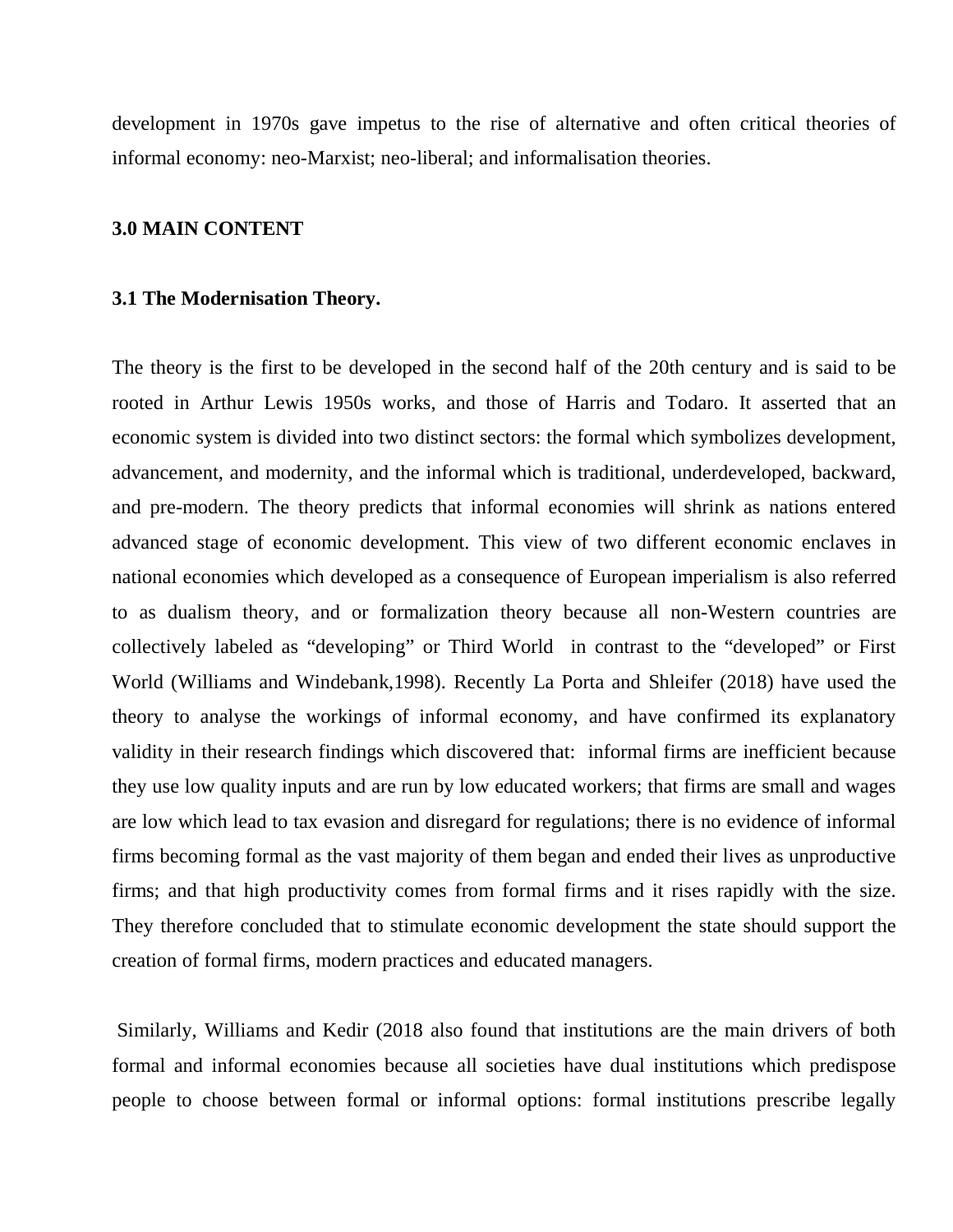development in 1970s gave impetus to the rise of alternative and often critical theories of informal economy: neo-Marxist; neo-liberal; and informalisation theories.

## 3.0 MAIN CONTENT

### 3.1 The Modernisation Theory.

The theory is the first to be developed in the second half of the 20th century and is said to be rooted in Arthur Lewis 1950s works, and those of Harris and Todaro. It asserted that an economic system is divided into two distinct sectors: the formal which symbolizes development, advancement, and modernity, and the informal which is traditional, underdeveloped, backward, and pre-modern. The theory predicts that informal economies will shrink as nations entered advanced stage of economic development. This view of two different economic enclaves in national economies which developed as a consequence of European imperialism is also referred to as dualism theory, and or formalization theory because all non-Western countries are collectively labeled as "developing" or Third World in contrast to the "developed" or First World (Williams and Windebank,1998). Recently La Porta and Shleifer (2018) have used the theory to analyse the workings of informal economy, and have confirmed its explanatory validity in their research findings which discovered that: informal firms are inefficient because they use low quality inputs and are run by low educated workers; that firms are small and wages are low which lead to tax evasion and disregard for regulations; there is no evidence of informal firms becoming formal as the vast majority of them began and ended their lives as unproductive firms; and that high productivity comes from formal firms and it rises rapidly with the size. They therefore concluded that to stimulate economic development the state should support the creation of formal firms, modern practices and educated managers.

Similarly, Williams and Kedir (2018 also found that institutions are the main drivers of both formal and informal economies because all societies have dual institutions which predispose people to choose between formal or informal options: formal institutions prescribe legally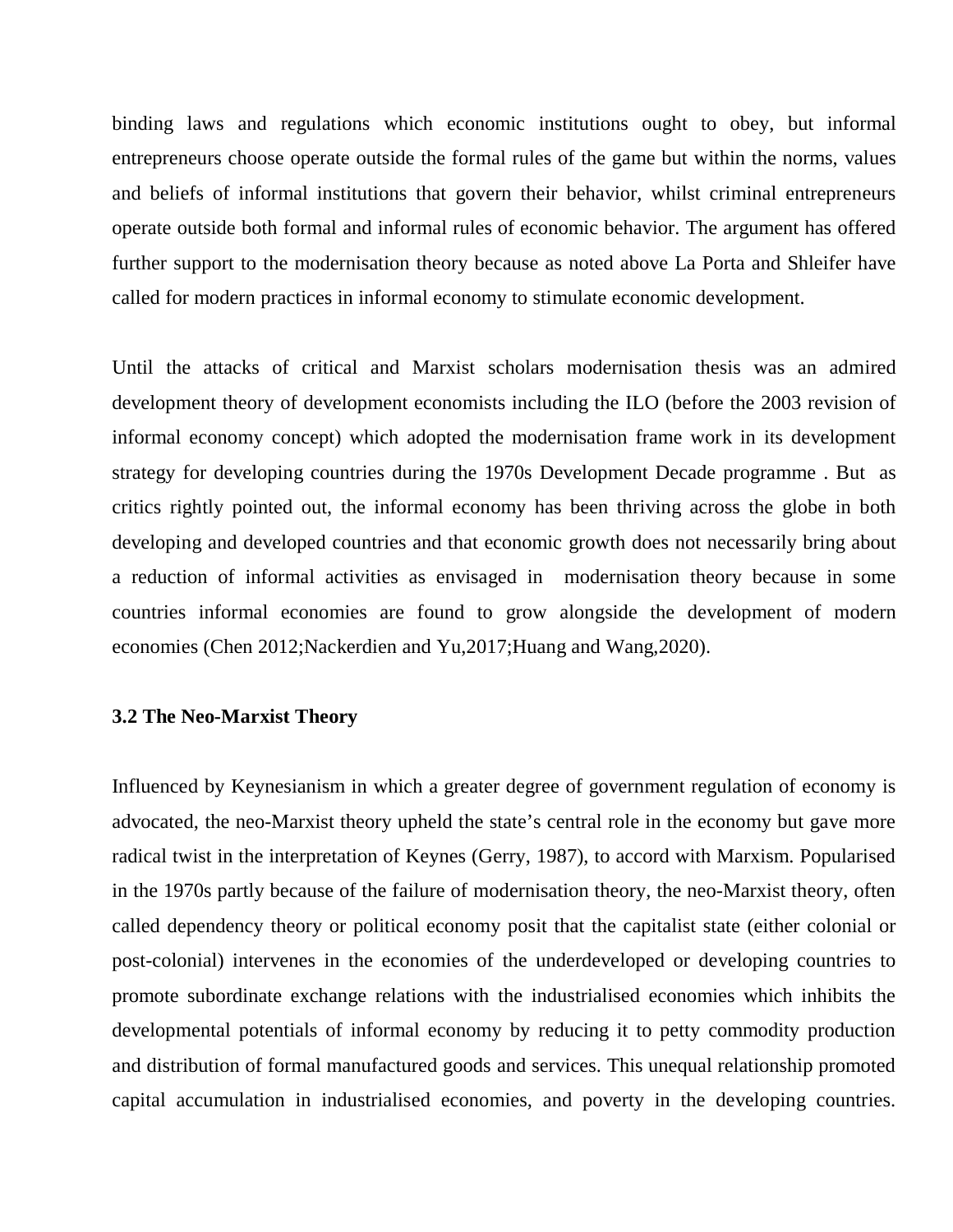binding laws and regulations which economic institutions ought to obey, but informal entrepreneurs choose operate outside the formal rules of the game but within the norms, values and beliefs of informal institutions that govern their behavior, whilst criminal entrepreneurs operate outside both formal and informal rules of economic behavior. The argument has offered further support to the modernisation theory because as noted above La Porta and Shleifer have called for modern practices in informal economy to stimulate economic development.

Until the attacks of critical and Marxist scholars modernisation thesis was an admired development theory of development economists including the ILO (before the 2003 revision of informal economy concept) which adopted the modernisation frame work in its development strategy for developing countries during the 1970s Development Decade programme . But as critics rightly pointed out, the informal economy has been thriving across the globe in both developing and developed countries and that economic growth does not necessarily bring about a reduction of informal activities as envisaged in modernisation theory because in some countries informal economies are found to grow alongside the development of modern economies (Chen 2012;Nackerdien and Yu,2017;Huang and Wang,2020).

### 3.2 The Neo-Marxist Theory

Influenced by Keynesianism in which a greater degree of government regulation of economy is advocated, the neo-Marxist theory upheld the state's central role in the economy but gave more radical twist in the interpretation of Keynes (Gerry, 1987), to accord with Marxism. Popularised in the 1970s partly because of the failure of modernisation theory, the neo-Marxist theory, often called dependency theory or political economy posit that the capitalist state (either colonial or post-colonial) intervenes in the economies of the underdeveloped or developing countries to promote subordinate exchange relations with the industrialised economies which inhibits the developmental potentials of informal economy by reducing it to petty commodity production and distribution of formal manufactured goods and services. This unequal relationship promoted capital accumulation in industrialised economies, and poverty in the developing countries.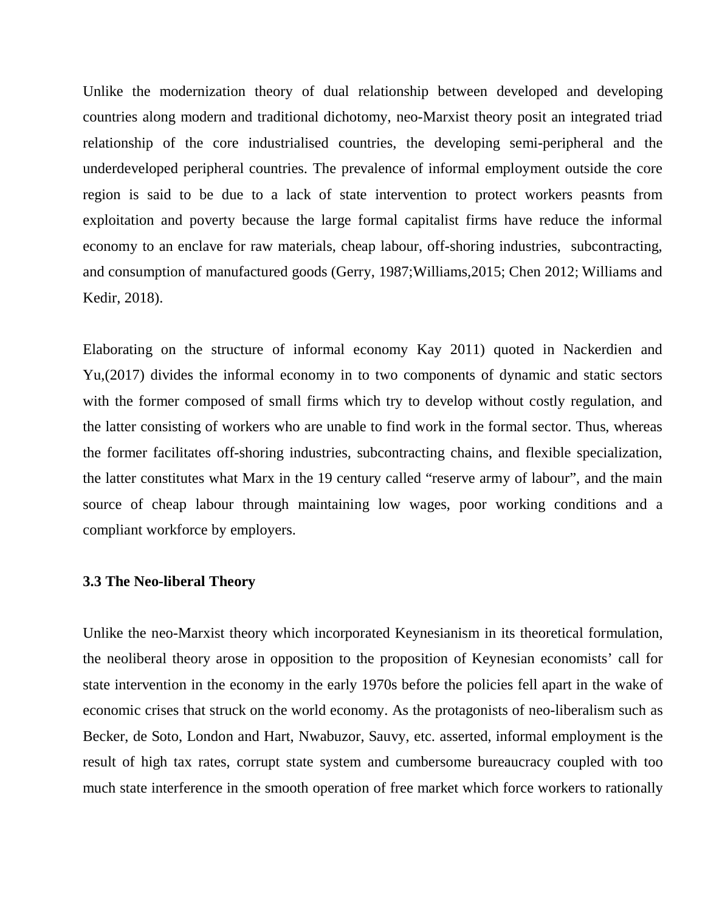Unlike the modernization theory of dual relationship between developed and developing countries along modern and traditional dichotomy, neo-Marxist theory posit an integrated triad relationship of the core industrialised countries, the developing semi-peripheral and the underdeveloped peripheral countries. The prevalence of informal employment outside the core region is said to be due to a lack of state intervention to protect workers peasnts from exploitation and poverty because the large formal capitalist firms have reduce the informal economy to an enclave for raw materials, cheap labour, off-shoring industries, subcontracting, and consumption of manufactured goods (Gerry, 1987;Williams,2015; Chen 2012; Williams and Kedir, 2018).

Elaborating on the structure of informal economy Kay 2011) quoted in Nackerdien and Yu,(2017) divides the informal economy in to two components of dynamic and static sectors with the former composed of small firms which try to develop without costly regulation, and the latter consisting of workers who are unable to find work in the formal sector. Thus, whereas the former facilitates off-shoring industries, subcontracting chains, and flexible specialization, the latter constitutes what Marx in the 19 century called "reserve army of labour", and the main source of cheap labour through maintaining low wages, poor working conditions and a compliant workforce by employers.

### 3.3 The Neo-liberal Theory

Unlike the neo-Marxist theory which incorporated Keynesianism in its theoretical formulation, the neoliberal theory arose in opposition to the proposition of Keynesian economists' call for state intervention in the economy in the early 1970s before the policies fell apart in the wake of economic crises that struck on the world economy. As the protagonists of neo-liberalism such as Becker, de Soto, London and Hart, Nwabuzor, Sauvy, etc. asserted, informal employment is the result of high tax rates, corrupt state system and cumbersome bureaucracy coupled with too much state interference in the smooth operation of free market which force workers to rationally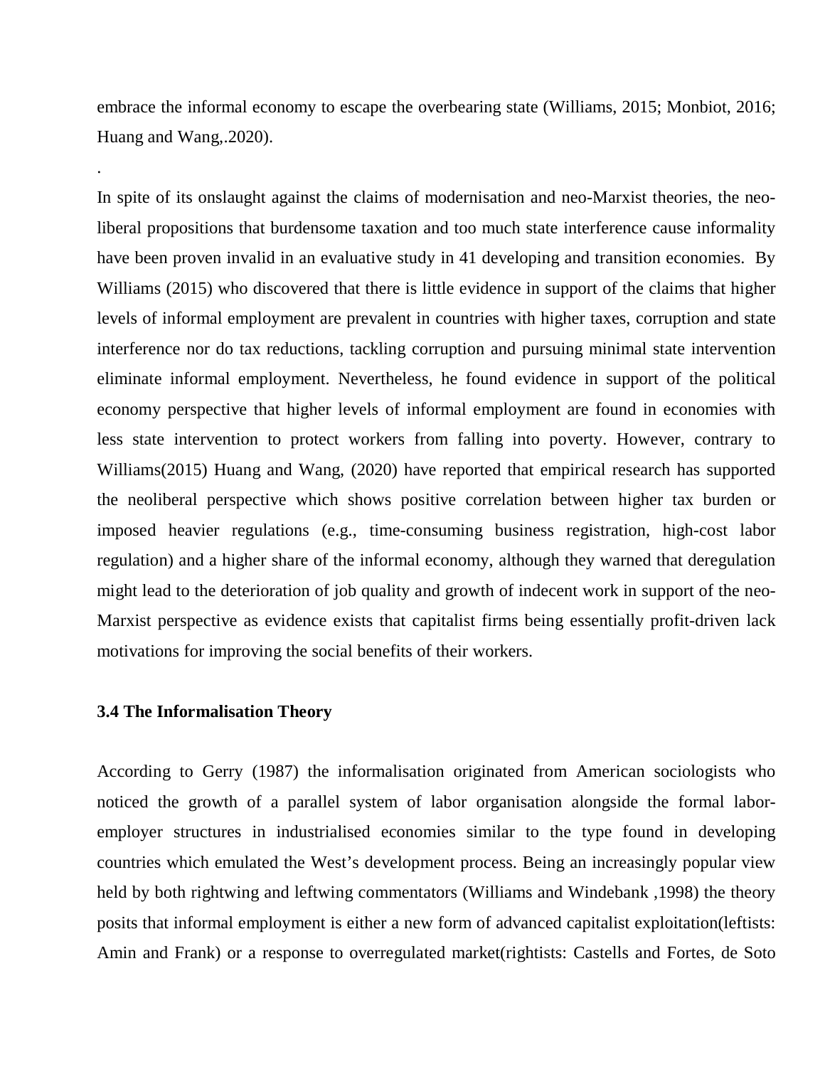embrace the informal economy to escape the overbearing state (Williams, 2015; Monbiot, 2016; Huang and Wang,.2020).

.

In spite of its onslaught against the claims of modernisation and neo-Marxist theories, the neo-liberal propositions that burdensome taxation and too much state interference cause informality have been proven invalid in an evaluative study in 41 developing and transition economies. By Williams (2015) who discovered that there is little evidence in support of the claims that higher levels of informal employment are prevalent in countries with higher taxes, corruption and state interference nor do tax reductions, tackling corruption and pursuing minimal state intervention eliminate informal employment. Nevertheless, he found evidence in support of the political economy perspective that higher levels of informal employment are found in economies with less state intervention to protect workers from falling into poverty. However, contrary to Williams(2015) Huang and Wang, (2020) have reported that empirical research has supported the neoliberal perspective which shows positive correlation between higher tax burden or imposed heavier regulations (e.g., time-consuming business registration, high-cost labor regulation) and a higher share of the informal economy, although they warned that deregulation might lead to the deterioration of job quality and growth of indecent work in support of the neo-Marxist perspective as evidence exists that capitalist firms being essentially profit-driven lack motivations for improving the social benefits of their workers.

### 3.4 The Informalisation Theory

According to Gerry (1987) the informalisation originated from American sociologists who noticed the growth of a parallel system of labor organisation alongside the formal labor-employer structures in industrialised economies similar to the type found in developing countries which emulated the West's development process. Being an increasingly popular view held by both rightwing and leftwing commentators (Williams and Windebank ,1998) the theory posits that informal employment is either a new form of advanced capitalist exploitation(leftists: Amin and Frank) or a response to overregulated market(rightists: Castells and Fortes, de Soto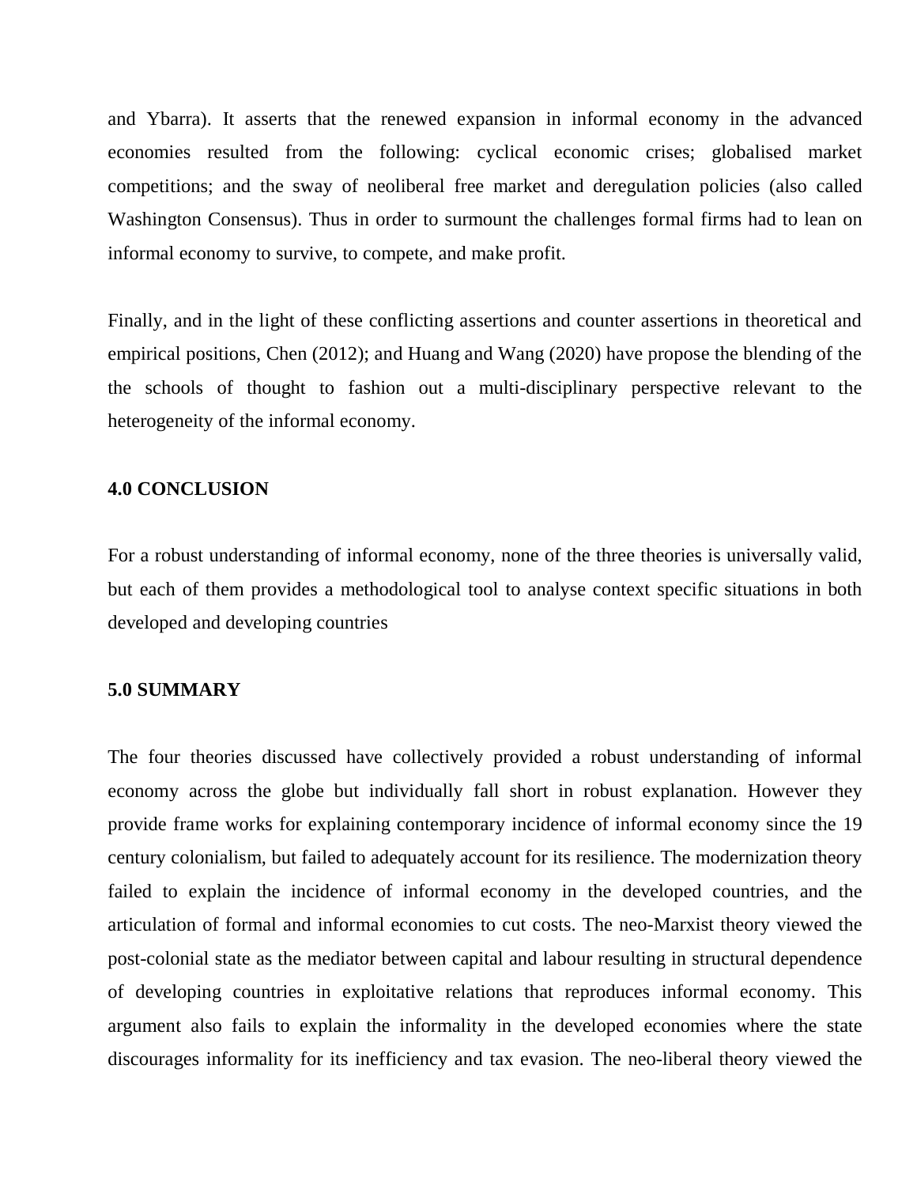and Ybarra). It asserts that the renewed expansion in informal economy in the advanced economies resulted from the following: cyclical economic crises; globalised market competitions; and the sway of neoliberal free market and deregulation policies (also called Washington Consensus). Thus in order to surmount the challenges formal firms had to lean on informal economy to survive, to compete, and make profit.

Finally, and in the light of these conflicting assertions and counter assertions in theoretical and empirical positions, Chen (2012); and Huang and Wang (2020) have propose the blending of the the schools of thought to fashion out a multi-disciplinary perspective relevant to the heterogeneity of the informal economy.

## 4.0 CONCLUSION

For a robust understanding of informal economy, none of the three theories is universally valid, but each of them provides a methodological tool to analyse context specific situations in both developed and developing countries

## 5.0 SUMMARY

The four theories discussed have collectively provided a robust understanding of informal economy across the globe but individually fall short in robust explanation. However they provide frame works for explaining contemporary incidence of informal economy since the 19 century colonialism, but failed to adequately account for its resilience. The modernization theory failed to explain the incidence of informal economy in the developed countries, and the articulation of formal and informal economies to cut costs. The neo-Marxist theory viewed the post-colonial state as the mediator between capital and labour resulting in structural dependence of developing countries in exploitative relations that reproduces informal economy. This argument also fails to explain the informality in the developed economies where the state discourages informality for its inefficiency and tax evasion. The neo-liberal theory viewed the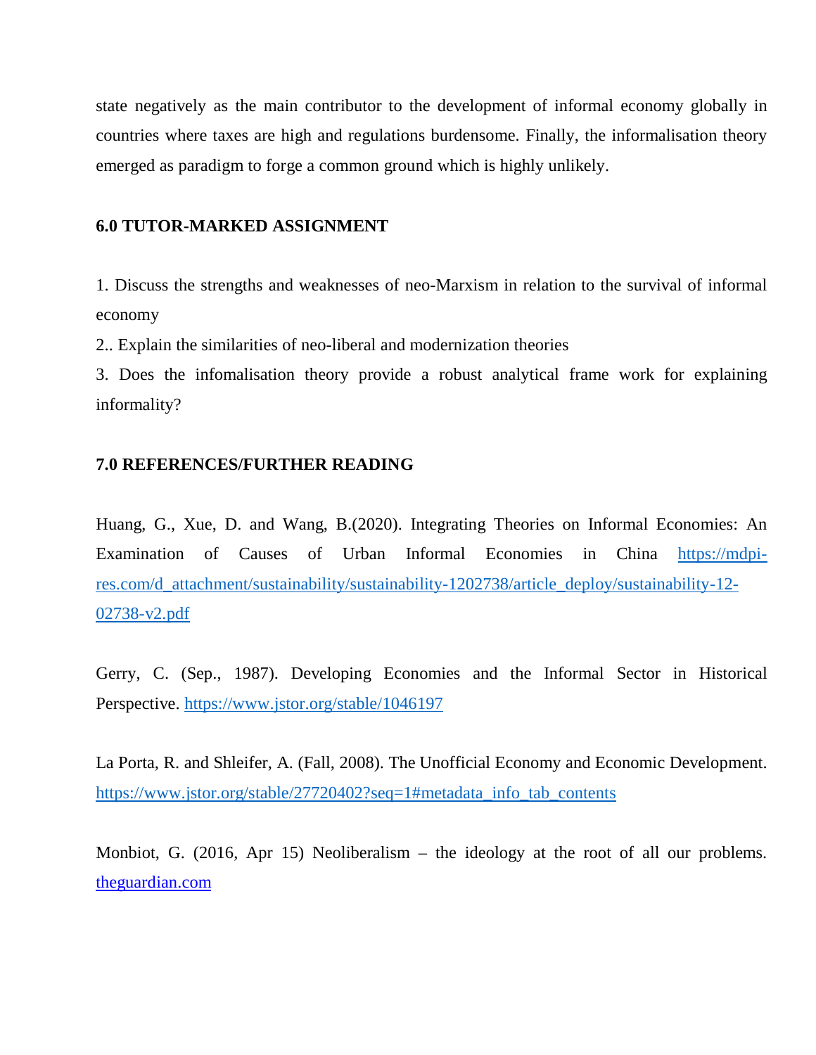state negatively as the main contributor to the development of informal economy globally in countries where taxes are high and regulations burdensome. Finally, the informalisation theory emerged as paradigm to forge a common ground which is highly unlikely.

## 6.0 TUTOR-MARKED ASSIGNMENT

1. Discuss the strengths and weaknesses of neo-Marxism in relation to the survival of informal economy
2.. Explain the similarities of neo-liberal and modernization theories
3. Does the infomalisation theory provide a robust analytical frame work for explaining informality?

## 7.0 REFERENCES/FURTHER READING

Huang, G., Xue, D. and Wang, B.(2020). Integrating Theories on Informal Economies: An Examination of Causes of Urban Informal Economies in China https://mdpi-res.com/d_attachment/sustainability/sustainability-1202738/article_deploy/sustainability-12-02738-v2.pdf

Gerry, C. (Sep., 1987). Developing Economies and the Informal Sector in Historical Perspective. https://www.jstor.org/stable/1046197

La Porta, R. and Shleifer, A. (Fall, 2008). The Unofficial Economy and Economic Development. https://www.jstor.org/stable/27720402?seq=1#metadata_info_tab_contents

Monbiot, G. (2016, Apr 15) Neoliberalism – the ideology at the root of all our problems. theguardian.com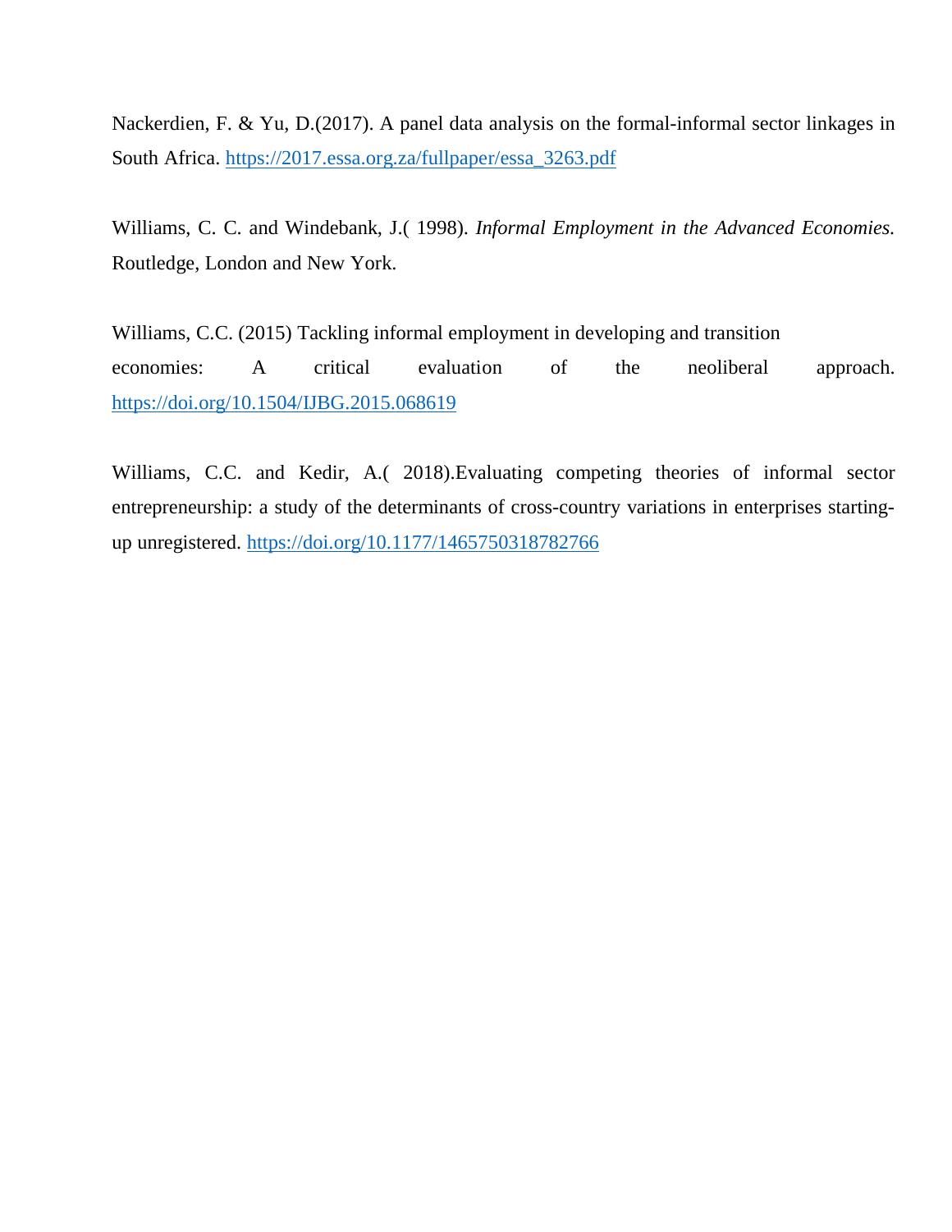Nackerdien, F. & Yu, D.(2017). A panel data analysis on the formal-informal sector linkages in South Africa. https://2017.essa.org.za/fullpaper/essa_3263.pdf

Williams, C. C. and Windebank, J.( 1998). *Informal Employment in the Advanced Economies.* Routledge, London and New York.

Williams, C.C. (2015) Tackling informal employment in developing and transition economies: A critical evaluation of the neoliberal approach. https://doi.org/10.1504/IJBG.2015.068619

Williams, C.C. and Kedir, A.( 2018).Evaluating competing theories of informal sector entrepreneurship: a study of the determinants of cross-country variations in enterprises starting-up unregistered. https://doi.org/10.1177/1465750318782766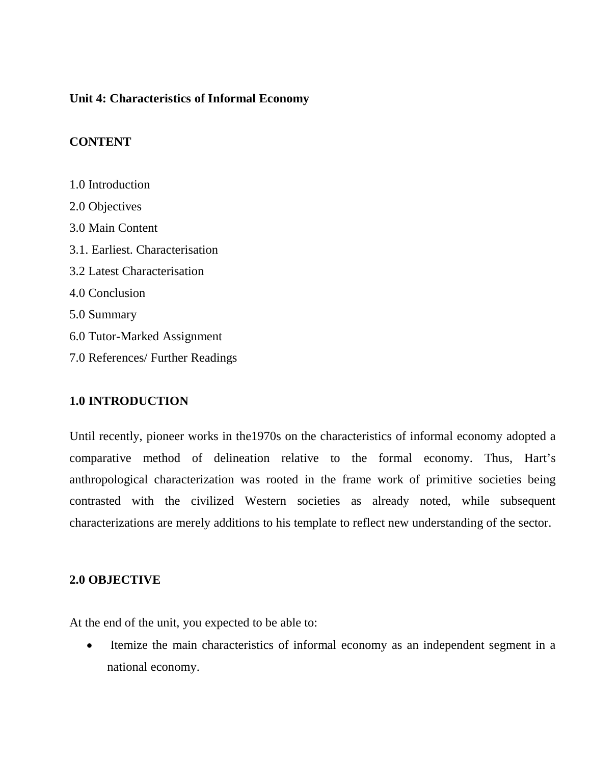**Unit 4: Characteristics of Informal Economy**

**CONTENT**

1.0 Introduction
2.0 Objectives
3.0 Main Content
3.1. Earliest. Characterisation
3.2 Latest Characterisation
4.0 Conclusion
5.0 Summary
6.0 Tutor-Marked Assignment
7.0 References/ Further Readings

## 1.0 INTRODUCTION

Until recently, pioneer works in the1970s on the characteristics of informal economy adopted a comparative method of delineation relative to the formal economy. Thus, Hart's anthropological characterization was rooted in the frame work of primitive societies being contrasted with the civilized Western societies as already noted, while subsequent characterizations are merely additions to his template to reflect new understanding of the sector.

## 2.0 OBJECTIVE

At the end of the unit, you expected to be able to:

- Itemize the main characteristics of informal economy as an independent segment in a national economy.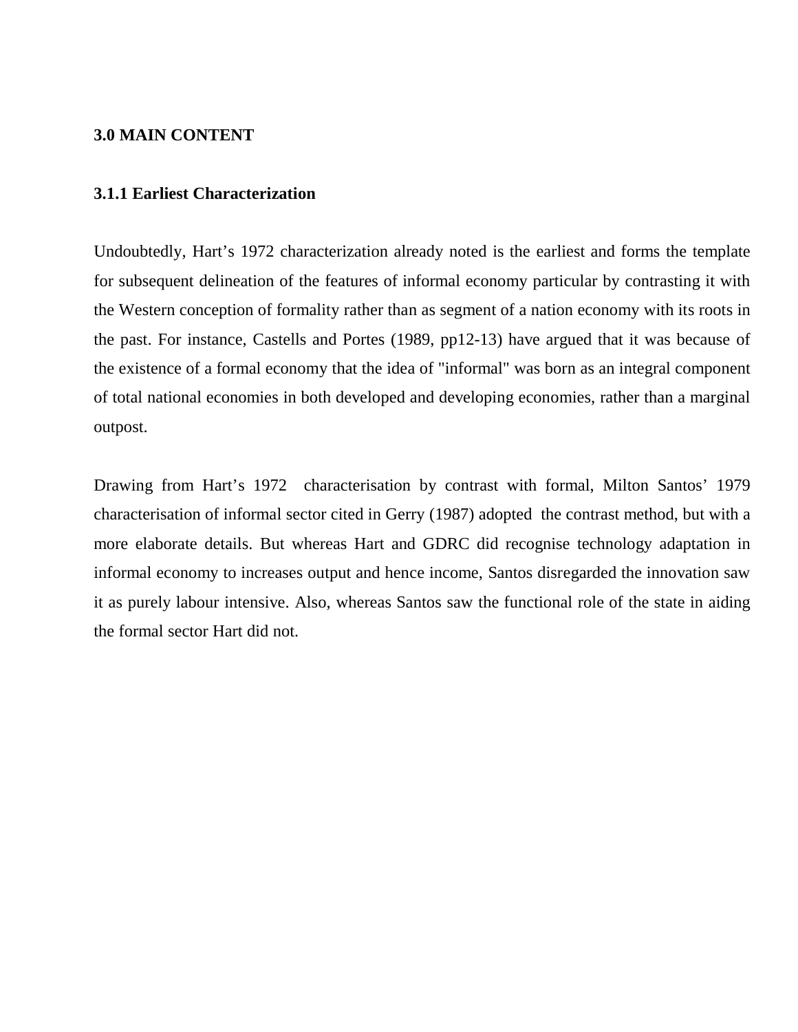## 3.0 MAIN CONTENT

### 3.1.1 Earliest Characterization

Undoubtedly, Hart's 1972 characterization already noted is the earliest and forms the template for subsequent delineation of the features of informal economy particular by contrasting it with the Western conception of formality rather than as segment of a nation economy with its roots in the past. For instance, Castells and Portes (1989, pp12-13) have argued that it was because of the existence of a formal economy that the idea of "informal" was born as an integral component of total national economies in both developed and developing economies, rather than a marginal outpost.

Drawing from Hart's 1972 characterisation by contrast with formal, Milton Santos' 1979 characterisation of informal sector cited in Gerry (1987) adopted the contrast method, but with a more elaborate details. But whereas Hart and GDRC did recognise technology adaptation in informal economy to increases output and hence income, Santos disregarded the innovation saw it as purely labour intensive. Also, whereas Santos saw the functional role of the state in aiding the formal sector Hart did not.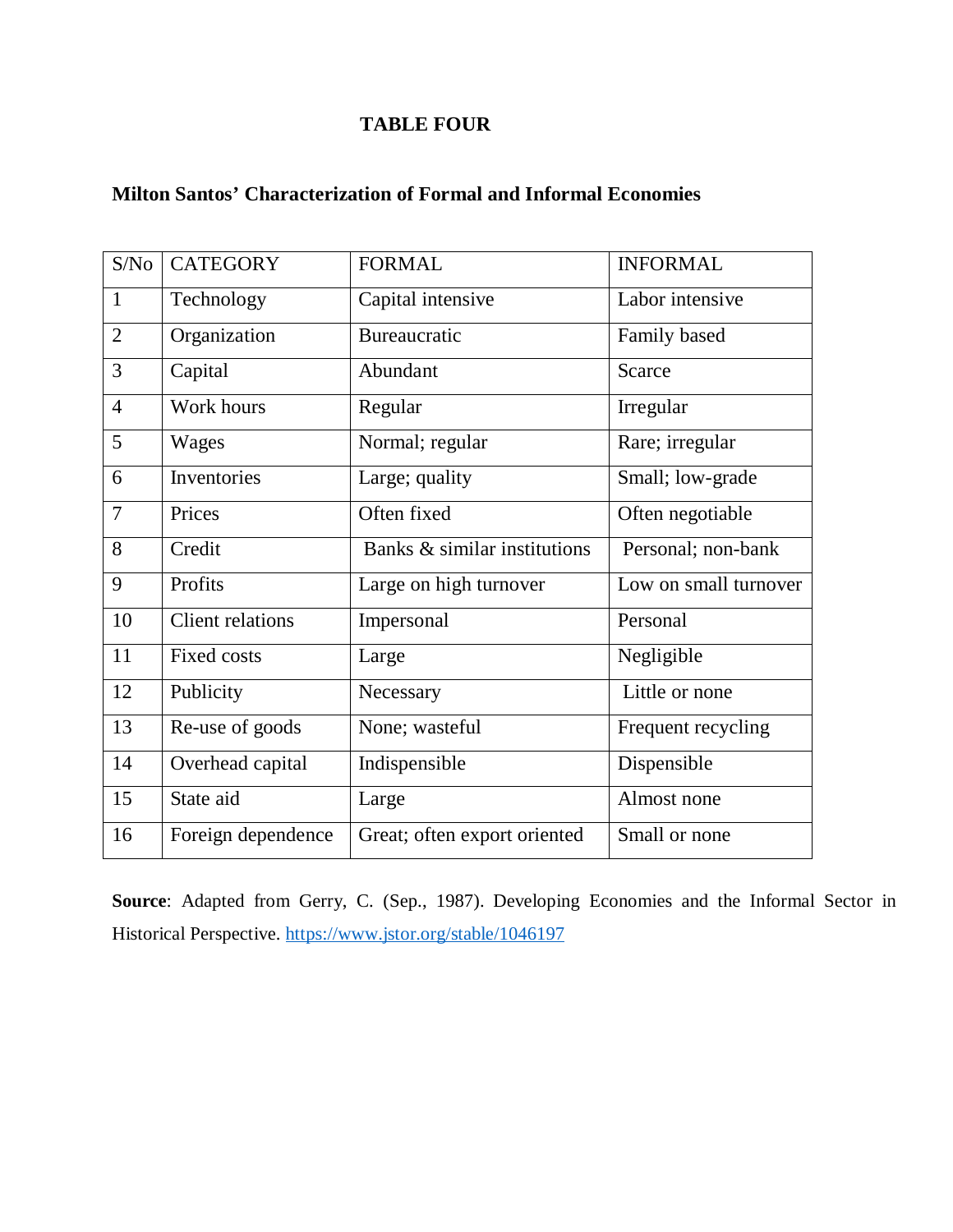**TABLE FOUR**

**Milton Santos' Characterization of Formal and Informal Economies**

| S/No | CATEGORY | FORMAL | INFORMAL |
|---|---|---|---|
| 1 | Technology | Capital intensive | Labor intensive |
| 2 | Organization | Bureaucratic | Family based |
| 3 | Capital | Abundant | Scarce |
| 4 | Work hours | Regular | Irregular |
| 5 | Wages | Normal; regular | Rare; irregular |
| 6 | Inventories | Large; quality | Small; low-grade |
| 7 | Prices | Often fixed | Often negotiable |
| 8 | Credit | Banks & similar institutions | Personal; non-bank |
| 9 | Profits | Large on high turnover | Low on small turnover |
| 10 | Client relations | Impersonal | Personal |
| 11 | Fixed costs | Large | Negligible |
| 12 | Publicity | Necessary | Little or none |
| 13 | Re-use of goods | None; wasteful | Frequent recycling |
| 14 | Overhead capital | Indispensible | Dispensible |
| 15 | State aid | Large | Almost none |
| 16 | Foreign dependence | Great; often export oriented | Small or none |

**Source**: Adapted from Gerry, C. (Sep., 1987). Developing Economies and the Informal Sector in Historical Perspective. https://www.jstor.org/stable/1046197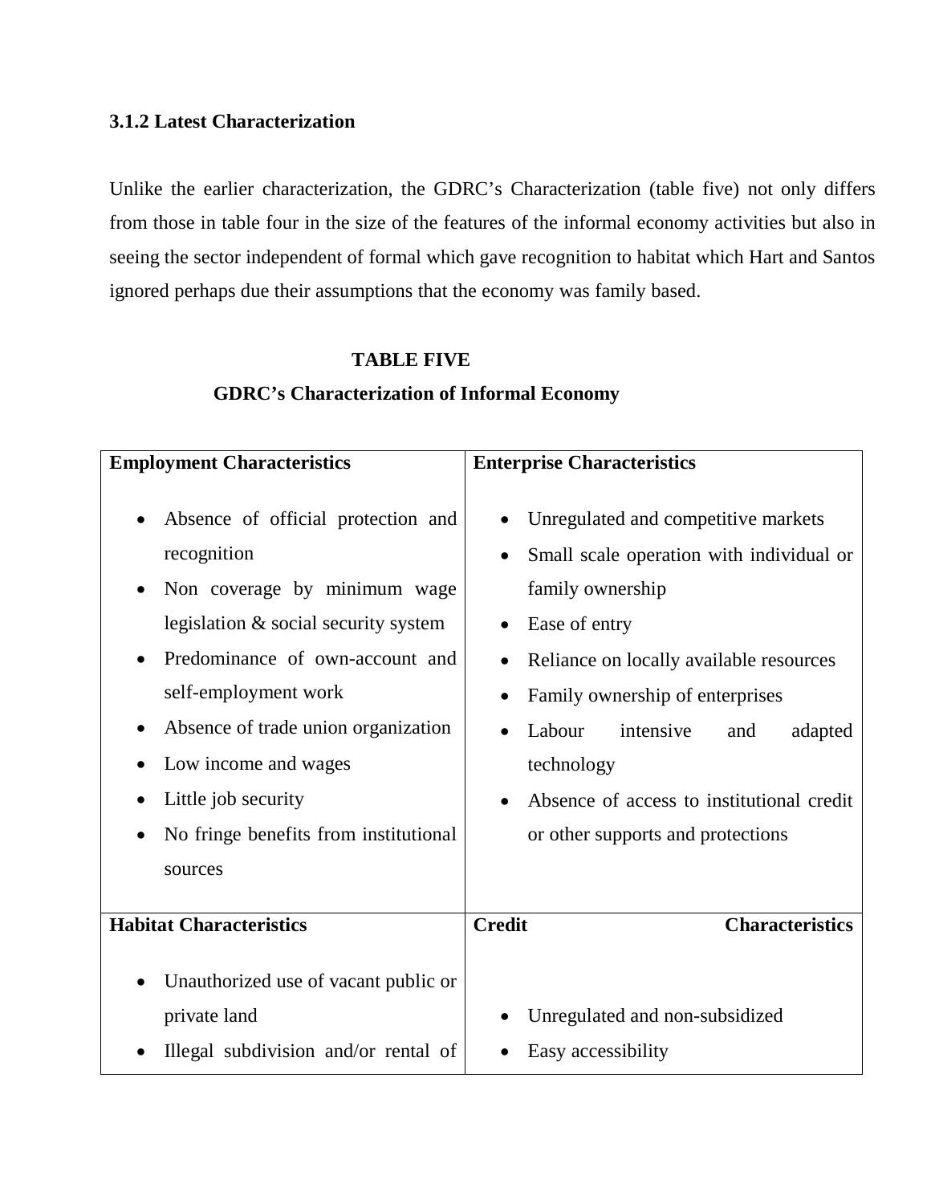### 3.1.2 Latest Characterization

Unlike the earlier characterization, the GDRC's Characterization (table five) not only differs from those in table four in the size of the features of the informal economy activities but also in seeing the sector independent of formal which gave recognition to habitat which Hart and Santos ignored perhaps due their assumptions that the economy was family based.

**TABLE FIVE**

**GDRC's Characterization of Informal Economy**

| **Employment Characteristics** | **Enterprise Characteristics** |
|---|---|
| • Absence of official protection and recognition<br>• Non coverage by minimum wage legislation & social security system<br>• Predominance of own-account and self-employment work<br>• Absence of trade union organization<br>• Low income and wages<br>• Little job security<br>• No fringe benefits from institutional sources | • Unregulated and competitive markets<br>• Small scale operation with individual or family ownership<br>• Ease of entry<br>• Reliance on locally available resources<br>• Family ownership of enterprises<br>• Labour intensive and adapted technology<br>• Absence of access to institutional credit or other supports and protections |
| **Habitat Characteristics** | **Credit Characteristics** |
| • Unauthorized use of vacant public or private land<br>• Illegal subdivision and/or rental of | • Unregulated and non-subsidized<br>• Easy accessibility |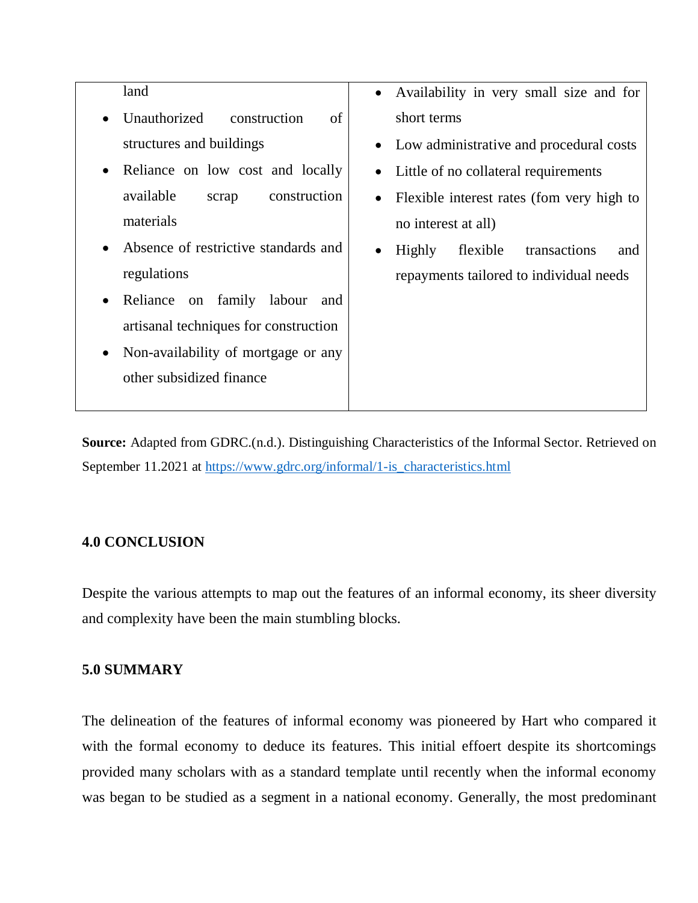| | |
|---|---|
| land<br>• Unauthorized construction of structures and buildings<br>• Reliance on low cost and locally available scrap construction materials<br>• Absence of restrictive standards and regulations<br>• Reliance on family labour and artisanal techniques for construction<br>• Non-availability of mortgage or any other subsidized finance | • Availability in very small size and for short terms<br>• Low administrative and procedural costs<br>• Little of no collateral requirements<br>• Flexible interest rates (fom very high to no interest at all)<br>• Highly flexible transactions and repayments tailored to individual needs |

**Source:** Adapted from GDRC.(n.d.). Distinguishing Characteristics of the Informal Sector. Retrieved on September 11.2021 at https://www.gdrc.org/informal/1-is_characteristics.html

## 4.0 CONCLUSION

Despite the various attempts to map out the features of an informal economy, its sheer diversity and complexity have been the main stumbling blocks.

## 5.0 SUMMARY

The delineation of the features of informal economy was pioneered by Hart who compared it with the formal economy to deduce its features. This initial effoert despite its shortcomings provided many scholars with as a standard template until recently when the informal economy was began to be studied as a segment in a national economy. Generally, the most predominant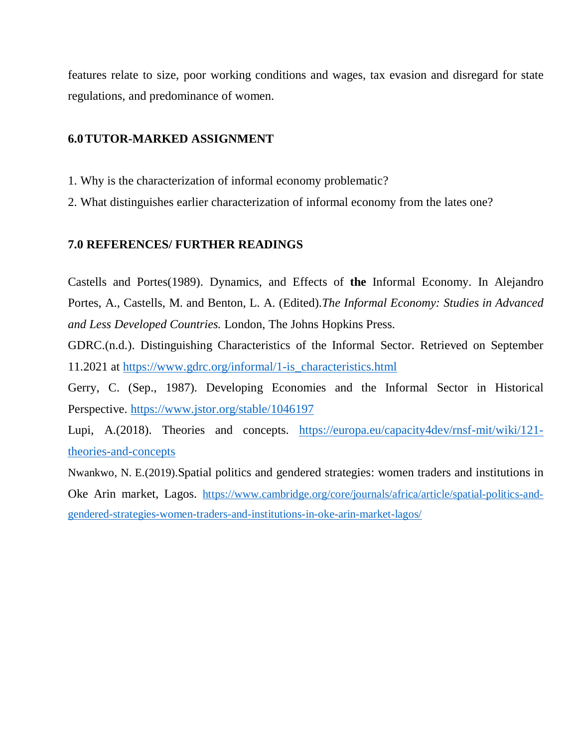features relate to size, poor working conditions and wages, tax evasion and disregard for state regulations, and predominance of women.

## 6.0 TUTOR-MARKED ASSIGNMENT

1. Why is the characterization of informal economy problematic?
2. What distinguishes earlier characterization of informal economy from the lates one?

## 7.0 REFERENCES/ FURTHER READINGS

Castells and Portes(1989). Dynamics, and Effects of **the** Informal Economy. In Alejandro Portes, A., Castells, M. and Benton, L. A. (Edited).*The Informal Economy: Studies in Advanced and Less Developed Countries.* London, The Johns Hopkins Press.

GDRC.(n.d.). Distinguishing Characteristics of the Informal Sector. Retrieved on September 11.2021 at https://www.gdrc.org/informal/1-is_characteristics.html

Gerry, C. (Sep., 1987). Developing Economies and the Informal Sector in Historical Perspective. https://www.jstor.org/stable/1046197

Lupi, A.(2018). Theories and concepts. https://europa.eu/capacity4dev/rnsf-mit/wiki/121-theories-and-concepts

Nwankwo, N. E.(2019).Spatial politics and gendered strategies: women traders and institutions in Oke Arin market, Lagos. https://www.cambridge.org/core/journals/africa/article/spatial-politics-and-gendered-strategies-women-traders-and-institutions-in-oke-arin-market-lagos/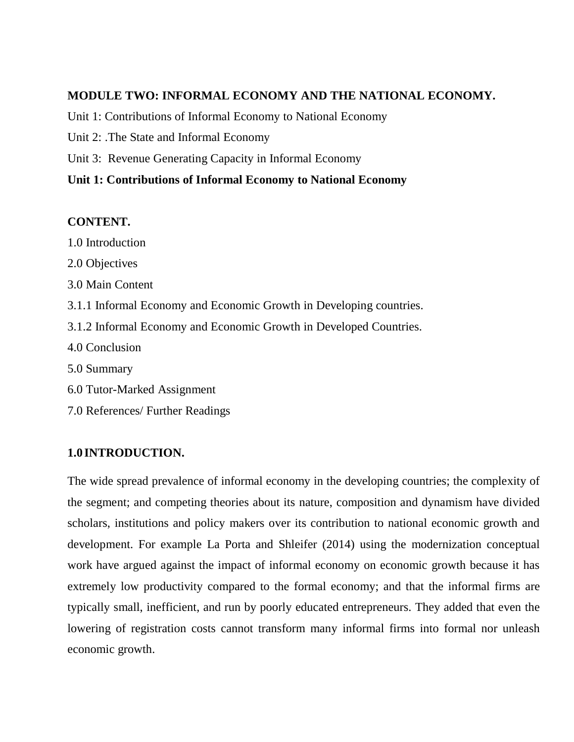**MODULE TWO: INFORMAL ECONOMY AND THE NATIONAL ECONOMY.**

Unit 1: Contributions of Informal Economy to National Economy

Unit 2: .The State and Informal Economy

Unit 3: Revenue Generating Capacity in Informal Economy

**Unit 1: Contributions of Informal Economy to National Economy**

**CONTENT.**

1.0 Introduction

2.0 Objectives

3.0 Main Content

3.1.1 Informal Economy and Economic Growth in Developing countries.

3.1.2 Informal Economy and Economic Growth in Developed Countries.

4.0 Conclusion

5.0 Summary

6.0 Tutor-Marked Assignment

7.0 References/ Further Readings

**1.0 INTRODUCTION.**

The wide spread prevalence of informal economy in the developing countries; the complexity of the segment; and competing theories about its nature, composition and dynamism have divided scholars, institutions and policy makers over its contribution to national economic growth and development. For example La Porta and Shleifer (2014) using the modernization conceptual work have argued against the impact of informal economy on economic growth because it has extremely low productivity compared to the formal economy; and that the informal firms are typically small, inefficient, and run by poorly educated entrepreneurs. They added that even the lowering of registration costs cannot transform many informal firms into formal nor unleash economic growth.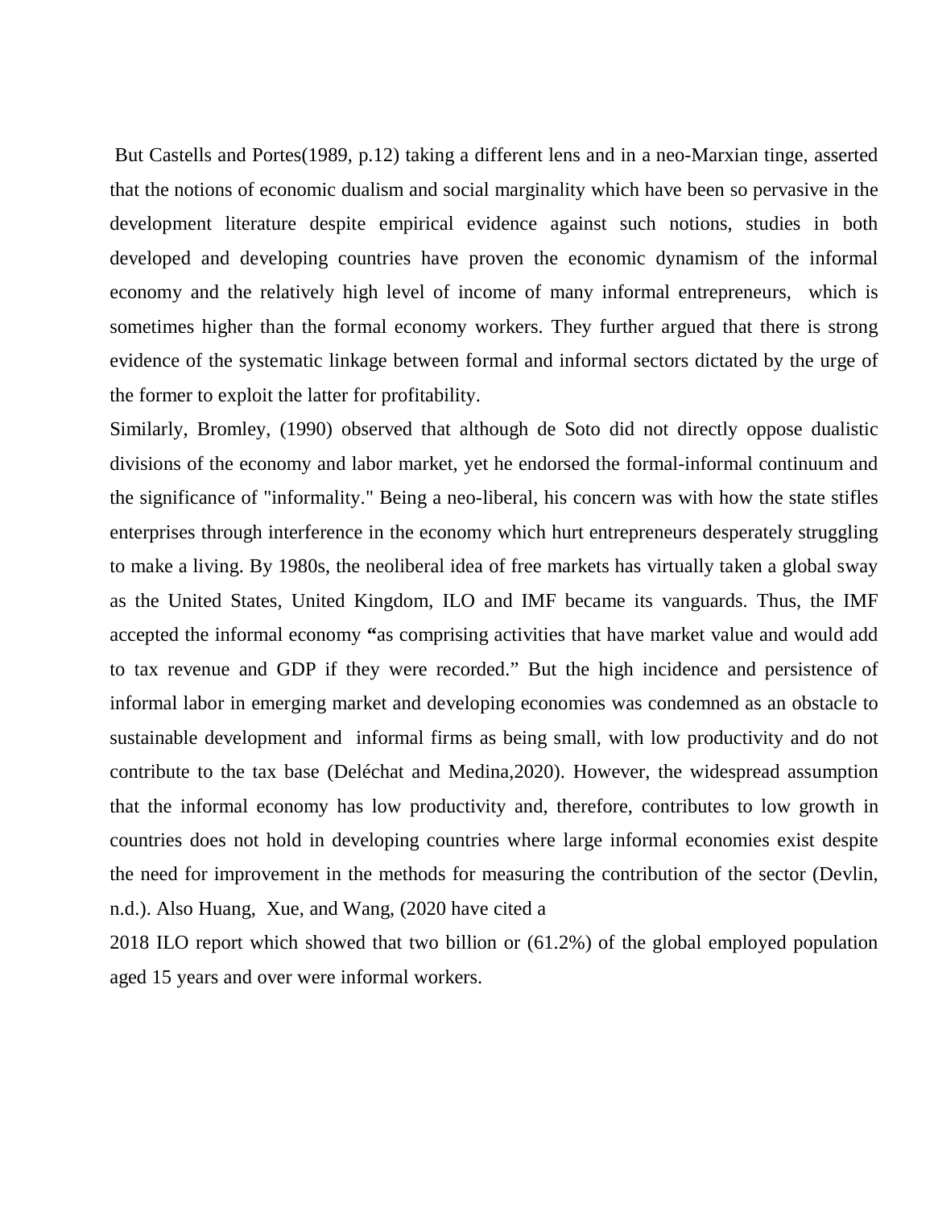But Castells and Portes(1989, p.12) taking a different lens and in a neo-Marxian tinge, asserted that the notions of economic dualism and social marginality which have been so pervasive in the development literature despite empirical evidence against such notions, studies in both developed and developing countries have proven the economic dynamism of the informal economy and the relatively high level of income of many informal entrepreneurs, which is sometimes higher than the formal economy workers. They further argued that there is strong evidence of the systematic linkage between formal and informal sectors dictated by the urge of the former to exploit the latter for profitability.

Similarly, Bromley, (1990) observed that although de Soto did not directly oppose dualistic divisions of the economy and labor market, yet he endorsed the formal-informal continuum and the significance of "informality." Being a neo-liberal, his concern was with how the state stifles enterprises through interference in the economy which hurt entrepreneurs desperately struggling to make a living. By 1980s, the neoliberal idea of free markets has virtually taken a global sway as the United States, United Kingdom, ILO and IMF became its vanguards. Thus, the IMF accepted the informal economy **"**as comprising activities that have market value and would add to tax revenue and GDP if they were recorded." But the high incidence and persistence of informal labor in emerging market and developing economies was condemned as an obstacle to sustainable development and informal firms as being small, with low productivity and do not contribute to the tax base (Deléchat and Medina,2020). However, the widespread assumption that the informal economy has low productivity and, therefore, contributes to low growth in countries does not hold in developing countries where large informal economies exist despite the need for improvement in the methods for measuring the contribution of the sector (Devlin, n.d.). Also Huang, Xue, and Wang, (2020 have cited a

2018 ILO report which showed that two billion or (61.2%) of the global employed population aged 15 years and over were informal workers.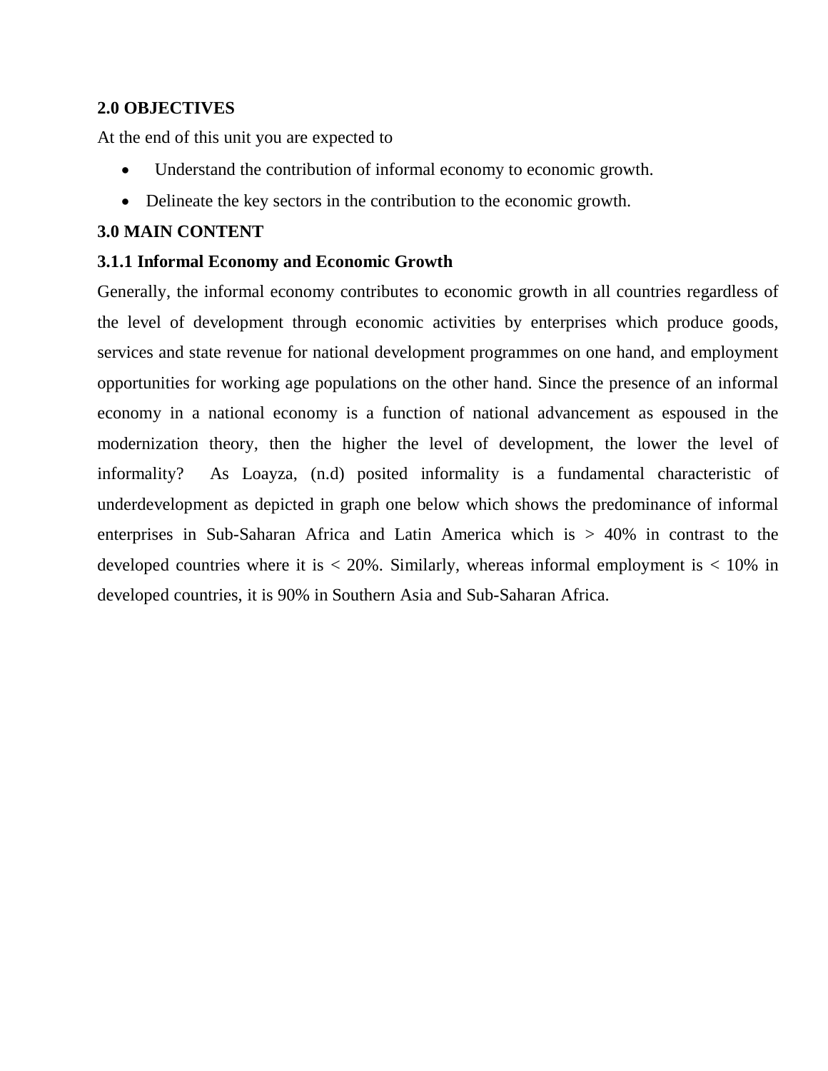## 2.0 OBJECTIVES

At the end of this unit you are expected to

- Understand the contribution of informal economy to economic growth.
- Delineate the key sectors in the contribution to the economic growth.

## 3.0 MAIN CONTENT

### 3.1.1 Informal Economy and Economic Growth

Generally, the informal economy contributes to economic growth in all countries regardless of the level of development through economic activities by enterprises which produce goods, services and state revenue for national development programmes on one hand, and employment opportunities for working age populations on the other hand. Since the presence of an informal economy in a national economy is a function of national advancement as espoused in the modernization theory, then the higher the level of development, the lower the level of informality? As Loayza, (n.d) posited informality is a fundamental characteristic of underdevelopment as depicted in graph one below which shows the predominance of informal enterprises in Sub-Saharan Africa and Latin America which is > 40% in contrast to the developed countries where it is < 20%. Similarly, whereas informal employment is < 10% in developed countries, it is 90% in Southern Asia and Sub-Saharan Africa.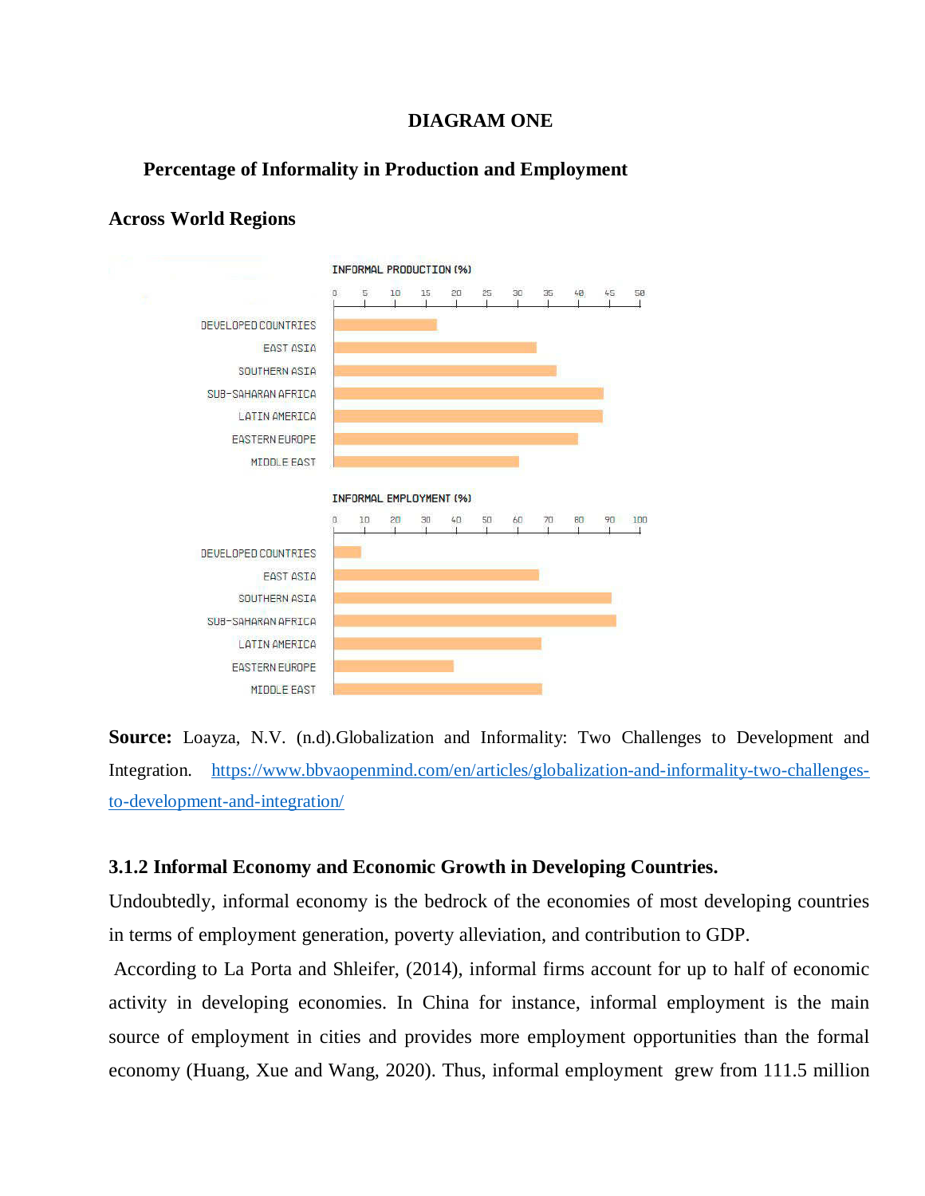**DIAGRAM ONE**

**Percentage of Informality in Production and Employment**

**Across World Regions**

INFORMAL PRODUCTION (%)

DEVELOPED COUNTRIES
EAST ASIA
SOUTHERN ASIA
SUB-SAHARAN AFRICA
LATIN AMERICA
EASTERN EUROPE
MIDDLE EAST

INFORMAL EMPLOYMENT (%)

DEVELOPED COUNTRIES
EAST ASIA
SOUTHERN ASIA
SUB-SAHARAN AFRICA
LATIN AMERICA
EASTERN EUROPE
MIDDLE EAST

**Source:** Loayza, N.V. (n.d).Globalization and Informality: Two Challenges to Development and Integration. https://www.bbvaopenmind.com/en/articles/globalization-and-informality-two-challenges-to-development-and-integration/

### 3.1.2 Informal Economy and Economic Growth in Developing Countries.

Undoubtedly, informal economy is the bedrock of the economies of most developing countries in terms of employment generation, poverty alleviation, and contribution to GDP.

According to La Porta and Shleifer, (2014), informal firms account for up to half of economic activity in developing economies. In China for instance, informal employment is the main source of employment in cities and provides more employment opportunities than the formal economy (Huang, Xue and Wang, 2020). Thus, informal employment grew from 111.5 million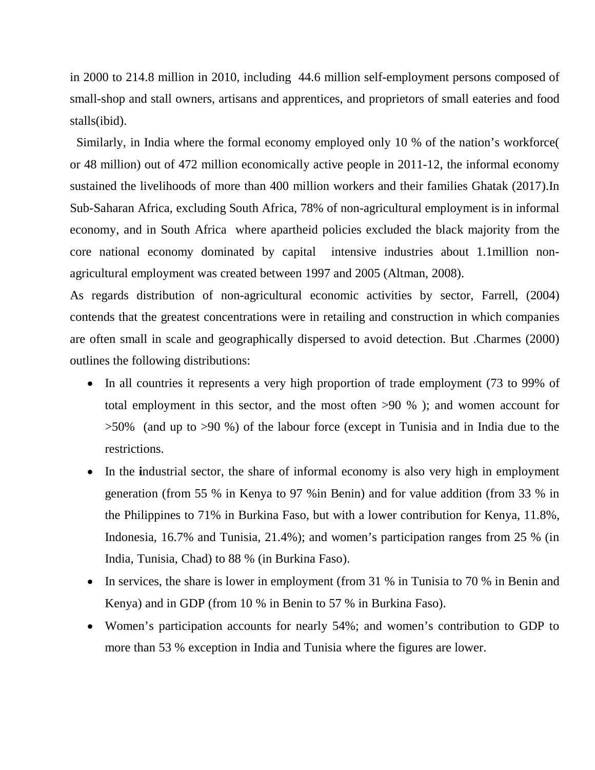in 2000 to 214.8 million in 2010, including 44.6 million self-employment persons composed of small-shop and stall owners, artisans and apprentices, and proprietors of small eateries and food stalls(ibid).

Similarly, in India where the formal economy employed only 10 % of the nation's workforce( or 48 million) out of 472 million economically active people in 2011-12, the informal economy sustained the livelihoods of more than 400 million workers and their families Ghatak (2017).In Sub-Saharan Africa, excluding South Africa, 78% of non-agricultural employment is in informal economy, and in South Africa where apartheid policies excluded the black majority from the core national economy dominated by capital intensive industries about 1.1million non-agricultural employment was created between 1997 and 2005 (Altman, 2008).

As regards distribution of non-agricultural economic activities by sector, Farrell, (2004) contends that the greatest concentrations were in retailing and construction in which companies are often small in scale and geographically dispersed to avoid detection. But .Charmes (2000) outlines the following distributions:

- In all countries it represents a very high proportion of trade employment (73 to 99% of total employment in this sector, and the most often >90 % ); and women account for >50% (and up to >90 %) of the labour force (except in Tunisia and in India due to the restrictions.
- In the **i**ndustrial sector, the share of informal economy is also very high in employment generation (from 55 % in Kenya to 97 %in Benin) and for value addition (from 33 % in the Philippines to 71% in Burkina Faso, but with a lower contribution for Kenya, 11.8%, Indonesia, 16.7% and Tunisia, 21.4%); and women's participation ranges from 25 % (in India, Tunisia, Chad) to 88 % (in Burkina Faso).
- In services, the share is lower in employment (from 31 % in Tunisia to 70 % in Benin and Kenya) and in GDP (from 10 % in Benin to 57 % in Burkina Faso).
- Women's participation accounts for nearly 54%; and women's contribution to GDP to more than 53 % exception in India and Tunisia where the figures are lower.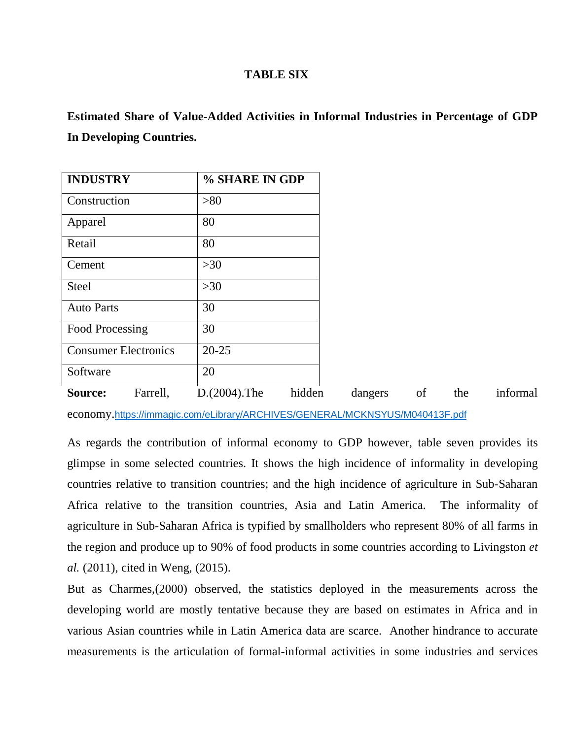**TABLE SIX**

**Estimated Share of Value-Added Activities in Informal Industries in Percentage of GDP In Developing Countries.**

| **INDUSTRY** | **% SHARE IN GDP** |
|---|---|
| Construction | >80 |
| Apparel | 80 |
| Retail | 80 |
| Cement | >30 |
| Steel | >30 |
| Auto Parts | 30 |
| Food Processing | 30 |
| Consumer Electronics | 20-25 |
| Software | 20 |

**Source:** Farrell, D.(2004).The hidden dangers of the informal economy.https://immagic.com/eLibrary/ARCHIVES/GENERAL/MCKNSYUS/M040413F.pdf

As regards the contribution of informal economy to GDP however, table seven provides its glimpse in some selected countries. It shows the high incidence of informality in developing countries relative to transition countries; and the high incidence of agriculture in Sub-Saharan Africa relative to the transition countries, Asia and Latin America. The informality of agriculture in Sub-Saharan Africa is typified by smallholders who represent 80% of all farms in the region and produce up to 90% of food products in some countries according to Livingston *et al.* (2011), cited in Weng, (2015).

But as Charmes,(2000) observed, the statistics deployed in the measurements across the developing world are mostly tentative because they are based on estimates in Africa and in various Asian countries while in Latin America data are scarce. Another hindrance to accurate measurements is the articulation of formal-informal activities in some industries and services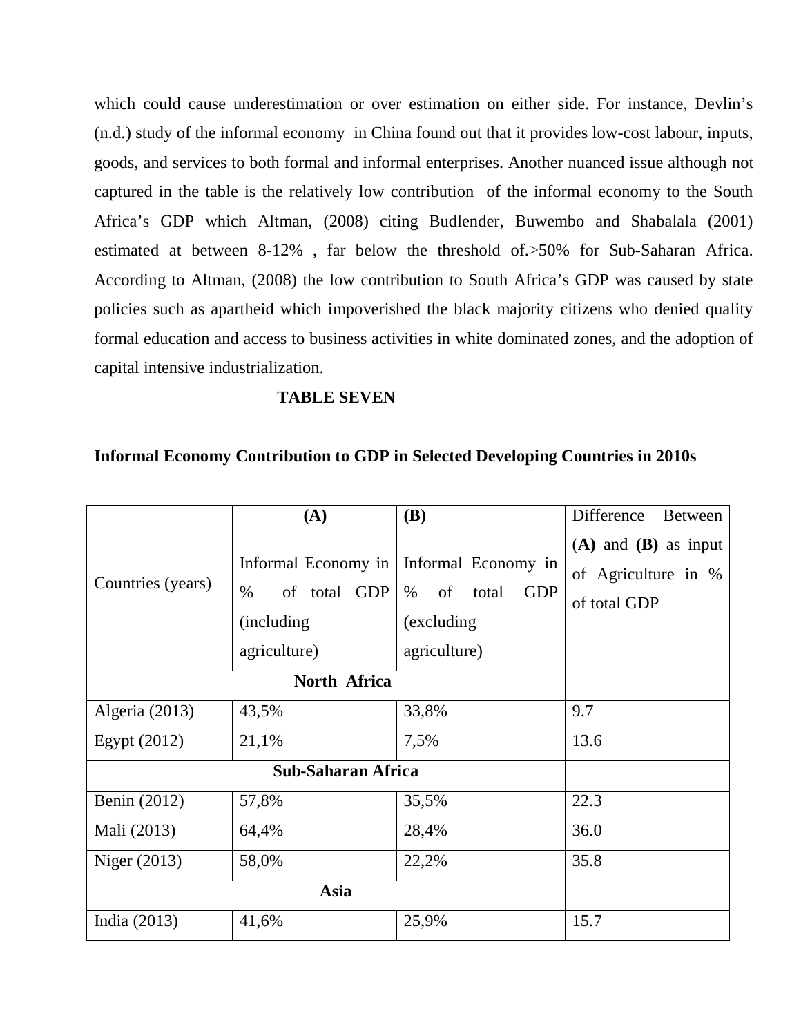which could cause underestimation or over estimation on either side. For instance, Devlin's (n.d.) study of the informal economy in China found out that it provides low-cost labour, inputs, goods, and services to both formal and informal enterprises. Another nuanced issue although not captured in the table is the relatively low contribution of the informal economy to the South Africa's GDP which Altman, (2008) citing Budlender, Buwembo and Shabalala (2001) estimated at between 8-12% , far below the threshold of.>50% for Sub-Saharan Africa. According to Altman, (2008) the low contribution to South Africa's GDP was caused by state policies such as apartheid which impoverished the black majority citizens who denied quality formal education and access to business activities in white dominated zones, and the adoption of capital intensive industrialization.

**TABLE SEVEN**

**Informal Economy Contribution to GDP in Selected Developing Countries in 2010s**

| Countries (years) | **(A)** Informal Economy in % of total GDP (including agriculture) | **(B)** Informal Economy in % of total GDP (excluding agriculture) | Difference Between **(A)** and **(B)** as input of Agriculture in % of total GDP |
|---|---|---|---|
| **North Africa** | | | |
| Algeria (2013) | 43,5% | 33,8% | 9.7 |
| Egypt (2012) | 21,1% | 7,5% | 13.6 |
| **Sub-Saharan Africa** | | | |
| Benin (2012) | 57,8% | 35,5% | 22.3 |
| Mali (2013) | 64,4% | 28,4% | 36.0 |
| Niger (2013) | 58,0% | 22,2% | 35.8 |
| **Asia** | | | |
| India (2013) | 41,6% | 25,9% | 15.7 |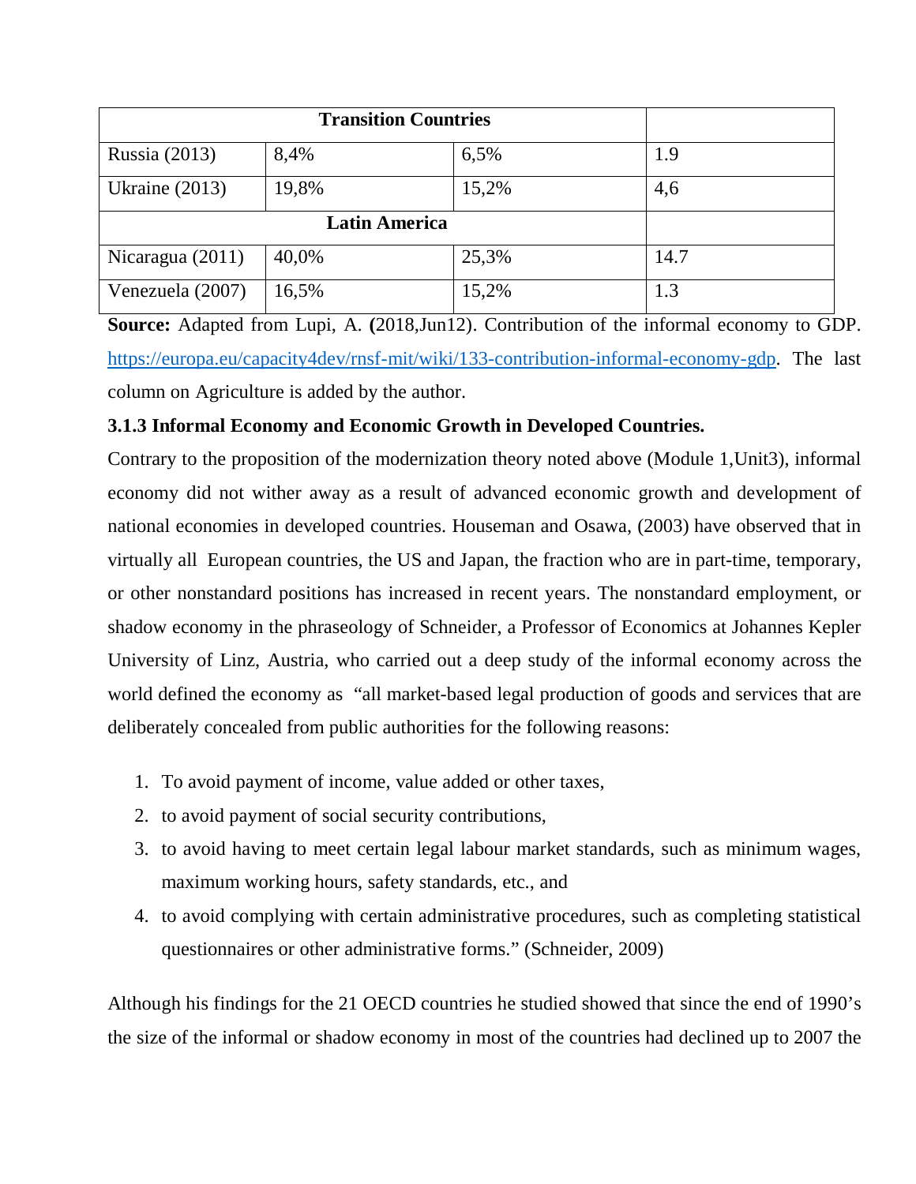| Transition Countries | | | |
|---|---|---|---|
| Russia (2013) | 8,4% | 6,5% | 1.9 |
| Ukraine (2013) | 19,8% | 15,2% | 4,6 |
| **Latin America** | | | |
| Nicaragua (2011) | 40,0% | 25,3% | 14.7 |
| Venezuela (2007) | 16,5% | 15,2% | 1.3 |

**Source:** Adapted from Lupi, A. **(**2018,Jun12). Contribution of the informal economy to GDP. https://europa.eu/capacity4dev/rnsf-mit/wiki/133-contribution-informal-economy-gdp. The last column on Agriculture is added by the author.

### 3.1.3 Informal Economy and Economic Growth in Developed Countries.

Contrary to the proposition of the modernization theory noted above (Module 1,Unit3), informal economy did not wither away as a result of advanced economic growth and development of national economies in developed countries. Houseman and Osawa, (2003) have observed that in virtually all European countries, the US and Japan, the fraction who are in part-time, temporary, or other nonstandard positions has increased in recent years. The nonstandard employment, or shadow economy in the phraseology of Schneider, a Professor of Economics at Johannes Kepler University of Linz, Austria, who carried out a deep study of the informal economy across the world defined the economy as "all market-based legal production of goods and services that are deliberately concealed from public authorities for the following reasons:

1. To avoid payment of income, value added or other taxes,
2. to avoid payment of social security contributions,
3. to avoid having to meet certain legal labour market standards, such as minimum wages, maximum working hours, safety standards, etc., and
4. to avoid complying with certain administrative procedures, such as completing statistical questionnaires or other administrative forms." (Schneider, 2009)

Although his findings for the 21 OECD countries he studied showed that since the end of 1990's the size of the informal or shadow economy in most of the countries had declined up to 2007 the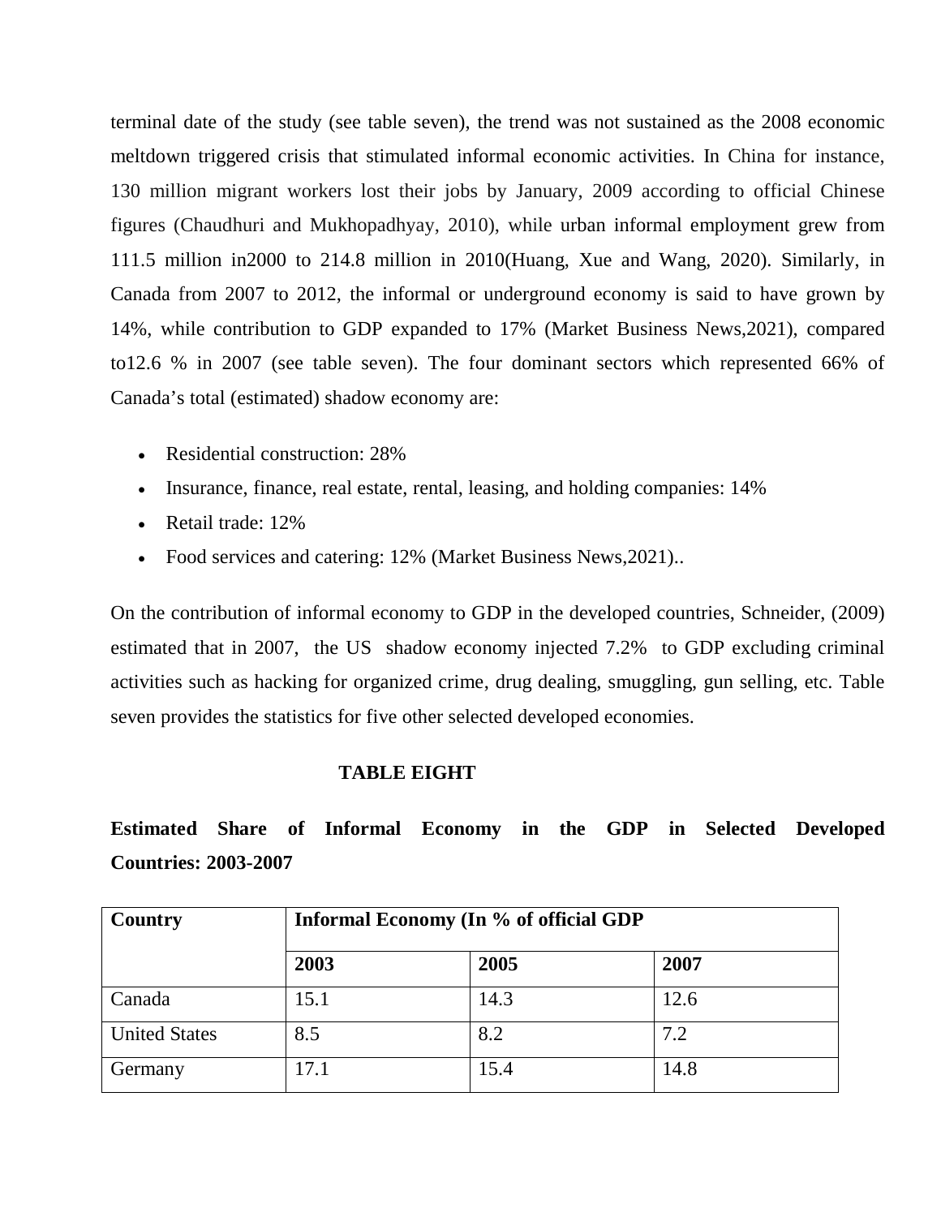terminal date of the study (see table seven), the trend was not sustained as the 2008 economic meltdown triggered crisis that stimulated informal economic activities. In China for instance, 130 million migrant workers lost their jobs by January, 2009 according to official Chinese figures (Chaudhuri and Mukhopadhyay, 2010), while urban informal employment grew from 111.5 million in2000 to 214.8 million in 2010(Huang, Xue and Wang, 2020). Similarly, in Canada from 2007 to 2012, the informal or underground economy is said to have grown by 14%, while contribution to GDP expanded to 17% (Market Business News,2021), compared to12.6 % in 2007 (see table seven). The four dominant sectors which represented 66% of Canada's total (estimated) shadow economy are:

- Residential construction: 28%
- Insurance, finance, real estate, rental, leasing, and holding companies: 14%
- Retail trade: 12%
- Food services and catering: 12% (Market Business News,2021)..

On the contribution of informal economy to GDP in the developed countries, Schneider, (2009) estimated that in 2007, the US shadow economy injected 7.2% to GDP excluding criminal activities such as hacking for organized crime, drug dealing, smuggling, gun selling, etc. Table seven provides the statistics for five other selected developed economies.

**TABLE EIGHT**

**Estimated Share of Informal Economy in the GDP in Selected Developed Countries: 2003-2007**

| Country | Informal Economy (In % of official GDP | | |
|---|---|---|---|
| | 2003 | 2005 | 2007 |
| Canada | 15.1 | 14.3 | 12.6 |
| United States | 8.5 | 8.2 | 7.2 |
| Germany | 17.1 | 15.4 | 14.8 |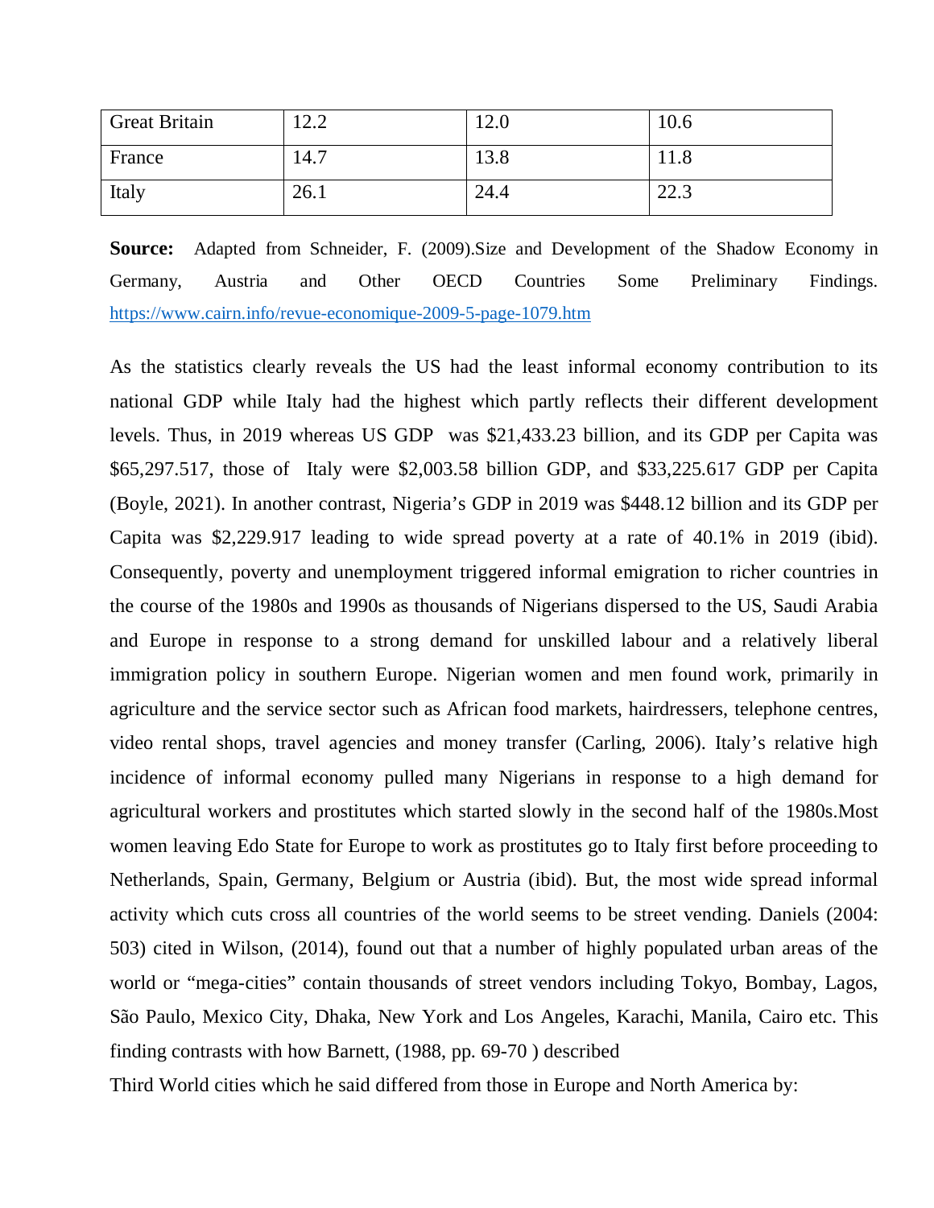| Great Britain | 12.2 | 12.0 | 10.6 |
|---|---|---|---|
| France | 14.7 | 13.8 | 11.8 |
| Italy | 26.1 | 24.4 | 22.3 |

**Source:** Adapted from Schneider, F. (2009).Size and Development of the Shadow Economy in Germany, Austria and Other OECD Countries Some Preliminary Findings. https://www.cairn.info/revue-economique-2009-5-page-1079.htm

As the statistics clearly reveals the US had the least informal economy contribution to its national GDP while Italy had the highest which partly reflects their different development levels. Thus, in 2019 whereas US GDP was $21,433.23 billion, and its GDP per Capita was $65,297.517, those of Italy were $2,003.58 billion GDP, and $33,225.617 GDP per Capita (Boyle, 2021). In another contrast, Nigeria's GDP in 2019 was $448.12 billion and its GDP per Capita was $2,229.917 leading to wide spread poverty at a rate of 40.1% in 2019 (ibid). Consequently, poverty and unemployment triggered informal emigration to richer countries in the course of the 1980s and 1990s as thousands of Nigerians dispersed to the US, Saudi Arabia and Europe in response to a strong demand for unskilled labour and a relatively liberal immigration policy in southern Europe. Nigerian women and men found work, primarily in agriculture and the service sector such as African food markets, hairdressers, telephone centres, video rental shops, travel agencies and money transfer (Carling, 2006). Italy's relative high incidence of informal economy pulled many Nigerians in response to a high demand for agricultural workers and prostitutes which started slowly in the second half of the 1980s.Most women leaving Edo State for Europe to work as prostitutes go to Italy first before proceeding to Netherlands, Spain, Germany, Belgium or Austria (ibid). But, the most wide spread informal activity which cuts cross all countries of the world seems to be street vending. Daniels (2004: 503) cited in Wilson, (2014), found out that a number of highly populated urban areas of the world or "mega-cities" contain thousands of street vendors including Tokyo, Bombay, Lagos, São Paulo, Mexico City, Dhaka, New York and Los Angeles, Karachi, Manila, Cairo etc. This finding contrasts with how Barnett, (1988, pp. 69-70 ) described

Third World cities which he said differed from those in Europe and North America by: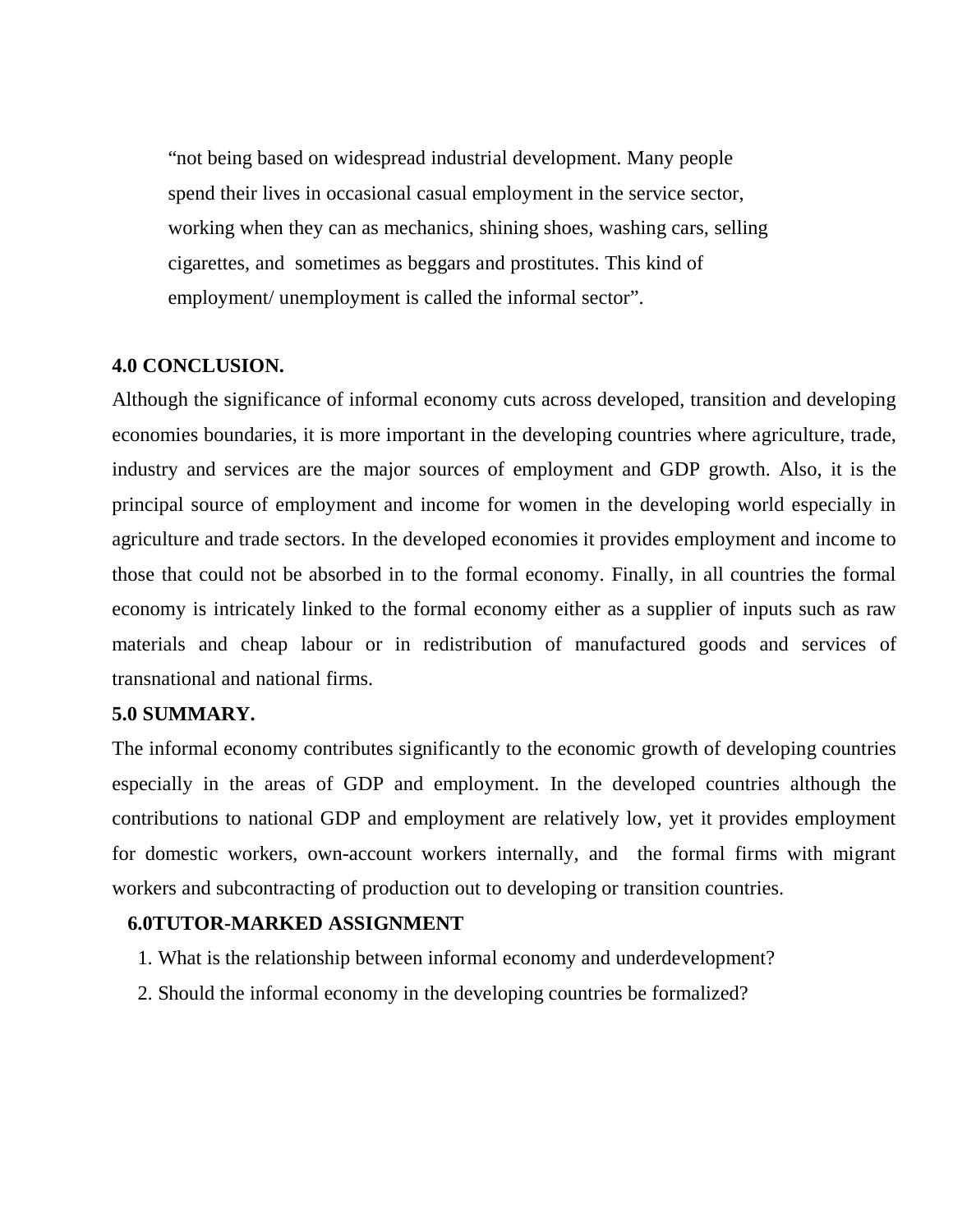> “not being based on widespread industrial development. Many people spend their lives in occasional casual employment in the service sector, working when they can as mechanics, shining shoes, washing cars, selling cigarettes, and sometimes as beggars and prostitutes. This kind of employment/ unemployment is called the informal sector”.

**4.0 CONCLUSION.**

Although the significance of informal economy cuts across developed, transition and developing economies boundaries, it is more important in the developing countries where agriculture, trade, industry and services are the major sources of employment and GDP growth. Also, it is the principal source of employment and income for women in the developing world especially in agriculture and trade sectors. In the developed economies it provides employment and income to those that could not be absorbed in to the formal economy. Finally, in all countries the formal economy is intricately linked to the formal economy either as a supplier of inputs such as raw materials and cheap labour or in redistribution of manufactured goods and services of transnational and national firms.

**5.0 SUMMARY.**

The informal economy contributes significantly to the economic growth of developing countries especially in the areas of GDP and employment. In the developed countries although the contributions to national GDP and employment are relatively low, yet it provides employment for domestic workers, own-account workers internally, and the formal firms with migrant workers and subcontracting of production out to developing or transition countries.

**6.0TUTOR-MARKED ASSIGNMENT**

1. What is the relationship between informal economy and underdevelopment?
2. Should the informal economy in the developing countries be formalized?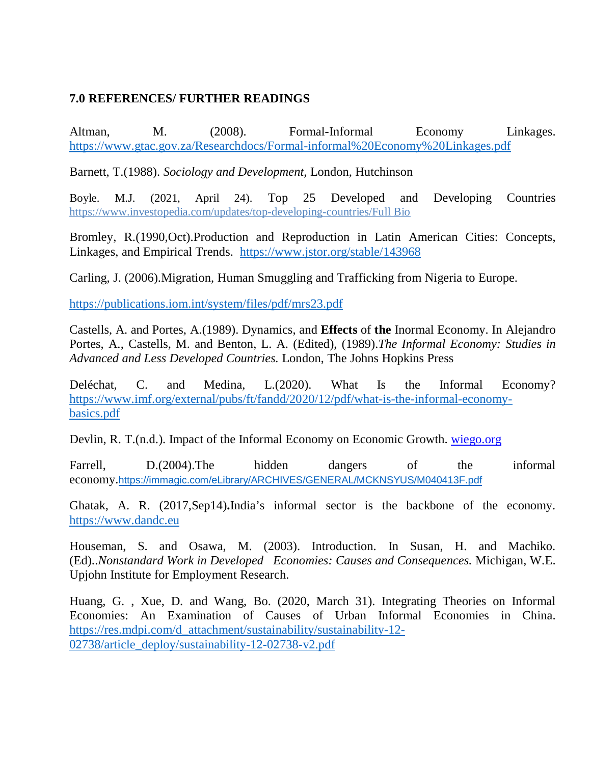**7.0 REFERENCES/ FURTHER READINGS**

Altman, M. (2008). Formal-Informal Economy Linkages. https://www.gtac.gov.za/Researchdocs/Formal-informal%20Economy%20Linkages.pdf

Barnett, T.(1988). *Sociology and Development*, London, Hutchinson

Boyle. M.J. (2021, April 24). Top 25 Developed and Developing Countries https://www.investopedia.com/updates/top-developing-countries/Full Bio

Bromley, R.(1990,Oct).Production and Reproduction in Latin American Cities: Concepts, Linkages, and Empirical Trends. https://www.jstor.org/stable/143968

Carling, J. (2006).Migration, Human Smuggling and Trafficking from Nigeria to Europe.

https://publications.iom.int/system/files/pdf/mrs23.pdf

Castells, A. and Portes, A.(1989). Dynamics, and **Effects** of **the** Inormal Economy. In Alejandro Portes, A., Castells, M. and Benton, L. A. (Edited), (1989).*The Informal Economy: Studies in Advanced and Less Developed Countries.* London, The Johns Hopkins Press

Deléchat, C. and Medina, L.(2020). What Is the Informal Economy? https://www.imf.org/external/pubs/ft/fandd/2020/12/pdf/what-is-the-informal-economy-basics.pdf

Devlin, R. T.(n.d.). Impact of the Informal Economy on Economic Growth. wiego.org

Farrell, D.(2004).The hidden dangers of the informal economy.https://immagic.com/eLibrary/ARCHIVES/GENERAL/MCKNSYUS/M040413F.pdf

Ghatak, A. R. (2017,Sep14)**.**India's informal sector is the backbone of the economy. https://www.dandc.eu

Houseman, S. and Osawa, M. (2003). Introduction. In Susan, H. and Machiko. (Ed)..*Nonstandard Work in Developed Economies: Causes and Consequences.* Michigan, W.E. Upjohn Institute for Employment Research.

Huang, G. , Xue, D. and Wang, Bo. (2020, March 31). Integrating Theories on Informal Economies: An Examination of Causes of Urban Informal Economies in China. https://res.mdpi.com/d_attachment/sustainability/sustainability-12-02738/article_deploy/sustainability-12-02738-v2.pdf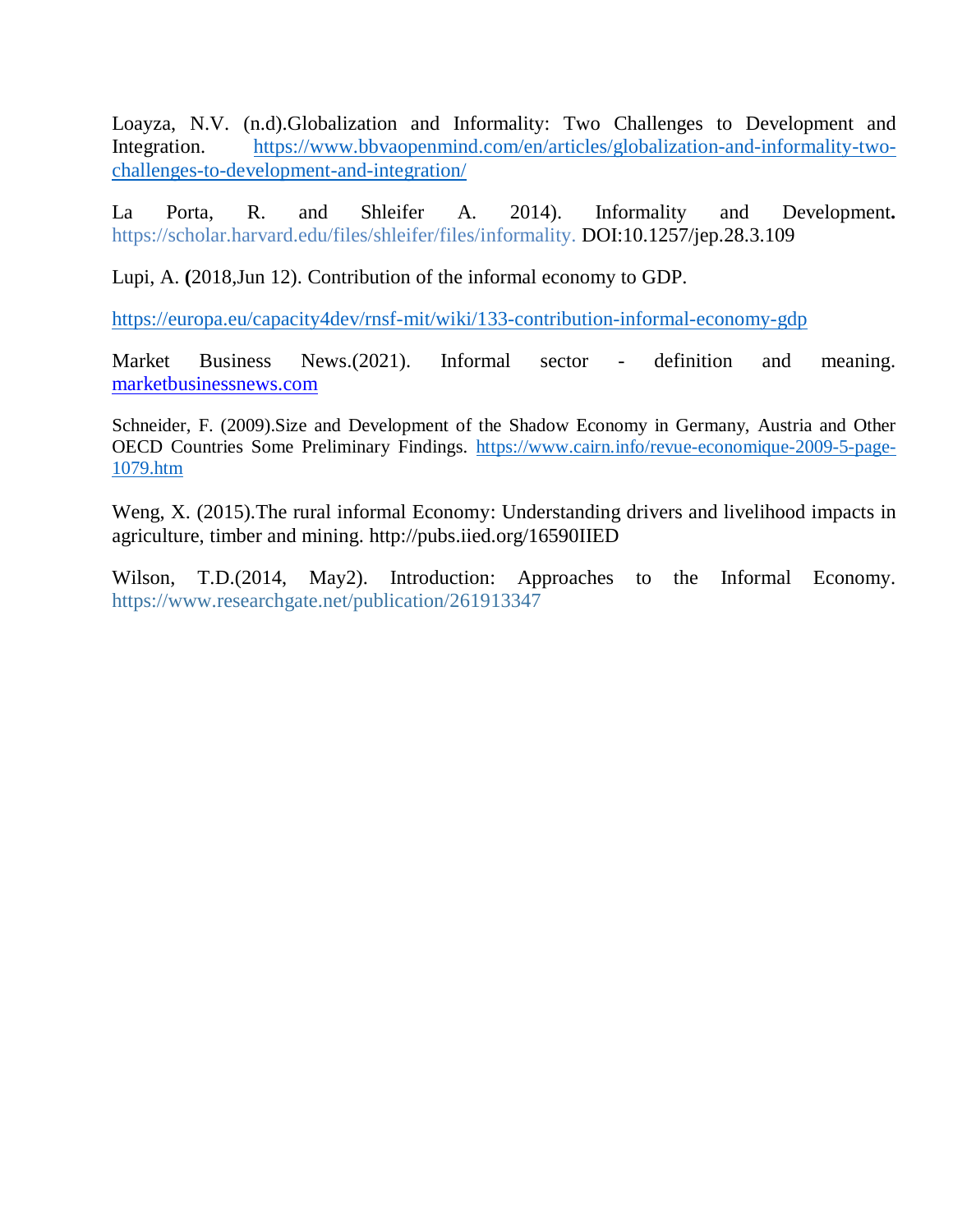Loayza, N.V. (n.d).Globalization and Informality: Two Challenges to Development and Integration. https://www.bbvaopenmind.com/en/articles/globalization-and-informality-two-challenges-to-development-and-integration/

La Porta, R. and Shleifer A. 2014). Informality and Development**.** https://scholar.harvard.edu/files/shleifer/files/informality. DOI:10.1257/jep.28.3.109

Lupi, A. **(**2018,Jun 12). Contribution of the informal economy to GDP.

https://europa.eu/capacity4dev/rnsf-mit/wiki/133-contribution-informal-economy-gdp

Market Business News.(2021). Informal sector - definition and meaning. marketbusinessnews.com

Schneider, F. (2009).Size and Development of the Shadow Economy in Germany, Austria and Other OECD Countries Some Preliminary Findings. https://www.cairn.info/revue-economique-2009-5-page-1079.htm

Weng, X. (2015).The rural informal Economy: Understanding drivers and livelihood impacts in agriculture, timber and mining. http://pubs.iied.org/16590IIED

Wilson, T.D.(2014, May2). Introduction: Approaches to the Informal Economy. https://www.researchgate.net/publication/261913347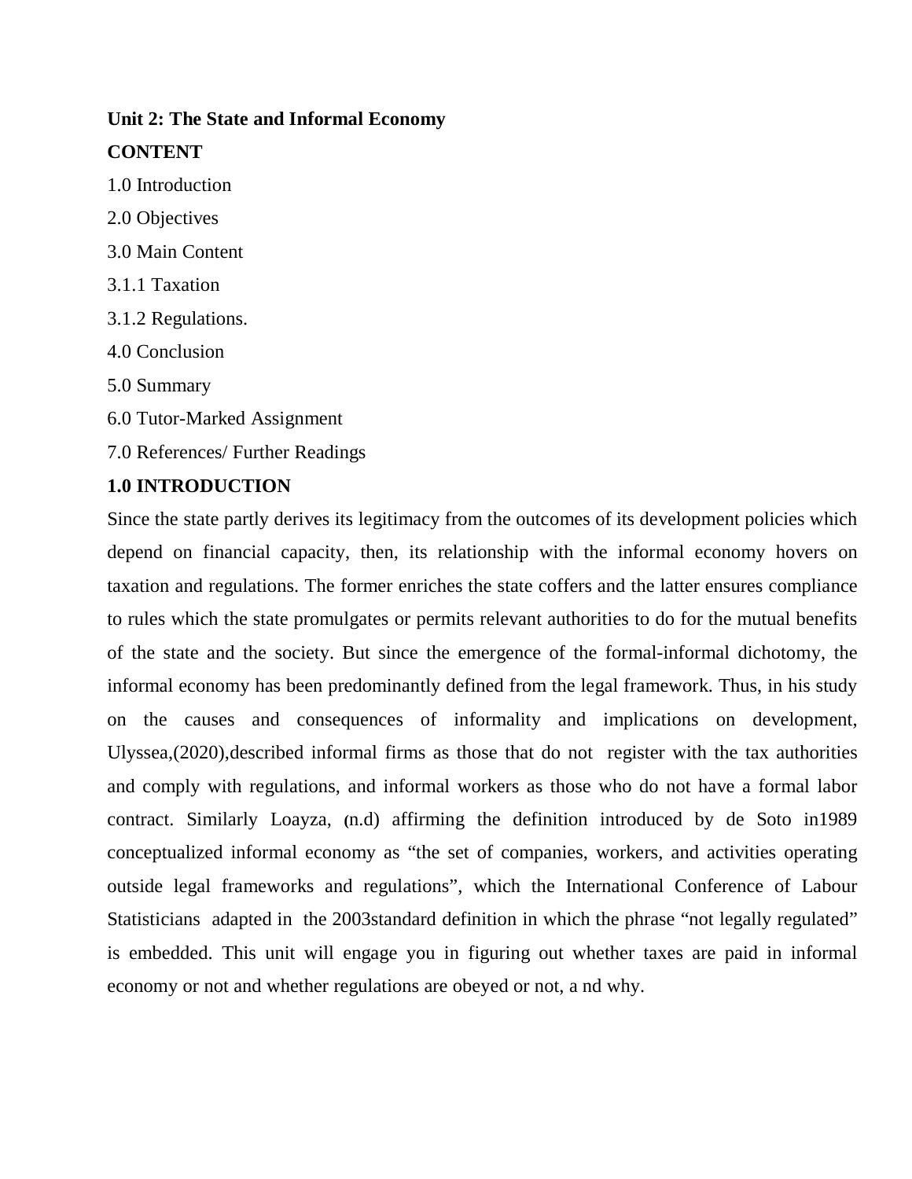**Unit 2: The State and Informal Economy**

**CONTENT**

1.0 Introduction

2.0 Objectives

3.0 Main Content

3.1.1 Taxation

3.1.2 Regulations.

4.0 Conclusion

5.0 Summary

6.0 Tutor-Marked Assignment

7.0 References/ Further Readings

**1.0 INTRODUCTION**

Since the state partly derives its legitimacy from the outcomes of its development policies which depend on financial capacity, then, its relationship with the informal economy hovers on taxation and regulations. The former enriches the state coffers and the latter ensures compliance to rules which the state promulgates or permits relevant authorities to do for the mutual benefits of the state and the society. But since the emergence of the formal-informal dichotomy, the informal economy has been predominantly defined from the legal framework. Thus, in his study on the causes and consequences of informality and implications on development, Ulyssea,(2020),described informal firms as those that do not register with the tax authorities and comply with regulations, and informal workers as those who do not have a formal labor contract. Similarly Loayza, (n.d) affirming the definition introduced by de Soto in1989 conceptualized informal economy as "the set of companies, workers, and activities operating outside legal frameworks and regulations", which the International Conference of Labour Statisticians adapted in the 2003standard definition in which the phrase "not legally regulated" is embedded. This unit will engage you in figuring out whether taxes are paid in informal economy or not and whether regulations are obeyed or not, a nd why.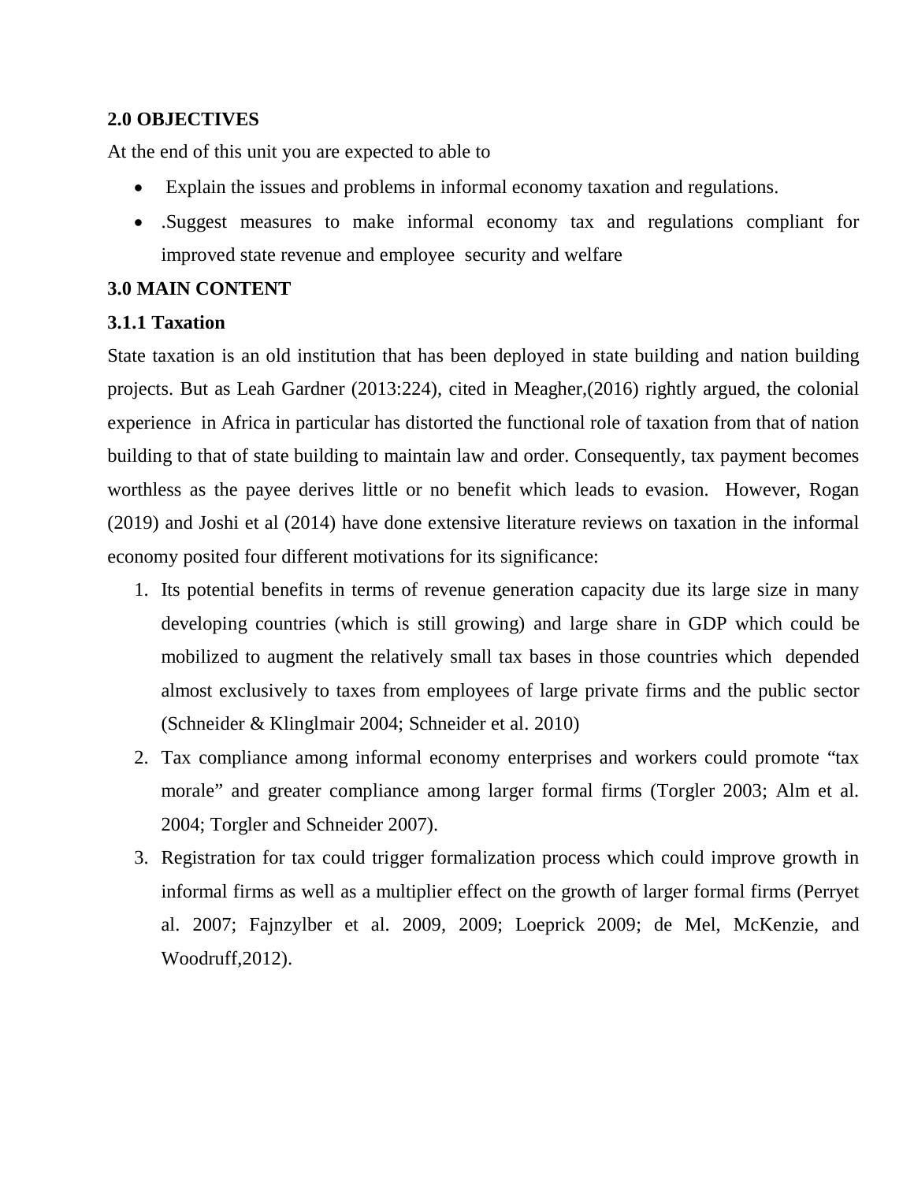**2.0 OBJECTIVES**

At the end of this unit you are expected to able to

- Explain the issues and problems in informal economy taxation and regulations.
- .Suggest measures to make informal economy tax and regulations compliant for improved state revenue and employee security and welfare

**3.0 MAIN CONTENT**

**3.1.1 Taxation**

State taxation is an old institution that has been deployed in state building and nation building projects. But as Leah Gardner (2013:224), cited in Meagher,(2016) rightly argued, the colonial experience in Africa in particular has distorted the functional role of taxation from that of nation building to that of state building to maintain law and order. Consequently, tax payment becomes worthless as the payee derives little or no benefit which leads to evasion. However, Rogan (2019) and Joshi et al (2014) have done extensive literature reviews on taxation in the informal economy posited four different motivations for its significance:

1. Its potential benefits in terms of revenue generation capacity due its large size in many developing countries (which is still growing) and large share in GDP which could be mobilized to augment the relatively small tax bases in those countries which depended almost exclusively to taxes from employees of large private firms and the public sector (Schneider & Klinglmair 2004; Schneider et al. 2010)
2. Tax compliance among informal economy enterprises and workers could promote "tax morale" and greater compliance among larger formal firms (Torgler 2003; Alm et al. 2004; Torgler and Schneider 2007).
3. Registration for tax could trigger formalization process which could improve growth in informal firms as well as a multiplier effect on the growth of larger formal firms (Perryet al. 2007; Fajnzylber et al. 2009, 2009; Loeprick 2009; de Mel, McKenzie, and Woodruff,2012).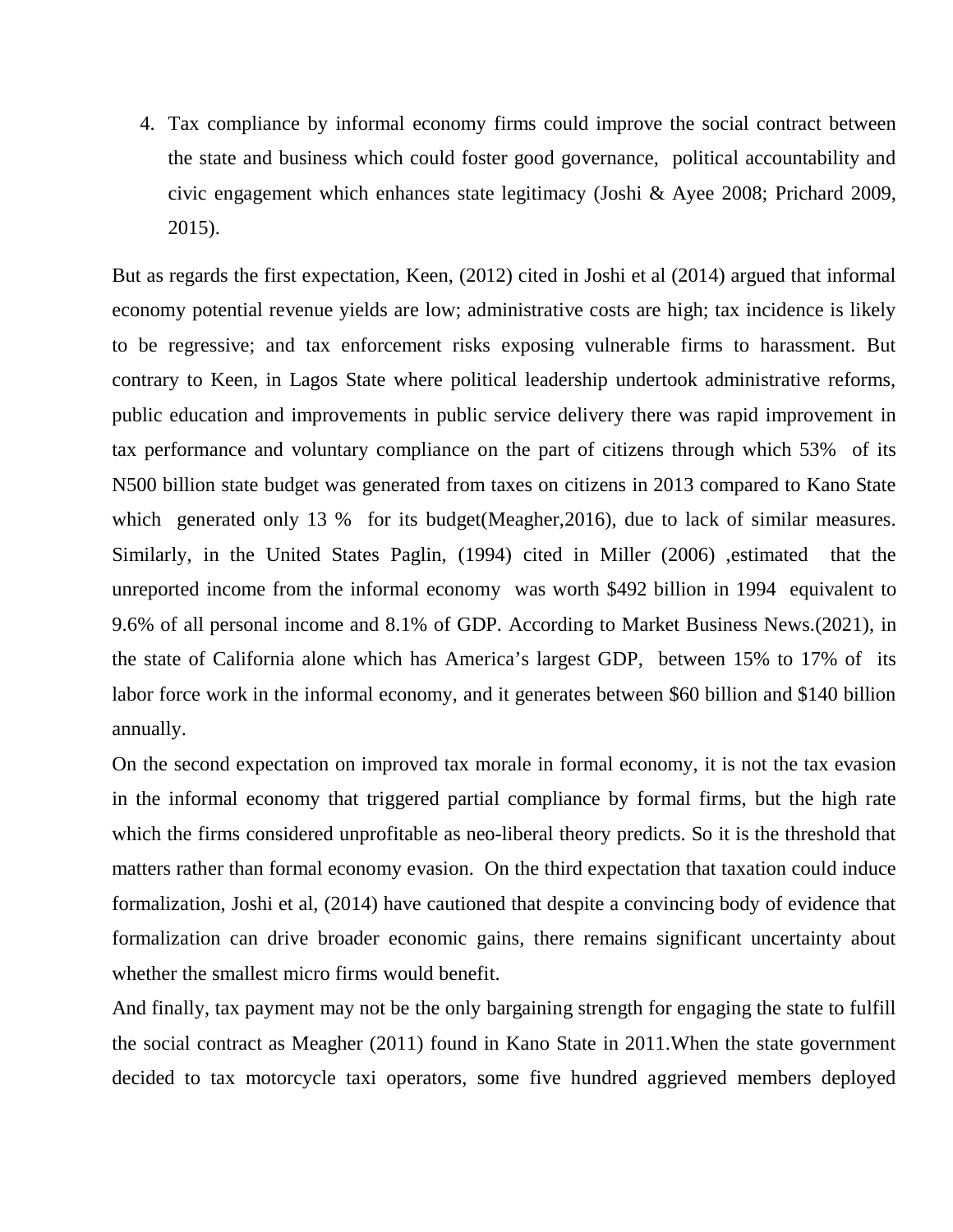4. Tax compliance by informal economy firms could improve the social contract between the state and business which could foster good governance, political accountability and civic engagement which enhances state legitimacy (Joshi & Ayee 2008; Prichard 2009, 2015).

But as regards the first expectation, Keen, (2012) cited in Joshi et al (2014) argued that informal economy potential revenue yields are low; administrative costs are high; tax incidence is likely to be regressive; and tax enforcement risks exposing vulnerable firms to harassment. But contrary to Keen, in Lagos State where political leadership undertook administrative reforms, public education and improvements in public service delivery there was rapid improvement in tax performance and voluntary compliance on the part of citizens through which 53% of its N500 billion state budget was generated from taxes on citizens in 2013 compared to Kano State which generated only 13 % for its budget(Meagher,2016), due to lack of similar measures. Similarly, in the United States Paglin, (1994) cited in Miller (2006) ,estimated that the unreported income from the informal economy was worth $492 billion in 1994 equivalent to 9.6% of all personal income and 8.1% of GDP. According to Market Business News.(2021), in the state of California alone which has America's largest GDP, between 15% to 17% of its labor force work in the informal economy, and it generates between $60 billion and $140 billion annually.

On the second expectation on improved tax morale in formal economy, it is not the tax evasion in the informal economy that triggered partial compliance by formal firms, but the high rate which the firms considered unprofitable as neo-liberal theory predicts. So it is the threshold that matters rather than formal economy evasion. On the third expectation that taxation could induce formalization, Joshi et al, (2014) have cautioned that despite a convincing body of evidence that formalization can drive broader economic gains, there remains significant uncertainty about whether the smallest micro firms would benefit.

And finally, tax payment may not be the only bargaining strength for engaging the state to fulfill the social contract as Meagher (2011) found in Kano State in 2011.When the state government decided to tax motorcycle taxi operators, some five hundred aggrieved members deployed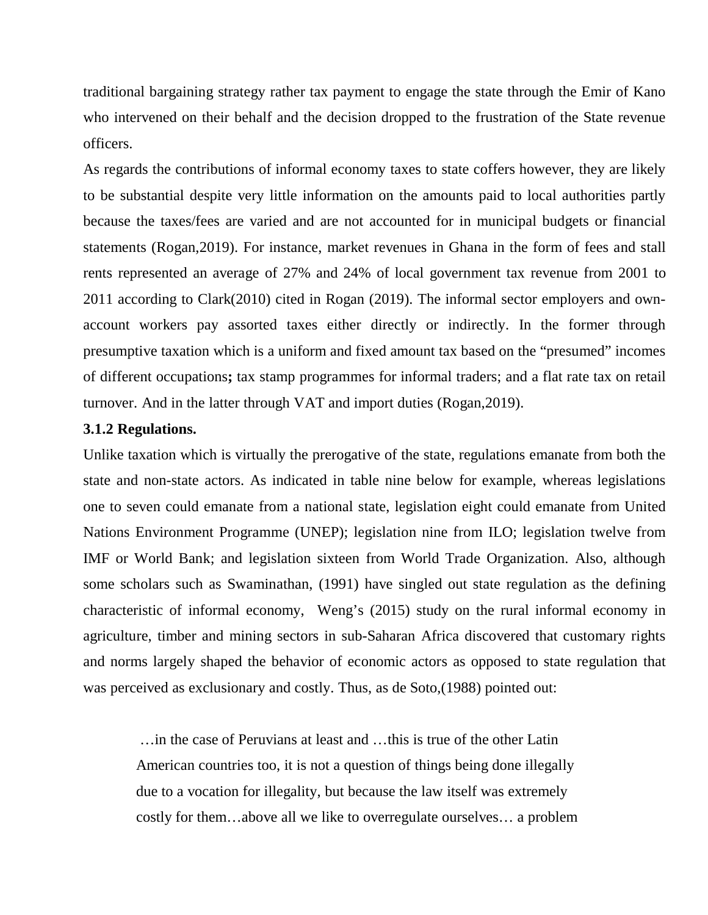traditional bargaining strategy rather tax payment to engage the state through the Emir of Kano who intervened on their behalf and the decision dropped to the frustration of the State revenue officers.

As regards the contributions of informal economy taxes to state coffers however, they are likely to be substantial despite very little information on the amounts paid to local authorities partly because the taxes/fees are varied and are not accounted for in municipal budgets or financial statements (Rogan,2019). For instance, market revenues in Ghana in the form of fees and stall rents represented an average of 27% and 24% of local government tax revenue from 2001 to 2011 according to Clark(2010) cited in Rogan (2019). The informal sector employers and own-account workers pay assorted taxes either directly or indirectly. In the former through presumptive taxation which is a uniform and fixed amount tax based on the "presumed" incomes of different occupations**;** tax stamp programmes for informal traders; and a flat rate tax on retail turnover. And in the latter through VAT and import duties (Rogan,2019).

**3.1.2 Regulations.**

Unlike taxation which is virtually the prerogative of the state, regulations emanate from both the state and non-state actors. As indicated in table nine below for example, whereas legislations one to seven could emanate from a national state, legislation eight could emanate from United Nations Environment Programme (UNEP); legislation nine from ILO; legislation twelve from IMF or World Bank; and legislation sixteen from World Trade Organization. Also, although some scholars such as Swaminathan, (1991) have singled out state regulation as the defining characteristic of informal economy, Weng's (2015) study on the rural informal economy in agriculture, timber and mining sectors in sub-Saharan Africa discovered that customary rights and norms largely shaped the behavior of economic actors as opposed to state regulation that was perceived as exclusionary and costly. Thus, as de Soto,(1988) pointed out:

> …in the case of Peruvians at least and …this is true of the other Latin American countries too, it is not a question of things being done illegally due to a vocation for illegality, but because the law itself was extremely costly for them…above all we like to overregulate ourselves… a problem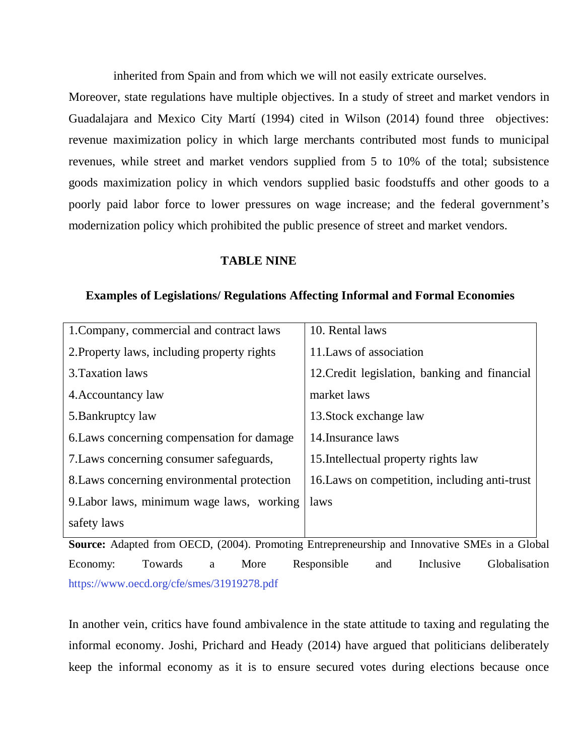inherited from Spain and from which we will not easily extricate ourselves.

Moreover, state regulations have multiple objectives. In a study of street and market vendors in Guadalajara and Mexico City Martí (1994) cited in Wilson (2014) found three objectives: revenue maximization policy in which large merchants contributed most funds to municipal revenues, while street and market vendors supplied from 5 to 10% of the total; subsistence goods maximization policy in which vendors supplied basic foodstuffs and other goods to a poorly paid labor force to lower pressures on wage increase; and the federal government's modernization policy which prohibited the public presence of street and market vendors.

**TABLE NINE**

**Examples of Legislations/ Regulations Affecting Informal and Formal Economies**

| | |
|---|---|
| 1.Company, commercial and contract laws | 10. Rental laws |
| 2.Property laws, including property rights | 11.Laws of association |
| 3.Taxation laws | 12.Credit legislation, banking and financial market laws |
| 4.Accountancy law | 13.Stock exchange law |
| 5.Bankruptcy law | 14.Insurance laws |
| 6.Laws concerning compensation for damage | 15.Intellectual property rights law |
| 7.Laws concerning consumer safeguards, | 16.Laws on competition, including anti-trust laws |
| 8.Laws concerning environmental protection | |
| 9.Labor laws, minimum wage laws, working safety laws | |

**Source:** Adapted from OECD, (2004). Promoting Entrepreneurship and Innovative SMEs in a Global Economy: Towards a More Responsible and Inclusive Globalisation https://www.oecd.org/cfe/smes/31919278.pdf

In another vein, critics have found ambivalence in the state attitude to taxing and regulating the informal economy. Joshi, Prichard and Heady (2014) have argued that politicians deliberately keep the informal economy as it is to ensure secured votes during elections because once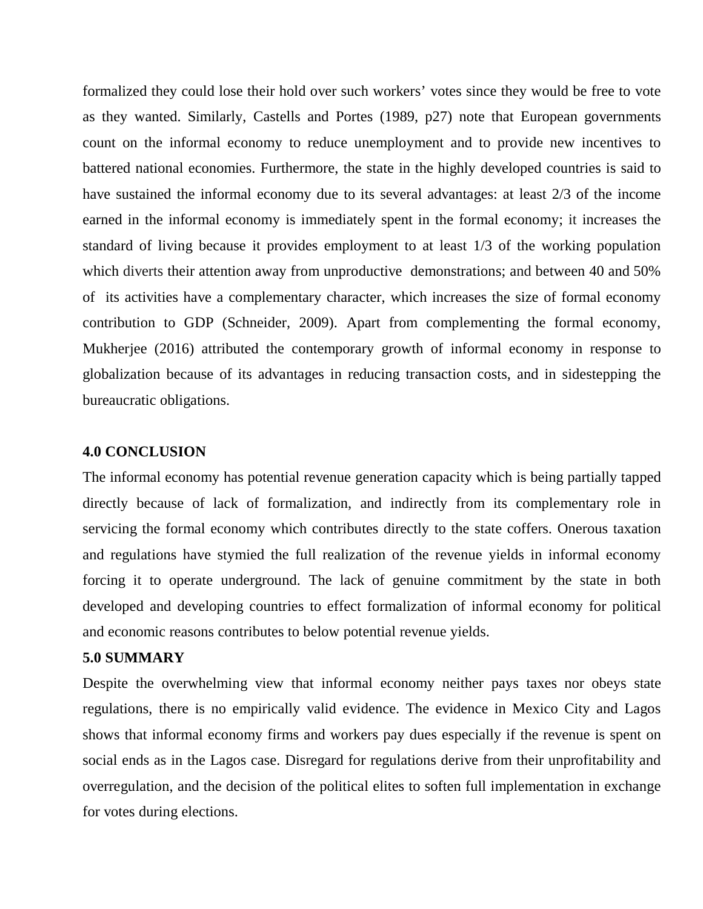formalized they could lose their hold over such workers' votes since they would be free to vote as they wanted. Similarly, Castells and Portes (1989, p27) note that European governments count on the informal economy to reduce unemployment and to provide new incentives to battered national economies. Furthermore, the state in the highly developed countries is said to have sustained the informal economy due to its several advantages: at least 2/3 of the income earned in the informal economy is immediately spent in the formal economy; it increases the standard of living because it provides employment to at least 1/3 of the working population which diverts their attention away from unproductive demonstrations; and between 40 and 50% of its activities have a complementary character, which increases the size of formal economy contribution to GDP (Schneider, 2009). Apart from complementing the formal economy, Mukherjee (2016) attributed the contemporary growth of informal economy in response to globalization because of its advantages in reducing transaction costs, and in sidestepping the bureaucratic obligations.

## 4.0 CONCLUSION

The informal economy has potential revenue generation capacity which is being partially tapped directly because of lack of formalization, and indirectly from its complementary role in servicing the formal economy which contributes directly to the state coffers. Onerous taxation and regulations have stymied the full realization of the revenue yields in informal economy forcing it to operate underground. The lack of genuine commitment by the state in both developed and developing countries to effect formalization of informal economy for political and economic reasons contributes to below potential revenue yields.

## 5.0 SUMMARY

Despite the overwhelming view that informal economy neither pays taxes nor obeys state regulations, there is no empirically valid evidence. The evidence in Mexico City and Lagos shows that informal economy firms and workers pay dues especially if the revenue is spent on social ends as in the Lagos case. Disregard for regulations derive from their unprofitability and overregulation, and the decision of the political elites to soften full implementation in exchange for votes during elections.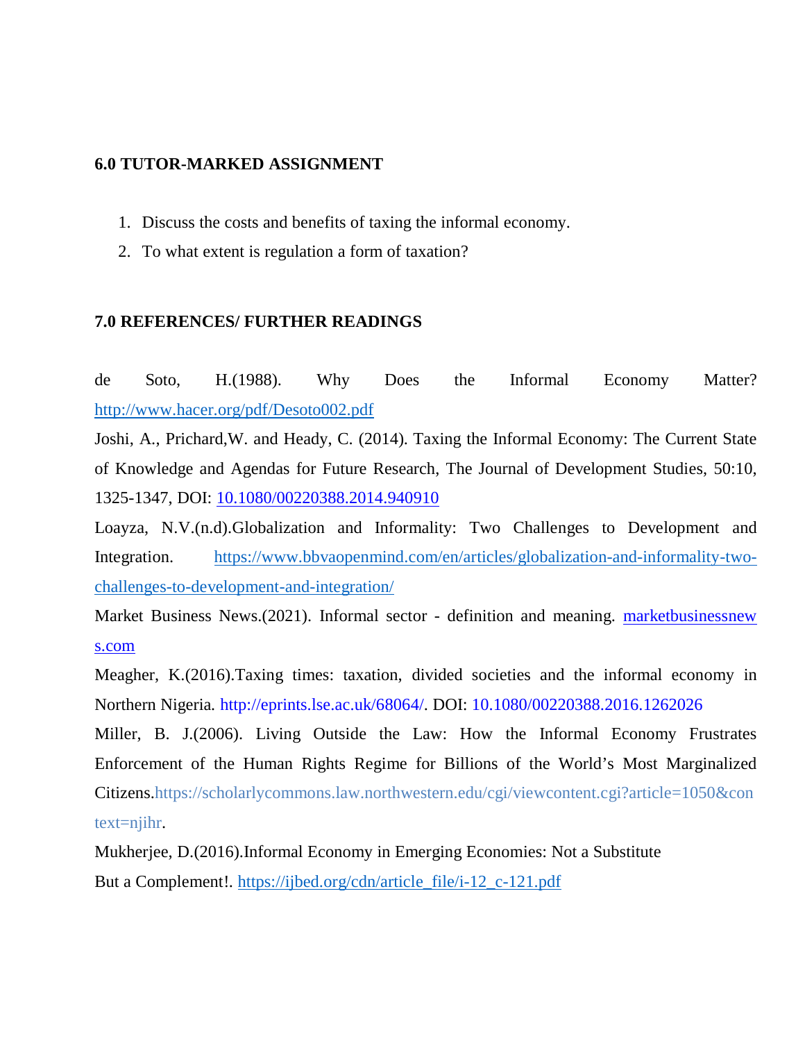## 6.0 TUTOR-MARKED ASSIGNMENT

1. Discuss the costs and benefits of taxing the informal economy.
2. To what extent is regulation a form of taxation?

## 7.0 REFERENCES/ FURTHER READINGS

de Soto, H.(1988). Why Does the Informal Economy Matter? http://www.hacer.org/pdf/Desoto002.pdf

Joshi, A., Prichard,W. and Heady, C. (2014). Taxing the Informal Economy: The Current State of Knowledge and Agendas for Future Research, The Journal of Development Studies, 50:10, 1325-1347, DOI: 10.1080/00220388.2014.940910

Loayza, N.V.(n.d).Globalization and Informality: Two Challenges to Development and Integration. https://www.bbvaopenmind.com/en/articles/globalization-and-informality-two-challenges-to-development-and-integration/

Market Business News.(2021). Informal sector - definition and meaning. marketbusinessnews.com

Meagher, K.(2016).Taxing times: taxation, divided societies and the informal economy in Northern Nigeria. http://eprints.lse.ac.uk/68064/. DOI: 10.1080/00220388.2016.1262026

Miller, B. J.(2006). Living Outside the Law: How the Informal Economy Frustrates Enforcement of the Human Rights Regime for Billions of the World's Most Marginalized Citizens.https://scholarlycommons.law.northwestern.edu/cgi/viewcontent.cgi?article=1050&context=njihr.

Mukherjee, D.(2016).Informal Economy in Emerging Economies: Not a Substitute But a Complement!. https://ijbed.org/cdn/article_file/i-12_c-121.pdf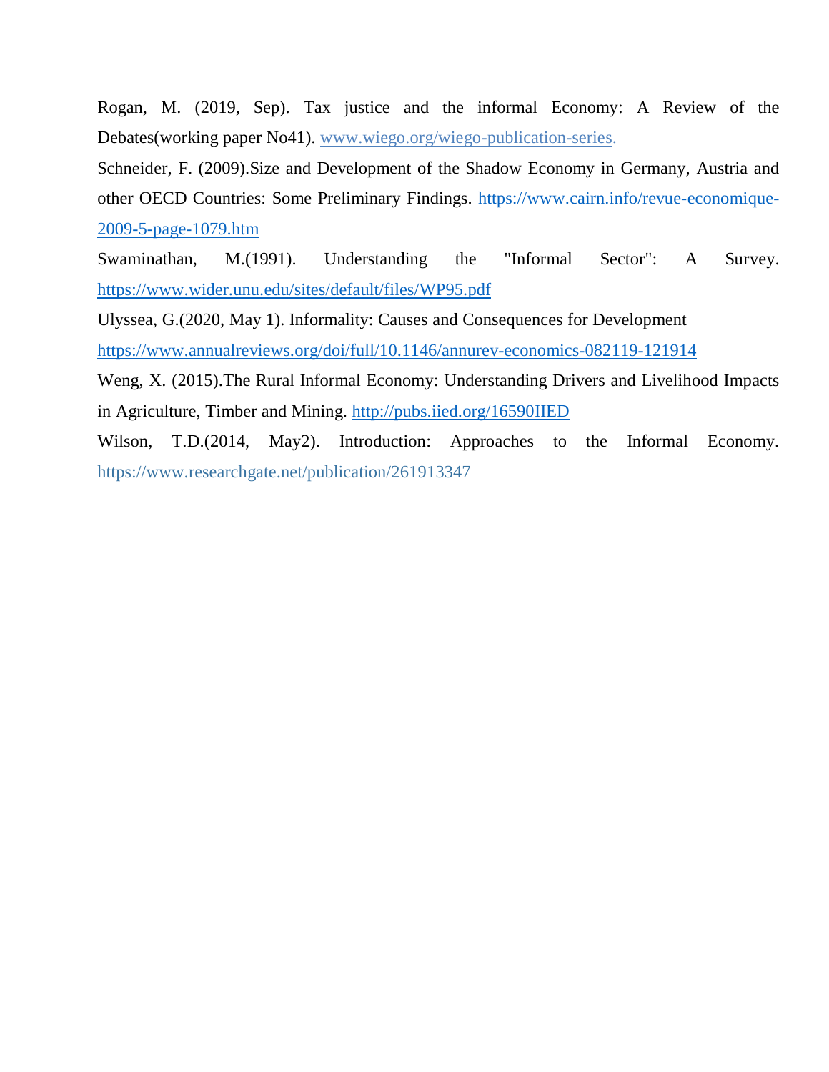Rogan, M. (2019, Sep). Tax justice and the informal Economy: A Review of the Debates(working paper No41). www.wiego.org/wiego-publication-series.

Schneider, F. (2009).Size and Development of the Shadow Economy in Germany, Austria and other OECD Countries: Some Preliminary Findings. https://www.cairn.info/revue-economique-2009-5-page-1079.htm

Swaminathan, M.(1991). Understanding the "Informal Sector": A Survey. https://www.wider.unu.edu/sites/default/files/WP95.pdf

Ulyssea, G.(2020, May 1). Informality: Causes and Consequences for Development https://www.annualreviews.org/doi/full/10.1146/annurev-economics-082119-121914

Weng, X. (2015).The Rural Informal Economy: Understanding Drivers and Livelihood Impacts in Agriculture, Timber and Mining. http://pubs.iied.org/16590IIED

Wilson, T.D.(2014, May2). Introduction: Approaches to the Informal Economy. https://www.researchgate.net/publication/261913347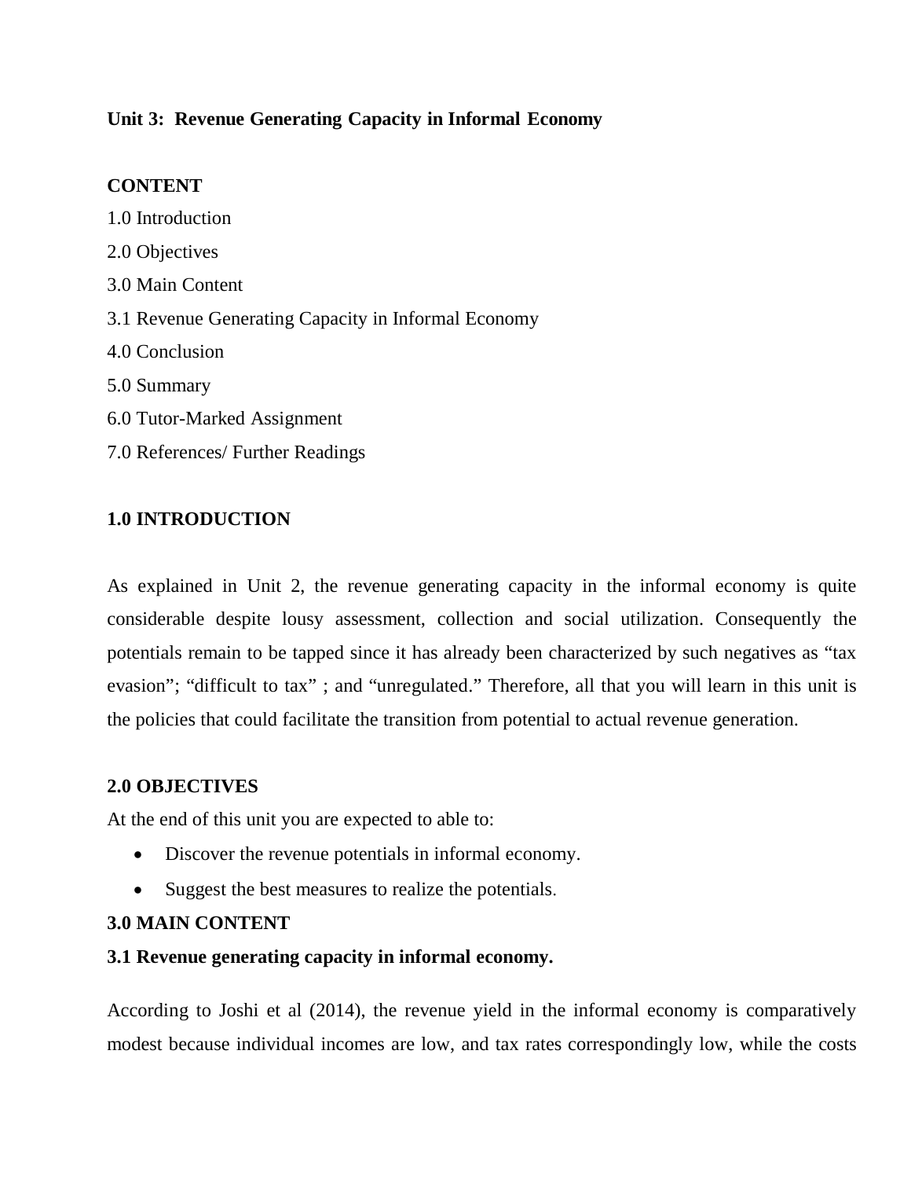## Unit 3: Revenue Generating Capacity in Informal Economy

**CONTENT**

1.0 Introduction

2.0 Objectives

3.0 Main Content

3.1 Revenue Generating Capacity in Informal Economy

4.0 Conclusion

5.0 Summary

6.0 Tutor-Marked Assignment

7.0 References/ Further Readings

### 1.0 INTRODUCTION

As explained in Unit 2, the revenue generating capacity in the informal economy is quite considerable despite lousy assessment, collection and social utilization. Consequently the potentials remain to be tapped since it has already been characterized by such negatives as "tax evasion"; "difficult to tax" ; and "unregulated." Therefore, all that you will learn in this unit is the policies that could facilitate the transition from potential to actual revenue generation.

### 2.0 OBJECTIVES

At the end of this unit you are expected to able to:

- Discover the revenue potentials in informal economy.
- Suggest the best measures to realize the potentials.

### 3.0 MAIN CONTENT

#### 3.1 Revenue generating capacity in informal economy.

According to Joshi et al (2014), the revenue yield in the informal economy is comparatively modest because individual incomes are low, and tax rates correspondingly low, while the costs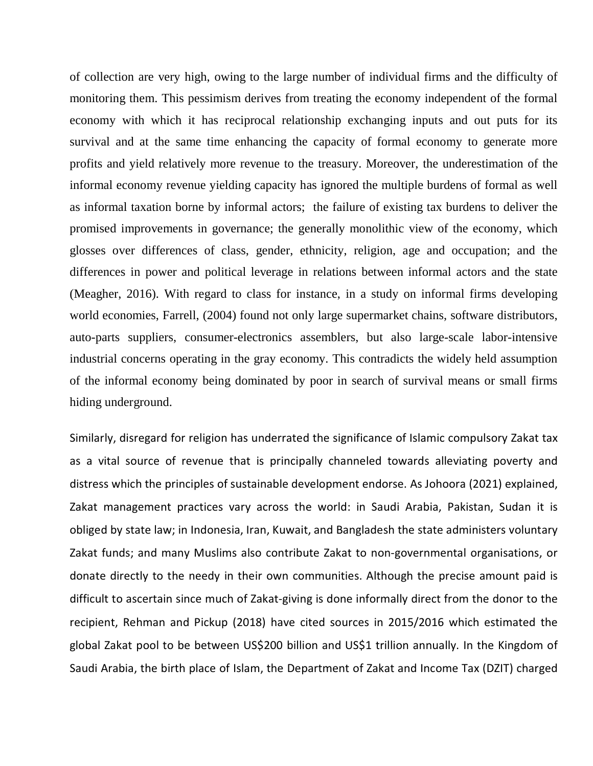of collection are very high, owing to the large number of individual firms and the difficulty of monitoring them. This pessimism derives from treating the economy independent of the formal economy with which it has reciprocal relationship exchanging inputs and out puts for its survival and at the same time enhancing the capacity of formal economy to generate more profits and yield relatively more revenue to the treasury. Moreover, the underestimation of the informal economy revenue yielding capacity has ignored the multiple burdens of formal as well as informal taxation borne by informal actors; the failure of existing tax burdens to deliver the promised improvements in governance; the generally monolithic view of the economy, which glosses over differences of class, gender, ethnicity, religion, age and occupation; and the differences in power and political leverage in relations between informal actors and the state (Meagher, 2016). With regard to class for instance, in a study on informal firms developing world economies, Farrell, (2004) found not only large supermarket chains, software distributors, auto-parts suppliers, consumer-electronics assemblers, but also large-scale labor-intensive industrial concerns operating in the gray economy. This contradicts the widely held assumption of the informal economy being dominated by poor in search of survival means or small firms hiding underground.

Similarly, disregard for religion has underrated the significance of Islamic compulsory Zakat tax as a vital source of revenue that is principally channeled towards alleviating poverty and distress which the principles of sustainable development endorse. As Johoora (2021) explained, Zakat management practices vary across the world: in Saudi Arabia, Pakistan, Sudan it is obliged by state law; in Indonesia, Iran, Kuwait, and Bangladesh the state administers voluntary Zakat funds; and many Muslims also contribute Zakat to non-governmental organisations, or donate directly to the needy in their own communities. Although the precise amount paid is difficult to ascertain since much of Zakat-giving is done informally direct from the donor to the recipient, Rehman and Pickup (2018) have cited sources in 2015/2016 which estimated the global Zakat pool to be between US$200 billion and US$1 trillion annually. In the Kingdom of Saudi Arabia, the birth place of Islam, the Department of Zakat and Income Tax (DZIT) charged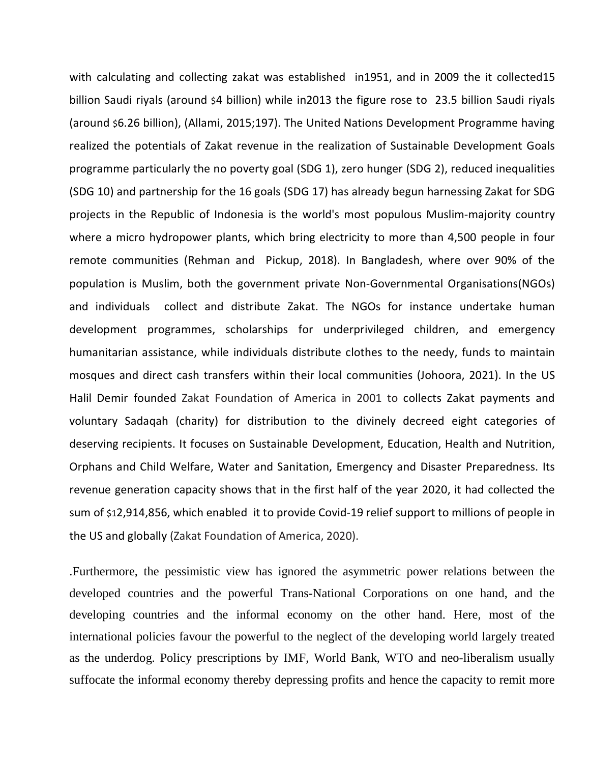with calculating and collecting zakat was established in1951, and in 2009 the it collected15 billion Saudi riyals (around $4 billion) while in2013 the figure rose to 23.5 billion Saudi riyals (around $6.26 billion), (Allami, 2015;197). The United Nations Development Programme having realized the potentials of Zakat revenue in the realization of Sustainable Development Goals programme particularly the no poverty goal (SDG 1), zero hunger (SDG 2), reduced inequalities (SDG 10) and partnership for the 16 goals (SDG 17) has already begun harnessing Zakat for SDG projects in the Republic of Indonesia is the world's most populous Muslim-majority country where a micro hydropower plants, which bring electricity to more than 4,500 people in four remote communities (Rehman and Pickup, 2018). In Bangladesh, where over 90% of the population is Muslim, both the government private Non-Governmental Organisations(NGOs) and individuals collect and distribute Zakat. The NGOs for instance undertake human development programmes, scholarships for underprivileged children, and emergency humanitarian assistance, while individuals distribute clothes to the needy, funds to maintain mosques and direct cash transfers within their local communities (Johoora, 2021). In the US Halil Demir founded Zakat Foundation of America in 2001 to collects Zakat payments and voluntary Sadaqah (charity) for distribution to the divinely decreed eight categories of deserving recipients. It focuses on Sustainable Development, Education, Health and Nutrition, Orphans and Child Welfare, Water and Sanitation, Emergency and Disaster Preparedness. Its revenue generation capacity shows that in the first half of the year 2020, it had collected the sum of $12,914,856, which enabled it to provide Covid-19 relief support to millions of people in the US and globally (Zakat Foundation of America, 2020).

.Furthermore, the pessimistic view has ignored the asymmetric power relations between the developed countries and the powerful Trans-National Corporations on one hand, and the developing countries and the informal economy on the other hand. Here, most of the international policies favour the powerful to the neglect of the developing world largely treated as the underdog. Policy prescriptions by IMF, World Bank, WTO and neo-liberalism usually suffocate the informal economy thereby depressing profits and hence the capacity to remit more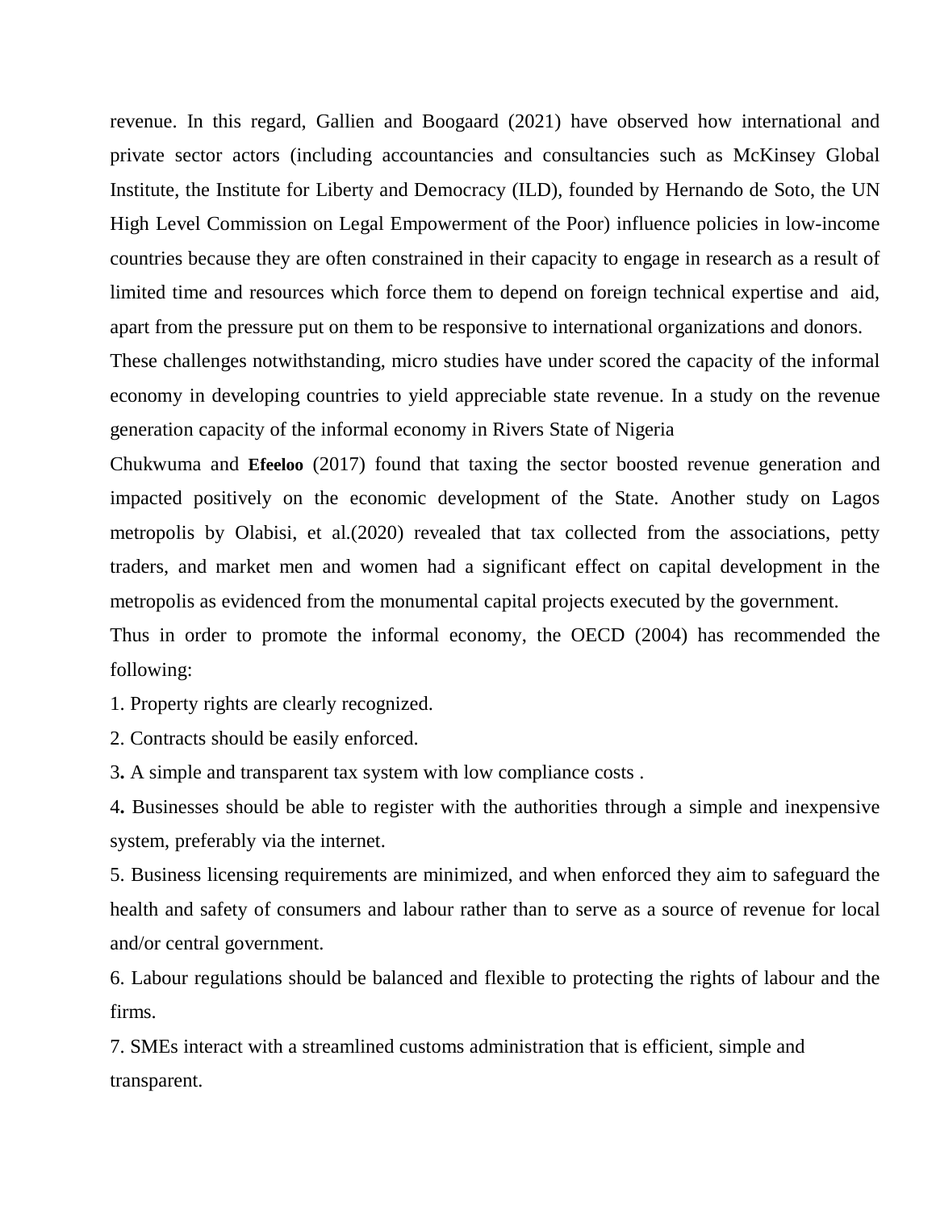revenue. In this regard, Gallien and Boogaard (2021) have observed how international and private sector actors (including accountancies and consultancies such as McKinsey Global Institute, the Institute for Liberty and Democracy (ILD), founded by Hernando de Soto, the UN High Level Commission on Legal Empowerment of the Poor) influence policies in low-income countries because they are often constrained in their capacity to engage in research as a result of limited time and resources which force them to depend on foreign technical expertise and aid, apart from the pressure put on them to be responsive to international organizations and donors.

These challenges notwithstanding, micro studies have under scored the capacity of the informal economy in developing countries to yield appreciable state revenue. In a study on the revenue generation capacity of the informal economy in Rivers State of Nigeria

Chukwuma and **Efeeloo** (2017) found that taxing the sector boosted revenue generation and impacted positively on the economic development of the State. Another study on Lagos metropolis by Olabisi, et al.(2020) revealed that tax collected from the associations, petty traders, and market men and women had a significant effect on capital development in the metropolis as evidenced from the monumental capital projects executed by the government.

Thus in order to promote the informal economy, the OECD (2004) has recommended the following:

1. Property rights are clearly recognized.
2. Contracts should be easily enforced.
3. A simple and transparent tax system with low compliance costs .
4. Businesses should be able to register with the authorities through a simple and inexpensive system, preferably via the internet.
5. Business licensing requirements are minimized, and when enforced they aim to safeguard the health and safety of consumers and labour rather than to serve as a source of revenue for local and/or central government.
6. Labour regulations should be balanced and flexible to protecting the rights of labour and the firms.
7. SMEs interact with a streamlined customs administration that is efficient, simple and transparent.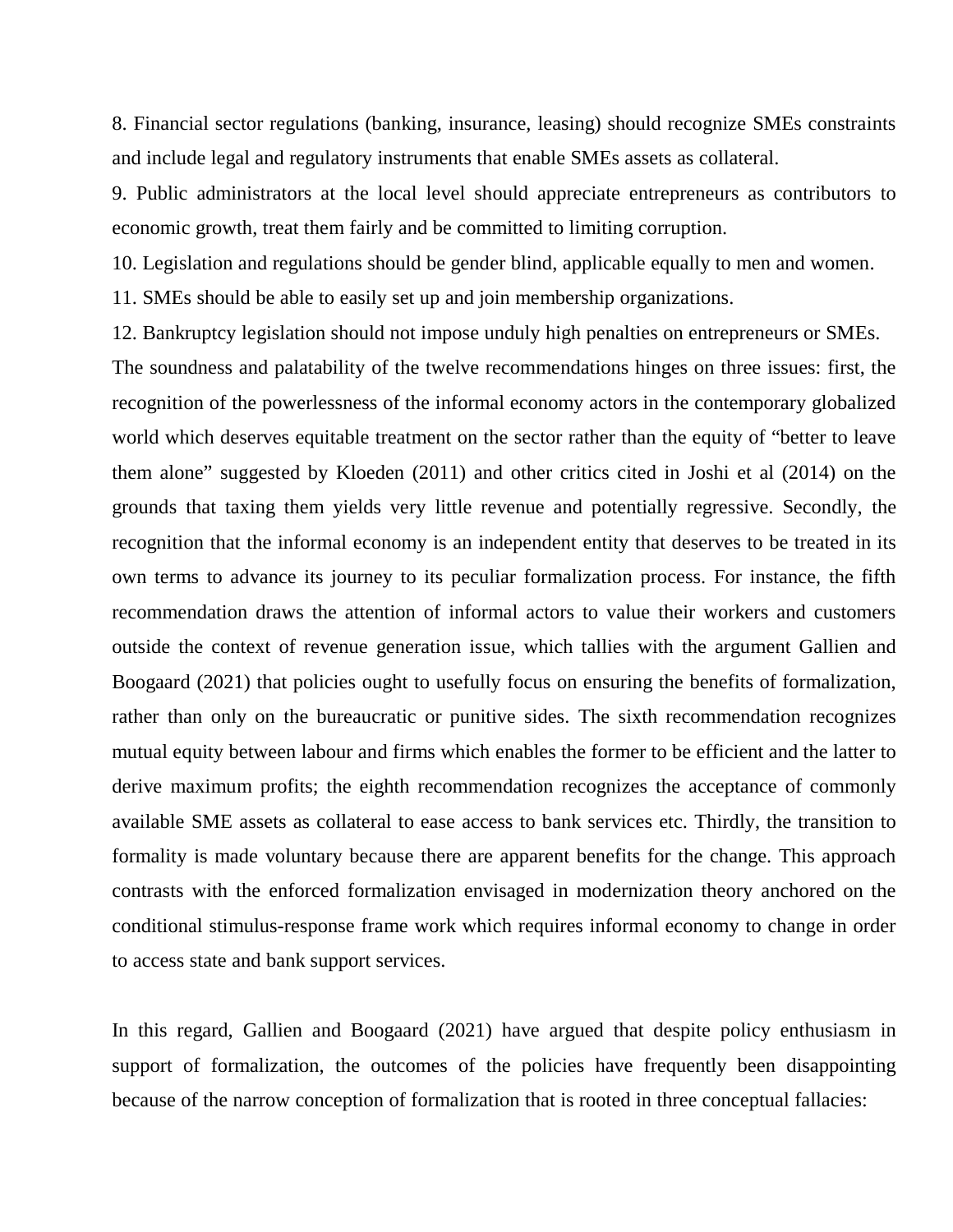8. Financial sector regulations (banking, insurance, leasing) should recognize SMEs constraints and include legal and regulatory instruments that enable SMEs assets as collateral.

9. Public administrators at the local level should appreciate entrepreneurs as contributors to economic growth, treat them fairly and be committed to limiting corruption.

10. Legislation and regulations should be gender blind, applicable equally to men and women.

11. SMEs should be able to easily set up and join membership organizations.

12. Bankruptcy legislation should not impose unduly high penalties on entrepreneurs or SMEs.

The soundness and palatability of the twelve recommendations hinges on three issues: first, the recognition of the powerlessness of the informal economy actors in the contemporary globalized world which deserves equitable treatment on the sector rather than the equity of "better to leave them alone" suggested by Kloeden (2011) and other critics cited in Joshi et al (2014) on the grounds that taxing them yields very little revenue and potentially regressive. Secondly, the recognition that the informal economy is an independent entity that deserves to be treated in its own terms to advance its journey to its peculiar formalization process. For instance, the fifth recommendation draws the attention of informal actors to value their workers and customers outside the context of revenue generation issue, which tallies with the argument Gallien and Boogaard (2021) that policies ought to usefully focus on ensuring the benefits of formalization, rather than only on the bureaucratic or punitive sides. The sixth recommendation recognizes mutual equity between labour and firms which enables the former to be efficient and the latter to derive maximum profits; the eighth recommendation recognizes the acceptance of commonly available SME assets as collateral to ease access to bank services etc. Thirdly, the transition to formality is made voluntary because there are apparent benefits for the change. This approach contrasts with the enforced formalization envisaged in modernization theory anchored on the conditional stimulus-response frame work which requires informal economy to change in order to access state and bank support services.

In this regard, Gallien and Boogaard (2021) have argued that despite policy enthusiasm in support of formalization, the outcomes of the policies have frequently been disappointing because of the narrow conception of formalization that is rooted in three conceptual fallacies: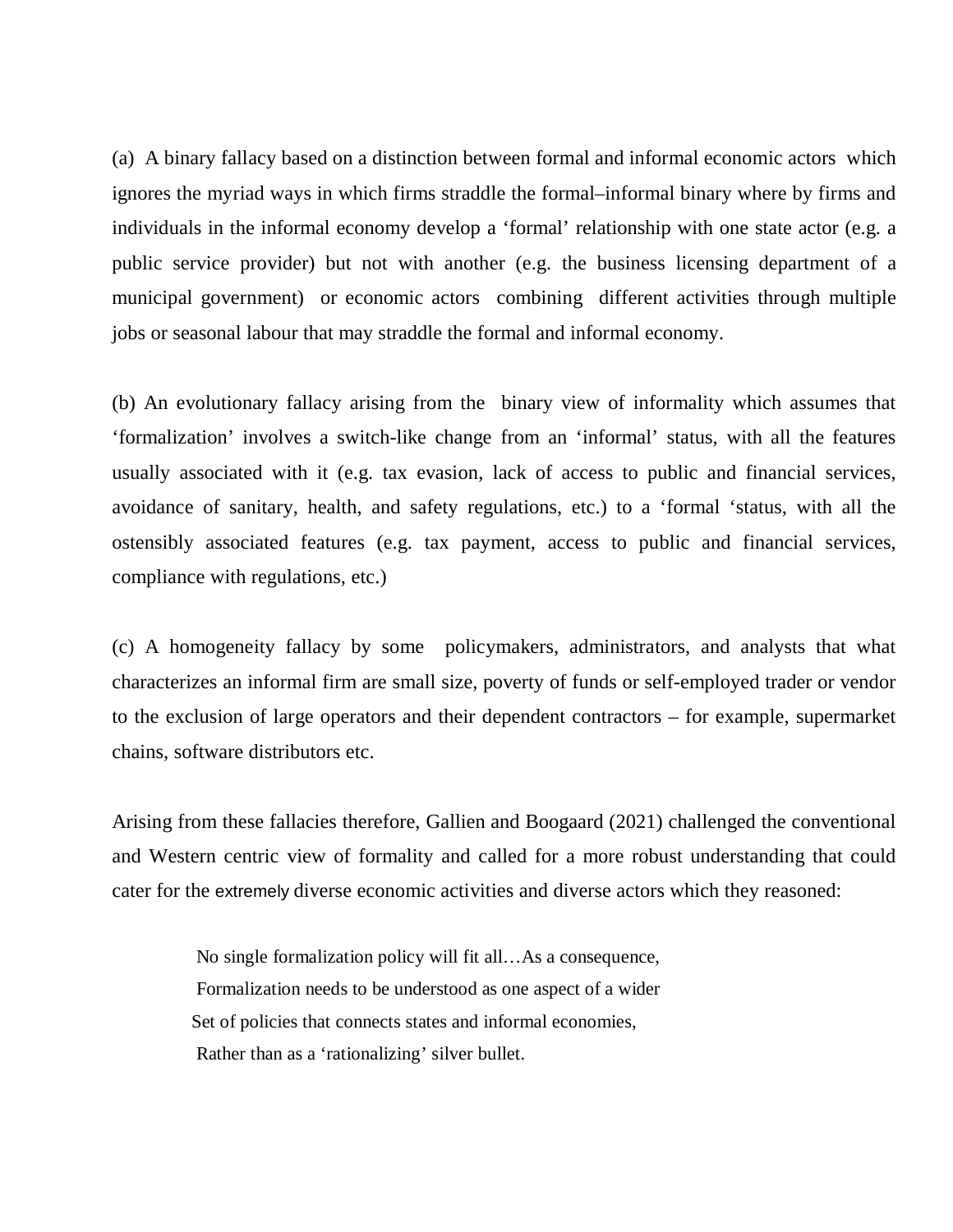(a) A binary fallacy based on a distinction between formal and informal economic actors which ignores the myriad ways in which firms straddle the formal–informal binary where by firms and individuals in the informal economy develop a 'formal' relationship with one state actor (e.g. a public service provider) but not with another (e.g. the business licensing department of a municipal government) or economic actors combining different activities through multiple jobs or seasonal labour that may straddle the formal and informal economy.

(b) An evolutionary fallacy arising from the binary view of informality which assumes that 'formalization' involves a switch-like change from an 'informal' status, with all the features usually associated with it (e.g. tax evasion, lack of access to public and financial services, avoidance of sanitary, health, and safety regulations, etc.) to a 'formal 'status, with all the ostensibly associated features (e.g. tax payment, access to public and financial services, compliance with regulations, etc.)

(c) A homogeneity fallacy by some policymakers, administrators, and analysts that what characterizes an informal firm are small size, poverty of funds or self-employed trader or vendor to the exclusion of large operators and their dependent contractors – for example, supermarket chains, software distributors etc.

Arising from these fallacies therefore, Gallien and Boogaard (2021) challenged the conventional and Western centric view of formality and called for a more robust understanding that could cater for the extremely diverse economic activities and diverse actors which they reasoned:

> No single formalization policy will fit all…As a consequence,
> Formalization needs to be understood as one aspect of a wider
> Set of policies that connects states and informal economies,
> Rather than as a 'rationalizing' silver bullet.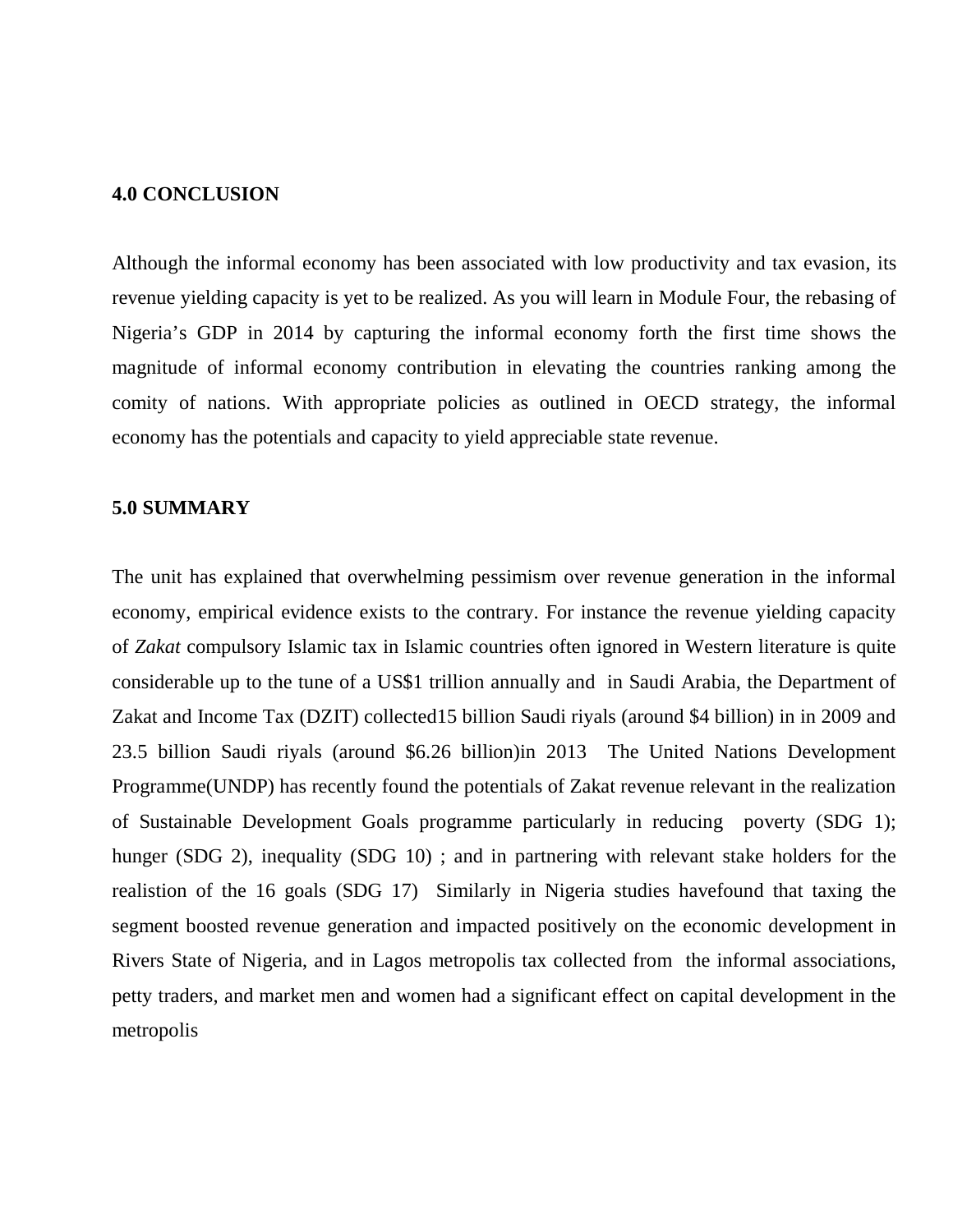## 4.0 CONCLUSION

Although the informal economy has been associated with low productivity and tax evasion, its revenue yielding capacity is yet to be realized. As you will learn in Module Four, the rebasing of Nigeria's GDP in 2014 by capturing the informal economy forth the first time shows the magnitude of informal economy contribution in elevating the countries ranking among the comity of nations. With appropriate policies as outlined in OECD strategy, the informal economy has the potentials and capacity to yield appreciable state revenue.

## 5.0 SUMMARY

The unit has explained that overwhelming pessimism over revenue generation in the informal economy, empirical evidence exists to the contrary. For instance the revenue yielding capacity of *Zakat* compulsory Islamic tax in Islamic countries often ignored in Western literature is quite considerable up to the tune of a US$1 trillion annually and in Saudi Arabia, the Department of Zakat and Income Tax (DZIT) collected15 billion Saudi riyals (around $4 billion) in in 2009 and 23.5 billion Saudi riyals (around $6.26 billion)in 2013 The United Nations Development Programme(UNDP) has recently found the potentials of Zakat revenue relevant in the realization of Sustainable Development Goals programme particularly in reducing poverty (SDG 1); hunger (SDG 2), inequality (SDG 10) ; and in partnering with relevant stake holders for the realistion of the 16 goals (SDG 17) Similarly in Nigeria studies havefound that taxing the segment boosted revenue generation and impacted positively on the economic development in Rivers State of Nigeria, and in Lagos metropolis tax collected from the informal associations, petty traders, and market men and women had a significant effect on capital development in the metropolis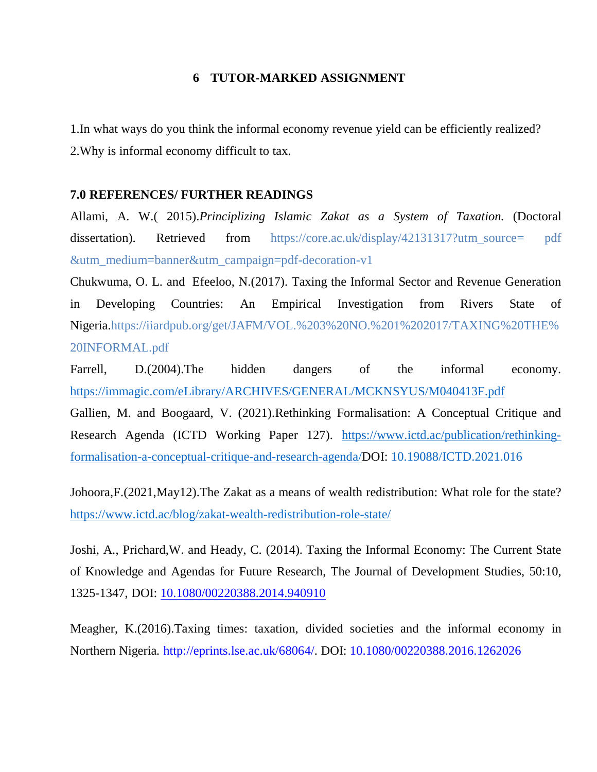## 6 TUTOR-MARKED ASSIGNMENT

1.In what ways do you think the informal economy revenue yield can be efficiently realized?
2.Why is informal economy difficult to tax.

## 7.0 REFERENCES/ FURTHER READINGS

Allami, A. W.( 2015).*Principlizing Islamic Zakat as a System of Taxation.* (Doctoral dissertation). Retrieved from https://core.ac.uk/display/42131317?utm_source= pdf &utm_medium=banner&utm_campaign=pdf-decoration-v1

Chukwuma, O. L. and Efeeloo, N.(2017). Taxing the Informal Sector and Revenue Generation in Developing Countries: An Empirical Investigation from Rivers State of Nigeria.https://iiardpub.org/get/JAFM/VOL.%203%20NO.%201%202017/TAXING%20THE%20INFORMAL.pdf

Farrell, D.(2004).The hidden dangers of the informal economy. https://immagic.com/eLibrary/ARCHIVES/GENERAL/MCKNSYUS/M040413F.pdf

Gallien, M. and Boogaard, V. (2021).Rethinking Formalisation: A Conceptual Critique and Research Agenda (ICTD Working Paper 127). https://www.ictd.ac/publication/rethinking-formalisation-a-conceptual-critique-and-research-agenda/DOI: 10.19088/ICTD.2021.016

Johoora,F.(2021,May12).The Zakat as a means of wealth redistribution: What role for the state? https://www.ictd.ac/blog/zakat-wealth-redistribution-role-state/

Joshi, A., Prichard,W. and Heady, C. (2014). Taxing the Informal Economy: The Current State of Knowledge and Agendas for Future Research, The Journal of Development Studies, 50:10, 1325-1347, DOI: 10.1080/00220388.2014.940910

Meagher, K.(2016).Taxing times: taxation, divided societies and the informal economy in Northern Nigeria. http://eprints.lse.ac.uk/68064/. DOI: 10.1080/00220388.2016.1262026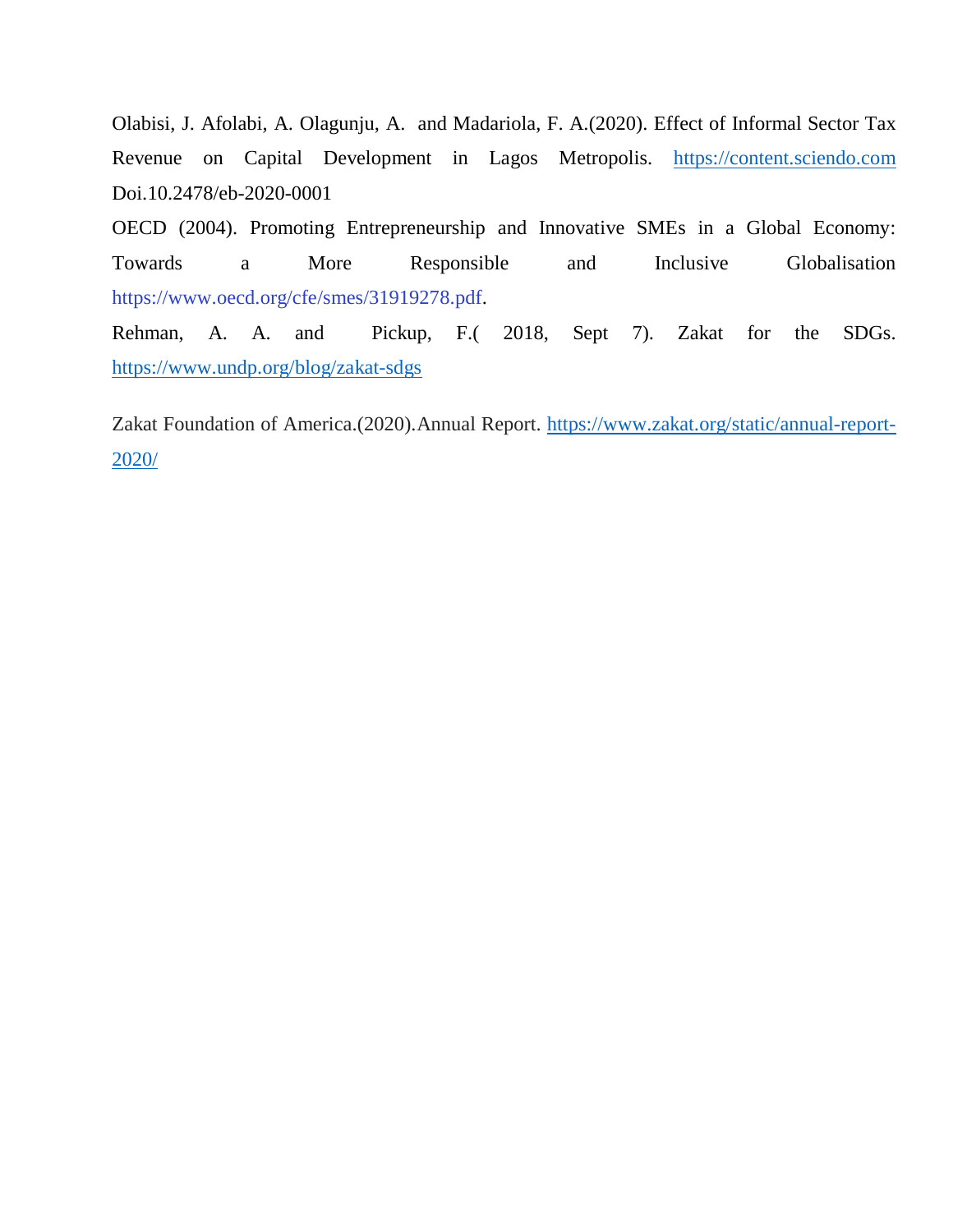Olabisi, J. Afolabi, A. Olagunju, A. and Madariola, F. A.(2020). Effect of Informal Sector Tax Revenue on Capital Development in Lagos Metropolis. https://content.sciendo.com Doi.10.2478/eb-2020-0001

OECD (2004). Promoting Entrepreneurship and Innovative SMEs in a Global Economy: Towards a More Responsible and Inclusive Globalisation https://www.oecd.org/cfe/smes/31919278.pdf.

Rehman, A. A. and Pickup, F.( 2018, Sept 7). Zakat for the SDGs. https://www.undp.org/blog/zakat-sdgs

Zakat Foundation of America.(2020).Annual Report. https://www.zakat.org/static/annual-report-2020/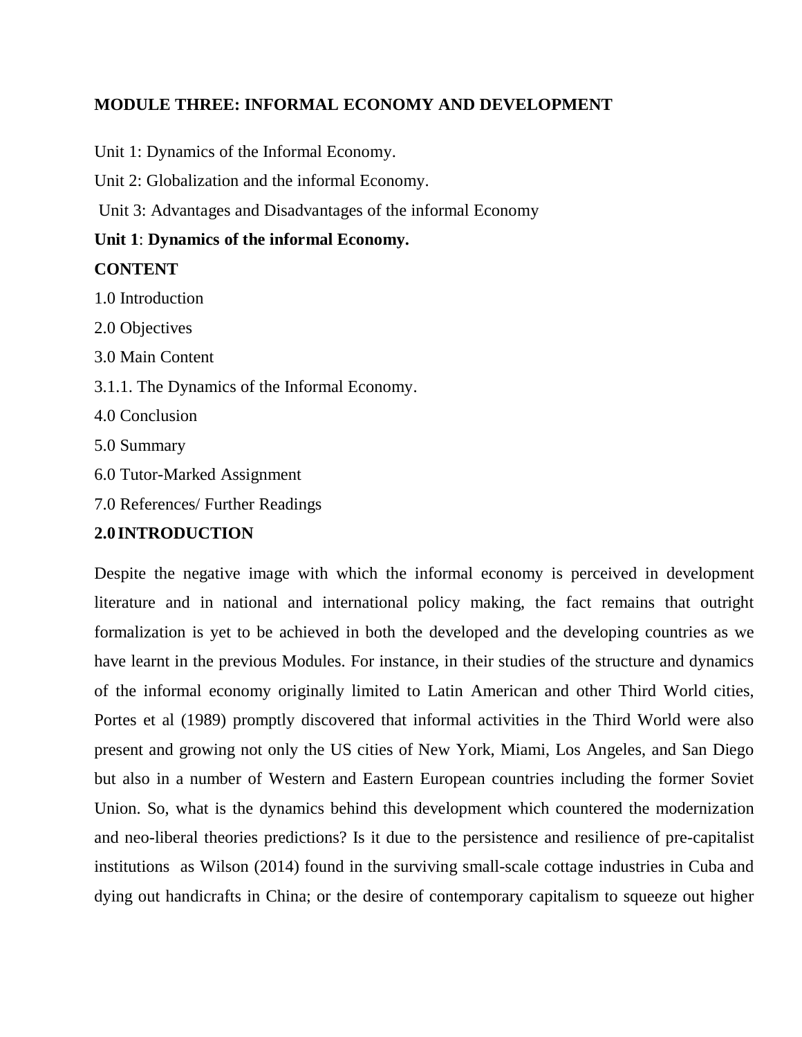## MODULE THREE: INFORMAL ECONOMY AND DEVELOPMENT

Unit 1: Dynamics of the Informal Economy.

Unit 2: Globalization and the informal Economy.

Unit 3: Advantages and Disadvantages of the informal Economy

### Unit 1: Dynamics of the informal Economy.

**CONTENT**

1.0 Introduction

2.0 Objectives

3.0 Main Content

3.1.1. The Dynamics of the Informal Economy.

4.0 Conclusion

5.0 Summary

6.0 Tutor-Marked Assignment

7.0 References/ Further Readings

**2.0 INTRODUCTION**

Despite the negative image with which the informal economy is perceived in development literature and in national and international policy making, the fact remains that outright formalization is yet to be achieved in both the developed and the developing countries as we have learnt in the previous Modules. For instance, in their studies of the structure and dynamics of the informal economy originally limited to Latin American and other Third World cities, Portes et al (1989) promptly discovered that informal activities in the Third World were also present and growing not only the US cities of New York, Miami, Los Angeles, and San Diego but also in a number of Western and Eastern European countries including the former Soviet Union. So, what is the dynamics behind this development which countered the modernization and neo-liberal theories predictions? Is it due to the persistence and resilience of pre-capitalist institutions as Wilson (2014) found in the surviving small-scale cottage industries in Cuba and dying out handicrafts in China; or the desire of contemporary capitalism to squeeze out higher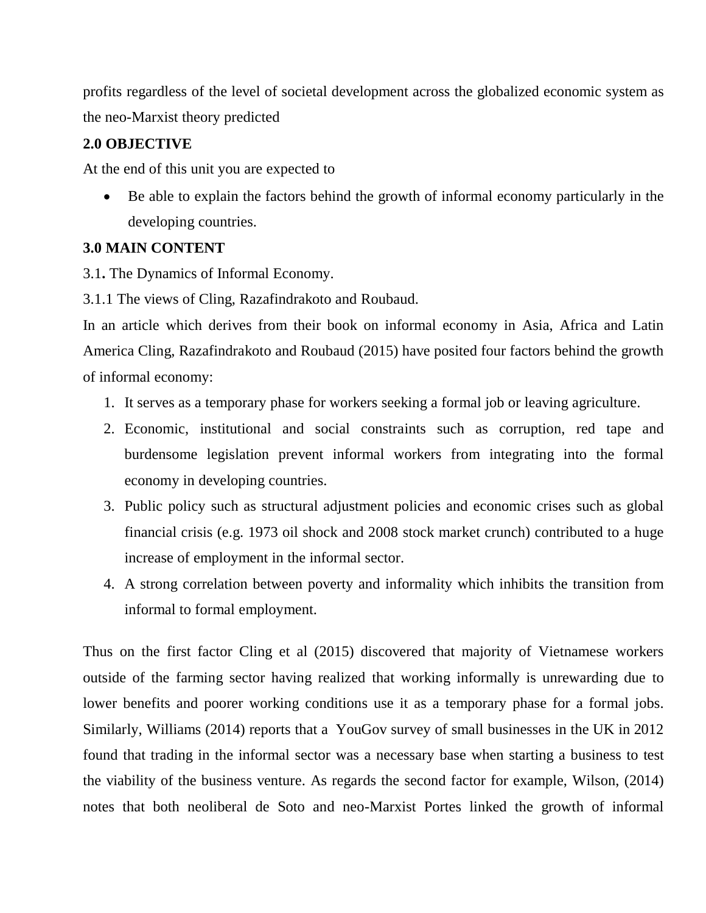profits regardless of the level of societal development across the globalized economic system as the neo-Marxist theory predicted

**2.0 OBJECTIVE**

At the end of this unit you are expected to

- Be able to explain the factors behind the growth of informal economy particularly in the developing countries.

**3.0 MAIN CONTENT**

3.1**.** The Dynamics of Informal Economy.

3.1.1 The views of Cling, Razafindrakoto and Roubaud.

In an article which derives from their book on informal economy in Asia, Africa and Latin America Cling, Razafindrakoto and Roubaud (2015) have posited four factors behind the growth of informal economy:

1. It serves as a temporary phase for workers seeking a formal job or leaving agriculture.
2. Economic, institutional and social constraints such as corruption, red tape and burdensome legislation prevent informal workers from integrating into the formal economy in developing countries.
3. Public policy such as structural adjustment policies and economic crises such as global financial crisis (e.g. 1973 oil shock and 2008 stock market crunch) contributed to a huge increase of employment in the informal sector.
4. A strong correlation between poverty and informality which inhibits the transition from informal to formal employment.

Thus on the first factor Cling et al (2015) discovered that majority of Vietnamese workers outside of the farming sector having realized that working informally is unrewarding due to lower benefits and poorer working conditions use it as a temporary phase for a formal jobs. Similarly, Williams (2014) reports that a YouGov survey of small businesses in the UK in 2012 found that trading in the informal sector was a necessary base when starting a business to test the viability of the business venture. As regards the second factor for example, Wilson, (2014) notes that both neoliberal de Soto and neo-Marxist Portes linked the growth of informal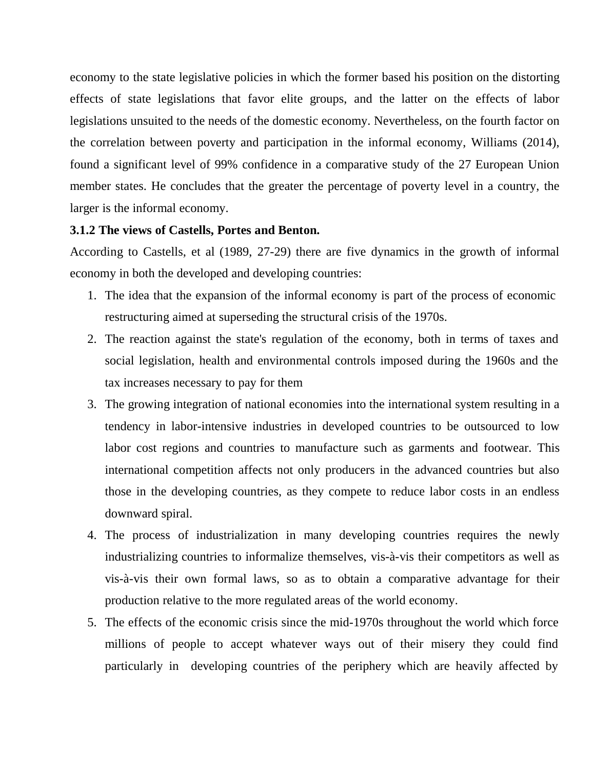economy to the state legislative policies in which the former based his position on the distorting effects of state legislations that favor elite groups, and the latter on the effects of labor legislations unsuited to the needs of the domestic economy. Nevertheless, on the fourth factor on the correlation between poverty and participation in the informal economy, Williams (2014), found a significant level of 99% confidence in a comparative study of the 27 European Union member states. He concludes that the greater the percentage of poverty level in a country, the larger is the informal economy.

### 3.1.2 The views of Castells, Portes and Benton.

According to Castells, et al (1989, 27-29) there are five dynamics in the growth of informal economy in both the developed and developing countries:

1. The idea that the expansion of the informal economy is part of the process of economic restructuring aimed at superseding the structural crisis of the 1970s.
2. The reaction against the state's regulation of the economy, both in terms of taxes and social legislation, health and environmental controls imposed during the 1960s and the tax increases necessary to pay for them
3. The growing integration of national economies into the international system resulting in a tendency in labor-intensive industries in developed countries to be outsourced to low labor cost regions and countries to manufacture such as garments and footwear. This international competition affects not only producers in the advanced countries but also those in the developing countries, as they compete to reduce labor costs in an endless downward spiral.
4. The process of industrialization in many developing countries requires the newly industrializing countries to informalize themselves, vis-à-vis their competitors as well as vis-à-vis their own formal laws, so as to obtain a comparative advantage for their production relative to the more regulated areas of the world economy.
5. The effects of the economic crisis since the mid-1970s throughout the world which force millions of people to accept whatever ways out of their misery they could find particularly in developing countries of the periphery which are heavily affected by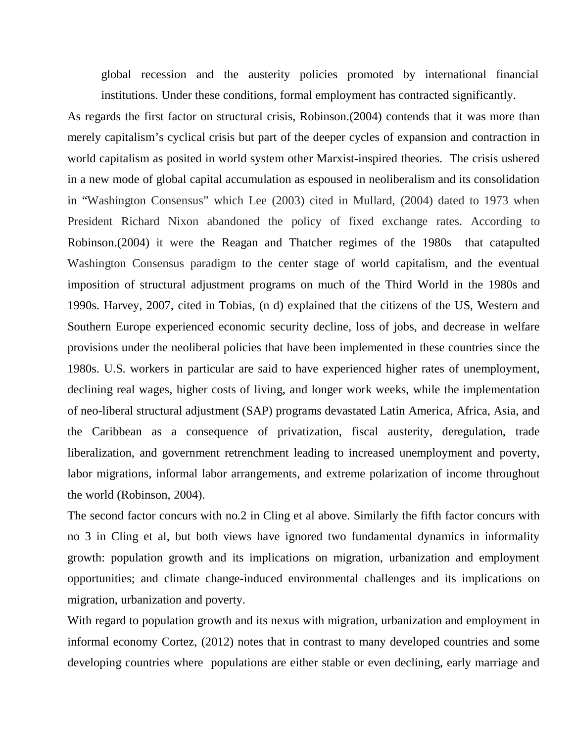global recession and the austerity policies promoted by international financial institutions. Under these conditions, formal employment has contracted significantly.

As regards the first factor on structural crisis, Robinson.(2004) contends that it was more than merely capitalism's cyclical crisis but part of the deeper cycles of expansion and contraction in world capitalism as posited in world system other Marxist-inspired theories. The crisis ushered in a new mode of global capital accumulation as espoused in neoliberalism and its consolidation in "Washington Consensus" which Lee (2003) cited in Mullard, (2004) dated to 1973 when President Richard Nixon abandoned the policy of fixed exchange rates. According to Robinson.(2004) it were the Reagan and Thatcher regimes of the 1980s that catapulted Washington Consensus paradigm to the center stage of world capitalism, and the eventual imposition of structural adjustment programs on much of the Third World in the 1980s and 1990s. Harvey, 2007, cited in Tobias, (n d) explained that the citizens of the US, Western and Southern Europe experienced economic security decline, loss of jobs, and decrease in welfare provisions under the neoliberal policies that have been implemented in these countries since the 1980s. U.S. workers in particular are said to have experienced higher rates of unemployment, declining real wages, higher costs of living, and longer work weeks, while the implementation of neo-liberal structural adjustment (SAP) programs devastated Latin America, Africa, Asia, and the Caribbean as a consequence of privatization, fiscal austerity, deregulation, trade liberalization, and government retrenchment leading to increased unemployment and poverty, labor migrations, informal labor arrangements, and extreme polarization of income throughout the world (Robinson, 2004).

The second factor concurs with no.2 in Cling et al above. Similarly the fifth factor concurs with no 3 in Cling et al, but both views have ignored two fundamental dynamics in informality growth: population growth and its implications on migration, urbanization and employment opportunities; and climate change-induced environmental challenges and its implications on migration, urbanization and poverty.

With regard to population growth and its nexus with migration, urbanization and employment in informal economy Cortez, (2012) notes that in contrast to many developed countries and some developing countries where populations are either stable or even declining, early marriage and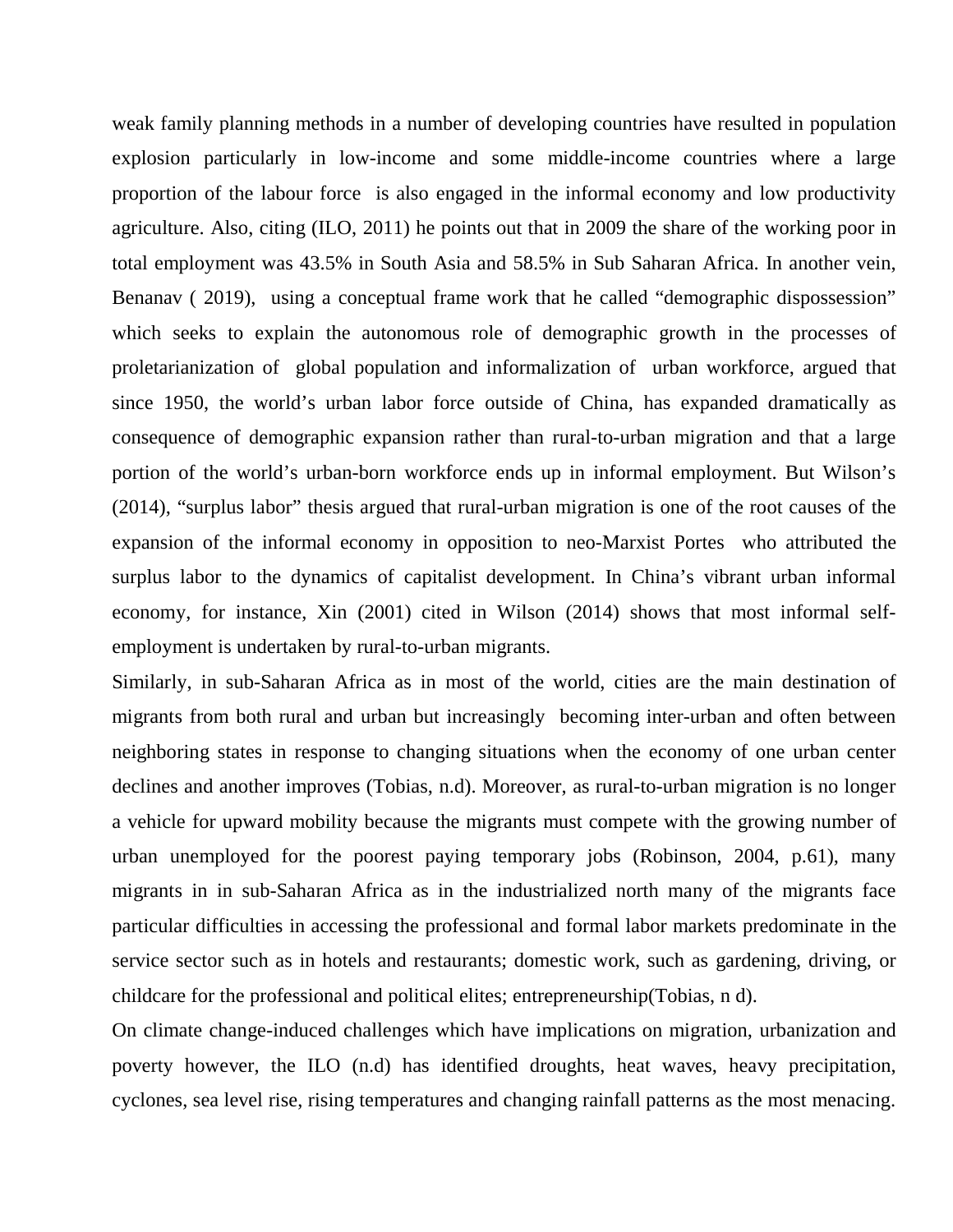weak family planning methods in a number of developing countries have resulted in population explosion particularly in low-income and some middle-income countries where a large proportion of the labour force is also engaged in the informal economy and low productivity agriculture. Also, citing (ILO, 2011) he points out that in 2009 the share of the working poor in total employment was 43.5% in South Asia and 58.5% in Sub Saharan Africa. In another vein, Benanav ( 2019), using a conceptual frame work that he called "demographic dispossession" which seeks to explain the autonomous role of demographic growth in the processes of proletarianization of global population and informalization of urban workforce, argued that since 1950, the world's urban labor force outside of China, has expanded dramatically as consequence of demographic expansion rather than rural-to-urban migration and that a large portion of the world's urban-born workforce ends up in informal employment. But Wilson's (2014), "surplus labor" thesis argued that rural-urban migration is one of the root causes of the expansion of the informal economy in opposition to neo-Marxist Portes who attributed the surplus labor to the dynamics of capitalist development. In China's vibrant urban informal economy, for instance, Xin (2001) cited in Wilson (2014) shows that most informal self-employment is undertaken by rural-to-urban migrants.

Similarly, in sub-Saharan Africa as in most of the world, cities are the main destination of migrants from both rural and urban but increasingly becoming inter-urban and often between neighboring states in response to changing situations when the economy of one urban center declines and another improves (Tobias, n.d). Moreover, as rural-to-urban migration is no longer a vehicle for upward mobility because the migrants must compete with the growing number of urban unemployed for the poorest paying temporary jobs (Robinson, 2004, p.61), many migrants in in sub-Saharan Africa as in the industrialized north many of the migrants face particular difficulties in accessing the professional and formal labor markets predominate in the service sector such as in hotels and restaurants; domestic work, such as gardening, driving, or childcare for the professional and political elites; entrepreneurship(Tobias, n d).

On climate change-induced challenges which have implications on migration, urbanization and poverty however, the ILO (n.d) has identified droughts, heat waves, heavy precipitation, cyclones, sea level rise, rising temperatures and changing rainfall patterns as the most menacing.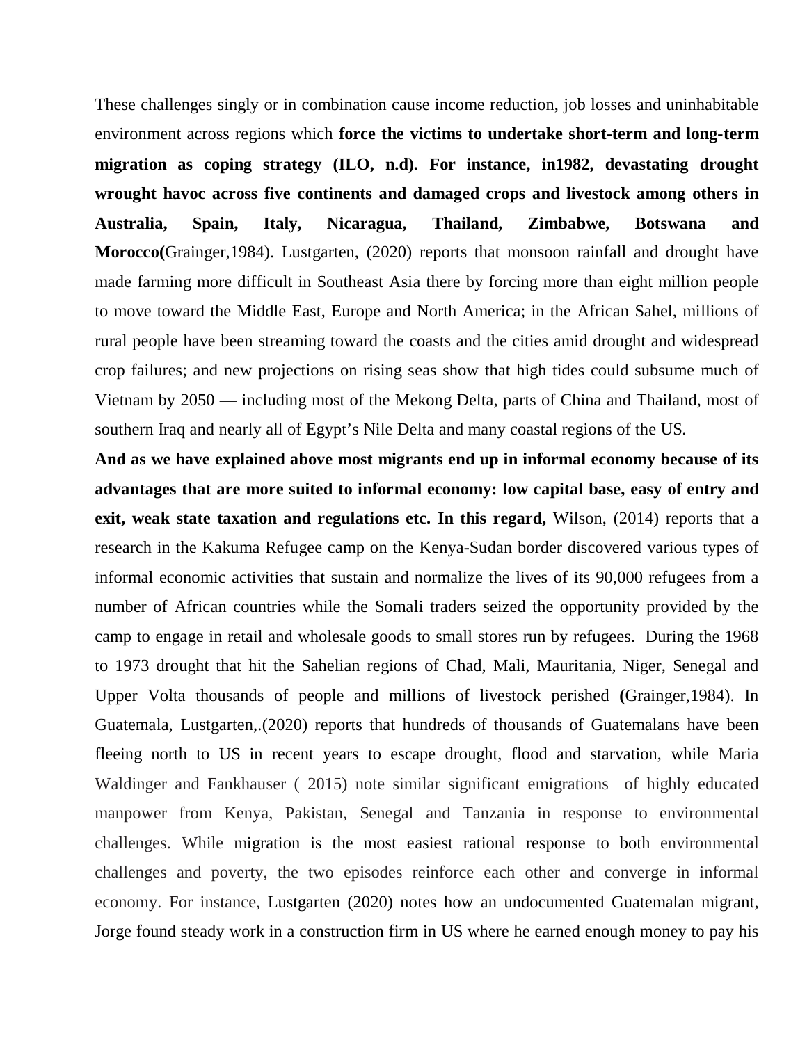These challenges singly or in combination cause income reduction, job losses and uninhabitable environment across regions which **force the victims to undertake short-term and long-term migration as coping strategy (ILO, n.d). For instance, in1982, devastating drought wrought havoc across five continents and damaged crops and livestock among others in Australia, Spain, Italy, Nicaragua, Thailand, Zimbabwe, Botswana and Morocco(**Grainger,1984). Lustgarten, (2020) reports that monsoon rainfall and drought have made farming more difficult in Southeast Asia there by forcing more than eight million people to move toward the Middle East, Europe and North America; in the African Sahel, millions of rural people have been streaming toward the coasts and the cities amid drought and widespread crop failures; and new projections on rising seas show that high tides could subsume much of Vietnam by 2050 — including most of the Mekong Delta, parts of China and Thailand, most of southern Iraq and nearly all of Egypt's Nile Delta and many coastal regions of the US.

**And as we have explained above most migrants end up in informal economy because of its advantages that are more suited to informal economy: low capital base, easy of entry and exit, weak state taxation and regulations etc. In this regard,** Wilson, (2014) reports that a research in the Kakuma Refugee camp on the Kenya-Sudan border discovered various types of informal economic activities that sustain and normalize the lives of its 90,000 refugees from a number of African countries while the Somali traders seized the opportunity provided by the camp to engage in retail and wholesale goods to small stores run by refugees. During the 1968 to 1973 drought that hit the Sahelian regions of Chad, Mali, Mauritania, Niger, Senegal and Upper Volta thousands of people and millions of livestock perished **(**Grainger,1984). In Guatemala, Lustgarten,.(2020) reports that hundreds of thousands of Guatemalans have been fleeing north to US in recent years to escape drought, flood and starvation, while Maria Waldinger and Fankhauser ( 2015) note similar significant emigrations of highly educated manpower from Kenya, Pakistan, Senegal and Tanzania in response to environmental challenges. While migration is the most easiest rational response to both environmental challenges and poverty, the two episodes reinforce each other and converge in informal economy. For instance, Lustgarten (2020) notes how an undocumented Guatemalan migrant, Jorge found steady work in a construction firm in US where he earned enough money to pay his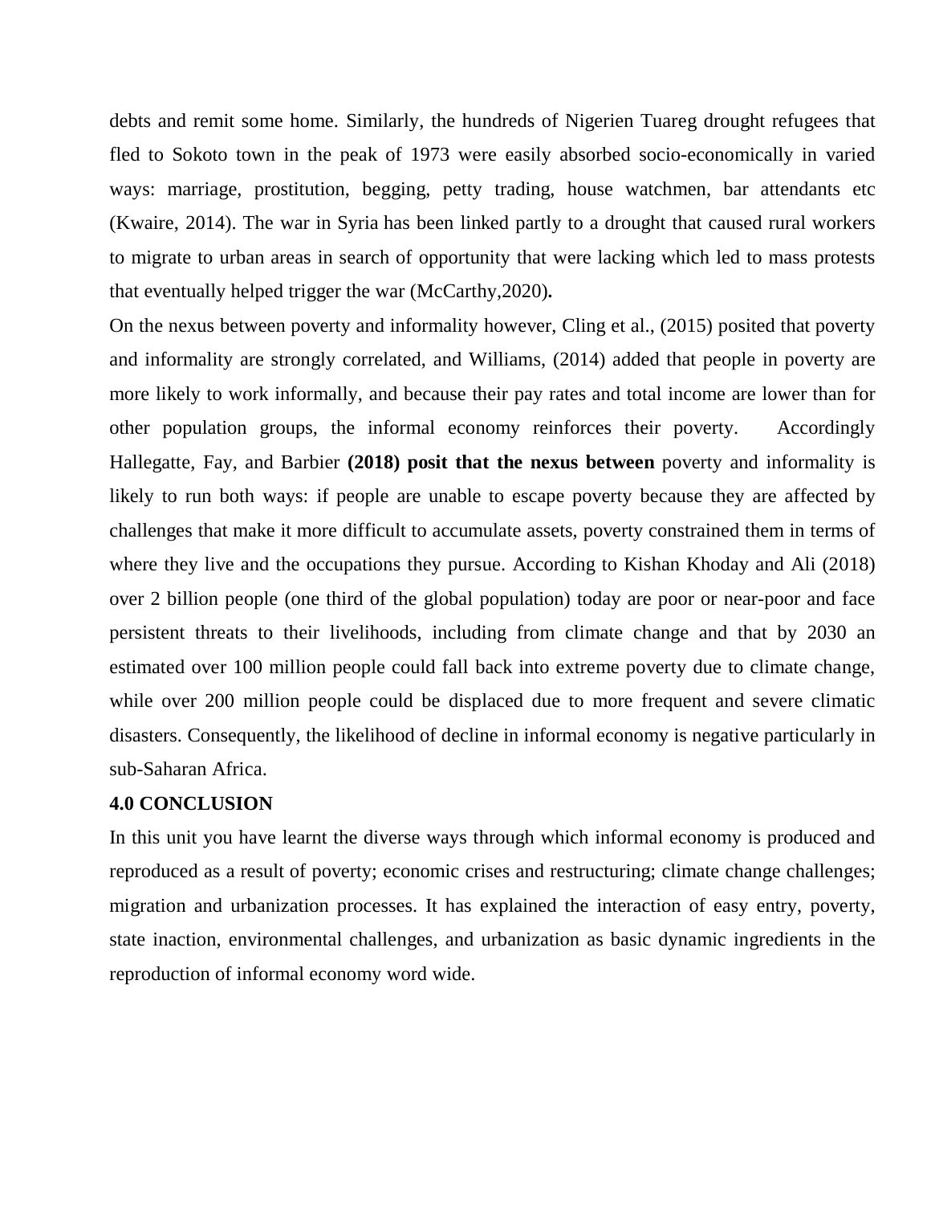debts and remit some home. Similarly, the hundreds of Nigerien Tuareg drought refugees that fled to Sokoto town in the peak of 1973 were easily absorbed socio-economically in varied ways: marriage, prostitution, begging, petty trading, house watchmen, bar attendants etc (Kwaire, 2014). The war in Syria has been linked partly to a drought that caused rural workers to migrate to urban areas in search of opportunity that were lacking which led to mass protests that eventually helped trigger the war (McCarthy,2020)**.**

On the nexus between poverty and informality however, Cling et al., (2015) posited that poverty and informality are strongly correlated, and Williams, (2014) added that people in poverty are more likely to work informally, and because their pay rates and total income are lower than for other population groups, the informal economy reinforces their poverty. Accordingly Hallegatte, Fay, and Barbier **(2018) posit that the nexus between** poverty and informality is likely to run both ways: if people are unable to escape poverty because they are affected by challenges that make it more difficult to accumulate assets, poverty constrained them in terms of where they live and the occupations they pursue. According to Kishan Khoday and Ali (2018) over 2 billion people (one third of the global population) today are poor or near-poor and face persistent threats to their livelihoods, including from climate change and that by 2030 an estimated over 100 million people could fall back into extreme poverty due to climate change, while over 200 million people could be displaced due to more frequent and severe climatic disasters. Consequently, the likelihood of decline in informal economy is negative particularly in sub-Saharan Africa.

## 4.0 CONCLUSION

In this unit you have learnt the diverse ways through which informal economy is produced and reproduced as a result of poverty; economic crises and restructuring; climate change challenges; migration and urbanization processes. It has explained the interaction of easy entry, poverty, state inaction, environmental challenges, and urbanization as basic dynamic ingredients in the reproduction of informal economy word wide.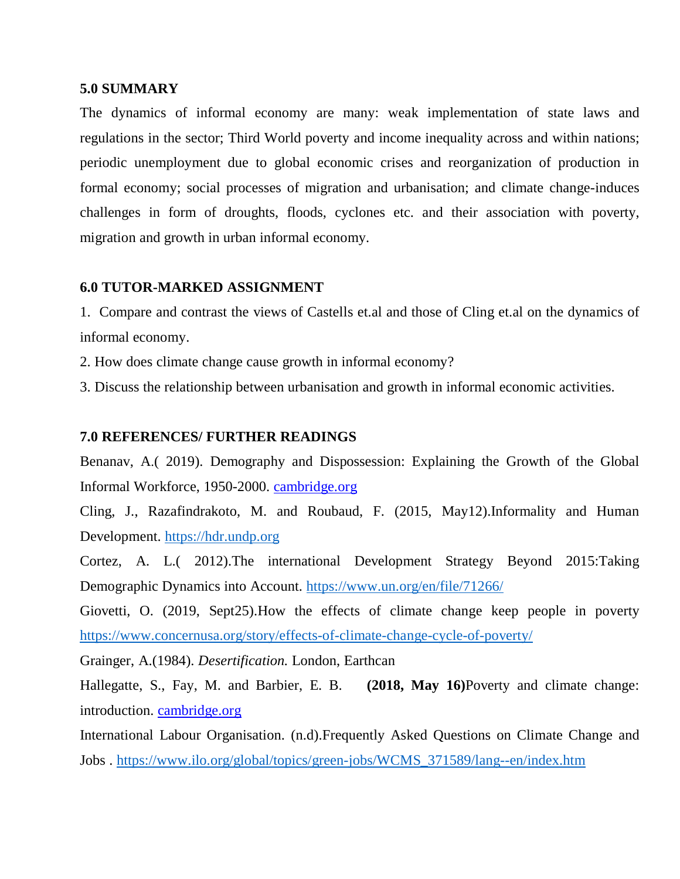## 5.0 SUMMARY

The dynamics of informal economy are many: weak implementation of state laws and regulations in the sector; Third World poverty and income inequality across and within nations; periodic unemployment due to global economic crises and reorganization of production in formal economy; social processes of migration and urbanisation; and climate change-induces challenges in form of droughts, floods, cyclones etc. and their association with poverty, migration and growth in urban informal economy.

## 6.0 TUTOR-MARKED ASSIGNMENT

1. Compare and contrast the views of Castells et.al and those of Cling et.al on the dynamics of informal economy.
2. How does climate change cause growth in informal economy?
3. Discuss the relationship between urbanisation and growth in informal economic activities.

## 7.0 REFERENCES/ FURTHER READINGS

Benanav, A.( 2019). Demography and Dispossession: Explaining the Growth of the Global Informal Workforce, 1950-2000. cambridge.org

Cling, J., Razafindrakoto, M. and Roubaud, F. (2015, May12).Informality and Human Development. https://hdr.undp.org

Cortez, A. L.( 2012).The international Development Strategy Beyond 2015:Taking Demographic Dynamics into Account. https://www.un.org/en/file/71266/

Giovetti, O. (2019, Sept25).How the effects of climate change keep people in poverty https://www.concernusa.org/story/effects-of-climate-change-cycle-of-poverty/

Grainger, A.(1984). *Desertification.* London, Earthcan

Hallegatte, S., Fay, M. and Barbier, E. B. **(2018, May 16)**Poverty and climate change: introduction. cambridge.org

International Labour Organisation. (n.d).Frequently Asked Questions on Climate Change and Jobs . https://www.ilo.org/global/topics/green-jobs/WCMS_371589/lang--en/index.htm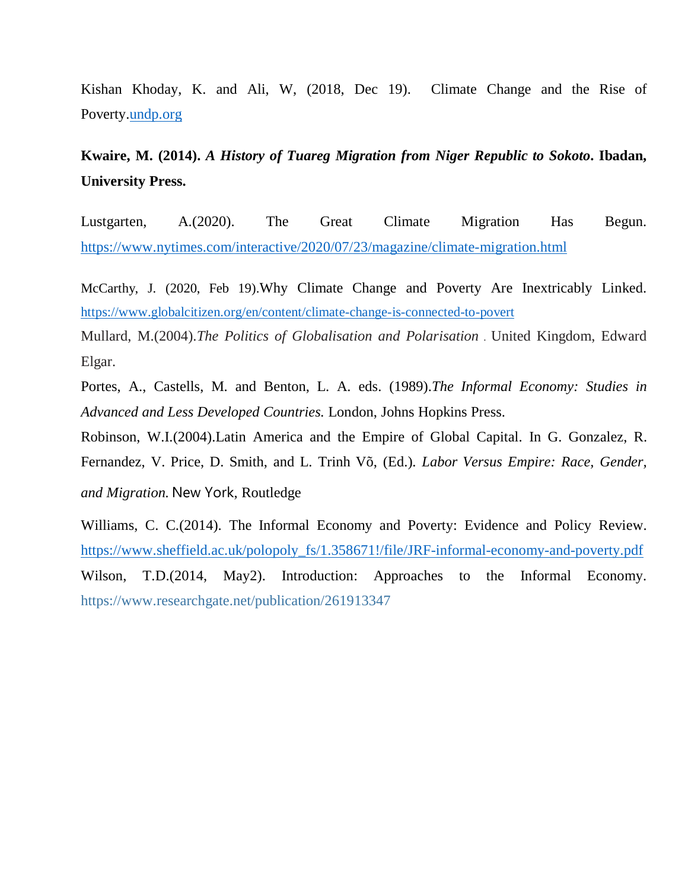Kishan Khoday, K. and Ali, W, (2018, Dec 19). Climate Change and the Rise of Poverty.[undp.org](undp.org)

**Kwaire, M. (2014).** ***A History of Tuareg Migration from Niger Republic to Sokoto*****. Ibadan, University Press.**

Lustgarten, A.(2020). The Great Climate Migration Has Begun. https://www.nytimes.com/interactive/2020/07/23/magazine/climate-migration.html

McCarthy, J. (2020, Feb 19).Why Climate Change and Poverty Are Inextricably Linked. https://www.globalcitizen.org/en/content/climate-change-is-connected-to-povert

Mullard, M.(2004).*The Politics of Globalisation and Polarisation* . United Kingdom, Edward Elgar.

Portes, A., Castells, M. and Benton, L. A. eds. (1989).*The Informal Economy: Studies in Advanced and Less Developed Countries.* London, Johns Hopkins Press.

Robinson, W.I.(2004).Latin America and the Empire of Global Capital. In G. Gonzalez, R. Fernandez, V. Price, D. Smith, and L. Trinh Võ, (Ed.). *Labor Versus Empire: Race, Gender, and Migration.* New York, Routledge

Williams, C. C.(2014). The Informal Economy and Poverty: Evidence and Policy Review. https://www.sheffield.ac.uk/polopoly_fs/1.358671!/file/JRF-informal-economy-and-poverty.pdf

Wilson, T.D.(2014, May2). Introduction: Approaches to the Informal Economy. https://www.researchgate.net/publication/261913347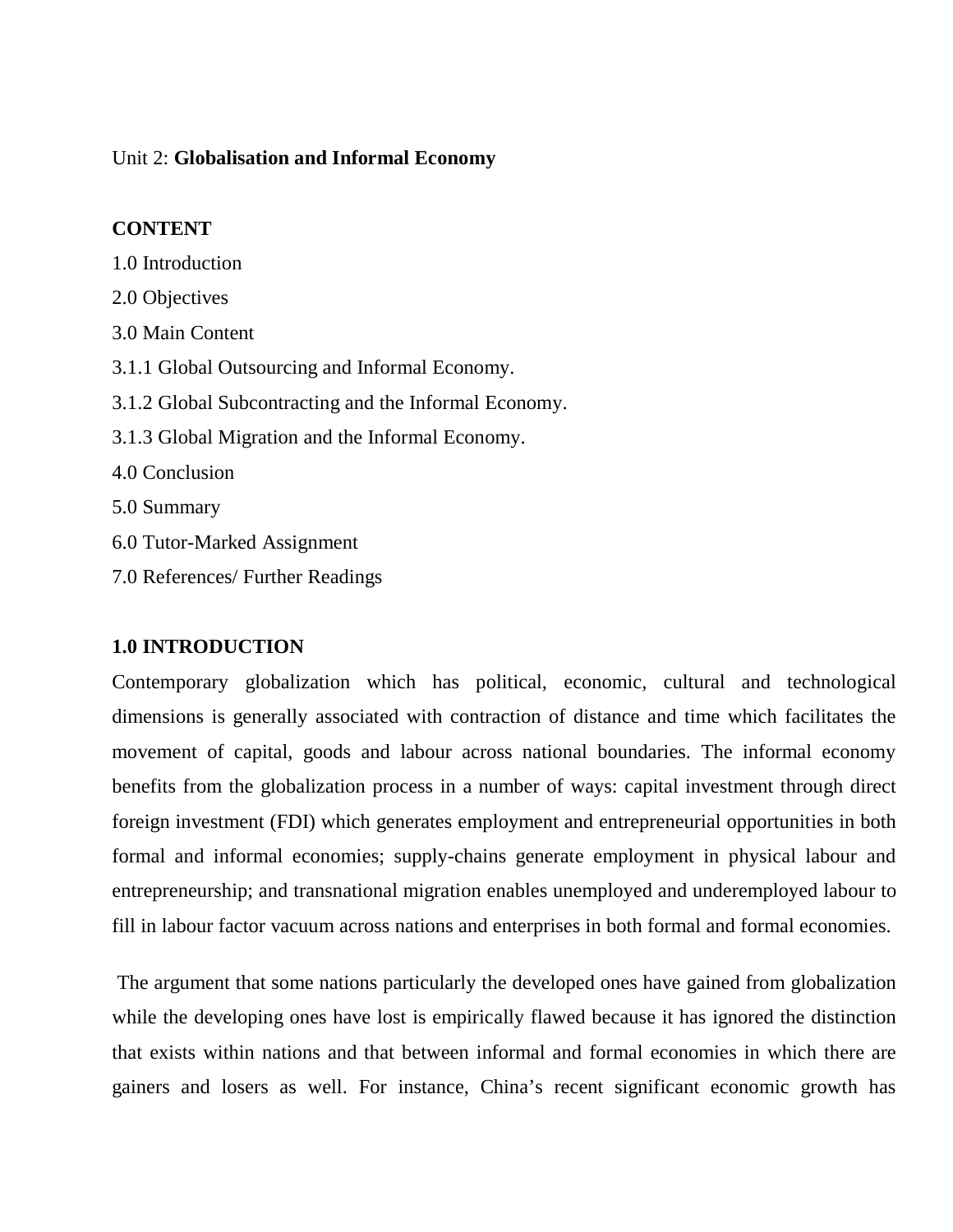Unit 2: **Globalisation and Informal Economy**

**CONTENT**

1.0 Introduction

2.0 Objectives

3.0 Main Content

3.1.1 Global Outsourcing and Informal Economy.

3.1.2 Global Subcontracting and the Informal Economy.

3.1.3 Global Migration and the Informal Economy.

4.0 Conclusion

5.0 Summary

6.0 Tutor-Marked Assignment

7.0 References/ Further Readings

## 1.0 INTRODUCTION

Contemporary globalization which has political, economic, cultural and technological dimensions is generally associated with contraction of distance and time which facilitates the movement of capital, goods and labour across national boundaries. The informal economy benefits from the globalization process in a number of ways: capital investment through direct foreign investment (FDI) which generates employment and entrepreneurial opportunities in both formal and informal economies; supply-chains generate employment in physical labour and entrepreneurship; and transnational migration enables unemployed and underemployed labour to fill in labour factor vacuum across nations and enterprises in both formal and formal economies.

The argument that some nations particularly the developed ones have gained from globalization while the developing ones have lost is empirically flawed because it has ignored the distinction that exists within nations and that between informal and formal economies in which there are gainers and losers as well. For instance, China's recent significant economic growth has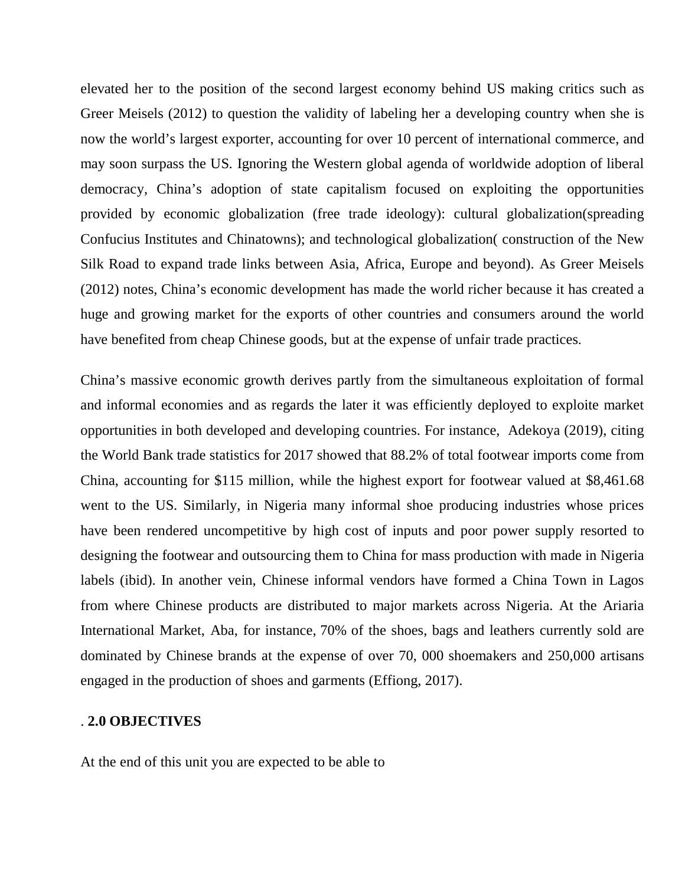elevated her to the position of the second largest economy behind US making critics such as Greer Meisels (2012) to question the validity of labeling her a developing country when she is now the world's largest exporter, accounting for over 10 percent of international commerce, and may soon surpass the US. Ignoring the Western global agenda of worldwide adoption of liberal democracy, China's adoption of state capitalism focused on exploiting the opportunities provided by economic globalization (free trade ideology): cultural globalization(spreading Confucius Institutes and Chinatowns); and technological globalization( construction of the New Silk Road to expand trade links between Asia, Africa, Europe and beyond). As Greer Meisels (2012) notes, China's economic development has made the world richer because it has created a huge and growing market for the exports of other countries and consumers around the world have benefited from cheap Chinese goods, but at the expense of unfair trade practices.

China's massive economic growth derives partly from the simultaneous exploitation of formal and informal economies and as regards the later it was efficiently deployed to exploite market opportunities in both developed and developing countries. For instance, Adekoya (2019), citing the World Bank trade statistics for 2017 showed that 88.2% of total footwear imports come from China, accounting for $115 million, while the highest export for footwear valued at $8,461.68 went to the US. Similarly, in Nigeria many informal shoe producing industries whose prices have been rendered uncompetitive by high cost of inputs and poor power supply resorted to designing the footwear and outsourcing them to China for mass production with made in Nigeria labels (ibid). In another vein, Chinese informal vendors have formed a China Town in Lagos from where Chinese products are distributed to major markets across Nigeria. At the Ariaria International Market, Aba, for instance, 70% of the shoes, bags and leathers currently sold are dominated by Chinese brands at the expense of over 70, 000 shoemakers and 250,000 artisans engaged in the production of shoes and garments (Effiong, 2017).

## . 2.0 OBJECTIVES

At the end of this unit you are expected to be able to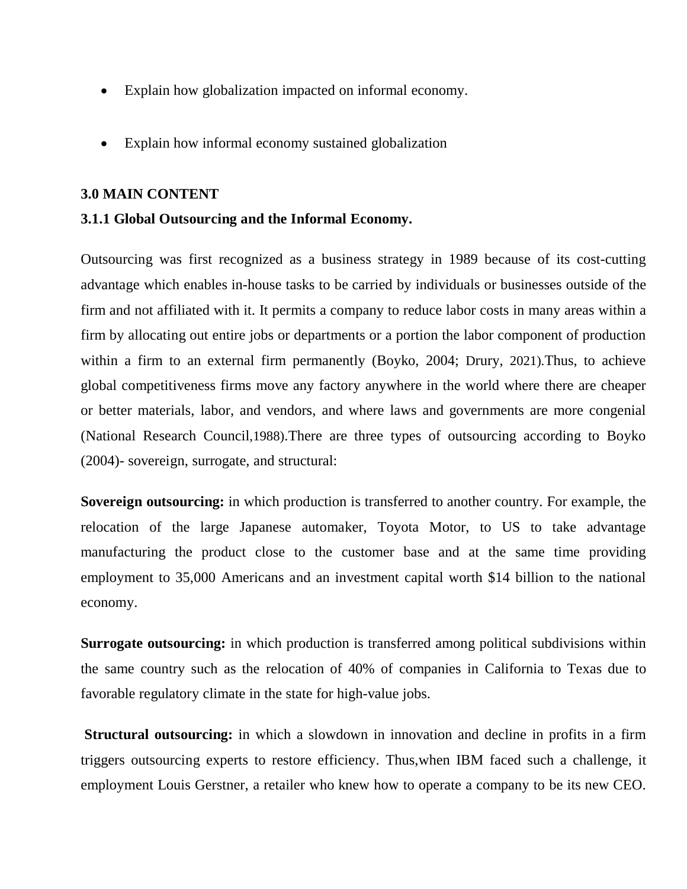- Explain how globalization impacted on informal economy.
- Explain how informal economy sustained globalization

## 3.0 MAIN CONTENT

### 3.1.1 Global Outsourcing and the Informal Economy.

Outsourcing was first recognized as a business strategy in 1989 because of its cost-cutting advantage which enables in-house tasks to be carried by individuals or businesses outside of the firm and not affiliated with it. It permits a company to reduce labor costs in many areas within a firm by allocating out entire jobs or departments or a portion the labor component of production within a firm to an external firm permanently (Boyko, 2004; Drury, 2021).Thus, to achieve global competitiveness firms move any factory anywhere in the world where there are cheaper or better materials, labor, and vendors, and where laws and governments are more congenial (National Research Council,1988).There are three types of outsourcing according to Boyko (2004)- sovereign, surrogate, and structural:

**Sovereign outsourcing:** in which production is transferred to another country. For example, the relocation of the large Japanese automaker, Toyota Motor, to US to take advantage manufacturing the product close to the customer base and at the same time providing employment to 35,000 Americans and an investment capital worth $14 billion to the national economy.

**Surrogate outsourcing:** in which production is transferred among political subdivisions within the same country such as the relocation of 40% of companies in California to Texas due to favorable regulatory climate in the state for high-value jobs.

**Structural outsourcing:** in which a slowdown in innovation and decline in profits in a firm triggers outsourcing experts to restore efficiency. Thus,when IBM faced such a challenge, it employment Louis Gerstner, a retailer who knew how to operate a company to be its new CEO.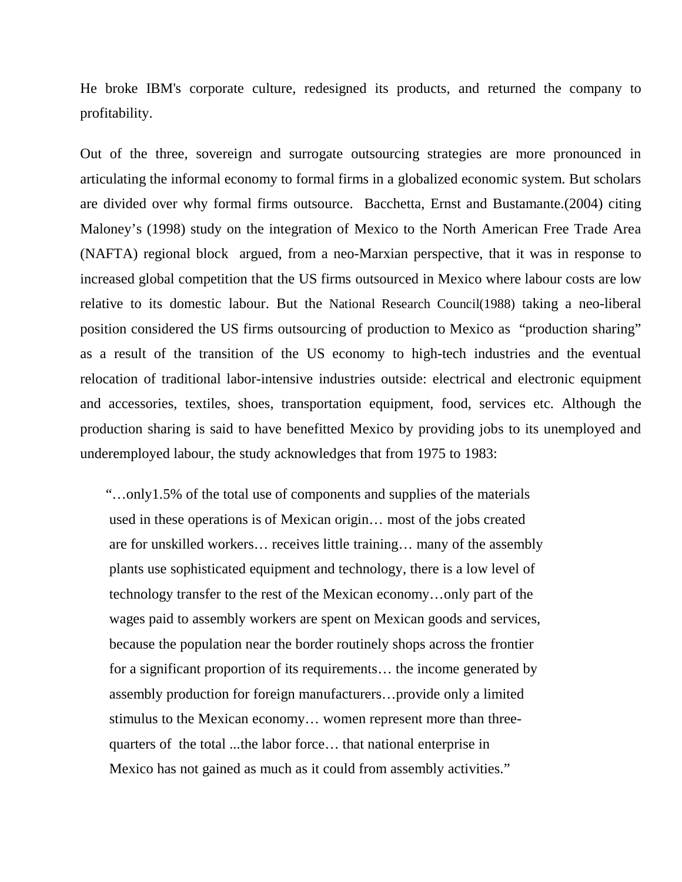He broke IBM's corporate culture, redesigned its products, and returned the company to profitability.

Out of the three, sovereign and surrogate outsourcing strategies are more pronounced in articulating the informal economy to formal firms in a globalized economic system. But scholars are divided over why formal firms outsource. Bacchetta, Ernst and Bustamante.(2004) citing Maloney's (1998) study on the integration of Mexico to the North American Free Trade Area (NAFTA) regional block argued, from a neo-Marxian perspective, that it was in response to increased global competition that the US firms outsourced in Mexico where labour costs are low relative to its domestic labour. But the National Research Council(1988) taking a neo-liberal position considered the US firms outsourcing of production to Mexico as "production sharing" as a result of the transition of the US economy to high-tech industries and the eventual relocation of traditional labor-intensive industries outside: electrical and electronic equipment and accessories, textiles, shoes, transportation equipment, food, services etc. Although the production sharing is said to have benefitted Mexico by providing jobs to its unemployed and underemployed labour, the study acknowledges that from 1975 to 1983:

> "…only1.5% of the total use of components and supplies of the materials used in these operations is of Mexican origin… most of the jobs created are for unskilled workers… receives little training… many of the assembly plants use sophisticated equipment and technology, there is a low level of technology transfer to the rest of the Mexican economy…only part of the wages paid to assembly workers are spent on Mexican goods and services, because the population near the border routinely shops across the frontier for a significant proportion of its requirements… the income generated by assembly production for foreign manufacturers…provide only a limited stimulus to the Mexican economy… women represent more than three-quarters of the total ...the labor force… that national enterprise in Mexico has not gained as much as it could from assembly activities."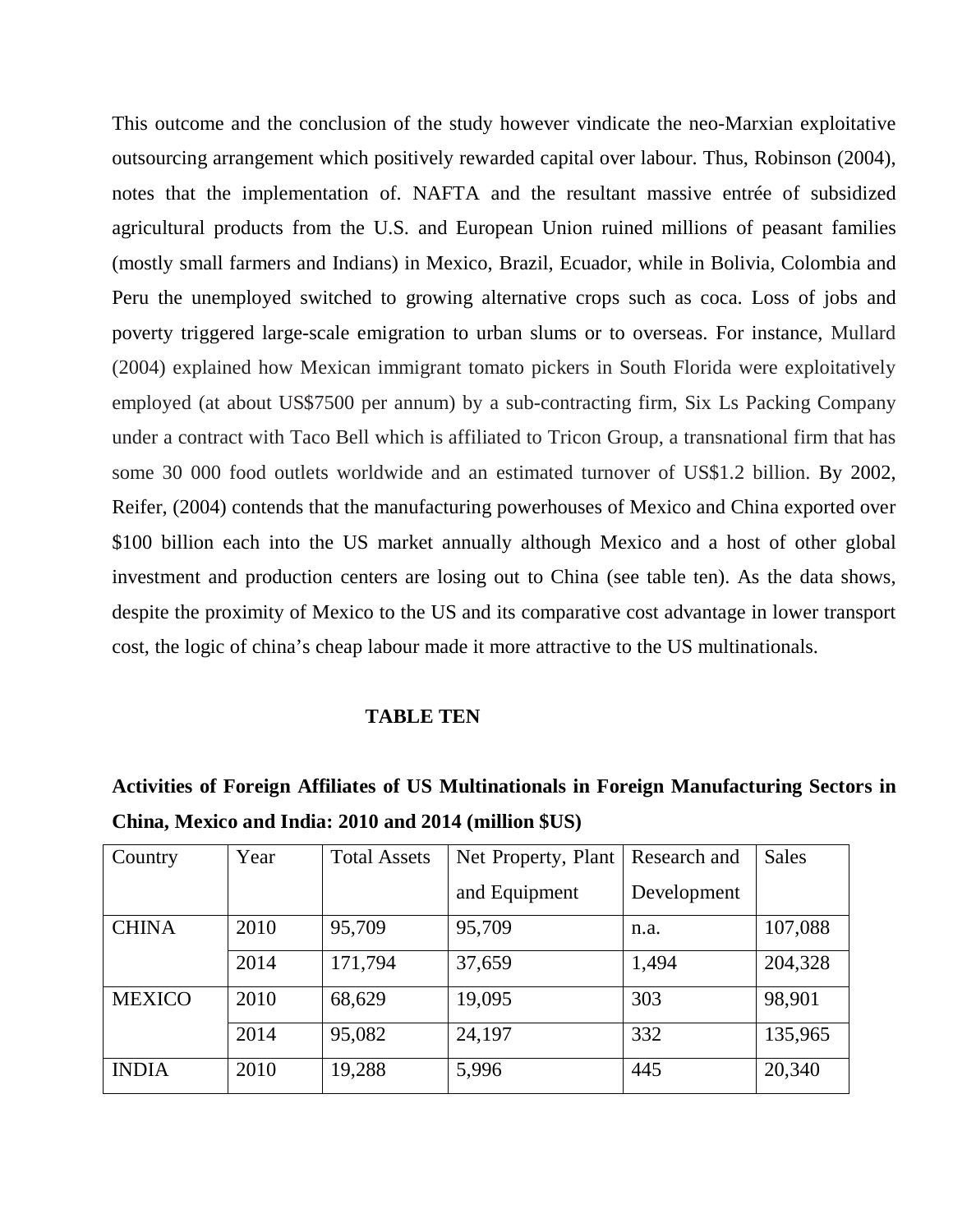This outcome and the conclusion of the study however vindicate the neo-Marxian exploitative outsourcing arrangement which positively rewarded capital over labour. Thus, Robinson (2004), notes that the implementation of. NAFTA and the resultant massive entrée of subsidized agricultural products from the U.S. and European Union ruined millions of peasant families (mostly small farmers and Indians) in Mexico, Brazil, Ecuador, while in Bolivia, Colombia and Peru the unemployed switched to growing alternative crops such as coca. Loss of jobs and poverty triggered large-scale emigration to urban slums or to overseas. For instance, Mullard (2004) explained how Mexican immigrant tomato pickers in South Florida were exploitatively employed (at about US$7500 per annum) by a sub-contracting firm, Six Ls Packing Company under a contract with Taco Bell which is affiliated to Tricon Group, a transnational firm that has some 30 000 food outlets worldwide and an estimated turnover of US$1.2 billion. By 2002, Reifer, (2004) contends that the manufacturing powerhouses of Mexico and China exported over $100 billion each into the US market annually although Mexico and a host of other global investment and production centers are losing out to China (see table ten). As the data shows, despite the proximity of Mexico to the US and its comparative cost advantage in lower transport cost, the logic of china's cheap labour made it more attractive to the US multinationals.

**TABLE TEN**

**Activities of Foreign Affiliates of US Multinationals in Foreign Manufacturing Sectors in China, Mexico and India: 2010 and 2014 (million $US)**

| Country | Year | Total Assets | Net Property, Plant and Equipment | Research and Development | Sales |
|---|---|---|---|---|---|
| CHINA | 2010 | 95,709 | 95,709 | n.a. | 107,088 |
| | 2014 | 171,794 | 37,659 | 1,494 | 204,328 |
| MEXICO | 2010 | 68,629 | 19,095 | 303 | 98,901 |
| | 2014 | 95,082 | 24,197 | 332 | 135,965 |
| INDIA | 2010 | 19,288 | 5,996 | 445 | 20,340 |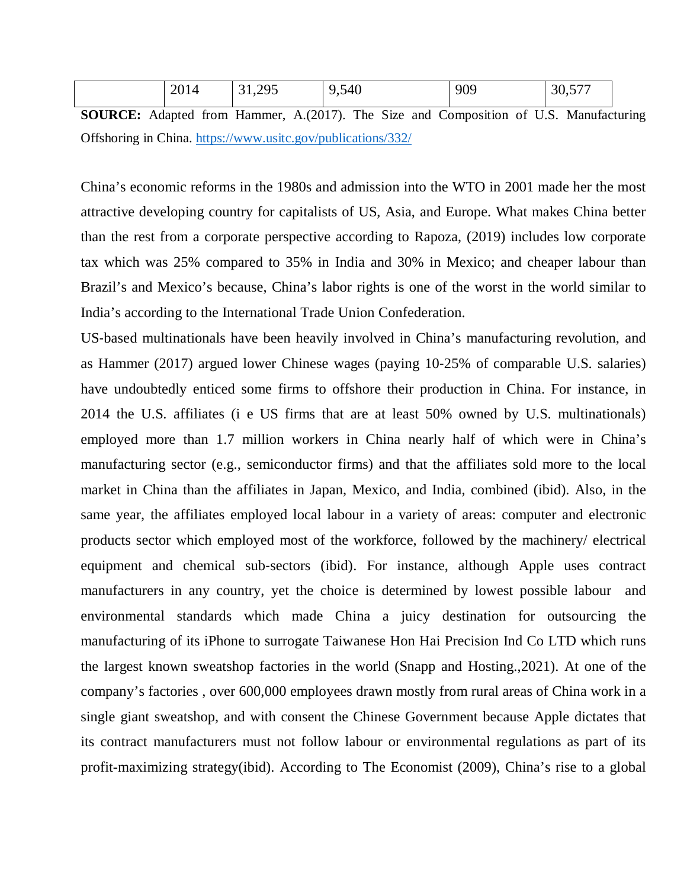|  | 2014 | 31,295 | 9,540 | 909 | 30,577 |
|---|---|---|---|---|---|

**SOURCE:** Adapted from Hammer, A.(2017). The Size and Composition of U.S. Manufacturing Offshoring in China. https://www.usitc.gov/publications/332/

China's economic reforms in the 1980s and admission into the WTO in 2001 made her the most attractive developing country for capitalists of US, Asia, and Europe. What makes China better than the rest from a corporate perspective according to Rapoza, (2019) includes low corporate tax which was 25% compared to 35% in India and 30% in Mexico; and cheaper labour than Brazil's and Mexico's because, China's labor rights is one of the worst in the world similar to India's according to the International Trade Union Confederation.

US-based multinationals have been heavily involved in China's manufacturing revolution, and as Hammer (2017) argued lower Chinese wages (paying 10-25% of comparable U.S. salaries) have undoubtedly enticed some firms to offshore their production in China. For instance, in 2014 the U.S. affiliates (i e US firms that are at least 50% owned by U.S. multinationals) employed more than 1.7 million workers in China nearly half of which were in China's manufacturing sector (e.g., semiconductor firms) and that the affiliates sold more to the local market in China than the affiliates in Japan, Mexico, and India, combined (ibid). Also, in the same year, the affiliates employed local labour in a variety of areas: computer and electronic products sector which employed most of the workforce, followed by the machinery/ electrical equipment and chemical sub-sectors (ibid). For instance, although Apple uses contract manufacturers in any country, yet the choice is determined by lowest possible labour and environmental standards which made China a juicy destination for outsourcing the manufacturing of its iPhone to surrogate Taiwanese Hon Hai Precision Ind Co LTD which runs the largest known sweatshop factories in the world (Snapp and Hosting.,2021). At one of the company's factories , over 600,000 employees drawn mostly from rural areas of China work in a single giant sweatshop, and with consent the Chinese Government because Apple dictates that its contract manufacturers must not follow labour or environmental regulations as part of its profit-maximizing strategy(ibid). According to The Economist (2009), China's rise to a global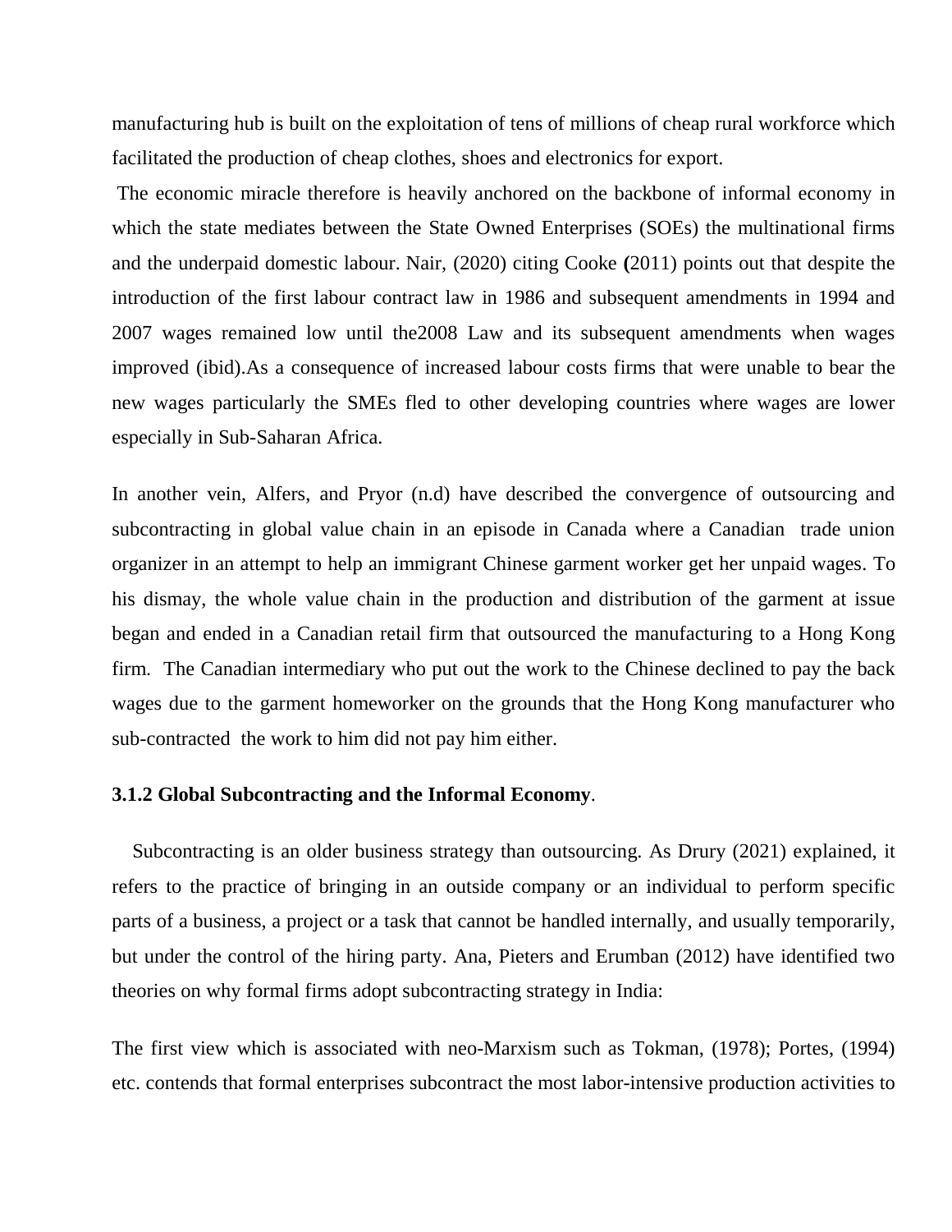manufacturing hub is built on the exploitation of tens of millions of cheap rural workforce which facilitated the production of cheap clothes, shoes and electronics for export.

The economic miracle therefore is heavily anchored on the backbone of informal economy in which the state mediates between the State Owned Enterprises (SOEs) the multinational firms and the underpaid domestic labour. Nair, (2020) citing Cooke **(**2011) points out that despite the introduction of the first labour contract law in 1986 and subsequent amendments in 1994 and 2007 wages remained low until the2008 Law and its subsequent amendments when wages improved (ibid).As a consequence of increased labour costs firms that were unable to bear the new wages particularly the SMEs fled to other developing countries where wages are lower especially in Sub-Saharan Africa.

In another vein, Alfers, and Pryor (n.d) have described the convergence of outsourcing and subcontracting in global value chain in an episode in Canada where a Canadian trade union organizer in an attempt to help an immigrant Chinese garment worker get her unpaid wages. To his dismay, the whole value chain in the production and distribution of the garment at issue began and ended in a Canadian retail firm that outsourced the manufacturing to a Hong Kong firm. The Canadian intermediary who put out the work to the Chinese declined to pay the back wages due to the garment homeworker on the grounds that the Hong Kong manufacturer who sub-contracted the work to him did not pay him either.

### 3.1.2 Global Subcontracting and the Informal Economy.

Subcontracting is an older business strategy than outsourcing. As Drury (2021) explained, it refers to the practice of bringing in an outside company or an individual to perform specific parts of a business, a project or a task that cannot be handled internally, and usually temporarily, but under the control of the hiring party. Ana, Pieters and Erumban (2012) have identified two theories on why formal firms adopt subcontracting strategy in India:

The first view which is associated with neo-Marxism such as Tokman, (1978); Portes, (1994) etc. contends that formal enterprises subcontract the most labor-intensive production activities to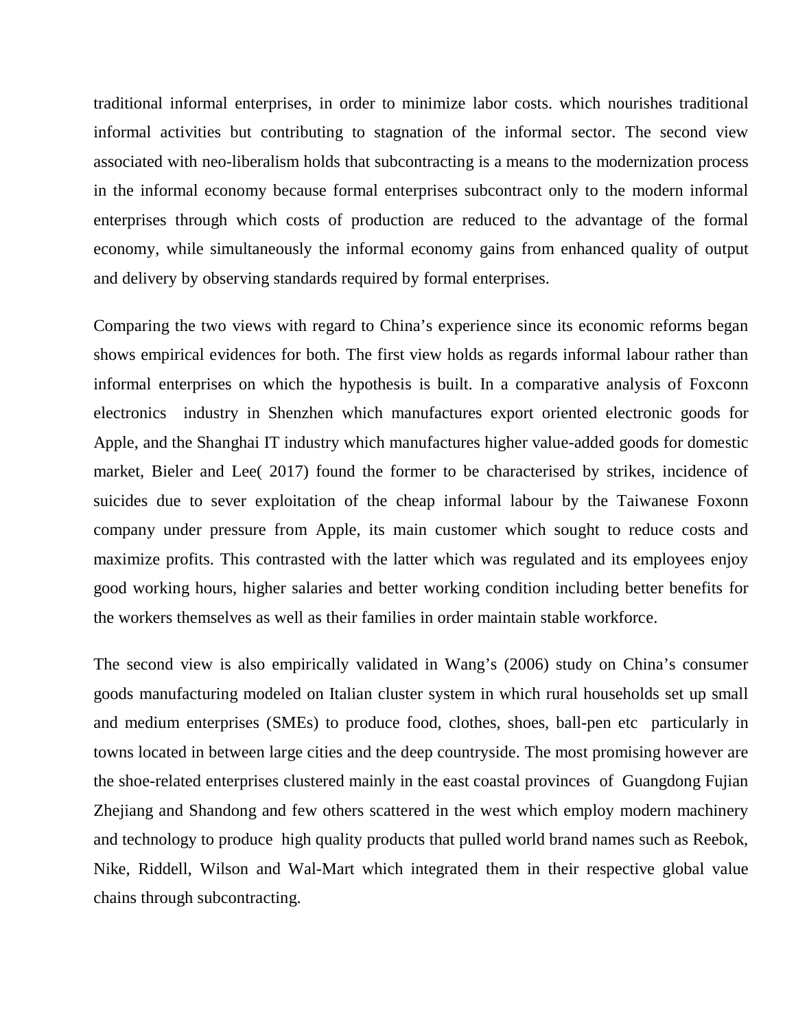traditional informal enterprises, in order to minimize labor costs. which nourishes traditional informal activities but contributing to stagnation of the informal sector. The second view associated with neo-liberalism holds that subcontracting is a means to the modernization process in the informal economy because formal enterprises subcontract only to the modern informal enterprises through which costs of production are reduced to the advantage of the formal economy, while simultaneously the informal economy gains from enhanced quality of output and delivery by observing standards required by formal enterprises.

Comparing the two views with regard to China's experience since its economic reforms began shows empirical evidences for both. The first view holds as regards informal labour rather than informal enterprises on which the hypothesis is built. In a comparative analysis of Foxconn electronics industry in Shenzhen which manufactures export oriented electronic goods for Apple, and the Shanghai IT industry which manufactures higher value-added goods for domestic market, Bieler and Lee( 2017) found the former to be characterised by strikes, incidence of suicides due to sever exploitation of the cheap informal labour by the Taiwanese Foxonn company under pressure from Apple, its main customer which sought to reduce costs and maximize profits. This contrasted with the latter which was regulated and its employees enjoy good working hours, higher salaries and better working condition including better benefits for the workers themselves as well as their families in order maintain stable workforce.

The second view is also empirically validated in Wang's (2006) study on China's consumer goods manufacturing modeled on Italian cluster system in which rural households set up small and medium enterprises (SMEs) to produce food, clothes, shoes, ball-pen etc particularly in towns located in between large cities and the deep countryside. The most promising however are the shoe-related enterprises clustered mainly in the east coastal provinces of Guangdong Fujian Zhejiang and Shandong and few others scattered in the west which employ modern machinery and technology to produce high quality products that pulled world brand names such as Reebok, Nike, Riddell, Wilson and Wal-Mart which integrated them in their respective global value chains through subcontracting.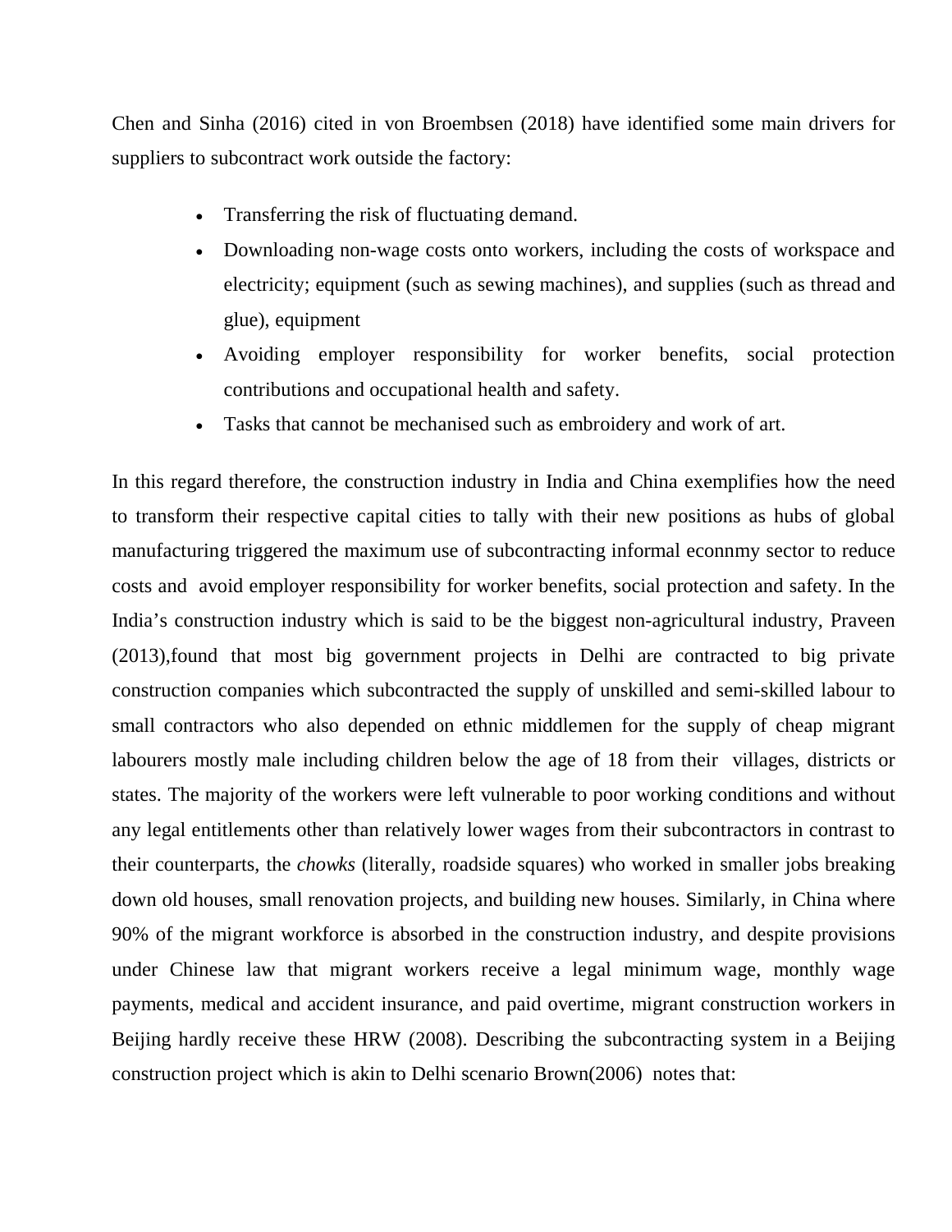Chen and Sinha (2016) cited in von Broembsen (2018) have identified some main drivers for suppliers to subcontract work outside the factory:

- Transferring the risk of fluctuating demand.
- Downloading non-wage costs onto workers, including the costs of workspace and electricity; equipment (such as sewing machines), and supplies (such as thread and glue), equipment
- Avoiding employer responsibility for worker benefits, social protection contributions and occupational health and safety.
- Tasks that cannot be mechanised such as embroidery and work of art.

In this regard therefore, the construction industry in India and China exemplifies how the need to transform their respective capital cities to tally with their new positions as hubs of global manufacturing triggered the maximum use of subcontracting informal econnmy sector to reduce costs and avoid employer responsibility for worker benefits, social protection and safety. In the India's construction industry which is said to be the biggest non-agricultural industry, Praveen (2013),found that most big government projects in Delhi are contracted to big private construction companies which subcontracted the supply of unskilled and semi-skilled labour to small contractors who also depended on ethnic middlemen for the supply of cheap migrant labourers mostly male including children below the age of 18 from their villages, districts or states. The majority of the workers were left vulnerable to poor working conditions and without any legal entitlements other than relatively lower wages from their subcontractors in contrast to their counterparts, the *chowks* (literally, roadside squares) who worked in smaller jobs breaking down old houses, small renovation projects, and building new houses. Similarly, in China where 90% of the migrant workforce is absorbed in the construction industry, and despite provisions under Chinese law that migrant workers receive a legal minimum wage, monthly wage payments, medical and accident insurance, and paid overtime, migrant construction workers in Beijing hardly receive these HRW (2008). Describing the subcontracting system in a Beijing construction project which is akin to Delhi scenario Brown(2006) notes that: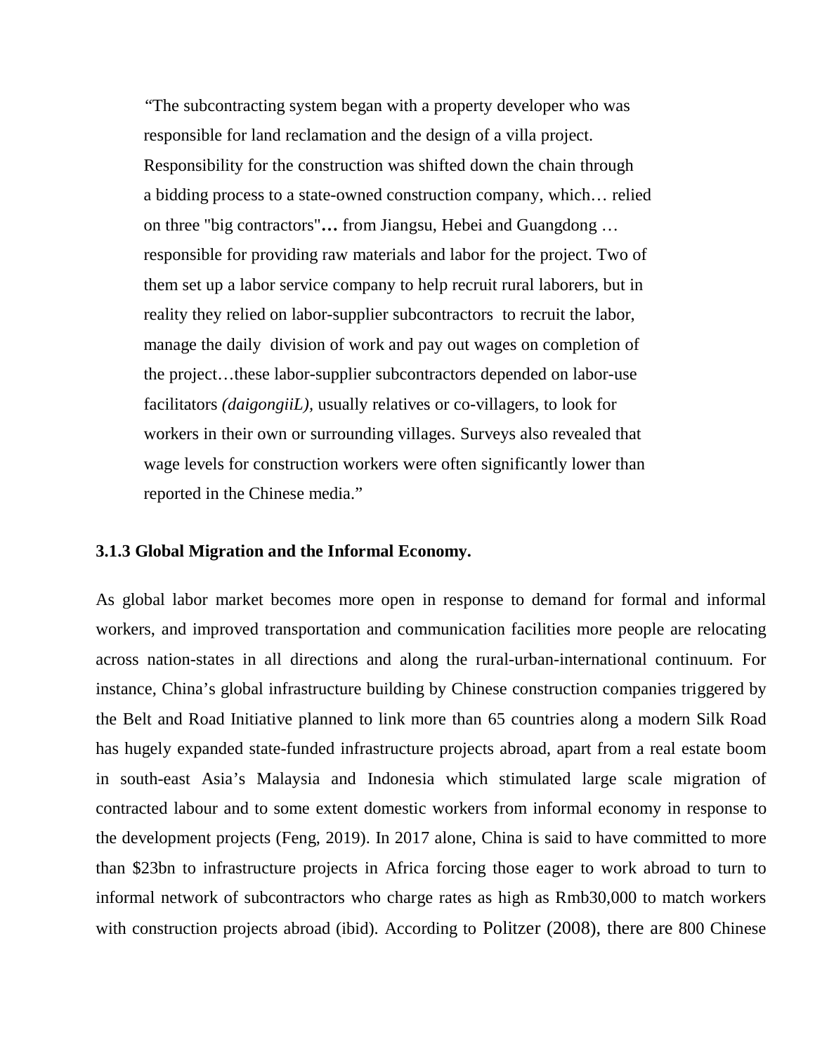> "The subcontracting system began with a property developer who was responsible for land reclamation and the design of a villa project. Responsibility for the construction was shifted down the chain through a bidding process to a state-owned construction company, which… relied on three "big contractors"**…** from Jiangsu, Hebei and Guangdong … responsible for providing raw materials and labor for the project. Two of them set up a labor service company to help recruit rural laborers, but in reality they relied on labor-supplier subcontractors to recruit the labor, manage the daily division of work and pay out wages on completion of the project…these labor-supplier subcontractors depended on labor-use facilitators *(daigongiiL)*, usually relatives or co-villagers, to look for workers in their own or surrounding villages. Surveys also revealed that wage levels for construction workers were often significantly lower than reported in the Chinese media."

**3.1.3 Global Migration and the Informal Economy.**

As global labor market becomes more open in response to demand for formal and informal workers, and improved transportation and communication facilities more people are relocating across nation-states in all directions and along the rural-urban-international continuum. For instance, China's global infrastructure building by Chinese construction companies triggered by the Belt and Road Initiative planned to link more than 65 countries along a modern Silk Road has hugely expanded state-funded infrastructure projects abroad, apart from a real estate boom in south-east Asia's Malaysia and Indonesia which stimulated large scale migration of contracted labour and to some extent domestic workers from informal economy in response to the development projects (Feng, 2019). In 2017 alone, China is said to have committed to more than $23bn to infrastructure projects in Africa forcing those eager to work abroad to turn to informal network of subcontractors who charge rates as high as Rmb30,000 to match workers with construction projects abroad (ibid). According to Politzer (2008), there are 800 Chinese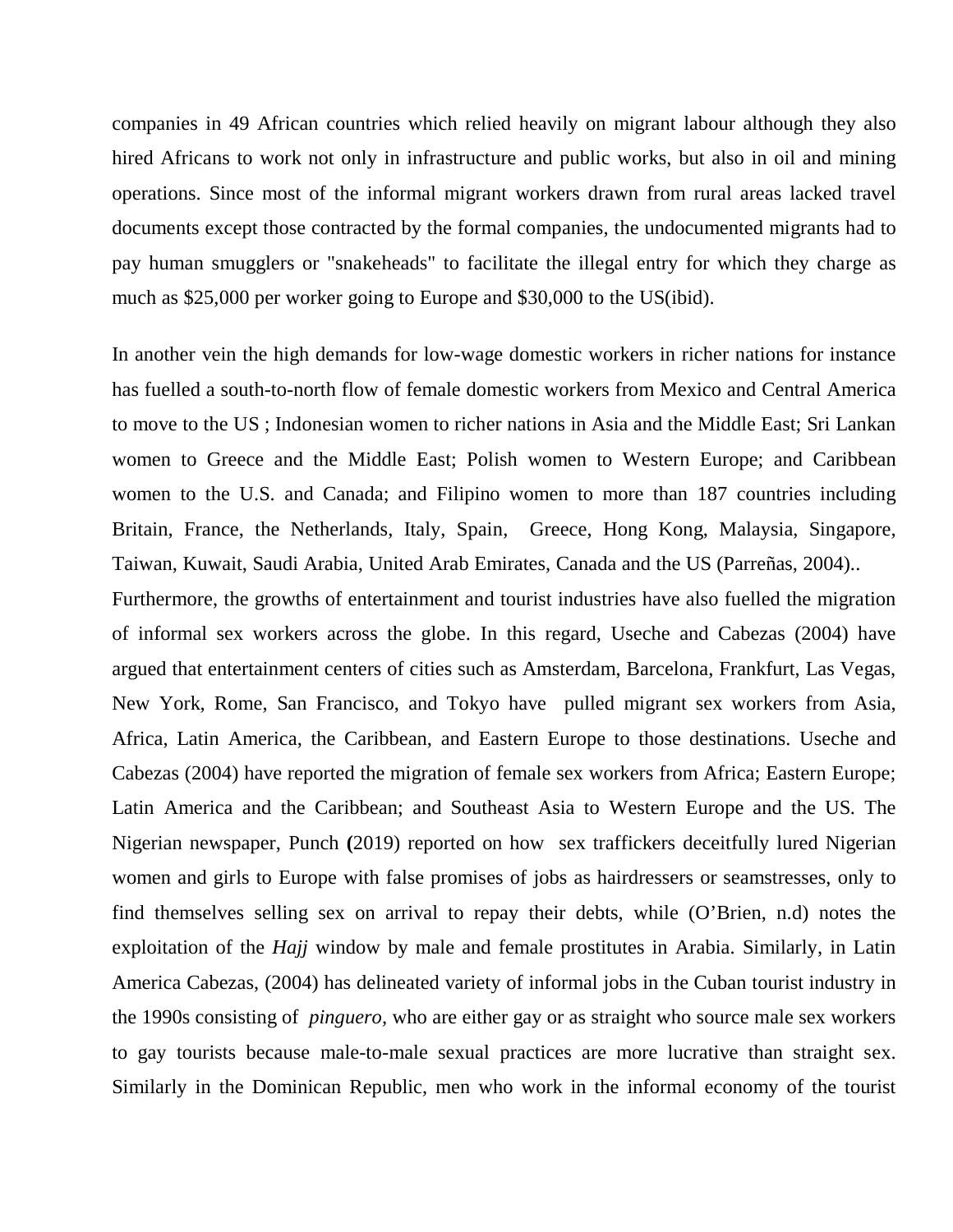companies in 49 African countries which relied heavily on migrant labour although they also hired Africans to work not only in infrastructure and public works, but also in oil and mining operations. Since most of the informal migrant workers drawn from rural areas lacked travel documents except those contracted by the formal companies, the undocumented migrants had to pay human smugglers or "snakeheads" to facilitate the illegal entry for which they charge as much as $25,000 per worker going to Europe and $30,000 to the US(ibid).

In another vein the high demands for low-wage domestic workers in richer nations for instance has fuelled a south-to-north flow of female domestic workers from Mexico and Central America to move to the US ; Indonesian women to richer nations in Asia and the Middle East; Sri Lankan women to Greece and the Middle East; Polish women to Western Europe; and Caribbean women to the U.S. and Canada; and Filipino women to more than 187 countries including Britain, France, the Netherlands, Italy, Spain, Greece, Hong Kong, Malaysia, Singapore, Taiwan, Kuwait, Saudi Arabia, United Arab Emirates, Canada and the US (Parreñas, 2004)..

Furthermore, the growths of entertainment and tourist industries have also fuelled the migration of informal sex workers across the globe. In this regard, Useche and Cabezas (2004) have argued that entertainment centers of cities such as Amsterdam, Barcelona, Frankfurt, Las Vegas, New York, Rome, San Francisco, and Tokyo have pulled migrant sex workers from Asia, Africa, Latin America, the Caribbean, and Eastern Europe to those destinations. Useche and Cabezas (2004) have reported the migration of female sex workers from Africa; Eastern Europe; Latin America and the Caribbean; and Southeast Asia to Western Europe and the US. The Nigerian newspaper, Punch **(**2019) reported on how sex traffickers deceitfully lured Nigerian women and girls to Europe with false promises of jobs as hairdressers or seamstresses, only to find themselves selling sex on arrival to repay their debts, while (O'Brien, n.d) notes the exploitation of the *Hajj* window by male and female prostitutes in Arabia. Similarly, in Latin America Cabezas, (2004) has delineated variety of informal jobs in the Cuban tourist industry in the 1990s consisting of *pinguero,* who are either gay or as straight who source male sex workers to gay tourists because male-to-male sexual practices are more lucrative than straight sex. Similarly in the Dominican Republic, men who work in the informal economy of the tourist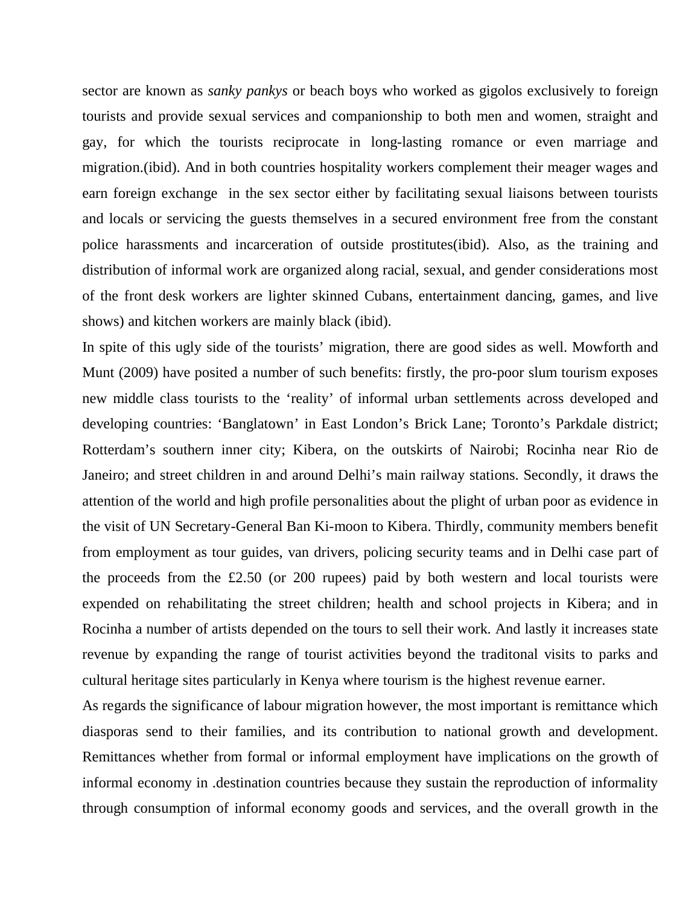sector are known as *sanky pankys* or beach boys who worked as gigolos exclusively to foreign tourists and provide sexual services and companionship to both men and women, straight and gay, for which the tourists reciprocate in long-lasting romance or even marriage and migration.(ibid). And in both countries hospitality workers complement their meager wages and earn foreign exchange in the sex sector either by facilitating sexual liaisons between tourists and locals or servicing the guests themselves in a secured environment free from the constant police harassments and incarceration of outside prostitutes(ibid). Also, as the training and distribution of informal work are organized along racial, sexual, and gender considerations most of the front desk workers are lighter skinned Cubans, entertainment dancing, games, and live shows) and kitchen workers are mainly black (ibid).

In spite of this ugly side of the tourists' migration, there are good sides as well. Mowforth and Munt (2009) have posited a number of such benefits: firstly, the pro-poor slum tourism exposes new middle class tourists to the 'reality' of informal urban settlements across developed and developing countries: 'Banglatown' in East London's Brick Lane; Toronto's Parkdale district; Rotterdam's southern inner city; Kibera, on the outskirts of Nairobi; Rocinha near Rio de Janeiro; and street children in and around Delhi's main railway stations. Secondly, it draws the attention of the world and high profile personalities about the plight of urban poor as evidence in the visit of UN Secretary-General Ban Ki-moon to Kibera. Thirdly, community members benefit from employment as tour guides, van drivers, policing security teams and in Delhi case part of the proceeds from the £2.50 (or 200 rupees) paid by both western and local tourists were expended on rehabilitating the street children; health and school projects in Kibera; and in Rocinha a number of artists depended on the tours to sell their work. And lastly it increases state revenue by expanding the range of tourist activities beyond the traditonal visits to parks and cultural heritage sites particularly in Kenya where tourism is the highest revenue earner.

As regards the significance of labour migration however, the most important is remittance which diasporas send to their families, and its contribution to national growth and development. Remittances whether from formal or informal employment have implications on the growth of informal economy in .destination countries because they sustain the reproduction of informality through consumption of informal economy goods and services, and the overall growth in the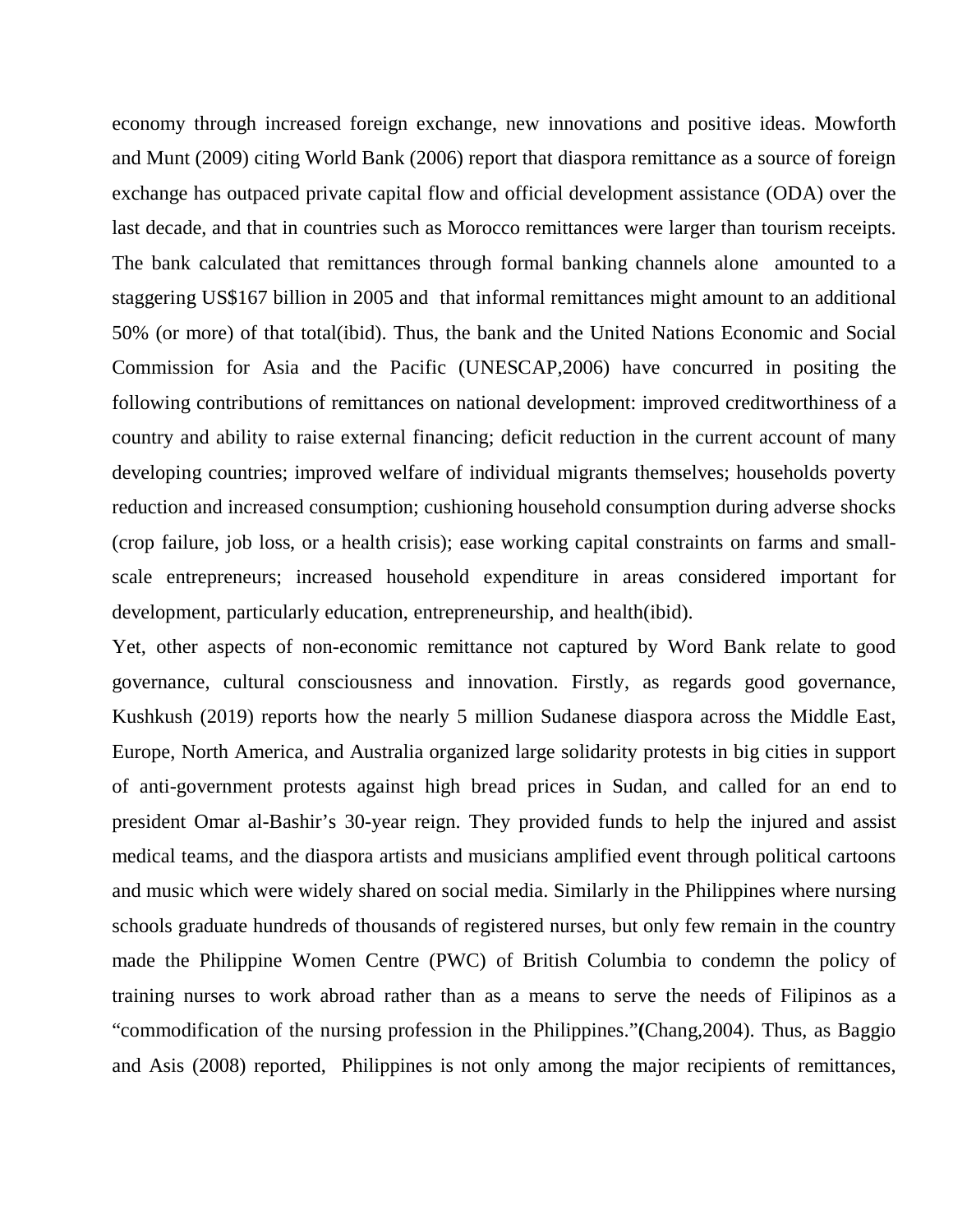economy through increased foreign exchange, new innovations and positive ideas. Mowforth and Munt (2009) citing World Bank (2006) report that diaspora remittance as a source of foreign exchange has outpaced private capital flow and official development assistance (ODA) over the last decade, and that in countries such as Morocco remittances were larger than tourism receipts. The bank calculated that remittances through formal banking channels alone amounted to a staggering US$167 billion in 2005 and that informal remittances might amount to an additional 50% (or more) of that total(ibid). Thus, the bank and the United Nations Economic and Social Commission for Asia and the Pacific (UNESCAP,2006) have concurred in positing the following contributions of remittances on national development: improved creditworthiness of a country and ability to raise external financing; deficit reduction in the current account of many developing countries; improved welfare of individual migrants themselves; households poverty reduction and increased consumption; cushioning household consumption during adverse shocks (crop failure, job loss, or a health crisis); ease working capital constraints on farms and small-scale entrepreneurs; increased household expenditure in areas considered important for development, particularly education, entrepreneurship, and health(ibid).

Yet, other aspects of non-economic remittance not captured by Word Bank relate to good governance, cultural consciousness and innovation. Firstly, as regards good governance, Kushkush (2019) reports how the nearly 5 million Sudanese diaspora across the Middle East, Europe, North America, and Australia organized large solidarity protests in big cities in support of anti-government protests against high bread prices in Sudan, and called for an end to president Omar al-Bashir's 30-year reign. They provided funds to help the injured and assist medical teams, and the diaspora artists and musicians amplified event through political cartoons and music which were widely shared on social media. Similarly in the Philippines where nursing schools graduate hundreds of thousands of registered nurses, but only few remain in the country made the Philippine Women Centre (PWC) of British Columbia to condemn the policy of training nurses to work abroad rather than as a means to serve the needs of Filipinos as a "commodification of the nursing profession in the Philippines."**(**Chang,2004). Thus, as Baggio and Asis (2008) reported, Philippines is not only among the major recipients of remittances,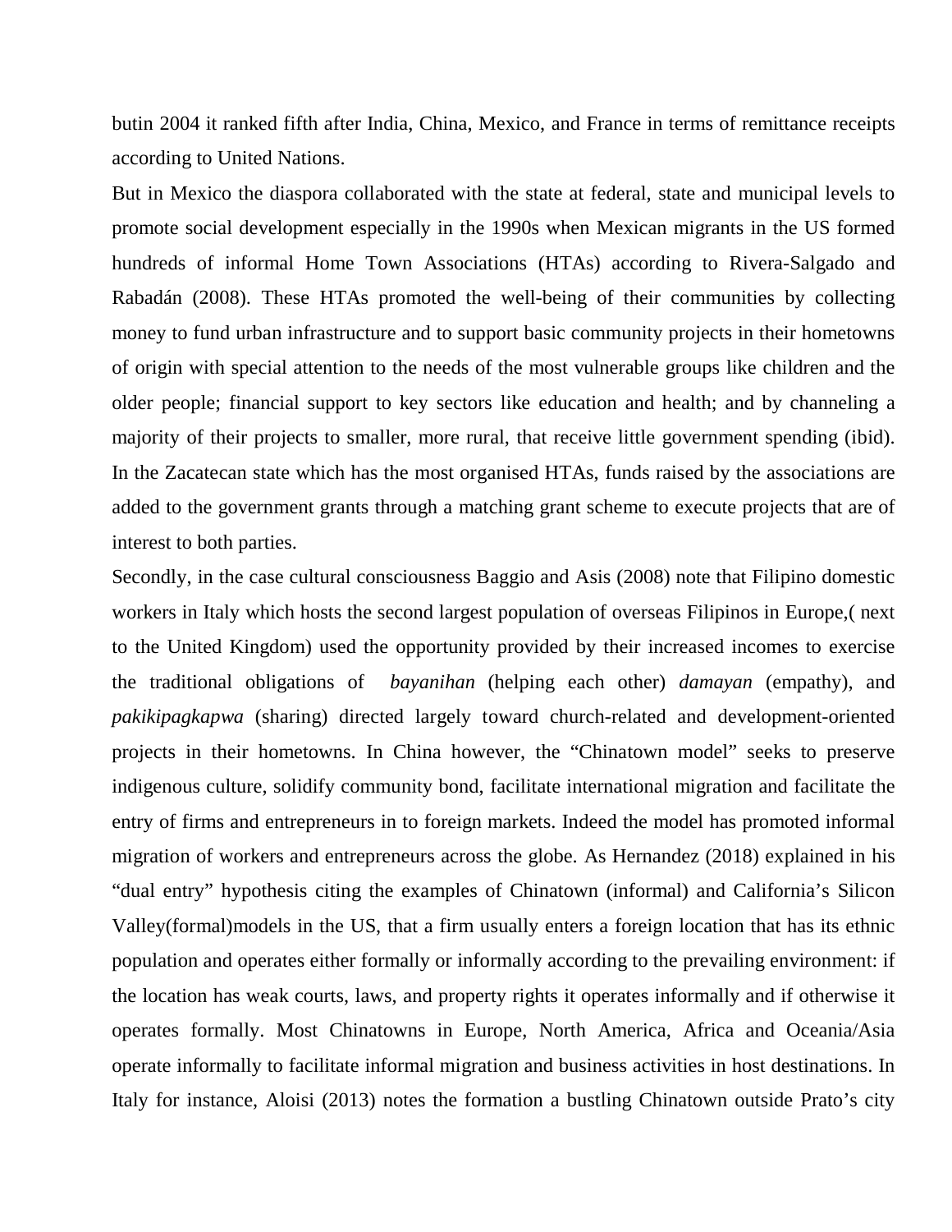butin 2004 it ranked fifth after India, China, Mexico, and France in terms of remittance receipts according to United Nations.

But in Mexico the diaspora collaborated with the state at federal, state and municipal levels to promote social development especially in the 1990s when Mexican migrants in the US formed hundreds of informal Home Town Associations (HTAs) according to Rivera-Salgado and Rabadán (2008). These HTAs promoted the well-being of their communities by collecting money to fund urban infrastructure and to support basic community projects in their hometowns of origin with special attention to the needs of the most vulnerable groups like children and the older people; financial support to key sectors like education and health; and by channeling a majority of their projects to smaller, more rural, that receive little government spending (ibid). In the Zacatecan state which has the most organised HTAs, funds raised by the associations are added to the government grants through a matching grant scheme to execute projects that are of interest to both parties.

Secondly, in the case cultural consciousness Baggio and Asis (2008) note that Filipino domestic workers in Italy which hosts the second largest population of overseas Filipinos in Europe,( next to the United Kingdom) used the opportunity provided by their increased incomes to exercise the traditional obligations of *bayanihan* (helping each other) *damayan* (empathy), and *pakikipagkapwa* (sharing) directed largely toward church-related and development-oriented projects in their hometowns. In China however, the "Chinatown model" seeks to preserve indigenous culture, solidify community bond, facilitate international migration and facilitate the entry of firms and entrepreneurs in to foreign markets. Indeed the model has promoted informal migration of workers and entrepreneurs across the globe. As Hernandez (2018) explained in his "dual entry" hypothesis citing the examples of Chinatown (informal) and California's Silicon Valley(formal)models in the US, that a firm usually enters a foreign location that has its ethnic population and operates either formally or informally according to the prevailing environment: if the location has weak courts, laws, and property rights it operates informally and if otherwise it operates formally. Most Chinatowns in Europe, North America, Africa and Oceania/Asia operate informally to facilitate informal migration and business activities in host destinations. In Italy for instance, Aloisi (2013) notes the formation a bustling Chinatown outside Prato's city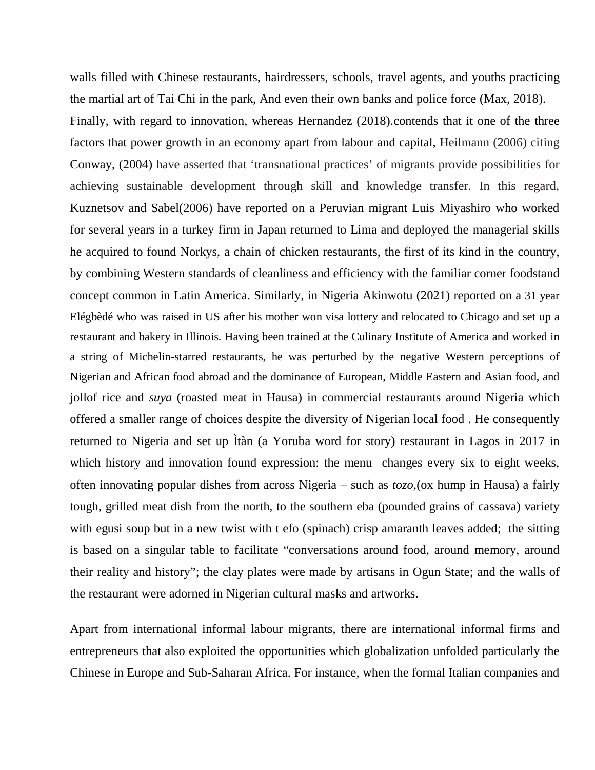walls filled with Chinese restaurants, hairdressers, schools, travel agents, and youths practicing the martial art of Tai Chi in the park, And even their own banks and police force (Max, 2018).

Finally, with regard to innovation, whereas Hernandez (2018).contends that it one of the three factors that power growth in an economy apart from labour and capital, Heilmann (2006) citing Conway, (2004) have asserted that 'transnational practices' of migrants provide possibilities for achieving sustainable development through skill and knowledge transfer. In this regard, Kuznetsov and Sabel(2006) have reported on a Peruvian migrant Luis Miyashiro who worked for several years in a turkey firm in Japan returned to Lima and deployed the managerial skills he acquired to found Norkys, a chain of chicken restaurants, the first of its kind in the country, by combining Western standards of cleanliness and efficiency with the familiar corner foodstand concept common in Latin America. Similarly, in Nigeria Akinwotu (2021) reported on a 31 year Elégbèdé who was raised in US after his mother won visa lottery and relocated to Chicago and set up a restaurant and bakery in Illinois. Having been trained at the Culinary Institute of America and worked in a string of Michelin-starred restaurants, he was perturbed by the negative Western perceptions of Nigerian and African food abroad and the dominance of European, Middle Eastern and Asian food, and jollof rice and *suya* (roasted meat in Hausa) in commercial restaurants around Nigeria which offered a smaller range of choices despite the diversity of Nigerian local food . He consequently returned to Nigeria and set up Ìtàn (a Yoruba word for story) restaurant in Lagos in 2017 in which history and innovation found expression: the menu changes every six to eight weeks, often innovating popular dishes from across Nigeria – such as *tozo*,(ox hump in Hausa) a fairly tough, grilled meat dish from the north, to the southern eba (pounded grains of cassava) variety with egusi soup but in a new twist with t efo (spinach) crisp amaranth leaves added; the sitting is based on a singular table to facilitate "conversations around food, around memory, around their reality and history"; the clay plates were made by artisans in Ogun State; and the walls of the restaurant were adorned in Nigerian cultural masks and artworks.

Apart from international informal labour migrants, there are international informal firms and entrepreneurs that also exploited the opportunities which globalization unfolded particularly the Chinese in Europe and Sub-Saharan Africa. For instance, when the formal Italian companies and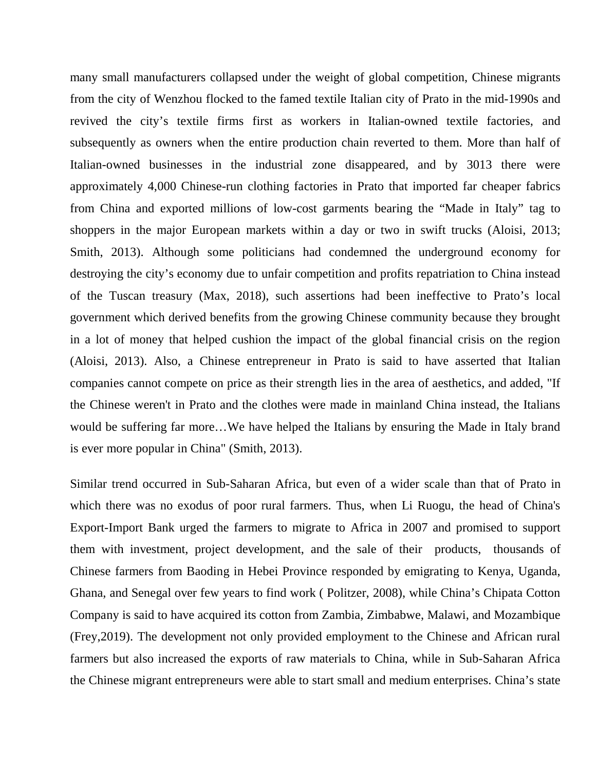many small manufacturers collapsed under the weight of global competition, Chinese migrants from the city of Wenzhou flocked to the famed textile Italian city of Prato in the mid-1990s and revived the city's textile firms first as workers in Italian-owned textile factories, and subsequently as owners when the entire production chain reverted to them. More than half of Italian-owned businesses in the industrial zone disappeared, and by 3013 there were approximately 4,000 Chinese-run clothing factories in Prato that imported far cheaper fabrics from China and exported millions of low-cost garments bearing the "Made in Italy" tag to shoppers in the major European markets within a day or two in swift trucks (Aloisi, 2013; Smith, 2013). Although some politicians had condemned the underground economy for destroying the city's economy due to unfair competition and profits repatriation to China instead of the Tuscan treasury (Max, 2018), such assertions had been ineffective to Prato's local government which derived benefits from the growing Chinese community because they brought in a lot of money that helped cushion the impact of the global financial crisis on the region (Aloisi, 2013). Also, a Chinese entrepreneur in Prato is said to have asserted that Italian companies cannot compete on price as their strength lies in the area of aesthetics, and added, "If the Chinese weren't in Prato and the clothes were made in mainland China instead, the Italians would be suffering far more…We have helped the Italians by ensuring the Made in Italy brand is ever more popular in China" (Smith, 2013).

Similar trend occurred in Sub-Saharan Africa, but even of a wider scale than that of Prato in which there was no exodus of poor rural farmers. Thus, when Li Ruogu, the head of China's Export-Import Bank urged the farmers to migrate to Africa in 2007 and promised to support them with investment, project development, and the sale of their products, thousands of Chinese farmers from Baoding in Hebei Province responded by emigrating to Kenya, Uganda, Ghana, and Senegal over few years to find work ( Politzer, 2008), while China's Chipata Cotton Company is said to have acquired its cotton from Zambia, Zimbabwe, Malawi, and Mozambique (Frey,2019). The development not only provided employment to the Chinese and African rural farmers but also increased the exports of raw materials to China, while in Sub-Saharan Africa the Chinese migrant entrepreneurs were able to start small and medium enterprises. China's state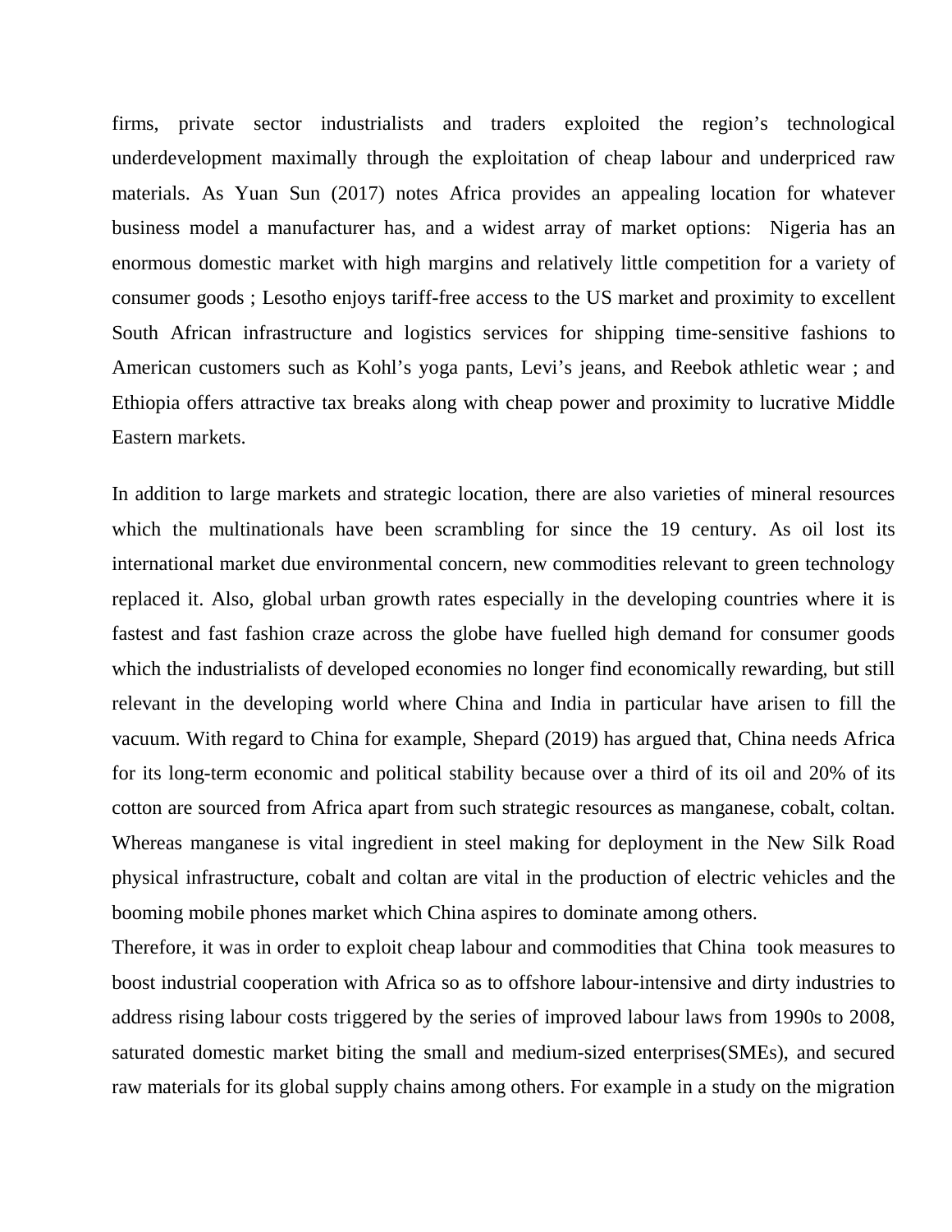firms, private sector industrialists and traders exploited the region's technological underdevelopment maximally through the exploitation of cheap labour and underpriced raw materials. As Yuan Sun (2017) notes Africa provides an appealing location for whatever business model a manufacturer has, and a widest array of market options: Nigeria has an enormous domestic market with high margins and relatively little competition for a variety of consumer goods ; Lesotho enjoys tariff-free access to the US market and proximity to excellent South African infrastructure and logistics services for shipping time-sensitive fashions to American customers such as Kohl's yoga pants, Levi's jeans, and Reebok athletic wear ; and Ethiopia offers attractive tax breaks along with cheap power and proximity to lucrative Middle Eastern markets.

In addition to large markets and strategic location, there are also varieties of mineral resources which the multinationals have been scrambling for since the 19 century. As oil lost its international market due environmental concern, new commodities relevant to green technology replaced it. Also, global urban growth rates especially in the developing countries where it is fastest and fast fashion craze across the globe have fuelled high demand for consumer goods which the industrialists of developed economies no longer find economically rewarding, but still relevant in the developing world where China and India in particular have arisen to fill the vacuum. With regard to China for example, Shepard (2019) has argued that, China needs Africa for its long-term economic and political stability because over a third of its oil and 20% of its cotton are sourced from Africa apart from such strategic resources as manganese, cobalt, coltan. Whereas manganese is vital ingredient in steel making for deployment in the New Silk Road physical infrastructure, cobalt and coltan are vital in the production of electric vehicles and the booming mobile phones market which China aspires to dominate among others.

Therefore, it was in order to exploit cheap labour and commodities that China took measures to boost industrial cooperation with Africa so as to offshore labour-intensive and dirty industries to address rising labour costs triggered by the series of improved labour laws from 1990s to 2008, saturated domestic market biting the small and medium-sized enterprises(SMEs), and secured raw materials for its global supply chains among others. For example in a study on the migration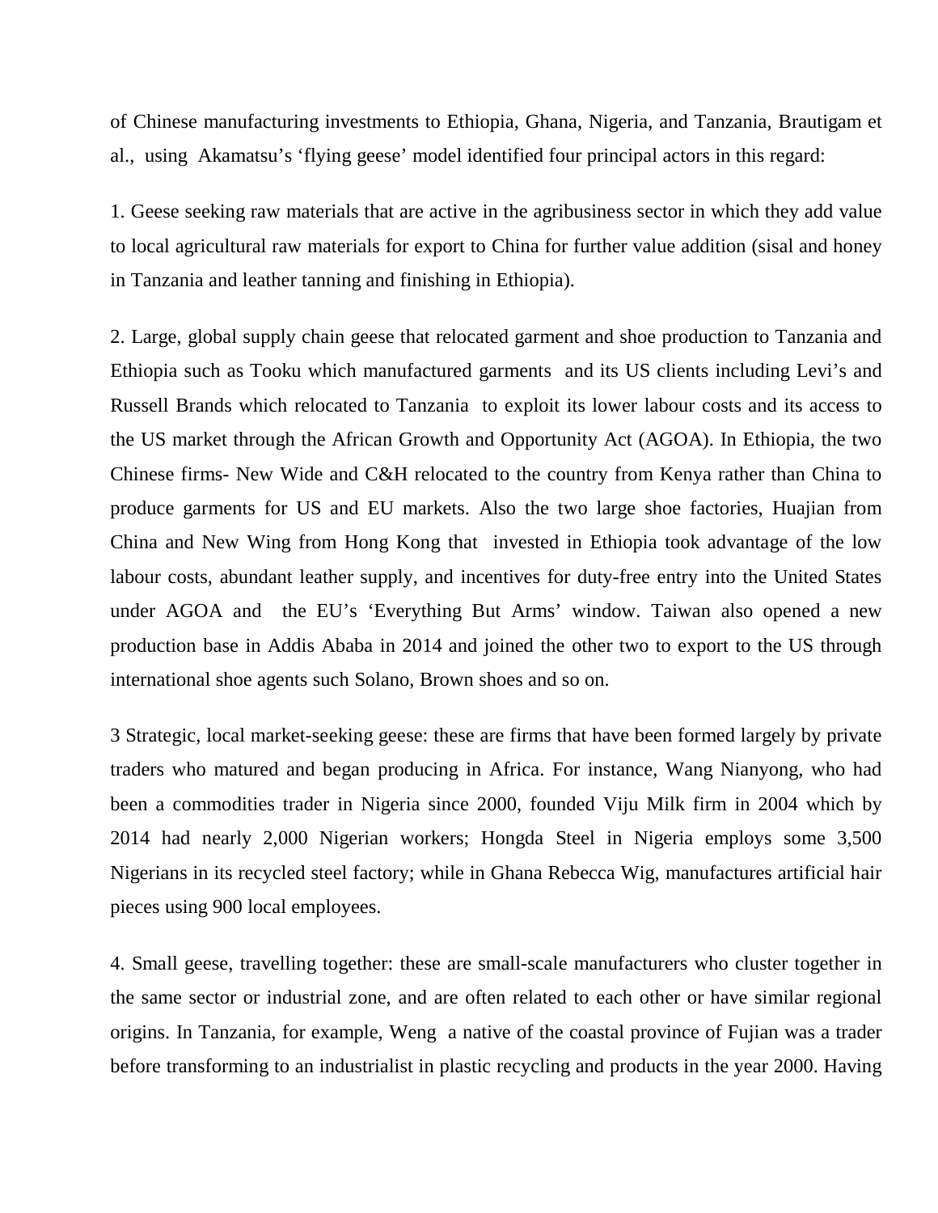of Chinese manufacturing investments to Ethiopia, Ghana, Nigeria, and Tanzania, Brautigam et al., using Akamatsu's 'flying geese' model identified four principal actors in this regard:

1. Geese seeking raw materials that are active in the agribusiness sector in which they add value to local agricultural raw materials for export to China for further value addition (sisal and honey in Tanzania and leather tanning and finishing in Ethiopia).

2. Large, global supply chain geese that relocated garment and shoe production to Tanzania and Ethiopia such as Tooku which manufactured garments and its US clients including Levi's and Russell Brands which relocated to Tanzania to exploit its lower labour costs and its access to the US market through the African Growth and Opportunity Act (AGOA). In Ethiopia, the two Chinese firms- New Wide and C&H relocated to the country from Kenya rather than China to produce garments for US and EU markets. Also the two large shoe factories, Huajian from China and New Wing from Hong Kong that invested in Ethiopia took advantage of the low labour costs, abundant leather supply, and incentives for duty-free entry into the United States under AGOA and the EU's 'Everything But Arms' window. Taiwan also opened a new production base in Addis Ababa in 2014 and joined the other two to export to the US through international shoe agents such Solano, Brown shoes and so on.

3 Strategic, local market-seeking geese: these are firms that have been formed largely by private traders who matured and began producing in Africa. For instance, Wang Nianyong, who had been a commodities trader in Nigeria since 2000, founded Viju Milk firm in 2004 which by 2014 had nearly 2,000 Nigerian workers; Hongda Steel in Nigeria employs some 3,500 Nigerians in its recycled steel factory; while in Ghana Rebecca Wig, manufactures artificial hair pieces using 900 local employees.

4. Small geese, travelling together: these are small-scale manufacturers who cluster together in the same sector or industrial zone, and are often related to each other or have similar regional origins. In Tanzania, for example, Weng a native of the coastal province of Fujian was a trader before transforming to an industrialist in plastic recycling and products in the year 2000. Having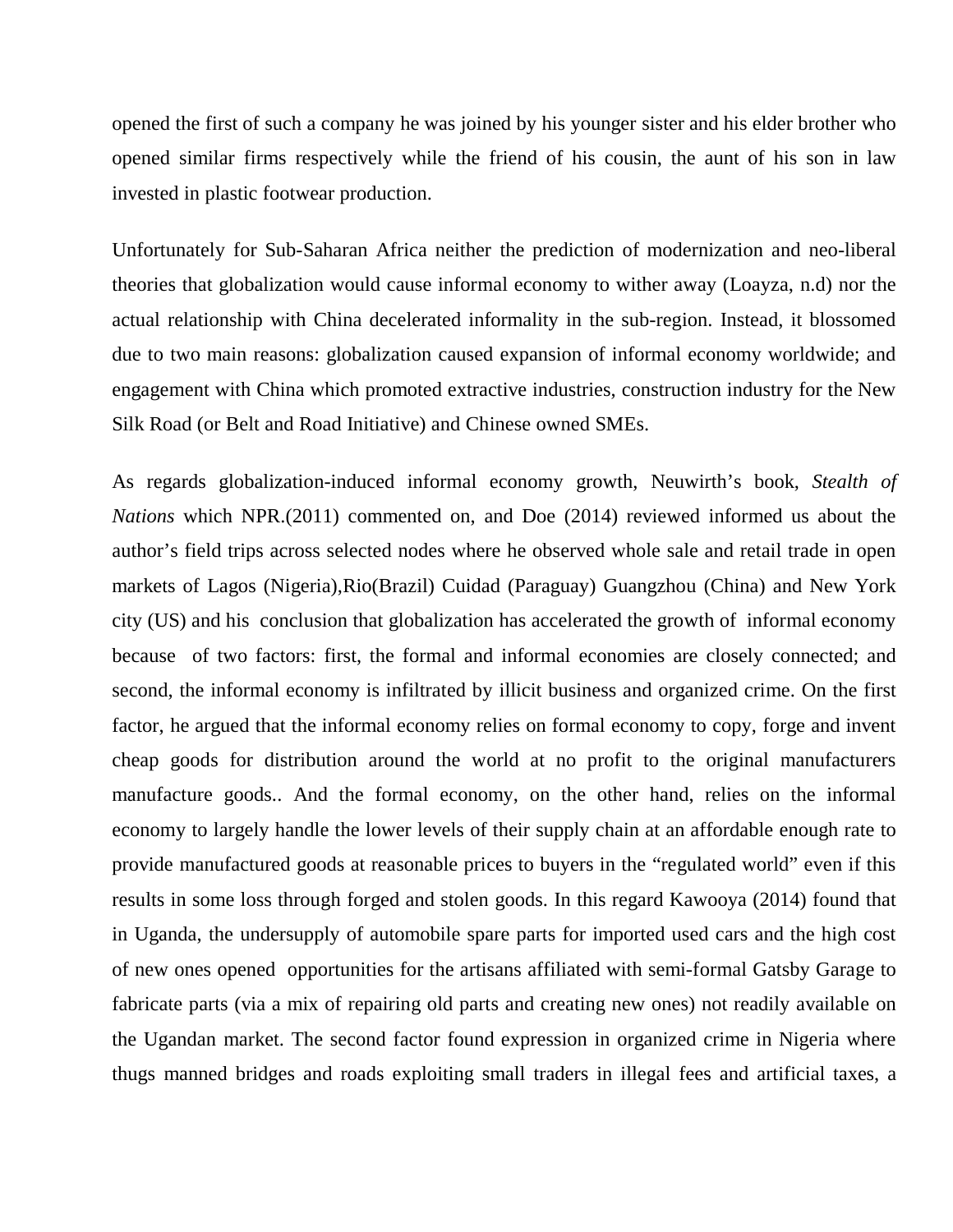opened the first of such a company he was joined by his younger sister and his elder brother who opened similar firms respectively while the friend of his cousin, the aunt of his son in law invested in plastic footwear production.

Unfortunately for Sub-Saharan Africa neither the prediction of modernization and neo-liberal theories that globalization would cause informal economy to wither away (Loayza, n.d) nor the actual relationship with China decelerated informality in the sub-region. Instead, it blossomed due to two main reasons: globalization caused expansion of informal economy worldwide; and engagement with China which promoted extractive industries, construction industry for the New Silk Road (or Belt and Road Initiative) and Chinese owned SMEs.

As regards globalization-induced informal economy growth, Neuwirth's book, *Stealth of Nations* which NPR.(2011) commented on, and Doe (2014) reviewed informed us about the author's field trips across selected nodes where he observed whole sale and retail trade in open markets of Lagos (Nigeria),Rio(Brazil) Cuidad (Paraguay) Guangzhou (China) and New York city (US) and his conclusion that globalization has accelerated the growth of informal economy because of two factors: first, the formal and informal economies are closely connected; and second, the informal economy is infiltrated by illicit business and organized crime. On the first factor, he argued that the informal economy relies on formal economy to copy, forge and invent cheap goods for distribution around the world at no profit to the original manufacturers manufacture goods.. And the formal economy, on the other hand, relies on the informal economy to largely handle the lower levels of their supply chain at an affordable enough rate to provide manufactured goods at reasonable prices to buyers in the "regulated world" even if this results in some loss through forged and stolen goods. In this regard Kawooya (2014) found that in Uganda, the undersupply of automobile spare parts for imported used cars and the high cost of new ones opened opportunities for the artisans affiliated with semi-formal Gatsby Garage to fabricate parts (via a mix of repairing old parts and creating new ones) not readily available on the Ugandan market. The second factor found expression in organized crime in Nigeria where thugs manned bridges and roads exploiting small traders in illegal fees and artificial taxes, a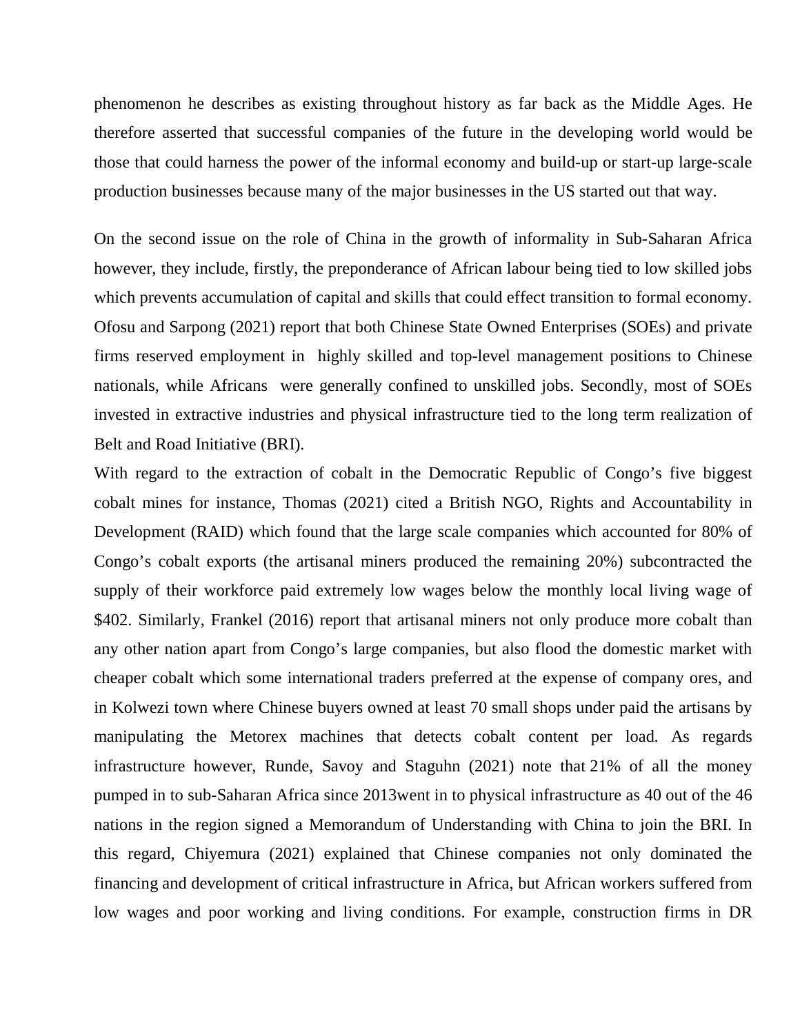phenomenon he describes as existing throughout history as far back as the Middle Ages. He therefore asserted that successful companies of the future in the developing world would be those that could harness the power of the informal economy and build-up or start-up large-scale production businesses because many of the major businesses in the US started out that way.

On the second issue on the role of China in the growth of informality in Sub-Saharan Africa however, they include, firstly, the preponderance of African labour being tied to low skilled jobs which prevents accumulation of capital and skills that could effect transition to formal economy. Ofosu and Sarpong (2021) report that both Chinese State Owned Enterprises (SOEs) and private firms reserved employment in highly skilled and top-level management positions to Chinese nationals, while Africans were generally confined to unskilled jobs. Secondly, most of SOEs invested in extractive industries and physical infrastructure tied to the long term realization of Belt and Road Initiative (BRI).

With regard to the extraction of cobalt in the Democratic Republic of Congo's five biggest cobalt mines for instance, Thomas (2021) cited a British NGO, Rights and Accountability in Development (RAID) which found that the large scale companies which accounted for 80% of Congo's cobalt exports (the artisanal miners produced the remaining 20%) subcontracted the supply of their workforce paid extremely low wages below the monthly local living wage of $402. Similarly, Frankel (2016) report that artisanal miners not only produce more cobalt than any other nation apart from Congo's large companies, but also flood the domestic market with cheaper cobalt which some international traders preferred at the expense of company ores, and in Kolwezi town where Chinese buyers owned at least 70 small shops under paid the artisans by manipulating the Metorex machines that detects cobalt content per load. As regards infrastructure however, Runde, Savoy and Staguhn (2021) note that 21% of all the money pumped in to sub-Saharan Africa since 2013went in to physical infrastructure as 40 out of the 46 nations in the region signed a Memorandum of Understanding with China to join the BRI. In this regard, Chiyemura (2021) explained that Chinese companies not only dominated the financing and development of critical infrastructure in Africa, but African workers suffered from low wages and poor working and living conditions. For example, construction firms in DR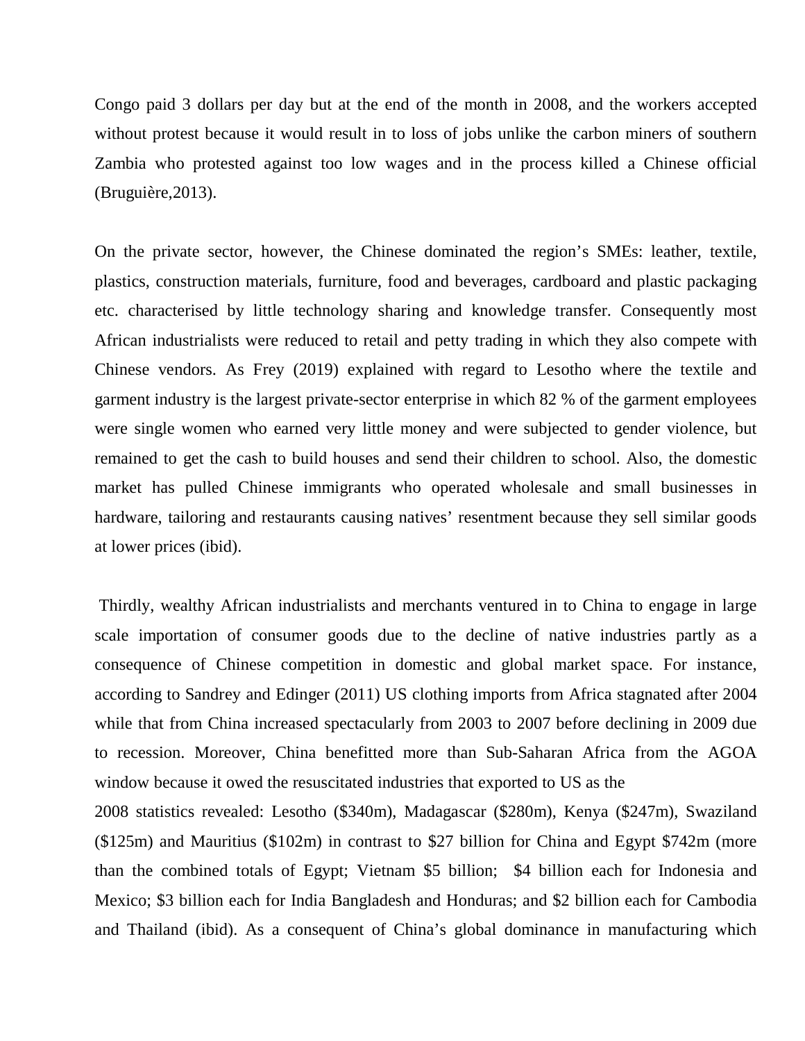Congo paid 3 dollars per day but at the end of the month in 2008, and the workers accepted without protest because it would result in to loss of jobs unlike the carbon miners of southern Zambia who protested against too low wages and in the process killed a Chinese official (Bruguière,2013).

On the private sector, however, the Chinese dominated the region's SMEs: leather, textile, plastics, construction materials, furniture, food and beverages, cardboard and plastic packaging etc. characterised by little technology sharing and knowledge transfer. Consequently most African industrialists were reduced to retail and petty trading in which they also compete with Chinese vendors. As Frey (2019) explained with regard to Lesotho where the textile and garment industry is the largest private-sector enterprise in which 82 % of the garment employees were single women who earned very little money and were subjected to gender violence, but remained to get the cash to build houses and send their children to school. Also, the domestic market has pulled Chinese immigrants who operated wholesale and small businesses in hardware, tailoring and restaurants causing natives' resentment because they sell similar goods at lower prices (ibid).

Thirdly, wealthy African industrialists and merchants ventured in to China to engage in large scale importation of consumer goods due to the decline of native industries partly as a consequence of Chinese competition in domestic and global market space. For instance, according to Sandrey and Edinger (2011) US clothing imports from Africa stagnated after 2004 while that from China increased spectacularly from 2003 to 2007 before declining in 2009 due to recession. Moreover, China benefitted more than Sub-Saharan Africa from the AGOA window because it owed the resuscitated industries that exported to US as the

2008 statistics revealed: Lesotho ($340m), Madagascar ($280m), Kenya ($247m), Swaziland ($125m) and Mauritius ($102m) in contrast to $27 billion for China and Egypt $742m (more than the combined totals of Egypt; Vietnam $5 billion; $4 billion each for Indonesia and Mexico; $3 billion each for India Bangladesh and Honduras; and $2 billion each for Cambodia and Thailand (ibid). As a consequent of China's global dominance in manufacturing which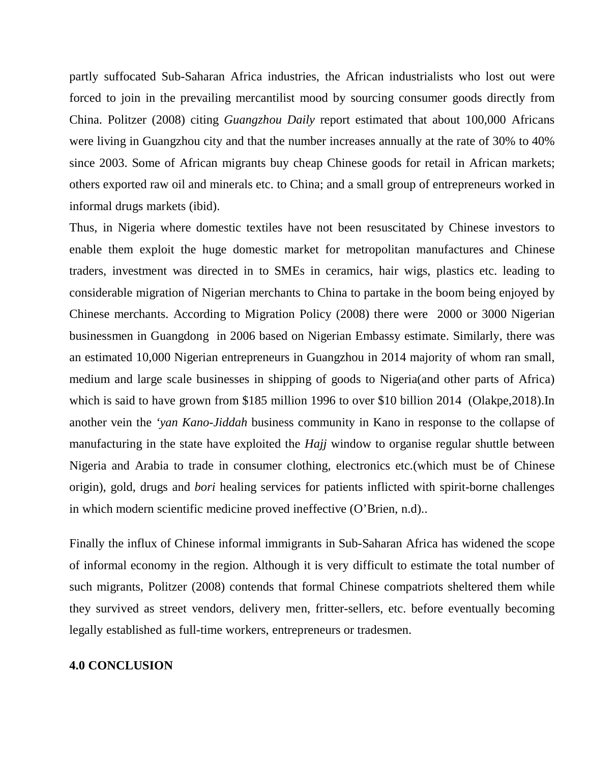partly suffocated Sub-Saharan Africa industries, the African industrialists who lost out were forced to join in the prevailing mercantilist mood by sourcing consumer goods directly from China. Politzer (2008) citing *Guangzhou Daily* report estimated that about 100,000 Africans were living in Guangzhou city and that the number increases annually at the rate of 30% to 40% since 2003. Some of African migrants buy cheap Chinese goods for retail in African markets; others exported raw oil and minerals etc. to China; and a small group of entrepreneurs worked in informal drugs markets (ibid).

Thus, in Nigeria where domestic textiles have not been resuscitated by Chinese investors to enable them exploit the huge domestic market for metropolitan manufactures and Chinese traders, investment was directed in to SMEs in ceramics, hair wigs, plastics etc. leading to considerable migration of Nigerian merchants to China to partake in the boom being enjoyed by Chinese merchants. According to Migration Policy (2008) there were 2000 or 3000 Nigerian businessmen in Guangdong in 2006 based on Nigerian Embassy estimate. Similarly, there was an estimated 10,000 Nigerian entrepreneurs in Guangzhou in 2014 majority of whom ran small, medium and large scale businesses in shipping of goods to Nigeria(and other parts of Africa) which is said to have grown from $185 million 1996 to over $10 billion 2014 (Olakpe,2018).In another vein the *'yan Kano-Jiddah* business community in Kano in response to the collapse of manufacturing in the state have exploited the *Hajj* window to organise regular shuttle between Nigeria and Arabia to trade in consumer clothing, electronics etc.(which must be of Chinese origin), gold, drugs and *bori* healing services for patients inflicted with spirit-borne challenges in which modern scientific medicine proved ineffective (O'Brien, n.d)..

Finally the influx of Chinese informal immigrants in Sub-Saharan Africa has widened the scope of informal economy in the region. Although it is very difficult to estimate the total number of such migrants, Politzer (2008) contends that formal Chinese compatriots sheltered them while they survived as street vendors, delivery men, fritter-sellers, etc. before eventually becoming legally established as full-time workers, entrepreneurs or tradesmen.

## 4.0 CONCLUSION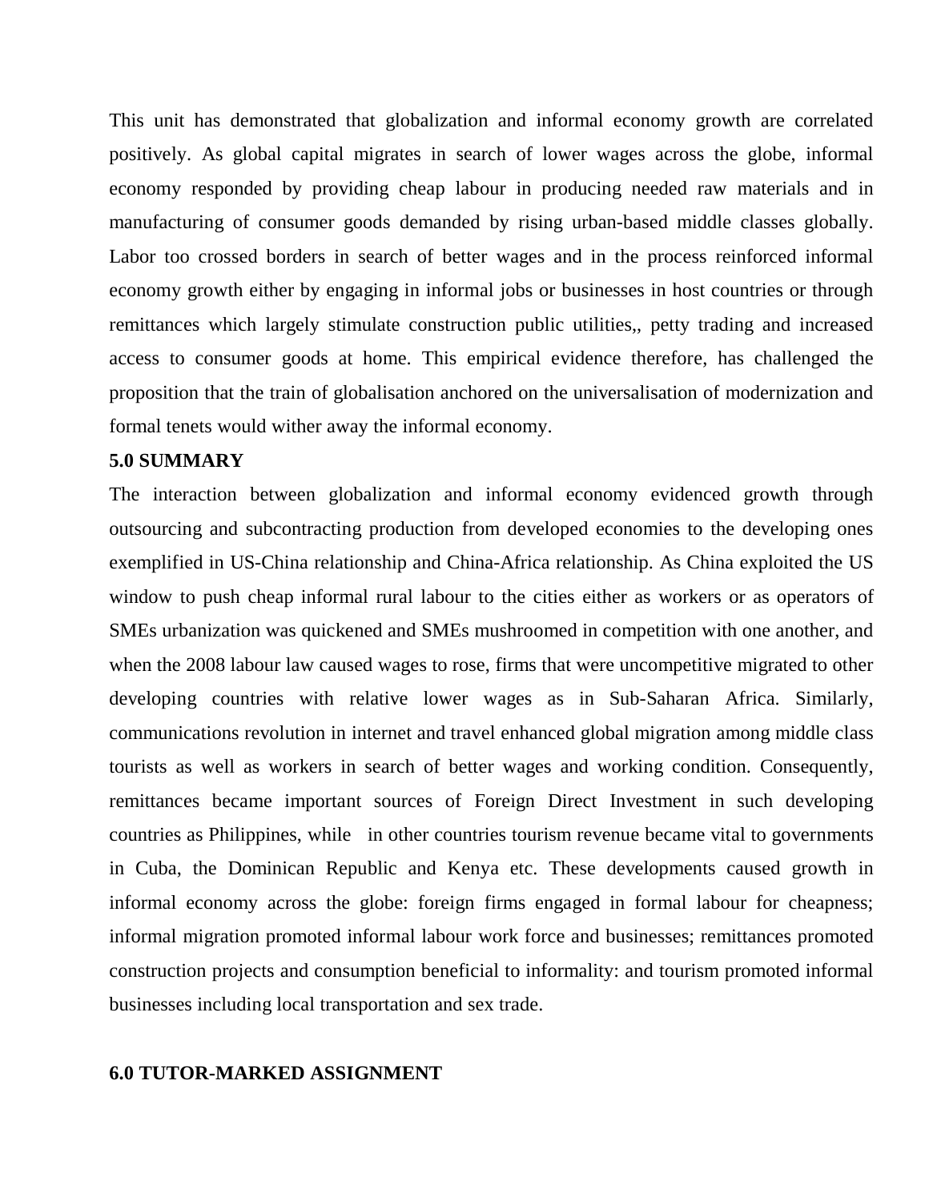This unit has demonstrated that globalization and informal economy growth are correlated positively. As global capital migrates in search of lower wages across the globe, informal economy responded by providing cheap labour in producing needed raw materials and in manufacturing of consumer goods demanded by rising urban-based middle classes globally. Labor too crossed borders in search of better wages and in the process reinforced informal economy growth either by engaging in informal jobs or businesses in host countries or through remittances which largely stimulate construction public utilities,, petty trading and increased access to consumer goods at home. This empirical evidence therefore, has challenged the proposition that the train of globalisation anchored on the universalisation of modernization and formal tenets would wither away the informal economy.

## 5.0 SUMMARY

The interaction between globalization and informal economy evidenced growth through outsourcing and subcontracting production from developed economies to the developing ones exemplified in US-China relationship and China-Africa relationship. As China exploited the US window to push cheap informal rural labour to the cities either as workers or as operators of SMEs urbanization was quickened and SMEs mushroomed in competition with one another, and when the 2008 labour law caused wages to rose, firms that were uncompetitive migrated to other developing countries with relative lower wages as in Sub-Saharan Africa. Similarly, communications revolution in internet and travel enhanced global migration among middle class tourists as well as workers in search of better wages and working condition. Consequently, remittances became important sources of Foreign Direct Investment in such developing countries as Philippines, while in other countries tourism revenue became vital to governments in Cuba, the Dominican Republic and Kenya etc. These developments caused growth in informal economy across the globe: foreign firms engaged in formal labour for cheapness; informal migration promoted informal labour work force and businesses; remittances promoted construction projects and consumption beneficial to informality: and tourism promoted informal businesses including local transportation and sex trade.

## 6.0 TUTOR-MARKED ASSIGNMENT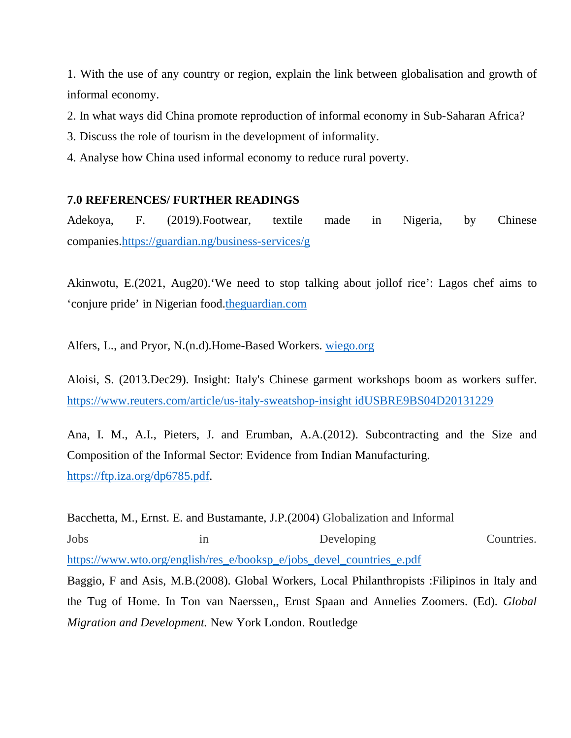1. With the use of any country or region, explain the link between globalisation and growth of informal economy.
2. In what ways did China promote reproduction of informal economy in Sub-Saharan Africa?
3. Discuss the role of tourism in the development of informality.
4. Analyse how China used informal economy to reduce rural poverty.

## 7.0 REFERENCES/ FURTHER READINGS

Adekoya, F. (2019).Footwear, textile made in Nigeria, by Chinese companies.https://guardian.ng/business-services/g

Akinwotu, E.(2021, Aug20).'We need to stop talking about jollof rice': Lagos chef aims to 'conjure pride' in Nigerian food.theguardian.com

Alfers, L., and Pryor, N.(n.d).Home-Based Workers. wiego.org

Aloisi, S. (2013.Dec29). Insight: Italy's Chinese garment workshops boom as workers suffer. https://www.reuters.com/article/us-italy-sweatshop-insight idUSBRE9BS04D20131229

Ana, I. M., A.I., Pieters, J. and Erumban, A.A.(2012). Subcontracting and the Size and Composition of the Informal Sector: Evidence from Indian Manufacturing. https://ftp.iza.org/dp6785.pdf.

Bacchetta, M., Ernst. E. and Bustamante, J.P.(2004) Globalization and Informal Jobs in Developing Countries. https://www.wto.org/english/res_e/booksp_e/jobs_devel_countries_e.pdf

Baggio, F and Asis, M.B.(2008). Global Workers, Local Philanthropists :Filipinos in Italy and the Tug of Home. In Ton van Naerssen,, Ernst Spaan and Annelies Zoomers. (Ed). *Global Migration and Development.* New York London. Routledge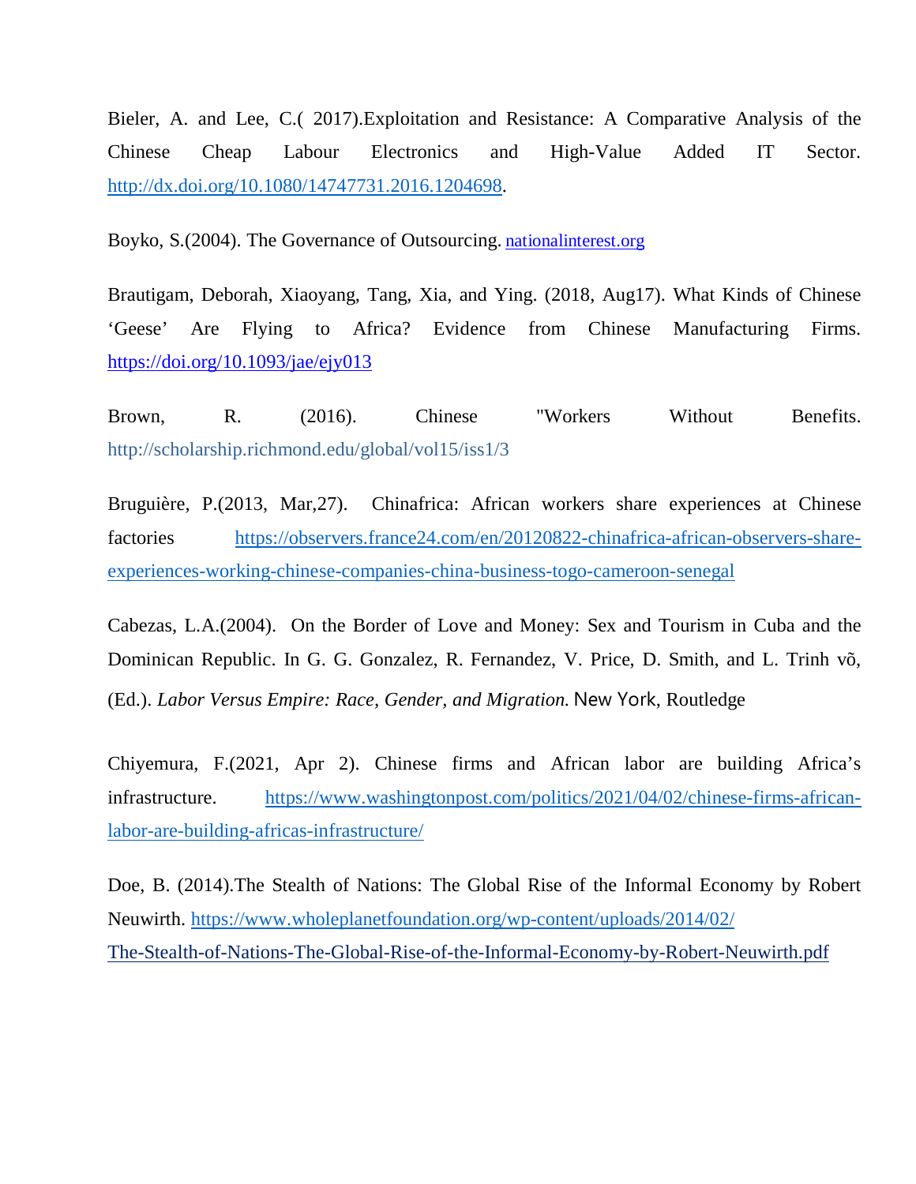Bieler, A. and Lee, C.( 2017).Exploitation and Resistance: A Comparative Analysis of the Chinese Cheap Labour Electronics and High-Value Added IT Sector. http://dx.doi.org/10.1080/14747731.2016.1204698.

Boyko, S.(2004). The Governance of Outsourcing. nationalinterest.org

Brautigam, Deborah, Xiaoyang, Tang, Xia, and Ying. (2018, Aug17). What Kinds of Chinese 'Geese' Are Flying to Africa? Evidence from Chinese Manufacturing Firms. https://doi.org/10.1093/jae/ejy013

Brown, R. (2016). Chinese "Workers Without Benefits. http://scholarship.richmond.edu/global/vol15/iss1/3

Bruguière, P.(2013, Mar,27). Chinafrica: African workers share experiences at Chinese factories https://observers.france24.com/en/20120822-chinafrica-african-observers-share-experiences-working-chinese-companies-china-business-togo-cameroon-senegal

Cabezas, L.A.(2004). On the Border of Love and Money: Sex and Tourism in Cuba and the Dominican Republic. In G. G. Gonzalez, R. Fernandez, V. Price, D. Smith, and L. Trinh võ, (Ed.). *Labor Versus Empire: Race, Gender, and Migration.* New York, Routledge

Chiyemura, F.(2021, Apr 2). Chinese firms and African labor are building Africa's infrastructure. https://www.washingtonpost.com/politics/2021/04/02/chinese-firms-african-labor-are-building-africas-infrastructure/

Doe, B. (2014).The Stealth of Nations: The Global Rise of the Informal Economy by Robert Neuwirth. https://www.wholeplanetfoundation.org/wp-content/uploads/2014/02/The-Stealth-of-Nations-The-Global-Rise-of-the-Informal-Economy-by-Robert-Neuwirth.pdf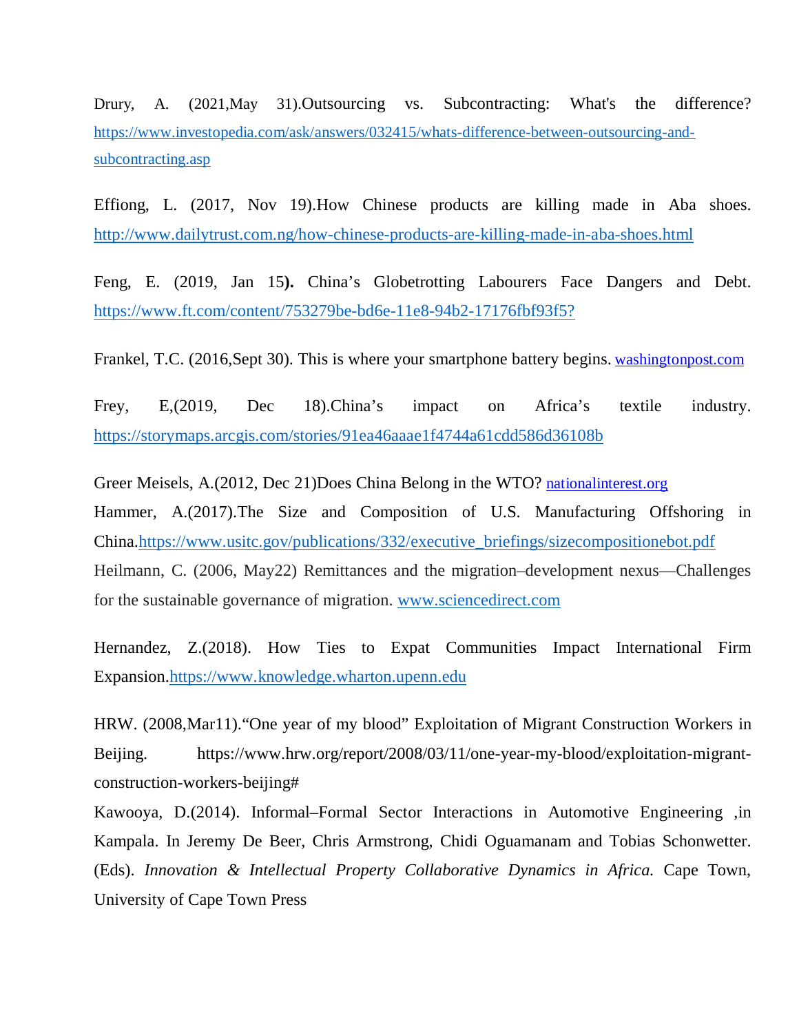Drury, A. (2021,May 31).Outsourcing vs. Subcontracting: What's the difference? https://www.investopedia.com/ask/answers/032415/whats-difference-between-outsourcing-and-subcontracting.asp

Effiong, L. (2017, Nov 19).How Chinese products are killing made in Aba shoes. http://www.dailytrust.com.ng/how-chinese-products-are-killing-made-in-aba-shoes.html

Feng, E. (2019, Jan 15**).** China's Globetrotting Labourers Face Dangers and Debt. https://www.ft.com/content/753279be-bd6e-11e8-94b2-17176fbf93f5?

Frankel, T.C. (2016,Sept 30). This is where your smartphone battery begins. washingtonpost.com

Frey, E,(2019, Dec 18).China's impact on Africa's textile industry. https://storymaps.arcgis.com/stories/91ea46aaae1f4744a61cdd586d36108b

Greer Meisels, A.(2012, Dec 21)Does China Belong in the WTO? nationalinterest.org

Hammer, A.(2017).The Size and Composition of U.S. Manufacturing Offshoring in China.https://www.usitc.gov/publications/332/executive_briefings/sizecompositionebot.pdf

Heilmann, C. (2006, May22) Remittances and the migration–development nexus—Challenges for the sustainable governance of migration. www.sciencedirect.com

Hernandez, Z.(2018). How Ties to Expat Communities Impact International Firm Expansion.https://www.knowledge.wharton.upenn.edu

HRW. (2008,Mar11).“One year of my blood” Exploitation of Migrant Construction Workers in Beijing. https://www.hrw.org/report/2008/03/11/one-year-my-blood/exploitation-migrant-construction-workers-beijing#

Kawooya, D.(2014). Informal–Formal Sector Interactions in Automotive Engineering ,in Kampala. In Jeremy De Beer, Chris Armstrong, Chidi Oguamanam and Tobias Schonwetter. (Eds). *Innovation & Intellectual Property Collaborative Dynamics in Africa.* Cape Town, University of Cape Town Press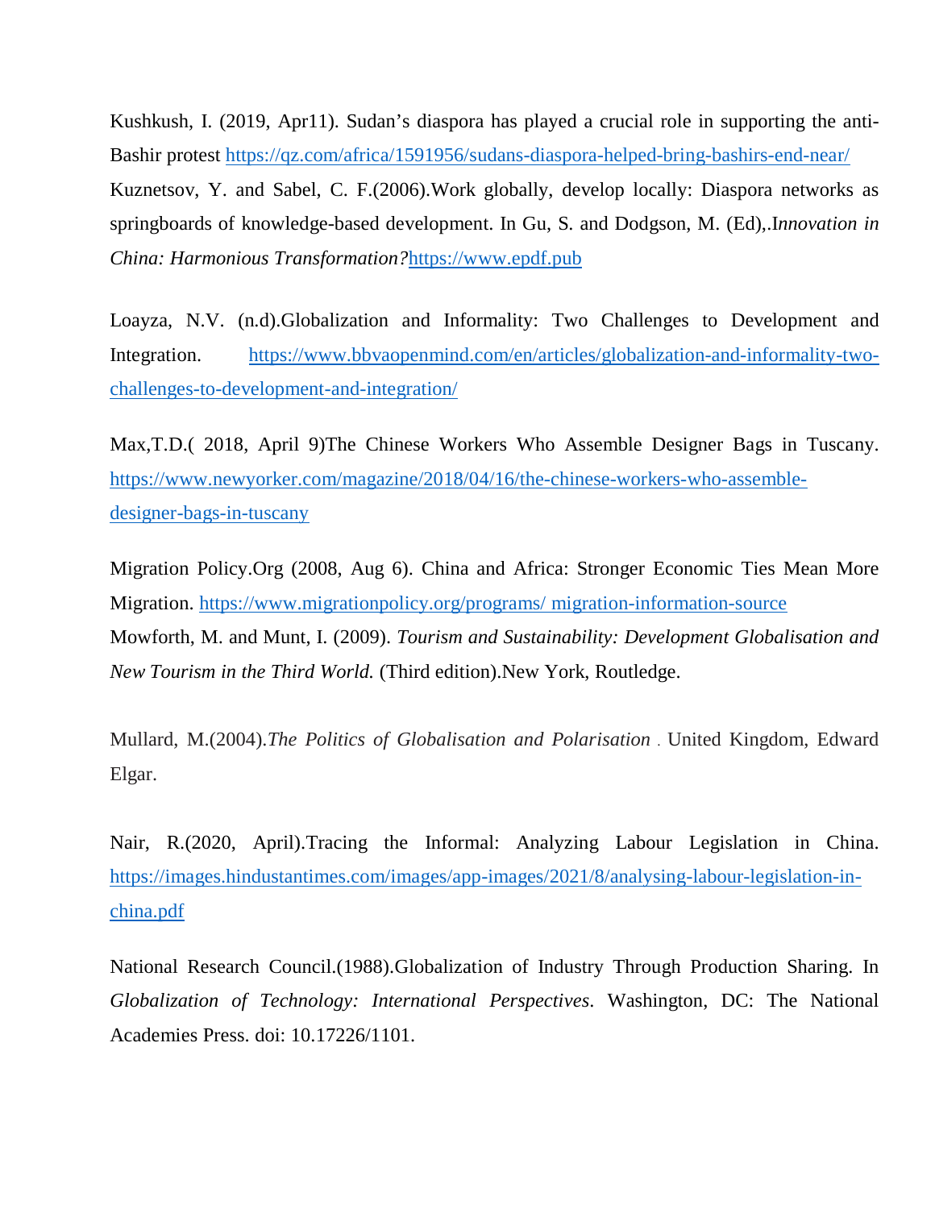Kushkush, I. (2019, Apr11). Sudan's diaspora has played a crucial role in supporting the anti-Bashir protest https://qz.com/africa/1591956/sudans-diaspora-helped-bring-bashirs-end-near/

Kuznetsov, Y. and Sabel, C. F.(2006).Work globally, develop locally: Diaspora networks as springboards of knowledge-based development. In Gu, S. and Dodgson, M. (Ed),.I*nnovation in China: Harmonious Transformation?*https://www.epdf.pub

Loayza, N.V. (n.d).Globalization and Informality: Two Challenges to Development and Integration. https://www.bbvaopenmind.com/en/articles/globalization-and-informality-two-challenges-to-development-and-integration/

Max,T.D.( 2018, April 9)The Chinese Workers Who Assemble Designer Bags in Tuscany. https://www.newyorker.com/magazine/2018/04/16/the-chinese-workers-who-assemble-designer-bags-in-tuscany

Migration Policy.Org (2008, Aug 6). China and Africa: Stronger Economic Ties Mean More Migration. https://www.migrationpolicy.org/programs/ migration-information-source

Mowforth, M. and Munt, I. (2009). *Tourism and Sustainability: Development Globalisation and New Tourism in the Third World.* (Third edition).New York, Routledge.

Mullard, M.(2004).*The Politics of Globalisation and Polarisation* . United Kingdom, Edward Elgar.

Nair, R.(2020, April).Tracing the Informal: Analyzing Labour Legislation in China. https://images.hindustantimes.com/images/app-images/2021/8/analysing-labour-legislation-in-china.pdf

National Research Council.(1988).Globalization of Industry Through Production Sharing. In *Globalization of Technology: International Perspectives*. Washington, DC: The National Academies Press. doi: 10.17226/1101.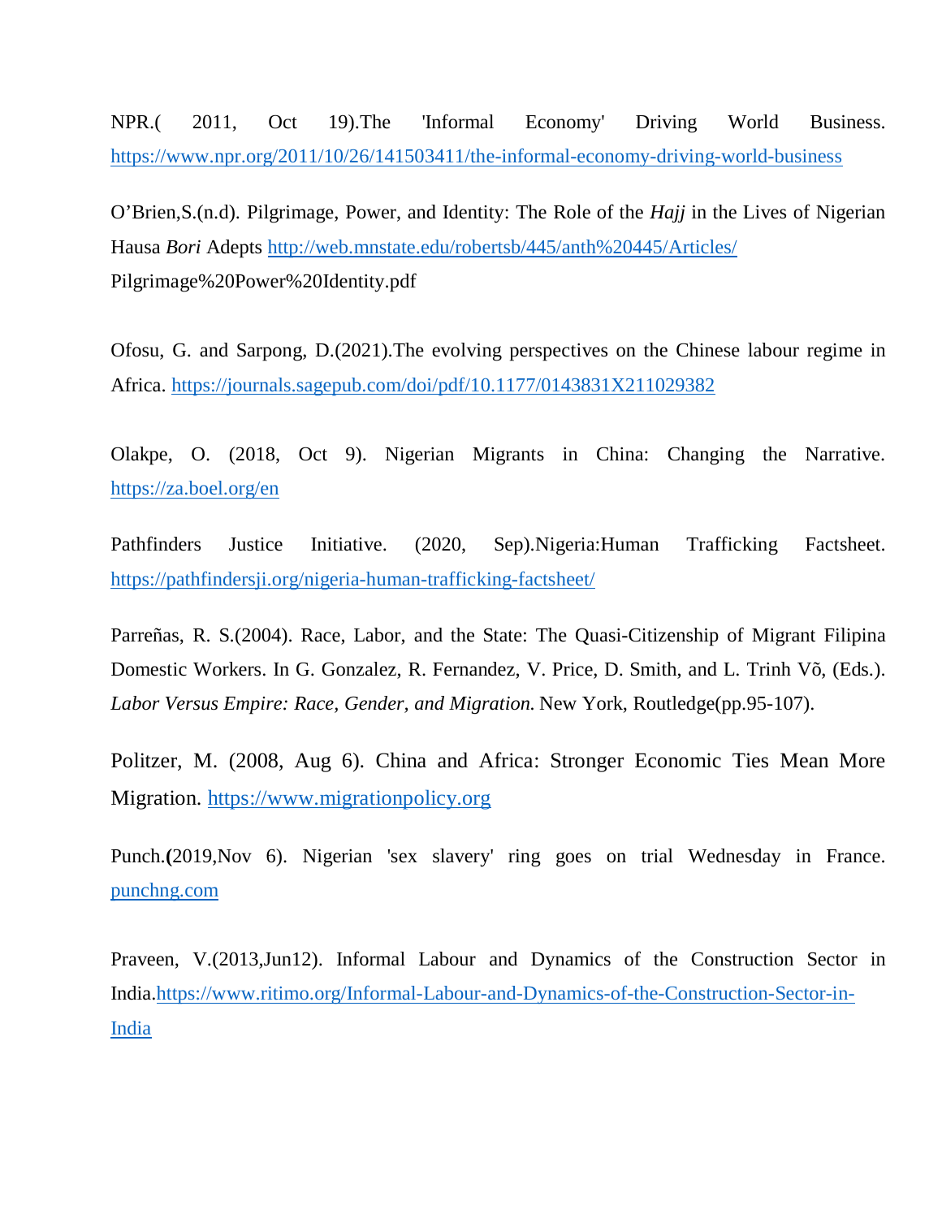NPR.( 2011, Oct 19).The 'Informal Economy' Driving World Business. https://www.npr.org/2011/10/26/141503411/the-informal-economy-driving-world-business

O'Brien,S.(n.d). Pilgrimage, Power, and Identity: The Role of the *Hajj* in the Lives of Nigerian Hausa *Bori* Adepts http://web.mnstate.edu/robertsb/445/anth%20445/Articles/ Pilgrimage%20Power%20Identity.pdf

Ofosu, G. and Sarpong, D.(2021).The evolving perspectives on the Chinese labour regime in Africa. https://journals.sagepub.com/doi/pdf/10.1177/0143831X211029382

Olakpe, O. (2018, Oct 9). Nigerian Migrants in China: Changing the Narrative. https://za.boel.org/en

Pathfinders Justice Initiative. (2020, Sep).Nigeria:Human Trafficking Factsheet. https://pathfindersji.org/nigeria-human-trafficking-factsheet/

Parreñas, R. S.(2004). Race, Labor, and the State: The Quasi-Citizenship of Migrant Filipina Domestic Workers. In G. Gonzalez, R. Fernandez, V. Price, D. Smith, and L. Trinh Võ, (Eds.). *Labor Versus Empire: Race, Gender, and Migration.* New York, Routledge(pp.95-107).

Politzer, M. (2008, Aug 6). China and Africa: Stronger Economic Ties Mean More Migration. https://www.migrationpolicy.org

Punch.**(**2019,Nov 6). Nigerian 'sex slavery' ring goes on trial Wednesday in France. punchng.com

Praveen, V.(2013,Jun12). Informal Labour and Dynamics of the Construction Sector in India.https://www.ritimo.org/Informal-Labour-and-Dynamics-of-the-Construction-Sector-in-India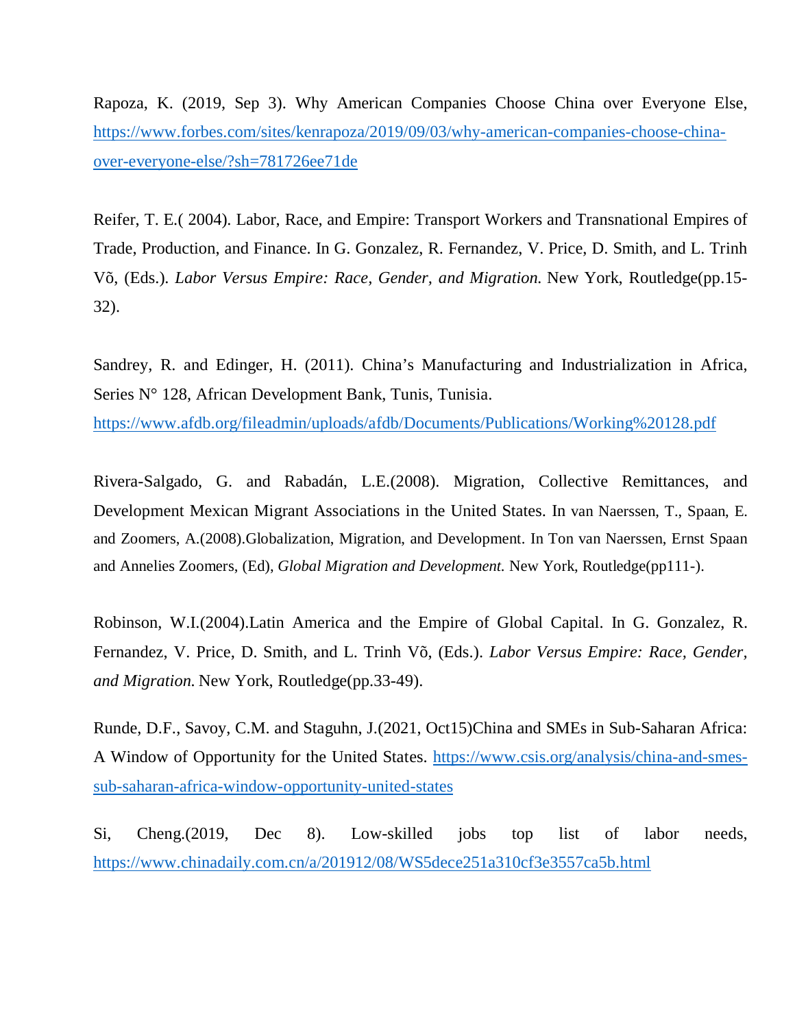Rapoza, K. (2019, Sep 3). Why American Companies Choose China over Everyone Else, https://www.forbes.com/sites/kenrapoza/2019/09/03/why-american-companies-choose-china-over-everyone-else/?sh=781726ee71de

Reifer, T. E.( 2004). Labor, Race, and Empire: Transport Workers and Transnational Empires of Trade, Production, and Finance. In G. Gonzalez, R. Fernandez, V. Price, D. Smith, and L. Trinh Võ, (Eds.). *Labor Versus Empire: Race, Gender, and Migration.* New York, Routledge(pp.15-32).

Sandrey, R. and Edinger, H. (2011). China's Manufacturing and Industrialization in Africa, Series N° 128, African Development Bank, Tunis, Tunisia. https://www.afdb.org/fileadmin/uploads/afdb/Documents/Publications/Working%20128.pdf

Rivera-Salgado, G. and Rabadán, L.E.(2008). Migration, Collective Remittances, and Development Mexican Migrant Associations in the United States. In van Naerssen, T., Spaan, E. and Zoomers, A.(2008).Globalization, Migration, and Development. In Ton van Naerssen, Ernst Spaan and Annelies Zoomers, (Ed), *Global Migration and Development.* New York, Routledge(pp111-).

Robinson, W.I.(2004).Latin America and the Empire of Global Capital. In G. Gonzalez, R. Fernandez, V. Price, D. Smith, and L. Trinh Võ, (Eds.). *Labor Versus Empire: Race, Gender, and Migration.* New York, Routledge(pp.33-49).

Runde, D.F., Savoy, C.M. and Staguhn, J.(2021, Oct15)China and SMEs in Sub-Saharan Africa: A Window of Opportunity for the United States. https://www.csis.org/analysis/china-and-smes-sub-saharan-africa-window-opportunity-united-states

Si, Cheng.(2019, Dec 8). Low-skilled jobs top list of labor needs, https://www.chinadaily.com.cn/a/201912/08/WS5dece251a310cf3e3557ca5b.html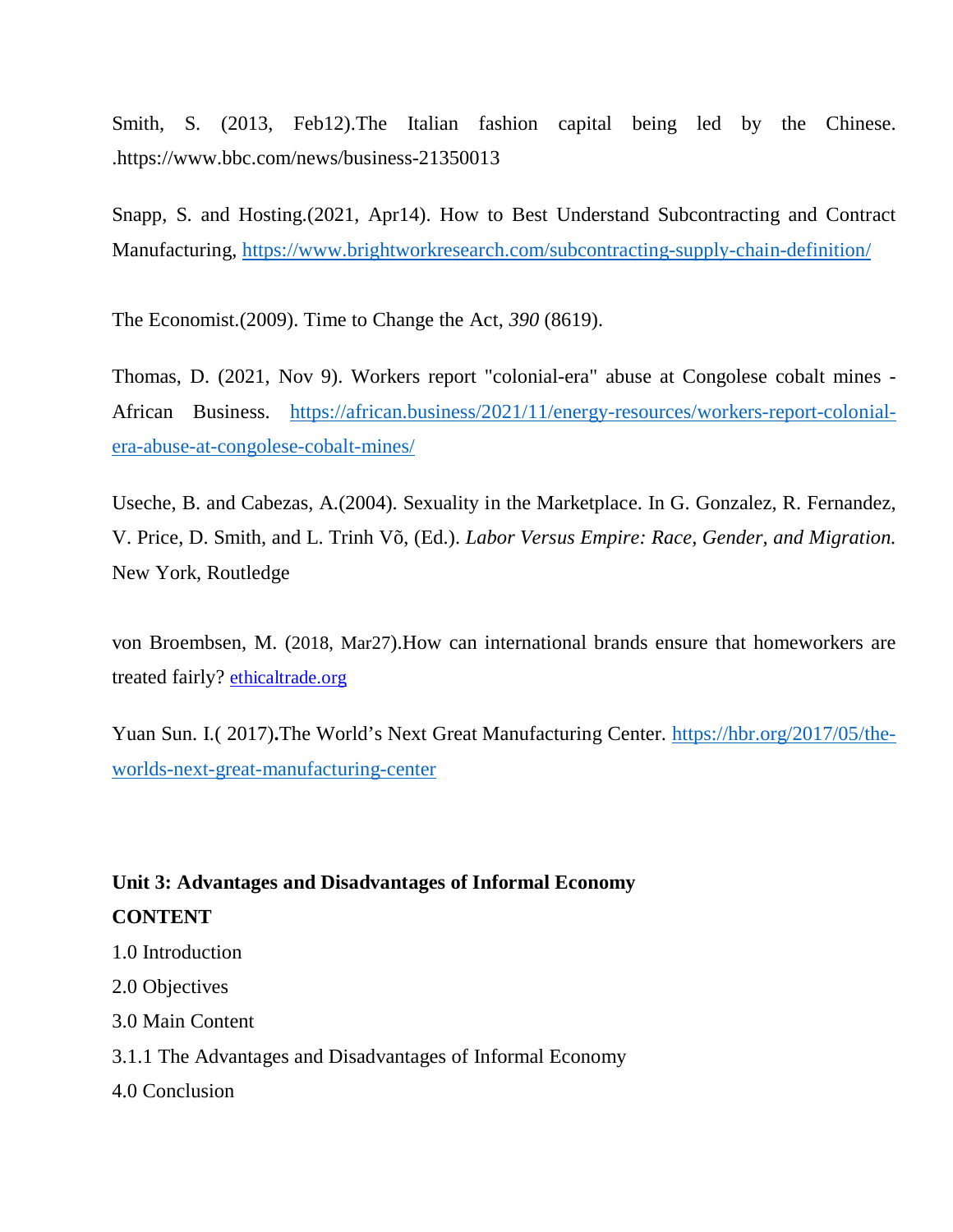Smith, S. (2013, Feb12).The Italian fashion capital being led by the Chinese. .https://www.bbc.com/news/business-21350013

Snapp, S. and Hosting.(2021, Apr14). How to Best Understand Subcontracting and Contract Manufacturing, https://www.brightworkresearch.com/subcontracting-supply-chain-definition/

The Economist.(2009). Time to Change the Act, *390* (8619).

Thomas, D. (2021, Nov 9). Workers report "colonial-era" abuse at Congolese cobalt mines - African Business. https://african.business/2021/11/energy-resources/workers-report-colonial-era-abuse-at-congolese-cobalt-mines/

Useche, B. and Cabezas, A.(2004). Sexuality in the Marketplace. In G. Gonzalez, R. Fernandez, V. Price, D. Smith, and L. Trinh Võ, (Ed.). *Labor Versus Empire: Race, Gender, and Migration.* New York, Routledge

von Broembsen, M. (2018, Mar27).How can international brands ensure that homeworkers are treated fairly? ethicaltrade.org

Yuan Sun. I.( 2017)**.**The World's Next Great Manufacturing Center. https://hbr.org/2017/05/the-worlds-next-great-manufacturing-center

## Unit 3: Advantages and Disadvantages of Informal Economy

**CONTENT**

1.0 Introduction

2.0 Objectives

3.0 Main Content

3.1.1 The Advantages and Disadvantages of Informal Economy

4.0 Conclusion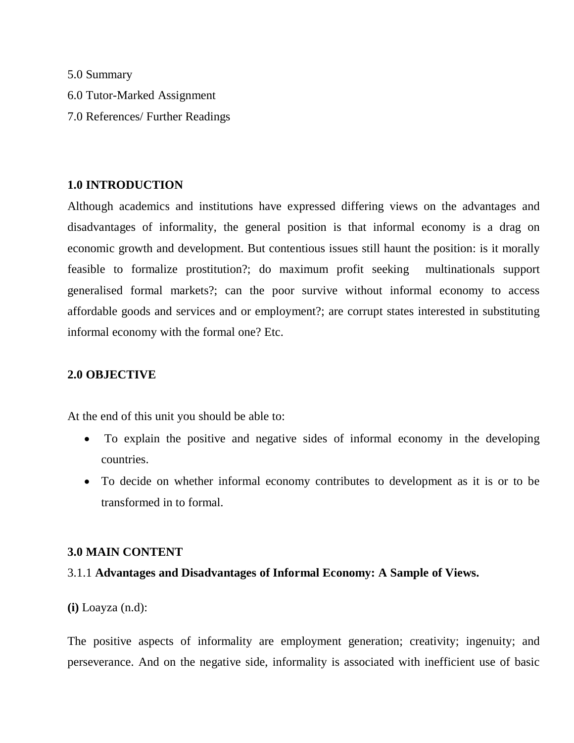5.0 Summary

6.0 Tutor-Marked Assignment

7.0 References/ Further Readings

## 1.0 INTRODUCTION

Although academics and institutions have expressed differing views on the advantages and disadvantages of informality, the general position is that informal economy is a drag on economic growth and development. But contentious issues still haunt the position: is it morally feasible to formalize prostitution?; do maximum profit seeking multinationals support generalised formal markets?; can the poor survive without informal economy to access affordable goods and services and or employment?; are corrupt states interested in substituting informal economy with the formal one? Etc.

## 2.0 OBJECTIVE

At the end of this unit you should be able to:

- To explain the positive and negative sides of informal economy in the developing countries.
- To decide on whether informal economy contributes to development as it is or to be transformed in to formal.

## 3.0 MAIN CONTENT

### 3.1.1 **Advantages and Disadvantages of Informal Economy: A Sample of Views.**

**(i)** Loayza (n.d):

The positive aspects of informality are employment generation; creativity; ingenuity; and perseverance. And on the negative side, informality is associated with inefficient use of basic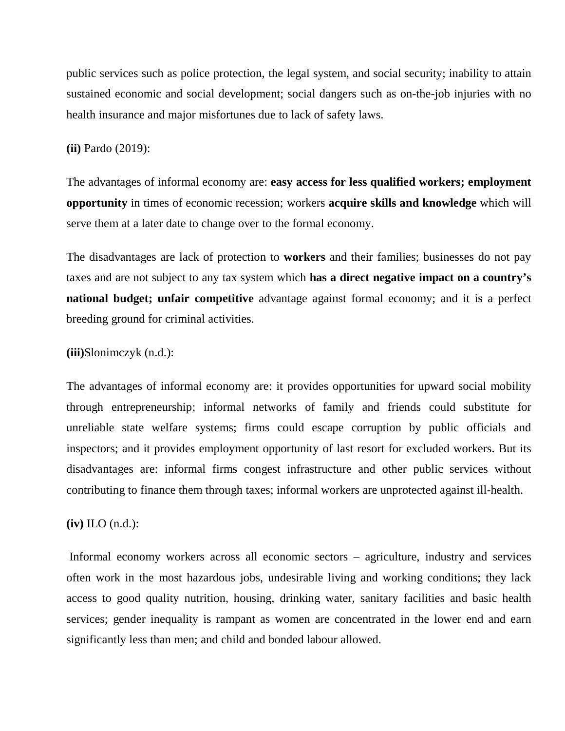public services such as police protection, the legal system, and social security; inability to attain sustained economic and social development; social dangers such as on-the-job injuries with no health insurance and major misfortunes due to lack of safety laws.

**(ii)** Pardo (2019):

The advantages of informal economy are: **easy access for less qualified workers; employment opportunity** in times of economic recession; workers **acquire skills and knowledge** which will serve them at a later date to change over to the formal economy.

The disadvantages are lack of protection to **workers** and their families; businesses do not pay taxes and are not subject to any tax system which **has a direct negative impact on a country's national budget; unfair competitive** advantage against formal economy; and it is a perfect breeding ground for criminal activities.

**(iii)**Slonimczyk (n.d.):

The advantages of informal economy are: it provides opportunities for upward social mobility through entrepreneurship; informal networks of family and friends could substitute for unreliable state welfare systems; firms could escape corruption by public officials and inspectors; and it provides employment opportunity of last resort for excluded workers. But its disadvantages are: informal firms congest infrastructure and other public services without contributing to finance them through taxes; informal workers are unprotected against ill-health.

**(iv)** ILO (n.d.):

Informal economy workers across all economic sectors – agriculture, industry and services often work in the most hazardous jobs, undesirable living and working conditions; they lack access to good quality nutrition, housing, drinking water, sanitary facilities and basic health services; gender inequality is rampant as women are concentrated in the lower end and earn significantly less than men; and child and bonded labour allowed.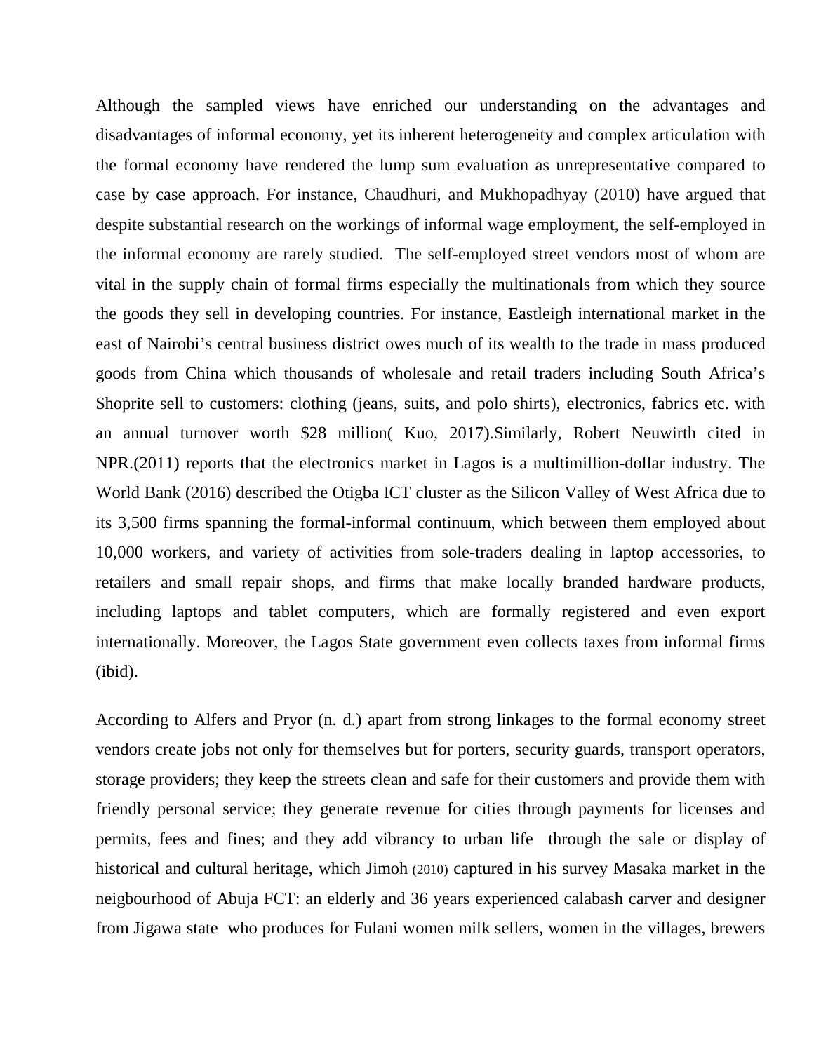Although the sampled views have enriched our understanding on the advantages and disadvantages of informal economy, yet its inherent heterogeneity and complex articulation with the formal economy have rendered the lump sum evaluation as unrepresentative compared to case by case approach. For instance, Chaudhuri, and Mukhopadhyay (2010) have argued that despite substantial research on the workings of informal wage employment, the self-employed in the informal economy are rarely studied. The self-employed street vendors most of whom are vital in the supply chain of formal firms especially the multinationals from which they source the goods they sell in developing countries. For instance, Eastleigh international market in the east of Nairobi's central business district owes much of its wealth to the trade in mass produced goods from China which thousands of wholesale and retail traders including South Africa's Shoprite sell to customers: clothing (jeans, suits, and polo shirts), electronics, fabrics etc. with an annual turnover worth $28 million( Kuo, 2017).Similarly, Robert Neuwirth cited in NPR.(2011) reports that the electronics market in Lagos is a multimillion-dollar industry. The World Bank (2016) described the Otigba ICT cluster as the Silicon Valley of West Africa due to its 3,500 firms spanning the formal-informal continuum, which between them employed about 10,000 workers, and variety of activities from sole-traders dealing in laptop accessories, to retailers and small repair shops, and firms that make locally branded hardware products, including laptops and tablet computers, which are formally registered and even export internationally. Moreover, the Lagos State government even collects taxes from informal firms (ibid).

According to Alfers and Pryor (n. d.) apart from strong linkages to the formal economy street vendors create jobs not only for themselves but for porters, security guards, transport operators, storage providers; they keep the streets clean and safe for their customers and provide them with friendly personal service; they generate revenue for cities through payments for licenses and permits, fees and fines; and they add vibrancy to urban life through the sale or display of historical and cultural heritage, which Jimoh (2010) captured in his survey Masaka market in the neigbourhood of Abuja FCT: an elderly and 36 years experienced calabash carver and designer from Jigawa state who produces for Fulani women milk sellers, women in the villages, brewers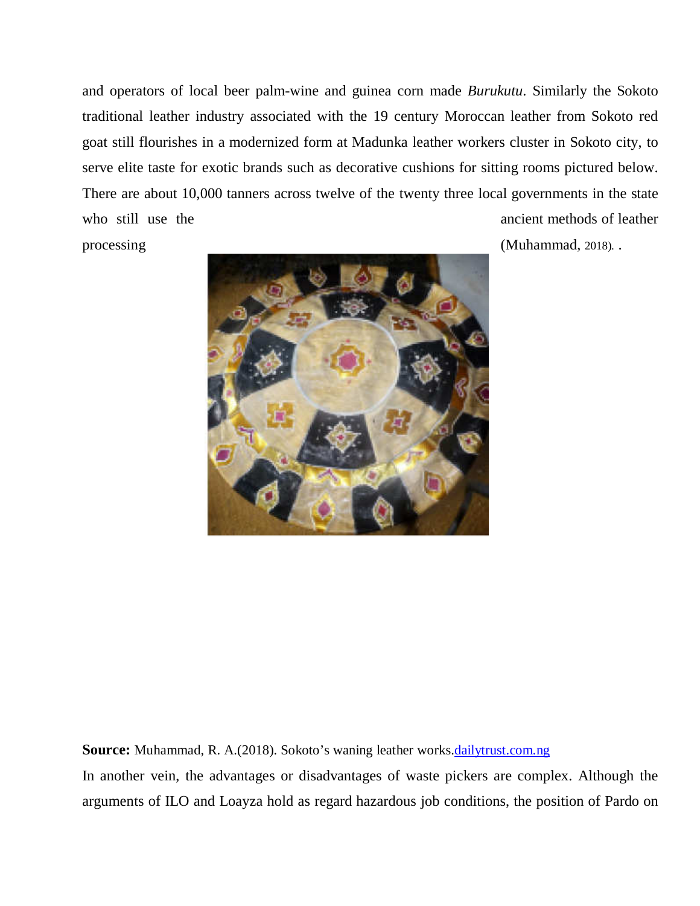and operators of local beer palm-wine and guinea corn made *Burukutu*. Similarly the Sokoto traditional leather industry associated with the 19 century Moroccan leather from Sokoto red goat still flourishes in a modernized form at Madunka leather workers cluster in Sokoto city, to serve elite taste for exotic brands such as decorative cushions for sitting rooms pictured below. There are about 10,000 tanners across twelve of the twenty three local governments in the state who still use the ancient methods of leather processing (Muhammad, 2018). .

**Source:** Muhammad, R. A.(2018). Sokoto's waning leather works.dailytrust.com.ng

In another vein, the advantages or disadvantages of waste pickers are complex. Although the arguments of ILO and Loayza hold as regard hazardous job conditions, the position of Pardo on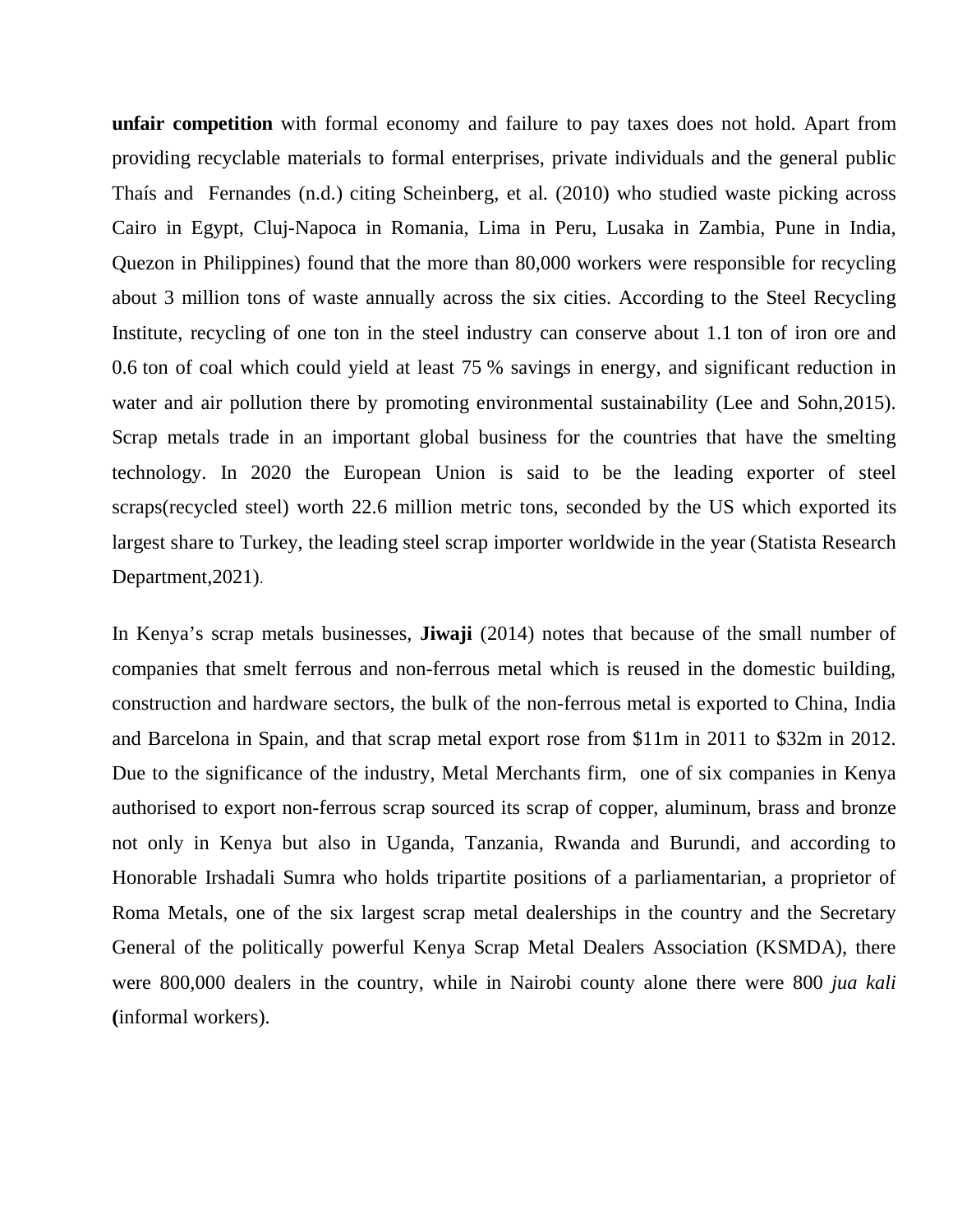**unfair competition** with formal economy and failure to pay taxes does not hold. Apart from providing recyclable materials to formal enterprises, private individuals and the general public Thaís and Fernandes (n.d.) citing Scheinberg, et al. (2010) who studied waste picking across Cairo in Egypt, Cluj-Napoca in Romania, Lima in Peru, Lusaka in Zambia, Pune in India, Quezon in Philippines) found that the more than 80,000 workers were responsible for recycling about 3 million tons of waste annually across the six cities. According to the Steel Recycling Institute, recycling of one ton in the steel industry can conserve about 1.1 ton of iron ore and 0.6 ton of coal which could yield at least 75 % savings in energy, and significant reduction in water and air pollution there by promoting environmental sustainability (Lee and Sohn,2015). Scrap metals trade in an important global business for the countries that have the smelting technology. In 2020 the European Union is said to be the leading exporter of steel scraps(recycled steel) worth 22.6 million metric tons, seconded by the US which exported its largest share to Turkey, the leading steel scrap importer worldwide in the year (Statista Research Department,2021).

In Kenya's scrap metals businesses, **Jiwaji** (2014) notes that because of the small number of companies that smelt ferrous and non-ferrous metal which is reused in the domestic building, construction and hardware sectors, the bulk of the non-ferrous metal is exported to China, India and Barcelona in Spain, and that scrap metal export rose from $11m in 2011 to $32m in 2012. Due to the significance of the industry, Metal Merchants firm, one of six companies in Kenya authorised to export non-ferrous scrap sourced its scrap of copper, aluminum, brass and bronze not only in Kenya but also in Uganda, Tanzania, Rwanda and Burundi, and according to Honorable Irshadali Sumra who holds tripartite positions of a parliamentarian, a proprietor of Roma Metals, one of the six largest scrap metal dealerships in the country and the Secretary General of the politically powerful Kenya Scrap Metal Dealers Association (KSMDA), there were 800,000 dealers in the country, while in Nairobi county alone there were 800 *jua kali* **(**informal workers).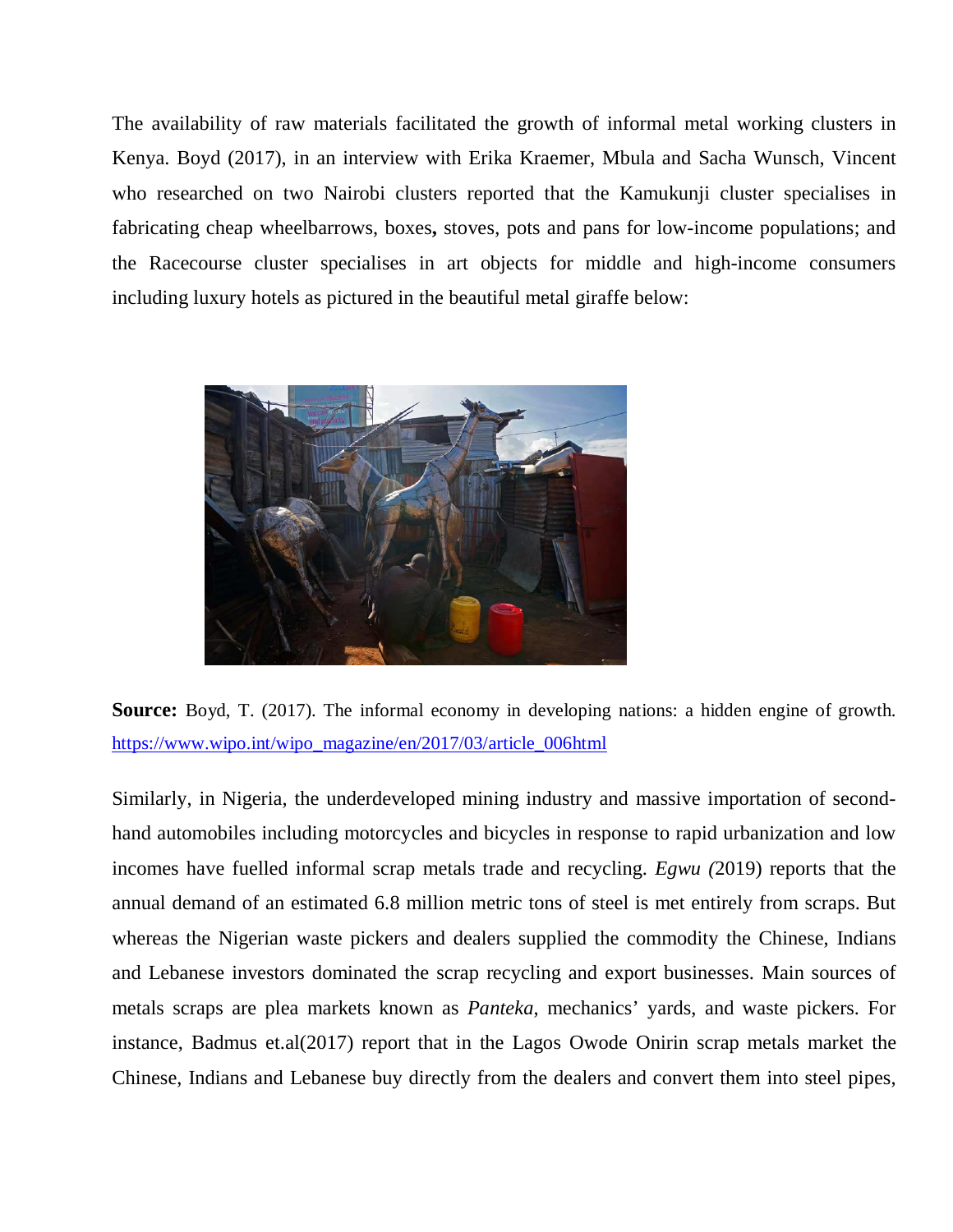The availability of raw materials facilitated the growth of informal metal working clusters in Kenya. Boyd (2017), in an interview with Erika Kraemer, Mbula and Sacha Wunsch, Vincent who researched on two Nairobi clusters reported that the Kamukunji cluster specialises in fabricating cheap wheelbarrows, boxes**,** stoves, pots and pans for low-income populations; and the Racecourse cluster specialises in art objects for middle and high-income consumers including luxury hotels as pictured in the beautiful metal giraffe below:

**Source:** Boyd, T. (2017). The informal economy in developing nations: a hidden engine of growth. https://www.wipo.int/wipo_magazine/en/2017/03/article_006html

Similarly, in Nigeria, the underdeveloped mining industry and massive importation of second-hand automobiles including motorcycles and bicycles in response to rapid urbanization and low incomes have fuelled informal scrap metals trade and recycling. *Egwu (*2019) reports that the annual demand of an estimated 6.8 million metric tons of steel is met entirely from scraps. But whereas the Nigerian waste pickers and dealers supplied the commodity the Chinese, Indians and Lebanese investors dominated the scrap recycling and export businesses. Main sources of metals scraps are plea markets known as *Panteka*, mechanics' yards, and waste pickers. For instance, Badmus et.al(2017) report that in the Lagos Owode Onirin scrap metals market the Chinese, Indians and Lebanese buy directly from the dealers and convert them into steel pipes,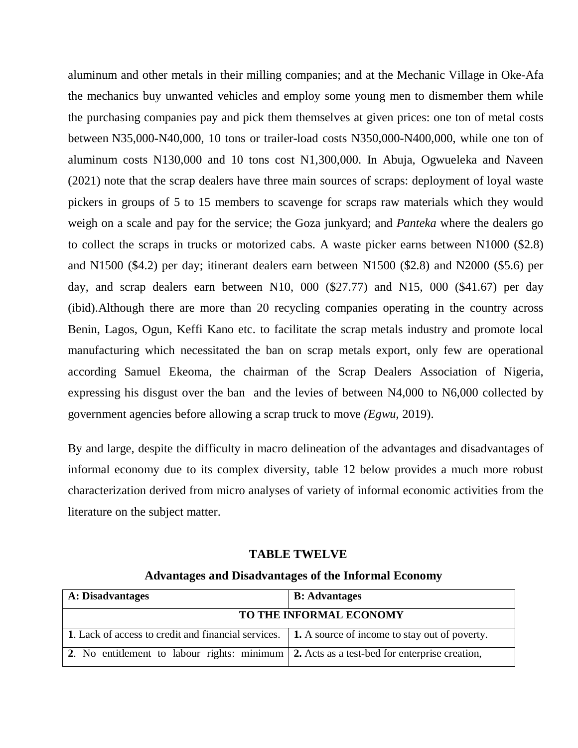aluminum and other metals in their milling companies; and at the Mechanic Village in Oke-Afa the mechanics buy unwanted vehicles and employ some young men to dismember them while the purchasing companies pay and pick them themselves at given prices: one ton of metal costs between N35,000-N40,000, 10 tons or trailer-load costs N350,000-N400,000, while one ton of aluminum costs N130,000 and 10 tons cost N1,300,000. In Abuja, Ogwueleka and Naveen (2021) note that the scrap dealers have three main sources of scraps: deployment of loyal waste pickers in groups of 5 to 15 members to scavenge for scraps raw materials which they would weigh on a scale and pay for the service; the Goza junkyard; and *Panteka* where the dealers go to collect the scraps in trucks or motorized cabs. A waste picker earns between N1000 ($2.8) and N1500 ($4.2) per day; itinerant dealers earn between N1500 ($2.8) and N2000 ($5.6) per day, and scrap dealers earn between N10, 000 ($27.77) and N15, 000 ($41.67) per day (ibid).Although there are more than 20 recycling companies operating in the country across Benin, Lagos, Ogun, Keffi Kano etc. to facilitate the scrap metals industry and promote local manufacturing which necessitated the ban on scrap metals export, only few are operational according Samuel Ekeoma, the chairman of the Scrap Dealers Association of Nigeria, expressing his disgust over the ban and the levies of between N4,000 to N6,000 collected by government agencies before allowing a scrap truck to move *(Egwu,* 2019).

By and large, despite the difficulty in macro delineation of the advantages and disadvantages of informal economy due to its complex diversity, table 12 below provides a much more robust characterization derived from micro analyses of variety of informal economic activities from the literature on the subject matter.

**TABLE TWELVE**

**Advantages and Disadvantages of the Informal Economy**

| **A: Disadvantages** | **B: Advantages** |
|---|---|
| **TO THE INFORMAL ECONOMY** | |
| **1**. Lack of access to credit and financial services. | **1.** A source of income to stay out of poverty. |
| **2**. No entitlement to labour rights: minimum | **2.** Acts as a test-bed for enterprise creation, |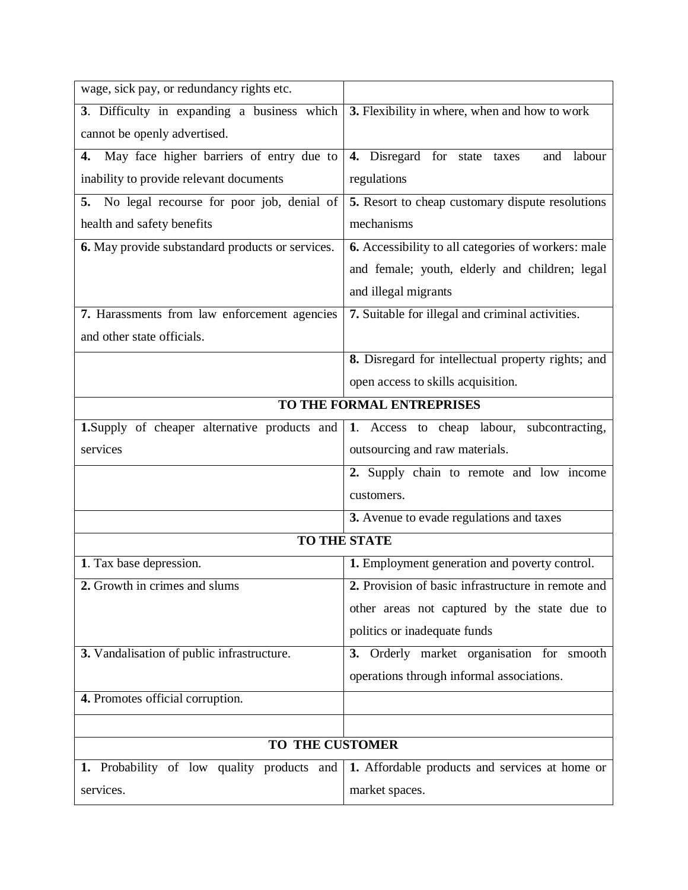| | |
|---|---|
| wage, sick pay, or redundancy rights etc. | |
| **3**. Difficulty in expanding a business which cannot be openly advertised. | **3.** Flexibility in where, when and how to work |
| **4.** May face higher barriers of entry due to inability to provide relevant documents | **4.** Disregard for state taxes and labour regulations |
| **5.** No legal recourse for poor job, denial of health and safety benefits | **5.** Resort to cheap customary dispute resolutions mechanisms |
| **6.** May provide substandard products or services. | **6.** Accessibility to all categories of workers: male and female; youth, elderly and children; legal and illegal migrants |
| **7.** Harassments from law enforcement agencies and other state officials. | **7.** Suitable for illegal and criminal activities. |
| | **8.** Disregard for intellectual property rights; and open access to skills acquisition. |
| **TO THE FORMAL ENTREPRISES** | |
| **1.**Supply of cheaper alternative products and services | **1**. Access to cheap labour, subcontracting, outsourcing and raw materials. |
| | **2.** Supply chain to remote and low income customers. |
| | **3.** Avenue to evade regulations and taxes |
| **TO THE STATE** | |
| **1**. Tax base depression. | **1.** Employment generation and poverty control. |
| **2.** Growth in crimes and slums | **2.** Provision of basic infrastructure in remote and other areas not captured by the state due to politics or inadequate funds |
| **3.** Vandalisation of public infrastructure. | **3.** Orderly market organisation for smooth operations through informal associations. |
| **4.** Promotes official corruption. | |
| | |
| **TO THE CUSTOMER** | |
| **1.** Probability of low quality products and services. | **1.** Affordable products and services at home or market spaces. |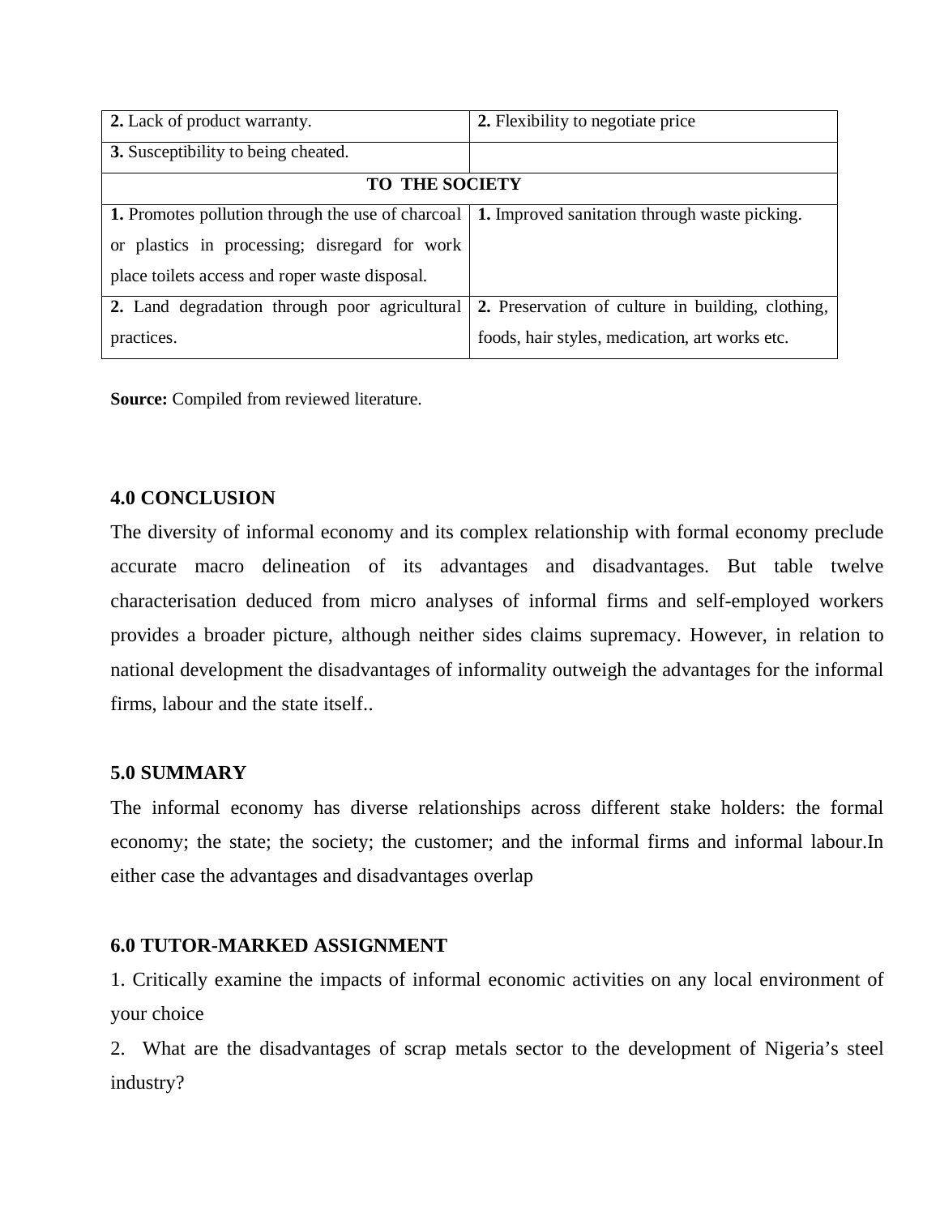| | |
|---|---|
| **2.** Lack of product warranty. | **2.** Flexibility to negotiate price |
| **3.** Susceptibility to being cheated. | |
| **TO THE SOCIETY** | |
| **1.** Promotes pollution through the use of charcoal or plastics in processing; disregard for work place toilets access and roper waste disposal. | **1.** Improved sanitation through waste picking. |
| **2.** Land degradation through poor agricultural practices. | **2.** Preservation of culture in building, clothing, foods, hair styles, medication, art works etc. |

**Source:** Compiled from reviewed literature.

## 4.0 CONCLUSION

The diversity of informal economy and its complex relationship with formal economy preclude accurate macro delineation of its advantages and disadvantages. But table twelve characterisation deduced from micro analyses of informal firms and self-employed workers provides a broader picture, although neither sides claims supremacy. However, in relation to national development the disadvantages of informality outweigh the advantages for the informal firms, labour and the state itself..

## 5.0 SUMMARY

The informal economy has diverse relationships across different stake holders: the formal economy; the state; the society; the customer; and the informal firms and informal labour.In either case the advantages and disadvantages overlap

## 6.0 TUTOR-MARKED ASSIGNMENT

1. Critically examine the impacts of informal economic activities on any local environment of your choice
2. What are the disadvantages of scrap metals sector to the development of Nigeria's steel industry?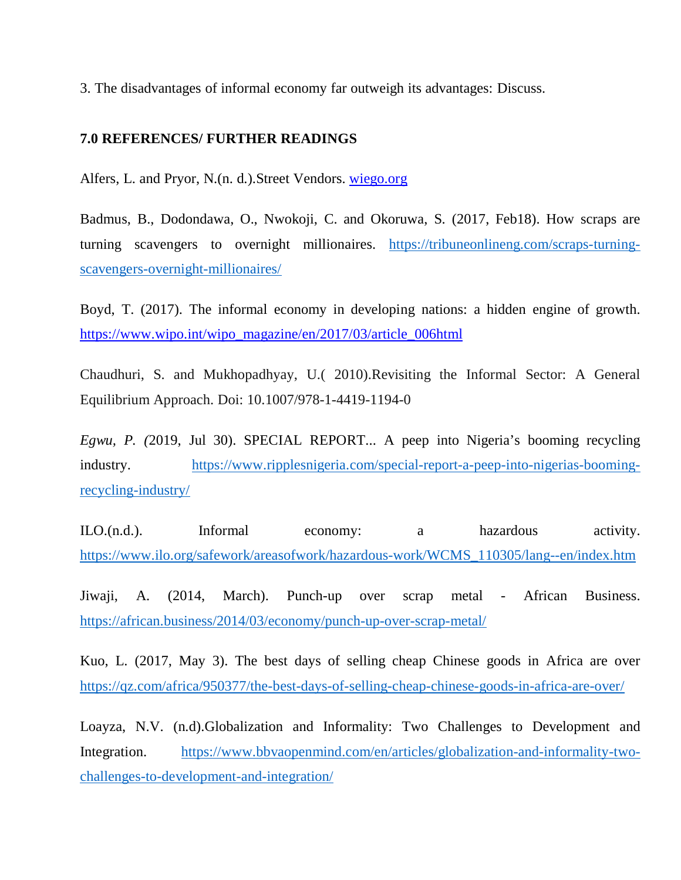3. The disadvantages of informal economy far outweigh its advantages: Discuss.

## 7.0 REFERENCES/ FURTHER READINGS

Alfers, L. and Pryor, N.(n. d.).Street Vendors. wiego.org

Badmus, B., Dodondawa, O., Nwokoji, C. and Okoruwa, S. (2017, Feb18). How scraps are turning scavengers to overnight millionaires. https://tribuneonlineng.com/scraps-turning-scavengers-overnight-millionaires/

Boyd, T. (2017). The informal economy in developing nations: a hidden engine of growth. https://www.wipo.int/wipo_magazine/en/2017/03/article_006html

Chaudhuri, S. and Mukhopadhyay, U.( 2010).Revisiting the Informal Sector: A General Equilibrium Approach. Doi: 10.1007/978-1-4419-1194-0

*Egwu, P. (*2019, Jul 30). SPECIAL REPORT... A peep into Nigeria's booming recycling industry. https://www.ripplesnigeria.com/special-report-a-peep-into-nigerias-booming-recycling-industry/

ILO.(n.d.). Informal economy: a hazardous activity. https://www.ilo.org/safework/areasofwork/hazardous-work/WCMS_110305/lang--en/index.htm

Jiwaji, A. (2014, March). Punch-up over scrap metal - African Business. https://african.business/2014/03/economy/punch-up-over-scrap-metal/

Kuo, L. (2017, May 3). The best days of selling cheap Chinese goods in Africa are over https://qz.com/africa/950377/the-best-days-of-selling-cheap-chinese-goods-in-africa-are-over/

Loayza, N.V. (n.d).Globalization and Informality: Two Challenges to Development and Integration. https://www.bbvaopenmind.com/en/articles/globalization-and-informality-two-challenges-to-development-and-integration/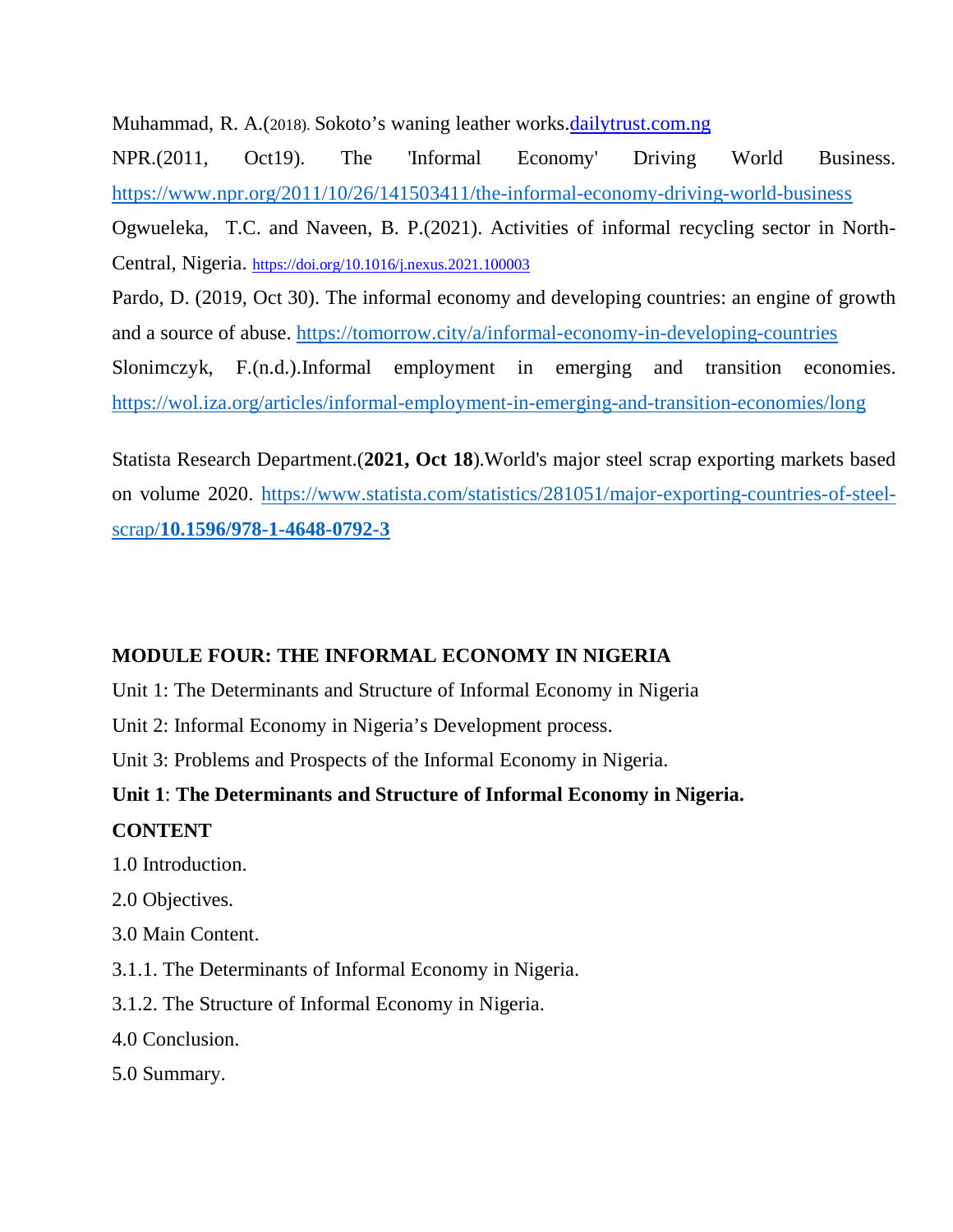Muhammad, R. A.(2018). Sokoto's waning leather works.[dailytrust.com.ng](dailytrust.com.ng)

NPR.(2011, Oct19). The 'Informal Economy' Driving World Business. https://www.npr.org/2011/10/26/141503411/the-informal-economy-driving-world-business

Ogwueleka, T.C. and Naveen, B. P.(2021). Activities of informal recycling sector in North-Central, Nigeria. https://doi.org/10.1016/j.nexus.2021.100003

Pardo, D. (2019, Oct 30). The informal economy and developing countries: an engine of growth and a source of abuse. https://tomorrow.city/a/informal-economy-in-developing-countries

Slonimczyk, F.(n.d.).Informal employment in emerging and transition economies. https://wol.iza.org/articles/informal-employment-in-emerging-and-transition-economies/long

Statista Research Department.(**2021, Oct 18**).World's major steel scrap exporting markets based on volume 2020. https://www.statista.com/statistics/281051/major-exporting-countries-of-steel-scrap/**10.1596/978-1-4648-0792-3**

## MODULE FOUR: THE INFORMAL ECONOMY IN NIGERIA

Unit 1: The Determinants and Structure of Informal Economy in Nigeria

Unit 2: Informal Economy in Nigeria's Development process.

Unit 3: Problems and Prospects of the Informal Economy in Nigeria.

### Unit 1: The Determinants and Structure of Informal Economy in Nigeria.

**CONTENT**

1.0 Introduction.

2.0 Objectives.

3.0 Main Content.

3.1.1. The Determinants of Informal Economy in Nigeria.

3.1.2. The Structure of Informal Economy in Nigeria.

4.0 Conclusion.

5.0 Summary.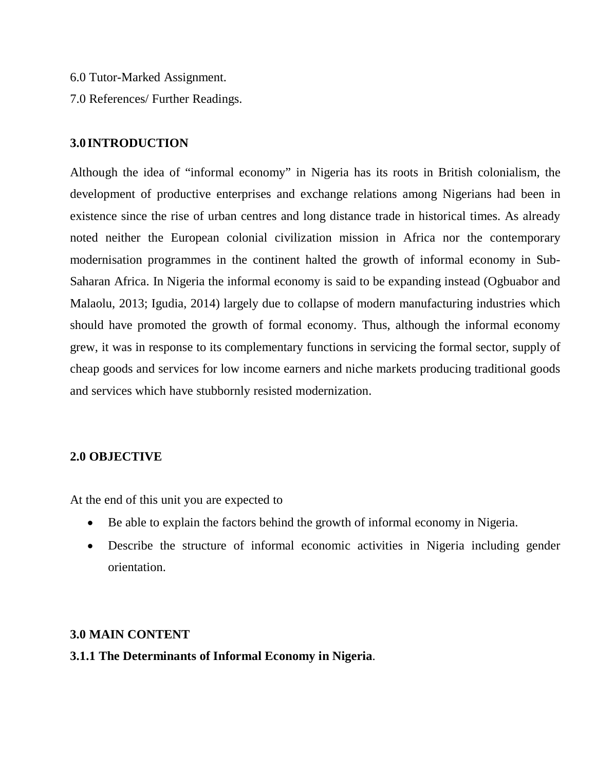6.0 Tutor-Marked Assignment.

7.0 References/ Further Readings.

**3.0 INTRODUCTION**

Although the idea of "informal economy" in Nigeria has its roots in British colonialism, the development of productive enterprises and exchange relations among Nigerians had been in existence since the rise of urban centres and long distance trade in historical times. As already noted neither the European colonial civilization mission in Africa nor the contemporary modernisation programmes in the continent halted the growth of informal economy in Sub-Saharan Africa. In Nigeria the informal economy is said to be expanding instead (Ogbuabor and Malaolu, 2013; Igudia, 2014) largely due to collapse of modern manufacturing industries which should have promoted the growth of formal economy. Thus, although the informal economy grew, it was in response to its complementary functions in servicing the formal sector, supply of cheap goods and services for low income earners and niche markets producing traditional goods and services which have stubbornly resisted modernization.

**2.0 OBJECTIVE**

At the end of this unit you are expected to

- Be able to explain the factors behind the growth of informal economy in Nigeria.
- Describe the structure of informal economic activities in Nigeria including gender orientation.

**3.0 MAIN CONTENT**

**3.1.1 The Determinants of Informal Economy in Nigeria**.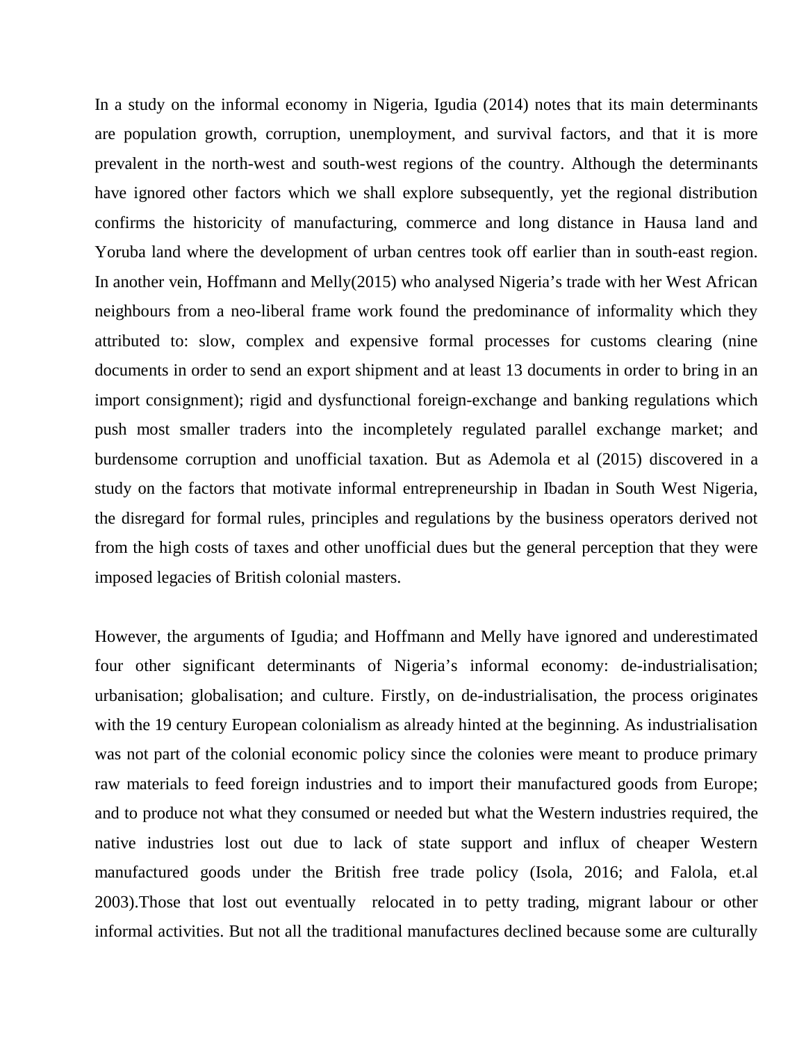In a study on the informal economy in Nigeria, Igudia (2014) notes that its main determinants are population growth, corruption, unemployment, and survival factors, and that it is more prevalent in the north-west and south-west regions of the country. Although the determinants have ignored other factors which we shall explore subsequently, yet the regional distribution confirms the historicity of manufacturing, commerce and long distance in Hausa land and Yoruba land where the development of urban centres took off earlier than in south-east region. In another vein, Hoffmann and Melly(2015) who analysed Nigeria's trade with her West African neighbours from a neo-liberal frame work found the predominance of informality which they attributed to: slow, complex and expensive formal processes for customs clearing (nine documents in order to send an export shipment and at least 13 documents in order to bring in an import consignment); rigid and dysfunctional foreign-exchange and banking regulations which push most smaller traders into the incompletely regulated parallel exchange market; and burdensome corruption and unofficial taxation. But as Ademola et al (2015) discovered in a study on the factors that motivate informal entrepreneurship in Ibadan in South West Nigeria, the disregard for formal rules, principles and regulations by the business operators derived not from the high costs of taxes and other unofficial dues but the general perception that they were imposed legacies of British colonial masters.

However, the arguments of Igudia; and Hoffmann and Melly have ignored and underestimated four other significant determinants of Nigeria's informal economy: de-industrialisation; urbanisation; globalisation; and culture. Firstly, on de-industrialisation, the process originates with the 19 century European colonialism as already hinted at the beginning. As industrialisation was not part of the colonial economic policy since the colonies were meant to produce primary raw materials to feed foreign industries and to import their manufactured goods from Europe; and to produce not what they consumed or needed but what the Western industries required, the native industries lost out due to lack of state support and influx of cheaper Western manufactured goods under the British free trade policy (Isola, 2016; and Falola, et.al 2003).Those that lost out eventually relocated in to petty trading, migrant labour or other informal activities. But not all the traditional manufactures declined because some are culturally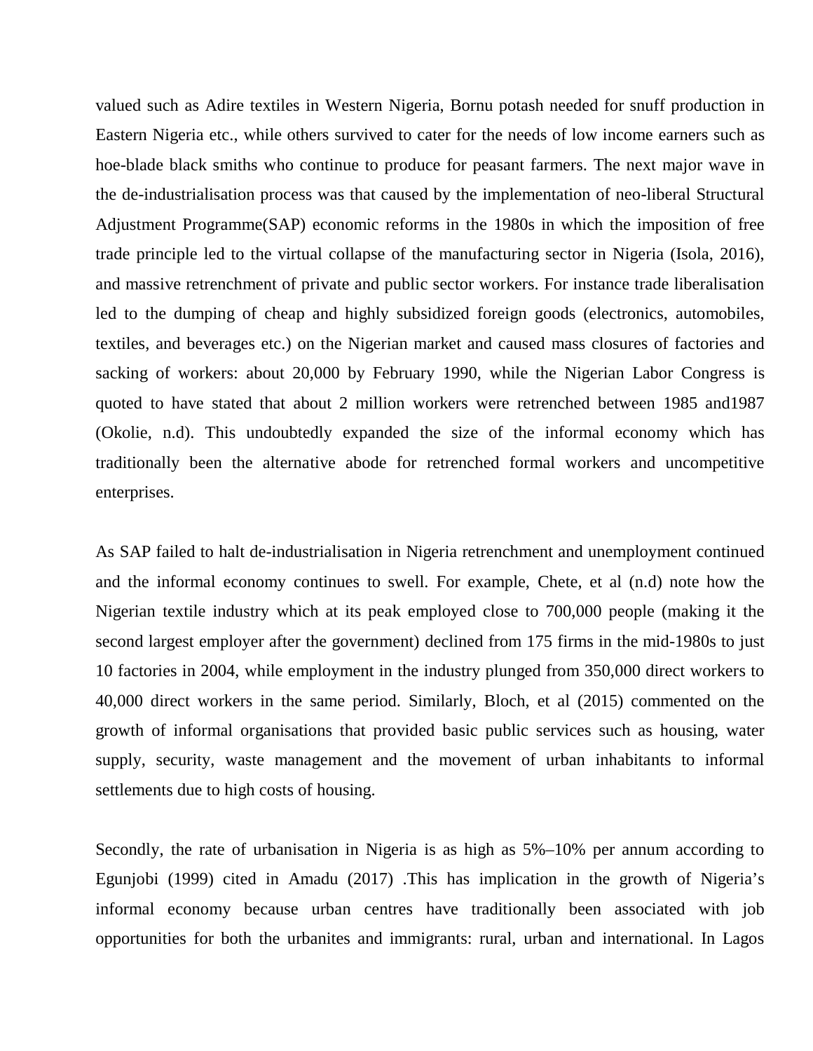valued such as Adire textiles in Western Nigeria, Bornu potash needed for snuff production in Eastern Nigeria etc., while others survived to cater for the needs of low income earners such as hoe-blade black smiths who continue to produce for peasant farmers. The next major wave in the de-industrialisation process was that caused by the implementation of neo-liberal Structural Adjustment Programme(SAP) economic reforms in the 1980s in which the imposition of free trade principle led to the virtual collapse of the manufacturing sector in Nigeria (Isola, 2016), and massive retrenchment of private and public sector workers. For instance trade liberalisation led to the dumping of cheap and highly subsidized foreign goods (electronics, automobiles, textiles, and beverages etc.) on the Nigerian market and caused mass closures of factories and sacking of workers: about 20,000 by February 1990, while the Nigerian Labor Congress is quoted to have stated that about 2 million workers were retrenched between 1985 and1987 (Okolie, n.d). This undoubtedly expanded the size of the informal economy which has traditionally been the alternative abode for retrenched formal workers and uncompetitive enterprises.

As SAP failed to halt de-industrialisation in Nigeria retrenchment and unemployment continued and the informal economy continues to swell. For example, Chete, et al (n.d) note how the Nigerian textile industry which at its peak employed close to 700,000 people (making it the second largest employer after the government) declined from 175 firms in the mid-1980s to just 10 factories in 2004, while employment in the industry plunged from 350,000 direct workers to 40,000 direct workers in the same period. Similarly, Bloch, et al (2015) commented on the growth of informal organisations that provided basic public services such as housing, water supply, security, waste management and the movement of urban inhabitants to informal settlements due to high costs of housing.

Secondly, the rate of urbanisation in Nigeria is as high as 5%–10% per annum according to Egunjobi (1999) cited in Amadu (2017) .This has implication in the growth of Nigeria's informal economy because urban centres have traditionally been associated with job opportunities for both the urbanites and immigrants: rural, urban and international. In Lagos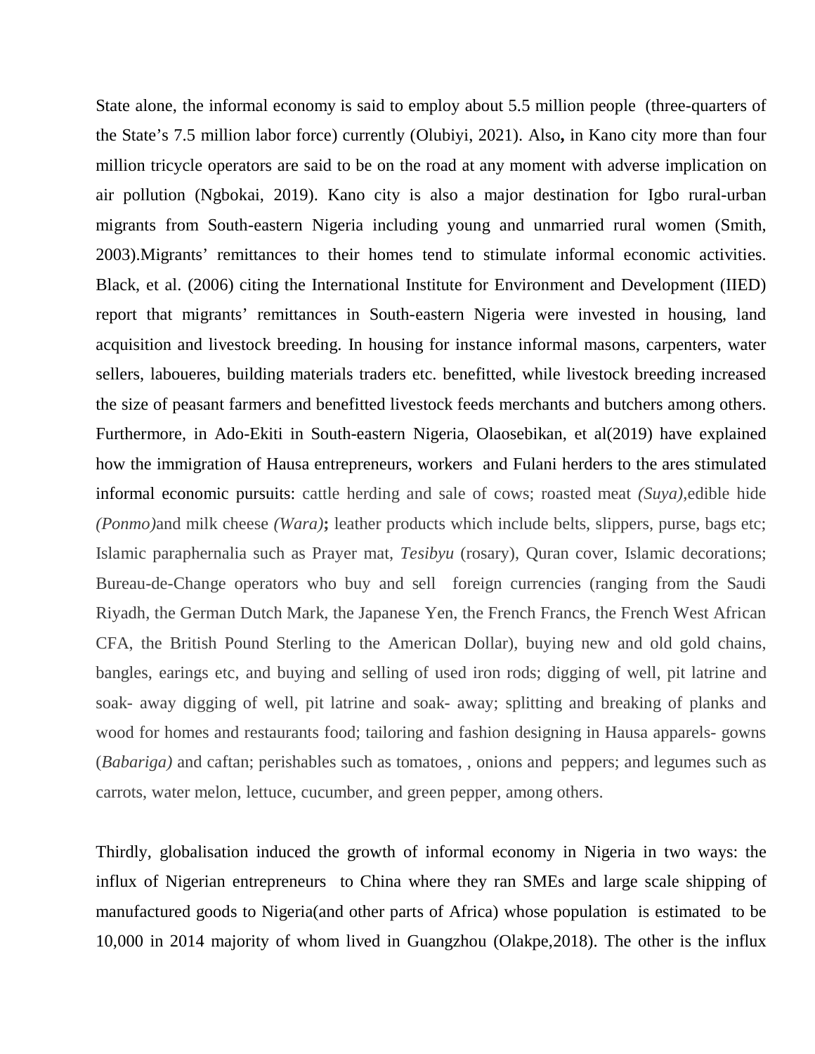State alone, the informal economy is said to employ about 5.5 million people (three-quarters of the State's 7.5 million labor force) currently (Olubiyi, 2021). Also**,** in Kano city more than four million tricycle operators are said to be on the road at any moment with adverse implication on air pollution (Ngbokai, 2019). Kano city is also a major destination for Igbo rural-urban migrants from South-eastern Nigeria including young and unmarried rural women (Smith, 2003).Migrants' remittances to their homes tend to stimulate informal economic activities. Black, et al. (2006) citing the International Institute for Environment and Development (IIED) report that migrants' remittances in South-eastern Nigeria were invested in housing, land acquisition and livestock breeding. In housing for instance informal masons, carpenters, water sellers, laboueres, building materials traders etc. benefitted, while livestock breeding increased the size of peasant farmers and benefitted livestock feeds merchants and butchers among others. Furthermore, in Ado-Ekiti in South-eastern Nigeria, Olaosebikan, et al(2019) have explained how the immigration of Hausa entrepreneurs, workers and Fulani herders to the ares stimulated informal economic pursuits: cattle herding and sale of cows; roasted meat *(Suya),*edible hide *(Ponmo)*and milk cheese *(Wara)***;** leather products which include belts, slippers, purse, bags etc; Islamic paraphernalia such as Prayer mat, *Tesibyu* (rosary), Quran cover, Islamic decorations; Bureau-de-Change operators who buy and sell foreign currencies (ranging from the Saudi Riyadh, the German Dutch Mark, the Japanese Yen, the French Francs, the French West African CFA, the British Pound Sterling to the American Dollar), buying new and old gold chains, bangles, earings etc, and buying and selling of used iron rods; digging of well, pit latrine and soak- away digging of well, pit latrine and soak- away; splitting and breaking of planks and wood for homes and restaurants food; tailoring and fashion designing in Hausa apparels- gowns (*Babariga)* and caftan; perishables such as tomatoes, , onions and peppers; and legumes such as carrots, water melon, lettuce, cucumber, and green pepper, among others.

Thirdly, globalisation induced the growth of informal economy in Nigeria in two ways: the influx of Nigerian entrepreneurs to China where they ran SMEs and large scale shipping of manufactured goods to Nigeria(and other parts of Africa) whose population is estimated to be 10,000 in 2014 majority of whom lived in Guangzhou (Olakpe,2018). The other is the influx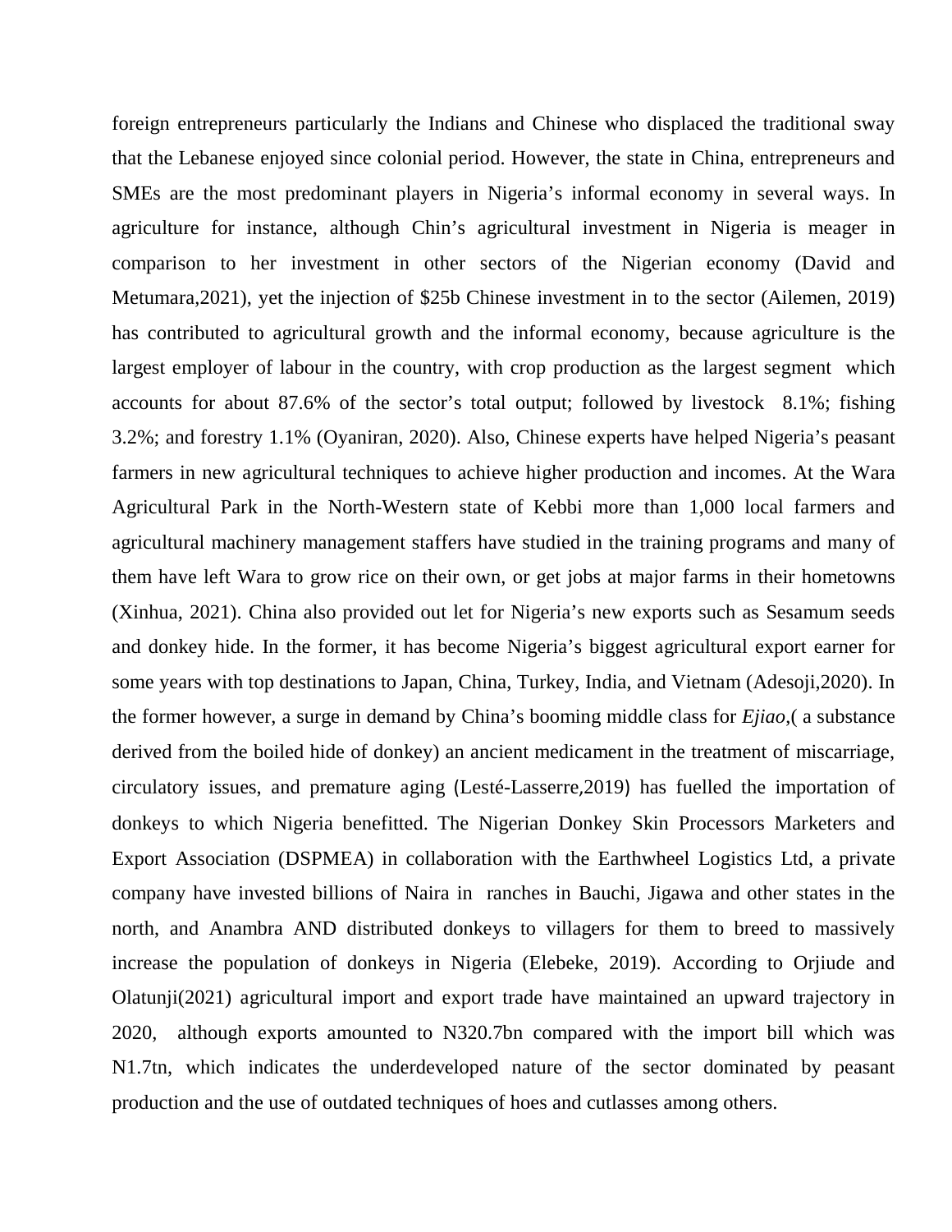foreign entrepreneurs particularly the Indians and Chinese who displaced the traditional sway that the Lebanese enjoyed since colonial period. However, the state in China, entrepreneurs and SMEs are the most predominant players in Nigeria's informal economy in several ways. In agriculture for instance, although Chin's agricultural investment in Nigeria is meager in comparison to her investment in other sectors of the Nigerian economy (David and Metumara,2021), yet the injection of $25b Chinese investment in to the sector (Ailemen, 2019) has contributed to agricultural growth and the informal economy, because agriculture is the largest employer of labour in the country, with crop production as the largest segment which accounts for about 87.6% of the sector's total output; followed by livestock 8.1%; fishing 3.2%; and forestry 1.1% (Oyaniran, 2020). Also, Chinese experts have helped Nigeria's peasant farmers in new agricultural techniques to achieve higher production and incomes. At the Wara Agricultural Park in the North-Western state of Kebbi more than 1,000 local farmers and agricultural machinery management staffers have studied in the training programs and many of them have left Wara to grow rice on their own, or get jobs at major farms in their hometowns (Xinhua, 2021). China also provided out let for Nigeria's new exports such as Sesamum seeds and donkey hide. In the former, it has become Nigeria's biggest agricultural export earner for some years with top destinations to Japan, China, Turkey, India, and Vietnam (Adesoji,2020). In the former however, a surge in demand by China's booming middle class for *Ejiao*,( a substance derived from the boiled hide of donkey) an ancient medicament in the treatment of miscarriage, circulatory issues, and premature aging (Lesté-Lasserre,2019) has fuelled the importation of donkeys to which Nigeria benefitted. The Nigerian Donkey Skin Processors Marketers and Export Association (DSPMEA) in collaboration with the Earthwheel Logistics Ltd, a private company have invested billions of Naira in ranches in Bauchi, Jigawa and other states in the north, and Anambra AND distributed donkeys to villagers for them to breed to massively increase the population of donkeys in Nigeria (Elebeke, 2019). According to Orjiude and Olatunji(2021) agricultural import and export trade have maintained an upward trajectory in 2020, although exports amounted to N320.7bn compared with the import bill which was N1.7tn, which indicates the underdeveloped nature of the sector dominated by peasant production and the use of outdated techniques of hoes and cutlasses among others.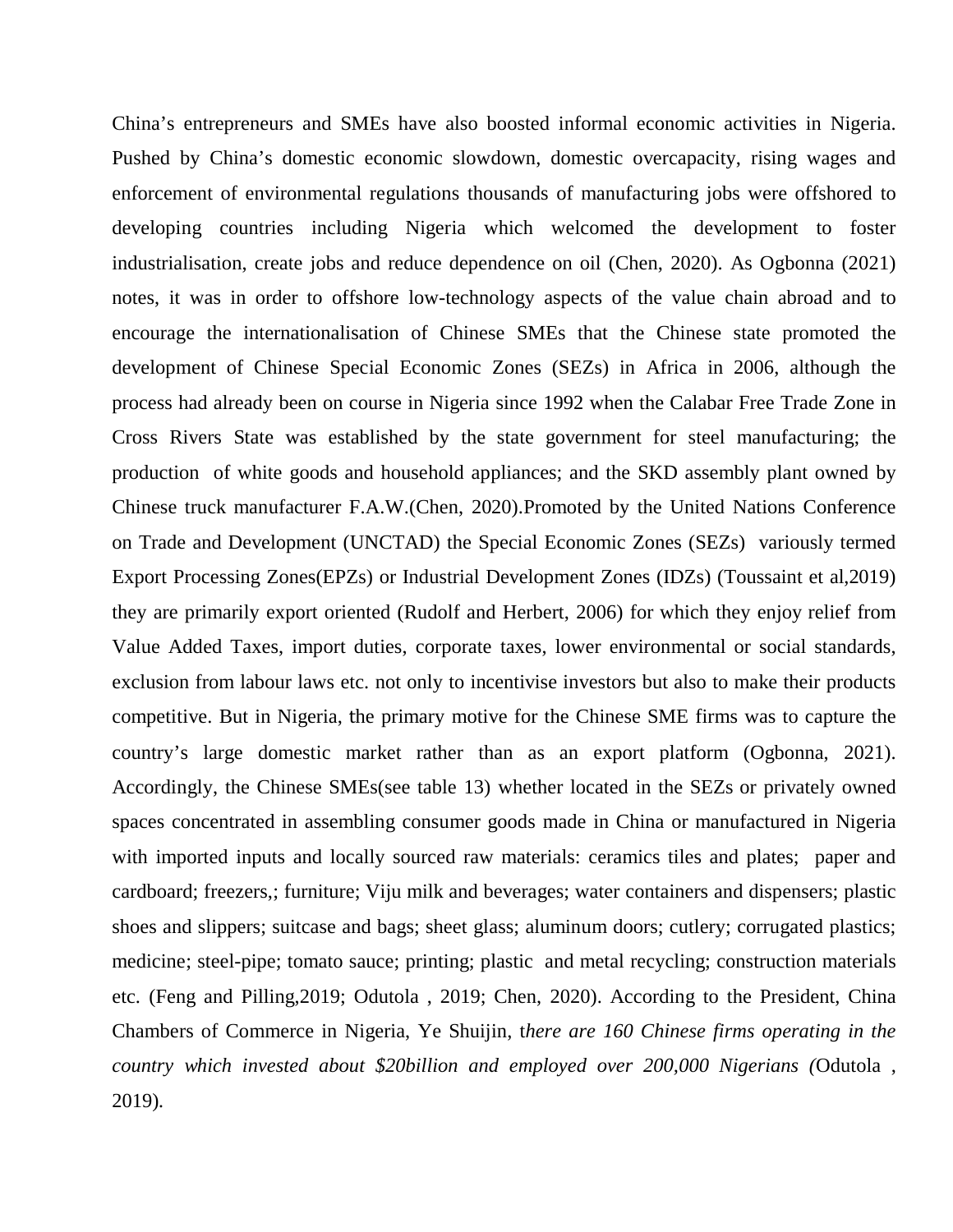China's entrepreneurs and SMEs have also boosted informal economic activities in Nigeria. Pushed by China's domestic economic slowdown, domestic overcapacity, rising wages and enforcement of environmental regulations thousands of manufacturing jobs were offshored to developing countries including Nigeria which welcomed the development to foster industrialisation, create jobs and reduce dependence on oil (Chen, 2020). As Ogbonna (2021) notes, it was in order to offshore low-technology aspects of the value chain abroad and to encourage the internationalisation of Chinese SMEs that the Chinese state promoted the development of Chinese Special Economic Zones (SEZs) in Africa in 2006, although the process had already been on course in Nigeria since 1992 when the Calabar Free Trade Zone in Cross Rivers State was established by the state government for steel manufacturing; the production of white goods and household appliances; and the SKD assembly plant owned by Chinese truck manufacturer F.A.W.(Chen, 2020).Promoted by the United Nations Conference on Trade and Development (UNCTAD) the Special Economic Zones (SEZs) variously termed Export Processing Zones(EPZs) or Industrial Development Zones (IDZs) (Toussaint et al,2019) they are primarily export oriented (Rudolf and Herbert, 2006) for which they enjoy relief from Value Added Taxes, import duties, corporate taxes, lower environmental or social standards, exclusion from labour laws etc. not only to incentivise investors but also to make their products competitive. But in Nigeria, the primary motive for the Chinese SME firms was to capture the country's large domestic market rather than as an export platform (Ogbonna, 2021). Accordingly, the Chinese SMEs(see table 13) whether located in the SEZs or privately owned spaces concentrated in assembling consumer goods made in China or manufactured in Nigeria with imported inputs and locally sourced raw materials: ceramics tiles and plates; paper and cardboard; freezers,; furniture; Viju milk and beverages; water containers and dispensers; plastic shoes and slippers; suitcase and bags; sheet glass; aluminum doors; cutlery; corrugated plastics; medicine; steel-pipe; tomato sauce; printing; plastic and metal recycling; construction materials etc. (Feng and Pilling,2019; Odutola , 2019; Chen, 2020). According to the President, China Chambers of Commerce in Nigeria, Ye Shuijin, *there are 160 Chinese firms operating in the country which invested about $20billion and employed over 200,000 Nigerians (*Odutola , 2019).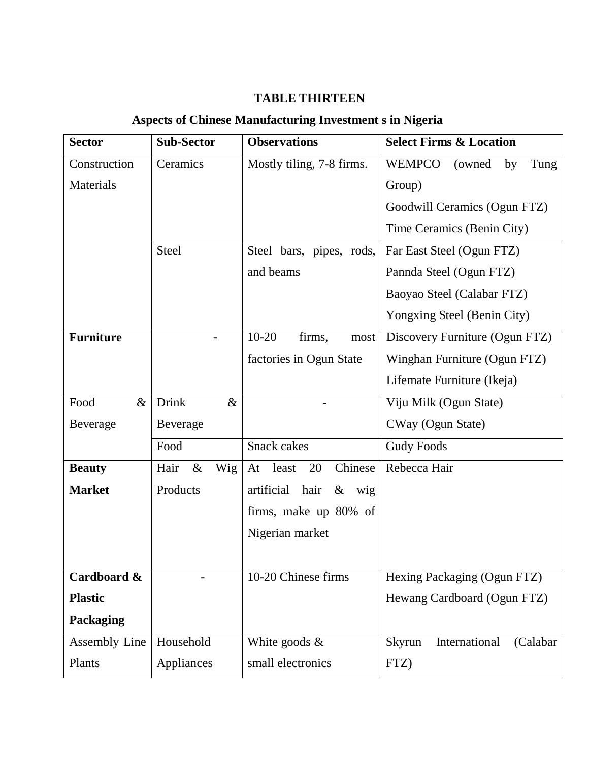**TABLE THIRTEEN**

**Aspects of Chinese Manufacturing Investment s in Nigeria**

| **Sector** | **Sub-Sector** | **Observations** | **Select Firms & Location** |
|---|---|---|---|
| Construction Materials | Ceramics | Mostly tiling, 7-8 firms. | WEMPCO (owned by Tung Group)<br>Goodwill Ceramics (Ogun FTZ)<br>Time Ceramics (Benin City) |
| | Steel | Steel bars, pipes, rods, and beams | Far East Steel (Ogun FTZ)<br>Pannda Steel (Ogun FTZ)<br>Baoyao Steel (Calabar FTZ)<br>Yongxing Steel (Benin City) |
| **Furniture** | - | 10-20 firms, most factories in Ogun State | Discovery Furniture (Ogun FTZ)<br>Winghan Furniture (Ogun FTZ)<br>Lifemate Furniture (Ikeja) |
| Food & Beverage | Drink & Beverage | - | Viju Milk (Ogun State)<br>CWay (Ogun State) |
| | Food | Snack cakes | Gudy Foods |
| **Beauty Market** | Hair & Wig Products | At least 20 Chinese artificial hair & wig firms, make up 80% of Nigerian market | Rebecca Hair |
| **Cardboard & Plastic Packaging** | - | 10-20 Chinese firms | Hexing Packaging (Ogun FTZ)<br>Hewang Cardboard (Ogun FTZ) |
| Assembly Line Plants | Household Appliances | White goods & small electronics | Skyrun International (Calabar FTZ) |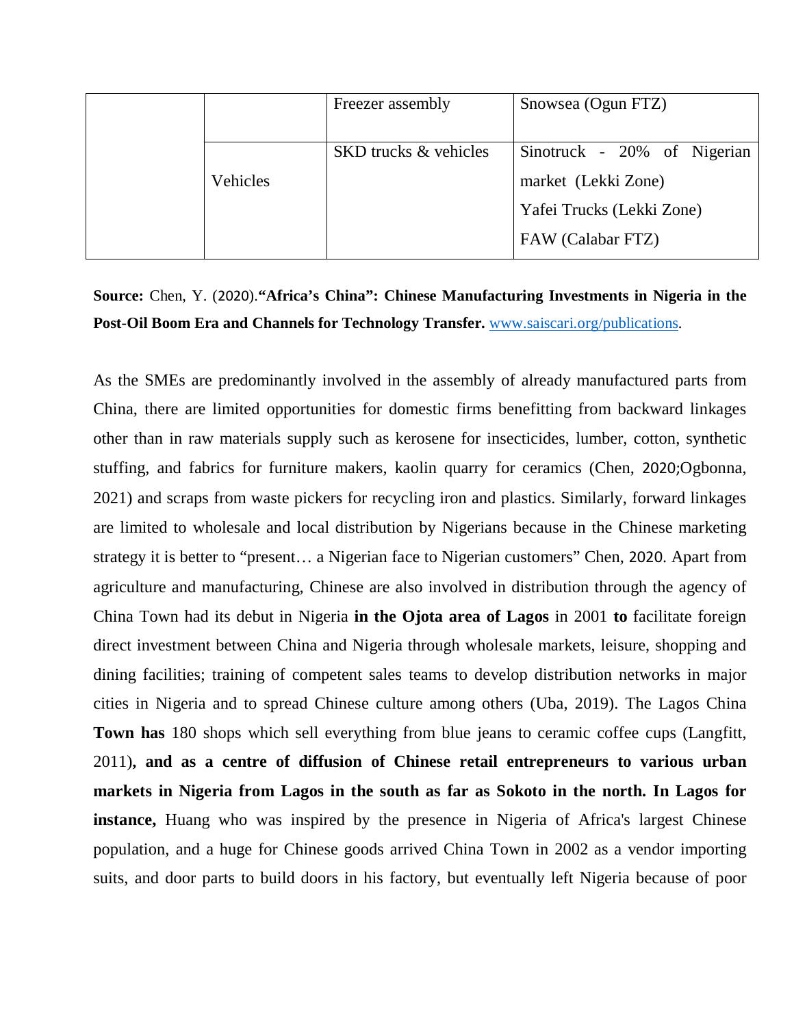| | | | |
|---|---|---|---|
| | | Freezer assembly | Snowsea (Ogun FTZ) |
| | Vehicles | SKD trucks & vehicles | Sinotruck - 20% of Nigerian market (Lekki Zone)<br>Yafei Trucks (Lekki Zone)<br>FAW (Calabar FTZ) |

**Source:** Chen, Y. (2020).**"Africa's China": Chinese Manufacturing Investments in Nigeria in the Post-Oil Boom Era and Channels for Technology Transfer.** www.saiscari.org/publications.

As the SMEs are predominantly involved in the assembly of already manufactured parts from China, there are limited opportunities for domestic firms benefitting from backward linkages other than in raw materials supply such as kerosene for insecticides, lumber, cotton, synthetic stuffing, and fabrics for furniture makers, kaolin quarry for ceramics (Chen, 2020;Ogbonna, 2021) and scraps from waste pickers for recycling iron and plastics. Similarly, forward linkages are limited to wholesale and local distribution by Nigerians because in the Chinese marketing strategy it is better to "present… a Nigerian face to Nigerian customers" Chen, 2020. Apart from agriculture and manufacturing, Chinese are also involved in distribution through the agency of China Town had its debut in Nigeria **in the Ojota area of Lagos** in 2001 **to** facilitate foreign direct investment between China and Nigeria through wholesale markets, leisure, shopping and dining facilities; training of competent sales teams to develop distribution networks in major cities in Nigeria and to spread Chinese culture among others (Uba, 2019). The Lagos China **Town has** 180 shops which sell everything from blue jeans to ceramic coffee cups (Langfitt, 2011)**, and as a centre of diffusion of Chinese retail entrepreneurs to various urban markets in Nigeria from Lagos in the south as far as Sokoto in the north. In Lagos for instance,** Huang who was inspired by the presence in Nigeria of Africa's largest Chinese population, and a huge for Chinese goods arrived China Town in 2002 as a vendor importing suits, and door parts to build doors in his factory, but eventually left Nigeria because of poor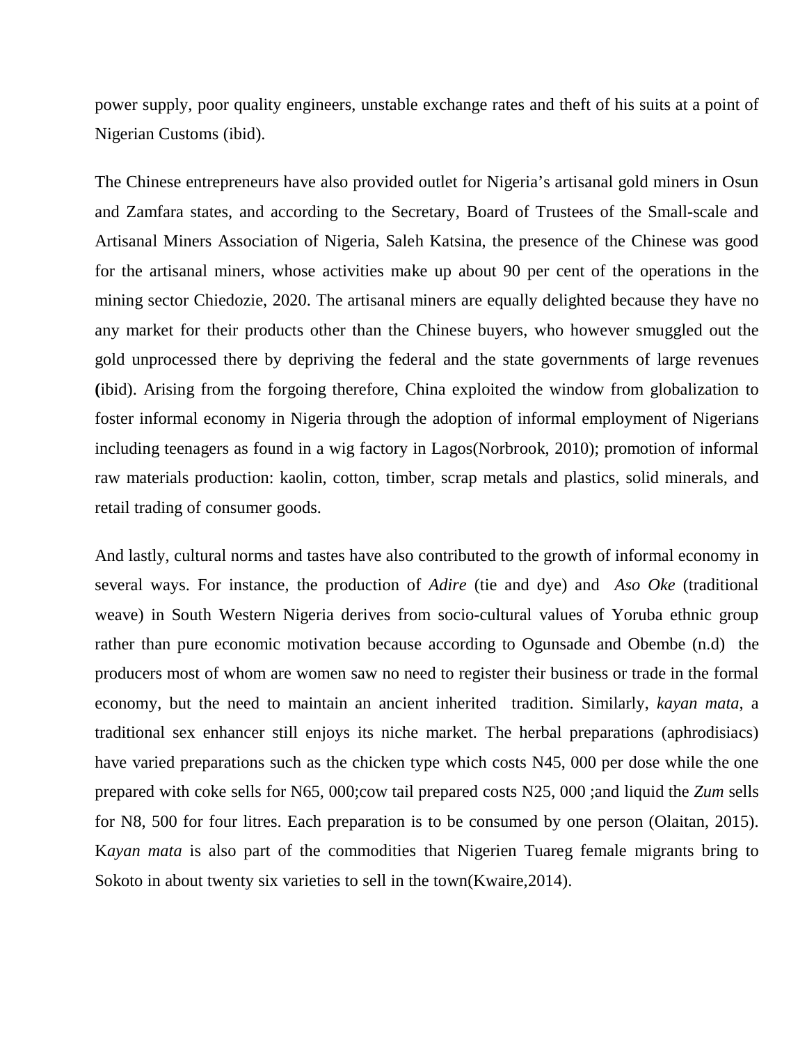power supply, poor quality engineers, unstable exchange rates and theft of his suits at a point of Nigerian Customs (ibid).

The Chinese entrepreneurs have also provided outlet for Nigeria's artisanal gold miners in Osun and Zamfara states, and according to the Secretary, Board of Trustees of the Small-scale and Artisanal Miners Association of Nigeria, Saleh Katsina, the presence of the Chinese was good for the artisanal miners, whose activities make up about 90 per cent of the operations in the mining sector Chiedozie, 2020. The artisanal miners are equally delighted because they have no any market for their products other than the Chinese buyers, who however smuggled out the gold unprocessed there by depriving the federal and the state governments of large revenues **(**ibid). Arising from the forgoing therefore, China exploited the window from globalization to foster informal economy in Nigeria through the adoption of informal employment of Nigerians including teenagers as found in a wig factory in Lagos(Norbrook, 2010); promotion of informal raw materials production: kaolin, cotton, timber, scrap metals and plastics, solid minerals, and retail trading of consumer goods.

And lastly, cultural norms and tastes have also contributed to the growth of informal economy in several ways. For instance, the production of *Adire* (tie and dye) and *Aso Oke* (traditional weave) in South Western Nigeria derives from socio-cultural values of Yoruba ethnic group rather than pure economic motivation because according to Ogunsade and Obembe (n.d) the producers most of whom are women saw no need to register their business or trade in the formal economy, but the need to maintain an ancient inherited tradition. Similarly, *kayan mata*, a traditional sex enhancer still enjoys its niche market. The herbal preparations (aphrodisiacs) have varied preparations such as the chicken type which costs N45, 000 per dose while the one prepared with coke sells for N65, 000;cow tail prepared costs N25, 000 ;and liquid the *Zum* sells for N8, 500 for four litres. Each preparation is to be consumed by one person (Olaitan, 2015). K*ayan mata* is also part of the commodities that Nigerien Tuareg female migrants bring to Sokoto in about twenty six varieties to sell in the town(Kwaire,2014).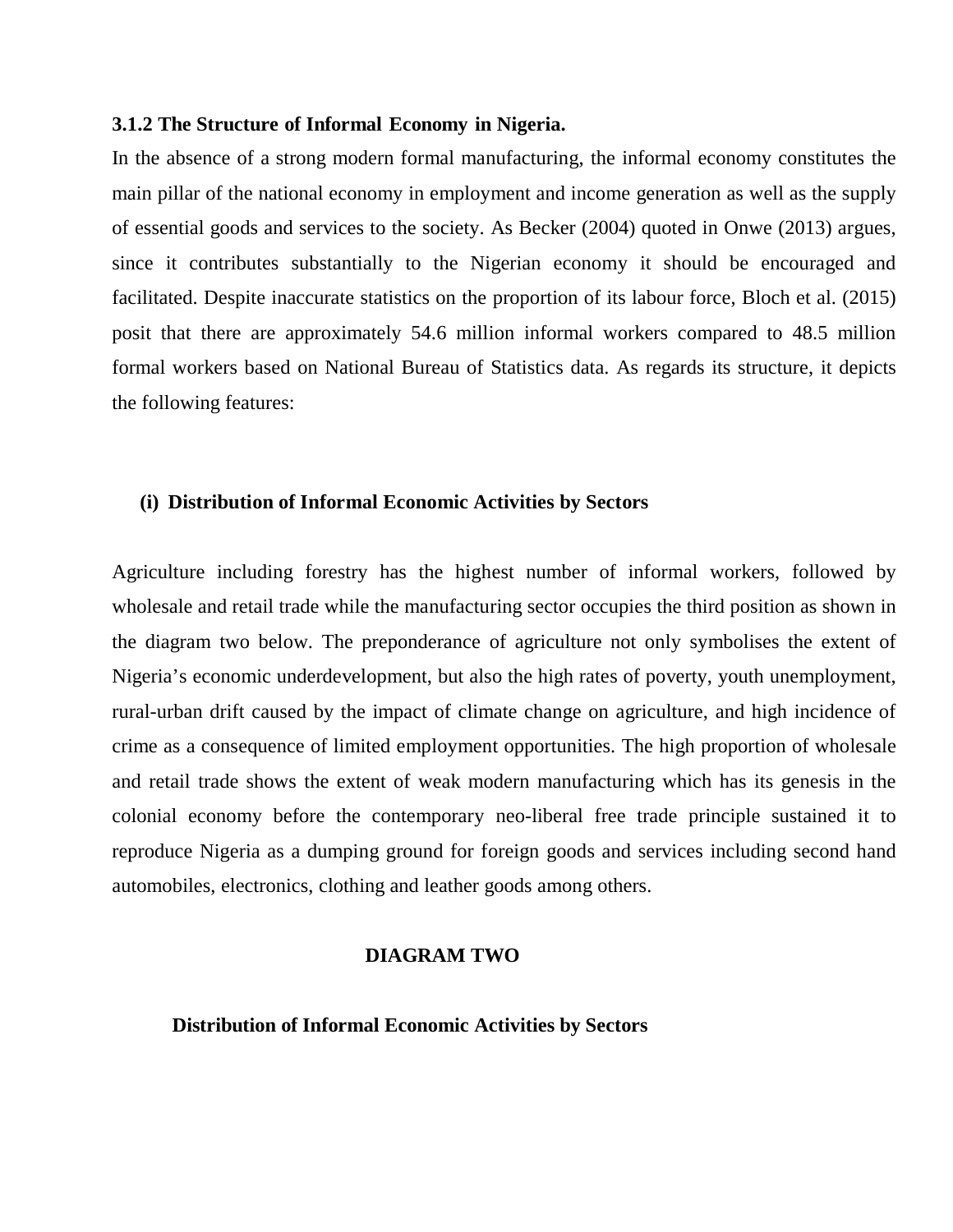### 3.1.2 The Structure of Informal Economy in Nigeria.

In the absence of a strong modern formal manufacturing, the informal economy constitutes the main pillar of the national economy in employment and income generation as well as the supply of essential goods and services to the society. As Becker (2004) quoted in Onwe (2013) argues, since it contributes substantially to the Nigerian economy it should be encouraged and facilitated. Despite inaccurate statistics on the proportion of its labour force, Bloch et al. (2015) posit that there are approximately 54.6 million informal workers compared to 48.5 million formal workers based on National Bureau of Statistics data. As regards its structure, it depicts the following features:

**(i) Distribution of Informal Economic Activities by Sectors**

Agriculture including forestry has the highest number of informal workers, followed by wholesale and retail trade while the manufacturing sector occupies the third position as shown in the diagram two below. The preponderance of agriculture not only symbolises the extent of Nigeria's economic underdevelopment, but also the high rates of poverty, youth unemployment, rural-urban drift caused by the impact of climate change on agriculture, and high incidence of crime as a consequence of limited employment opportunities. The high proportion of wholesale and retail trade shows the extent of weak modern manufacturing which has its genesis in the colonial economy before the contemporary neo-liberal free trade principle sustained it to reproduce Nigeria as a dumping ground for foreign goods and services including second hand automobiles, electronics, clothing and leather goods among others.

**DIAGRAM TWO**

**Distribution of Informal Economic Activities by Sectors**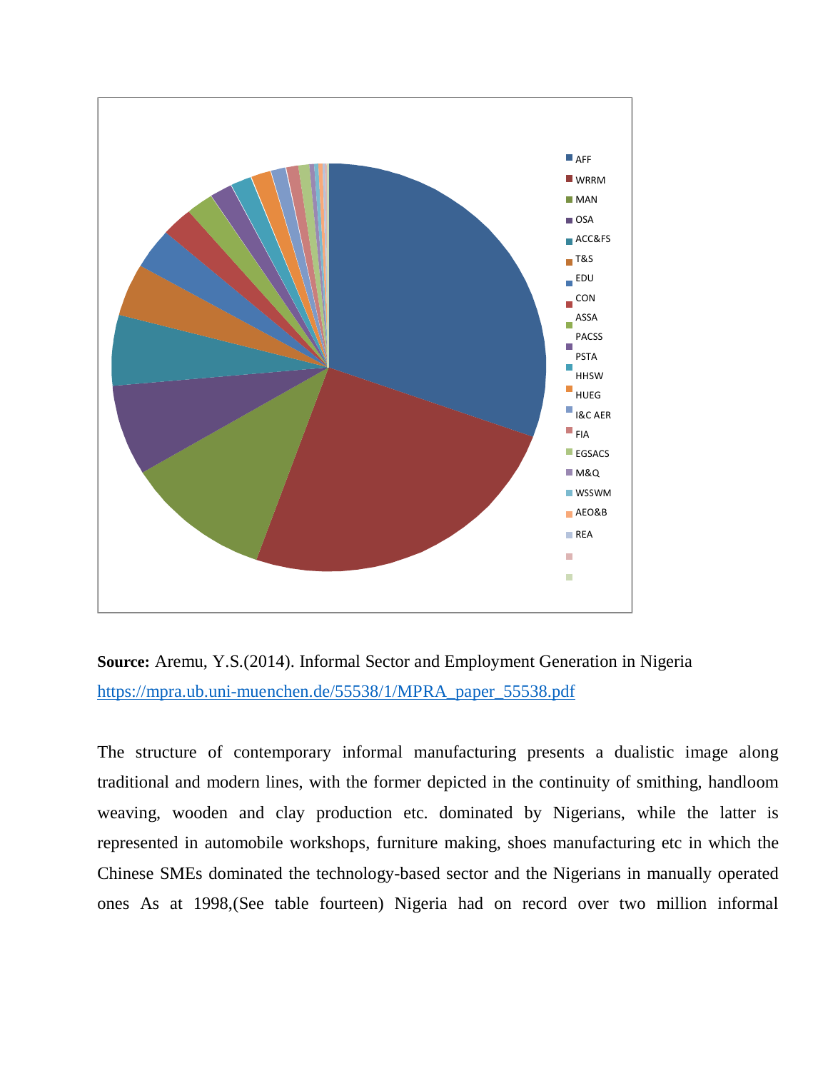**Source:** Aremu, Y.S.(2014). Informal Sector and Employment Generation in Nigeria https://mpra.ub.uni-muenchen.de/55538/1/MPRA_paper_55538.pdf

The structure of contemporary informal manufacturing presents a dualistic image along traditional and modern lines, with the former depicted in the continuity of smithing, handloom weaving, wooden and clay production etc. dominated by Nigerians, while the latter is represented in automobile workshops, furniture making, shoes manufacturing etc in which the Chinese SMEs dominated the technology-based sector and the Nigerians in manually operated ones As at 1998,(See table fourteen) Nigeria had on record over two million informal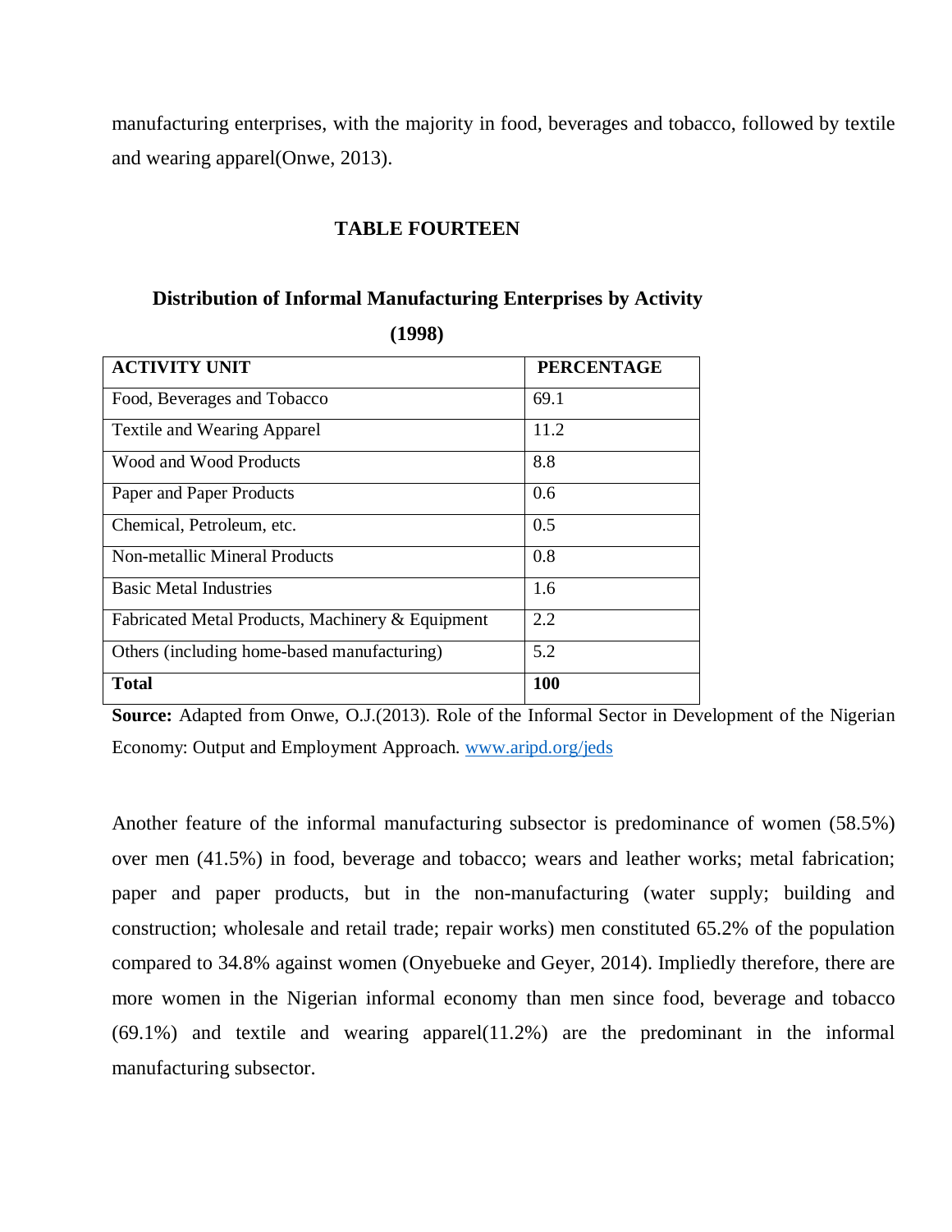manufacturing enterprises, with the majority in food, beverages and tobacco, followed by textile and wearing apparel(Onwe, 2013).

**TABLE FOURTEEN**

**Distribution of Informal Manufacturing Enterprises by Activity (1998)**

| ACTIVITY UNIT | PERCENTAGE |
|---|---|
| Food, Beverages and Tobacco | 69.1 |
| Textile and Wearing Apparel | 11.2 |
| Wood and Wood Products | 8.8 |
| Paper and Paper Products | 0.6 |
| Chemical, Petroleum, etc. | 0.5 |
| Non-metallic Mineral Products | 0.8 |
| Basic Metal Industries | 1.6 |
| Fabricated Metal Products, Machinery & Equipment | 2.2 |
| Others (including home-based manufacturing) | 5.2 |
| **Total** | **100** |

**Source:** Adapted from Onwe, O.J.(2013). Role of the Informal Sector in Development of the Nigerian Economy: Output and Employment Approach. www.aripd.org/jeds

Another feature of the informal manufacturing subsector is predominance of women (58.5%) over men (41.5%) in food, beverage and tobacco; wears and leather works; metal fabrication; paper and paper products, but in the non-manufacturing (water supply; building and construction; wholesale and retail trade; repair works) men constituted 65.2% of the population compared to 34.8% against women (Onyebueke and Geyer, 2014). Impliedly therefore, there are more women in the Nigerian informal economy than men since food, beverage and tobacco (69.1%) and textile and wearing apparel(11.2%) are the predominant in the informal manufacturing subsector.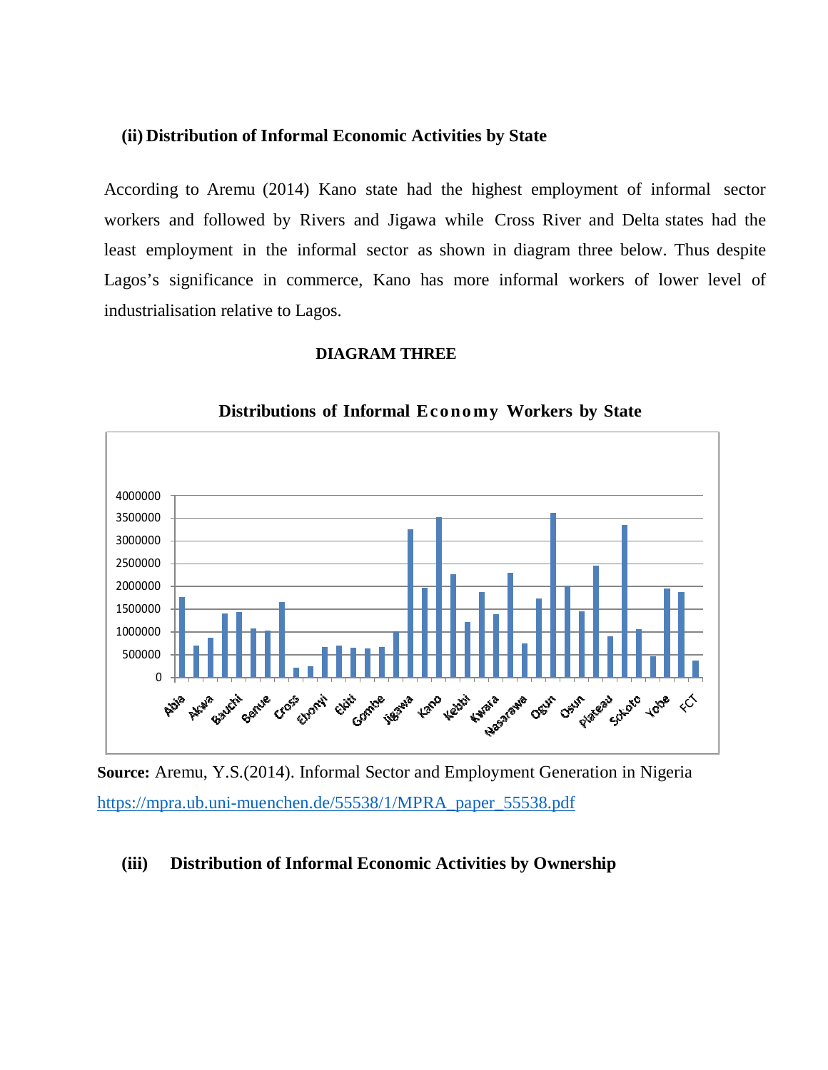### (ii) Distribution of Informal Economic Activities by State

According to Aremu (2014) Kano state had the highest employment of informal sector workers and followed by Rivers and Jigawa while Cross River and Delta states had the least employment in the informal sector as shown in diagram three below. Thus despite Lagos's significance in commerce, Kano has more informal workers of lower level of industrialisation relative to Lagos.

**DIAGRAM THREE**

**Distributions of Informal Economy Workers by State**

**Source:** Aremu, Y.S.(2014). Informal Sector and Employment Generation in Nigeria https://mpra.ub.uni-muenchen.de/55538/1/MPRA_paper_55538.pdf

### (iii) Distribution of Informal Economic Activities by Ownership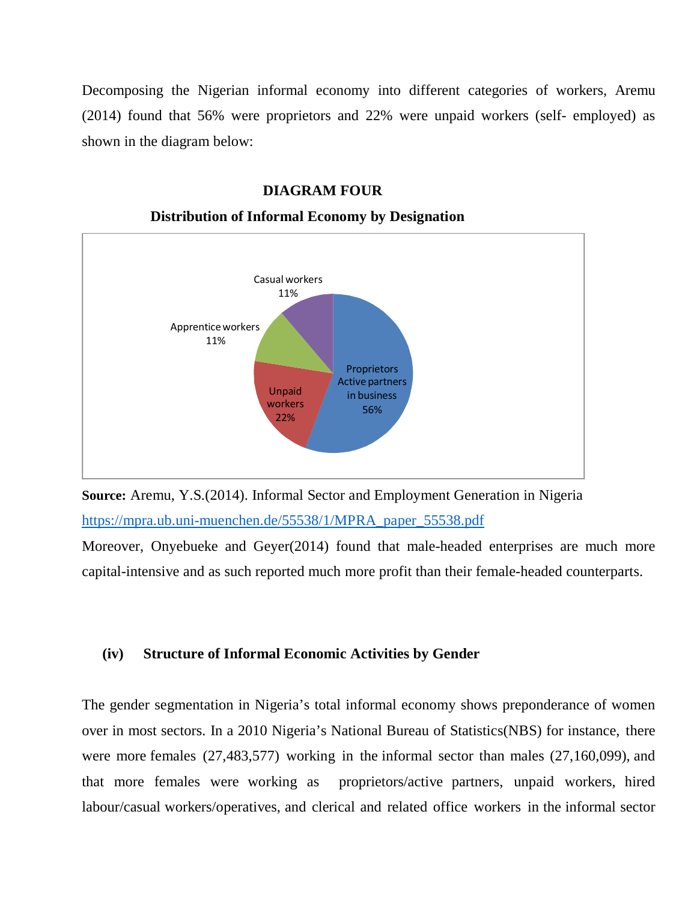Decomposing the Nigerian informal economy into different categories of workers, Aremu (2014) found that 56% were proprietors and 22% were unpaid workers (self- employed) as shown in the diagram below:

**DIAGRAM FOUR**

**Distribution of Informal Economy by Designation**

Casual workers 11%

Apprentice workers 11%

Unpaid workers 22%

Proprietors Active partners in business 56%

**Source:** Aremu, Y.S.(2014). Informal Sector and Employment Generation in Nigeria https://mpra.ub.uni-muenchen.de/55538/1/MPRA_paper_55538.pdf

Moreover, Onyebueke and Geyer(2014) found that male-headed enterprises are much more capital-intensive and as such reported much more profit than their female-headed counterparts.

### (iv) Structure of Informal Economic Activities by Gender

The gender segmentation in Nigeria's total informal economy shows preponderance of women over in most sectors. In a 2010 Nigeria's National Bureau of Statistics(NBS) for instance, there were more females (27,483,577) working in the informal sector than males (27,160,099), and that more females were working as proprietors/active partners, unpaid workers, hired labour/casual workers/operatives, and clerical and related office workers in the informal sector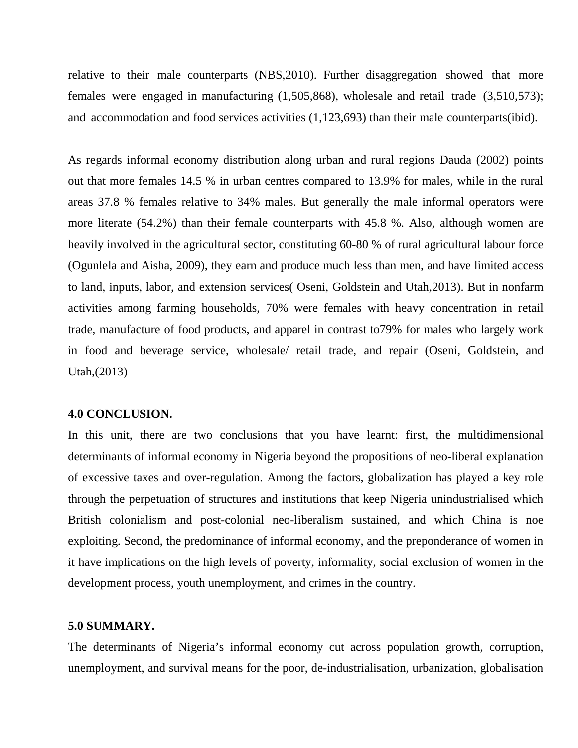relative to their male counterparts (NBS,2010). Further disaggregation showed that more females were engaged in manufacturing (1,505,868), wholesale and retail trade (3,510,573); and accommodation and food services activities (1,123,693) than their male counterparts(ibid).

As regards informal economy distribution along urban and rural regions Dauda (2002) points out that more females 14.5 % in urban centres compared to 13.9% for males, while in the rural areas 37.8 % females relative to 34% males. But generally the male informal operators were more literate (54.2%) than their female counterparts with 45.8 %. Also, although women are heavily involved in the agricultural sector, constituting 60-80 % of rural agricultural labour force (Ogunlela and Aisha, 2009), they earn and produce much less than men, and have limited access to land, inputs, labor, and extension services( Oseni, Goldstein and Utah,2013). But in nonfarm activities among farming households, 70% were females with heavy concentration in retail trade, manufacture of food products, and apparel in contrast to79% for males who largely work in food and beverage service, wholesale/ retail trade, and repair (Oseni, Goldstein, and Utah,(2013)

**4.0 CONCLUSION.**

In this unit, there are two conclusions that you have learnt: first, the multidimensional determinants of informal economy in Nigeria beyond the propositions of neo-liberal explanation of excessive taxes and over-regulation. Among the factors, globalization has played a key role through the perpetuation of structures and institutions that keep Nigeria unindustrialised which British colonialism and post-colonial neo-liberalism sustained, and which China is noe exploiting. Second, the predominance of informal economy, and the preponderance of women in it have implications on the high levels of poverty, informality, social exclusion of women in the development process, youth unemployment, and crimes in the country.

**5.0 SUMMARY.**

The determinants of Nigeria's informal economy cut across population growth, corruption, unemployment, and survival means for the poor, de-industrialisation, urbanization, globalisation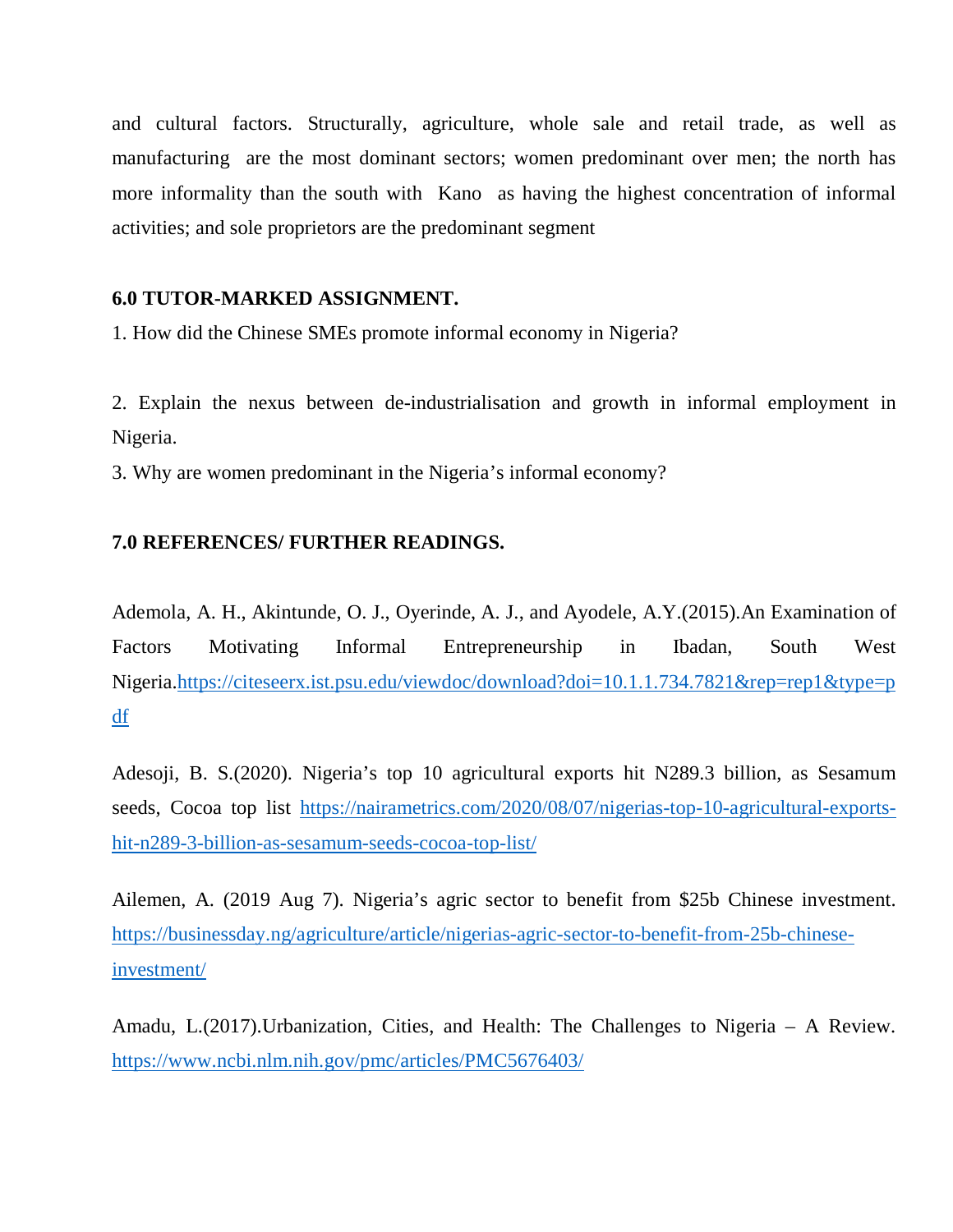and cultural factors. Structurally, agriculture, whole sale and retail trade, as well as manufacturing are the most dominant sectors; women predominant over men; the north has more informality than the south with Kano as having the highest concentration of informal activities; and sole proprietors are the predominant segment

**6.0 TUTOR-MARKED ASSIGNMENT.**

1. How did the Chinese SMEs promote informal economy in Nigeria?

2. Explain the nexus between de-industrialisation and growth in informal employment in Nigeria.

3. Why are women predominant in the Nigeria's informal economy?

**7.0 REFERENCES/ FURTHER READINGS.**

Ademola, A. H., Akintunde, O. J., Oyerinde, A. J., and Ayodele, A.Y.(2015).An Examination of Factors Motivating Informal Entrepreneurship in Ibadan, South West Nigeria.https://citeseerx.ist.psu.edu/viewdoc/download?doi=10.1.1.734.7821&rep=rep1&type=pdf

Adesoji, B. S.(2020). Nigeria's top 10 agricultural exports hit N289.3 billion, as Sesamum seeds, Cocoa top list https://nairametrics.com/2020/08/07/nigerias-top-10-agricultural-exports-hit-n289-3-billion-as-sesamum-seeds-cocoa-top-list/

Ailemen, A. (2019 Aug 7). Nigeria's agric sector to benefit from $25b Chinese investment. https://businessday.ng/agriculture/article/nigerias-agric-sector-to-benefit-from-25b-chinese-investment/

Amadu, L.(2017).Urbanization, Cities, and Health: The Challenges to Nigeria – A Review. https://www.ncbi.nlm.nih.gov/pmc/articles/PMC5676403/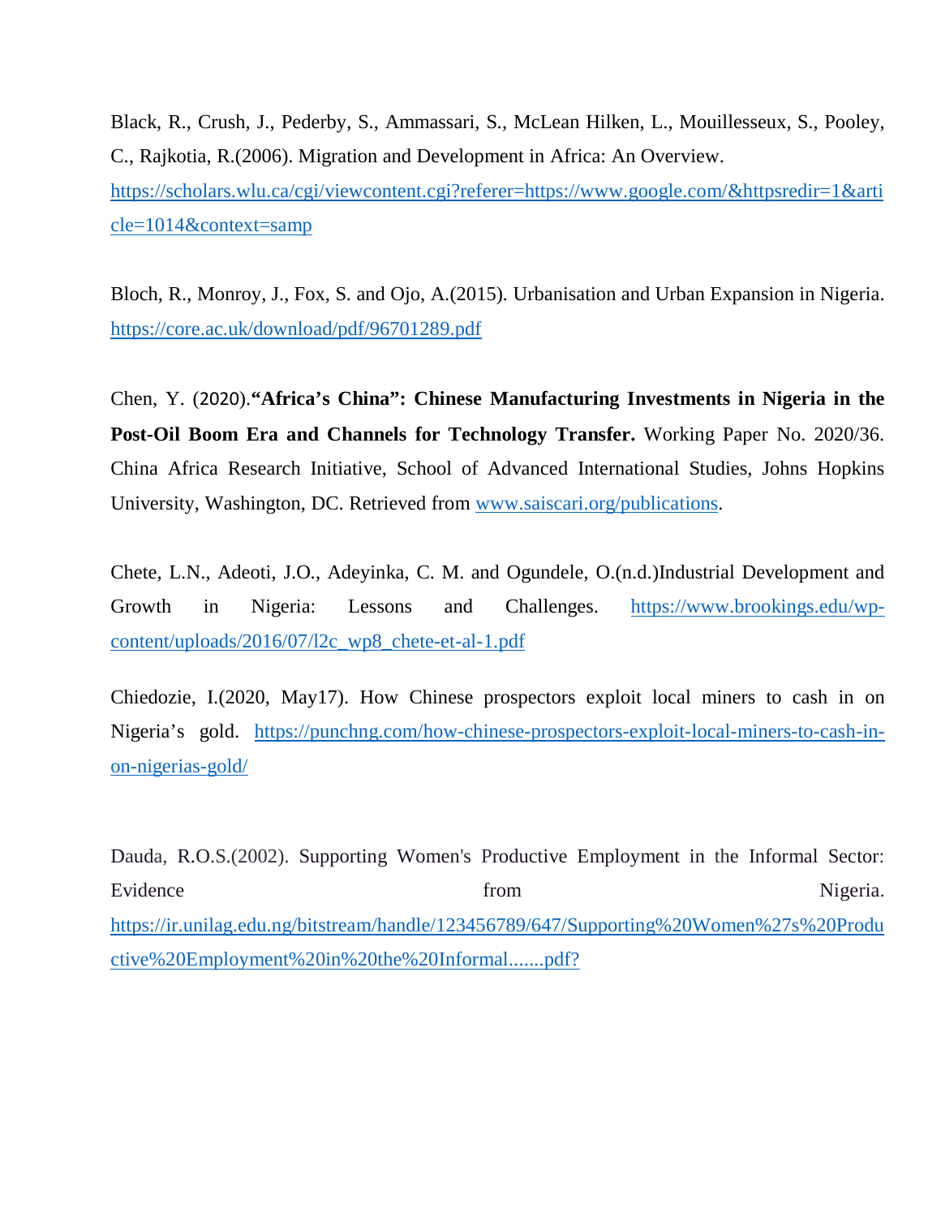Black, R., Crush, J., Pederby, S., Ammassari, S., McLean Hilken, L., Mouillesseux, S., Pooley, C., Rajkotia, R.(2006). Migration and Development in Africa: An Overview. https://scholars.wlu.ca/cgi/viewcontent.cgi?referer=https://www.google.com/&httpsredir=1&article=1014&context=samp

Bloch, R., Monroy, J., Fox, S. and Ojo, A.(2015). Urbanisation and Urban Expansion in Nigeria. https://core.ac.uk/download/pdf/96701289.pdf

Chen, Y. (2020).**"Africa's China": Chinese Manufacturing Investments in Nigeria in the Post-Oil Boom Era and Channels for Technology Transfer.** Working Paper No. 2020/36. China Africa Research Initiative, School of Advanced International Studies, Johns Hopkins University, Washington, DC. Retrieved from www.saiscari.org/publications.

Chete, L.N., Adeoti, J.O., Adeyinka, C. M. and Ogundele, O.(n.d.)Industrial Development and Growth in Nigeria: Lessons and Challenges. https://www.brookings.edu/wp-content/uploads/2016/07/l2c_wp8_chete-et-al-1.pdf

Chiedozie, I.(2020, May17). How Chinese prospectors exploit local miners to cash in on Nigeria's gold. https://punchng.com/how-chinese-prospectors-exploit-local-miners-to-cash-in-on-nigerias-gold/

Dauda, R.O.S.(2002). Supporting Women's Productive Employment in the Informal Sector: Evidence from Nigeria. https://ir.unilag.edu.ng/bitstream/handle/123456789/647/Supporting%20Women%27s%20Productive%20Employment%20in%20the%20Informal.......pdf?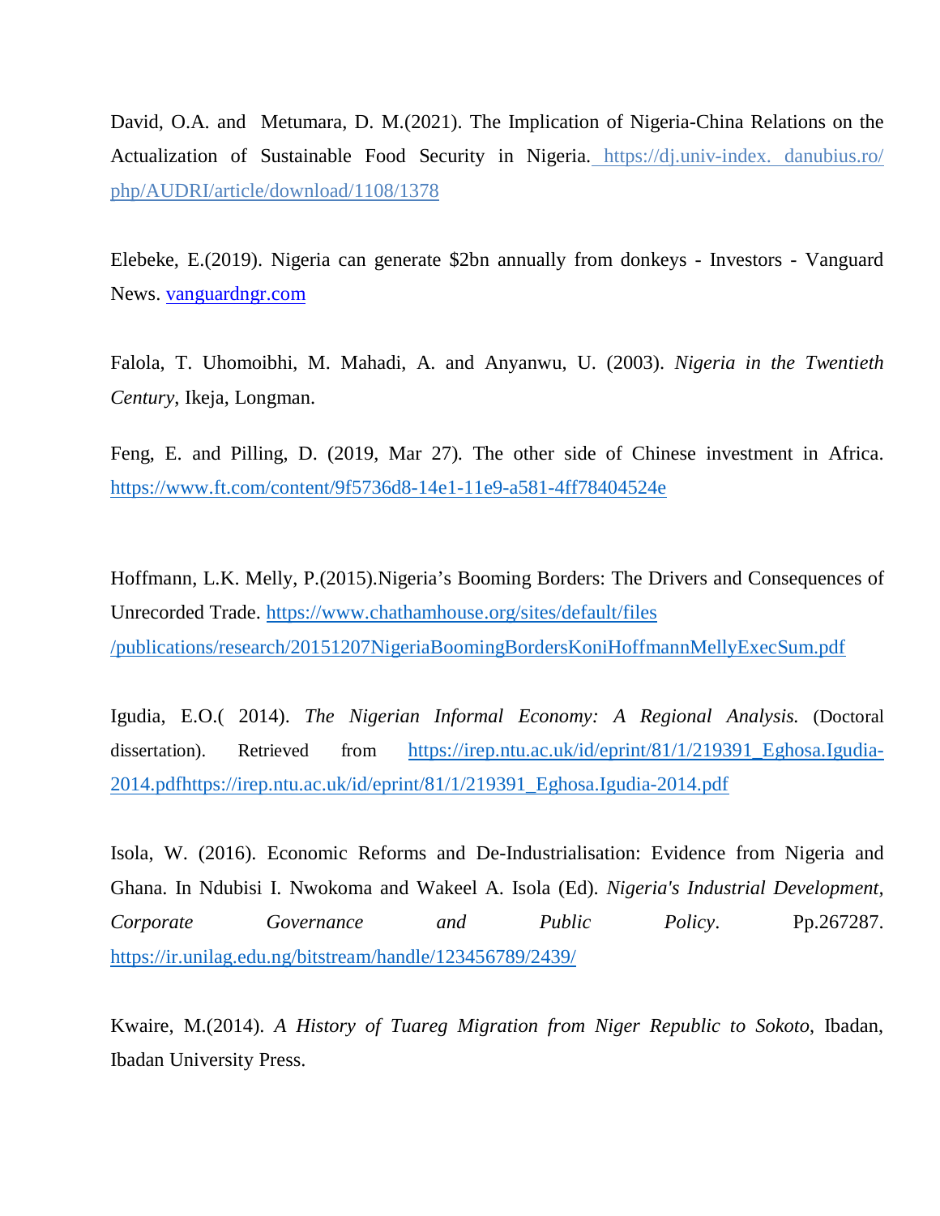David, O.A. and Metumara, D. M.(2021). The Implication of Nigeria-China Relations on the Actualization of Sustainable Food Security in Nigeria. https://dj.univ-index. danubius.ro/ php/AUDRI/article/download/1108/1378

Elebeke, E.(2019). Nigeria can generate $2bn annually from donkeys - Investors - Vanguard News. vanguardngr.com

Falola, T. Uhomoibhi, M. Mahadi, A. and Anyanwu, U. (2003). *Nigeria in the Twentieth Century*, Ikeja, Longman.

Feng, E. and Pilling, D. (2019, Mar 27). The other side of Chinese investment in Africa. https://www.ft.com/content/9f5736d8-14e1-11e9-a581-4ff78404524e

Hoffmann, L.K. Melly, P.(2015).Nigeria's Booming Borders: The Drivers and Consequences of Unrecorded Trade. https://www.chathamhouse.org/sites/default/files /publications/research/20151207NigeriaBoomingBordersKoniHoffmannMellyExecSum.pdf

Igudia, E.O.( 2014). *The Nigerian Informal Economy: A Regional Analysis.* (Doctoral dissertation). Retrieved from https://irep.ntu.ac.uk/id/eprint/81/1/219391_Eghosa.Igudia-2014.pdfhttps://irep.ntu.ac.uk/id/eprint/81/1/219391_Eghosa.Igudia-2014.pdf

Isola, W. (2016). Economic Reforms and De-Industrialisation: Evidence from Nigeria and Ghana. In Ndubisi I. Nwokoma and Wakeel A. Isola (Ed). *Nigeria's Industrial Development, Corporate Governance and Public Policy*. Pp.267287. https://ir.unilag.edu.ng/bitstream/handle/123456789/2439/

Kwaire, M.(2014). *A History of Tuareg Migration from Niger Republic to Sokoto*, Ibadan, Ibadan University Press.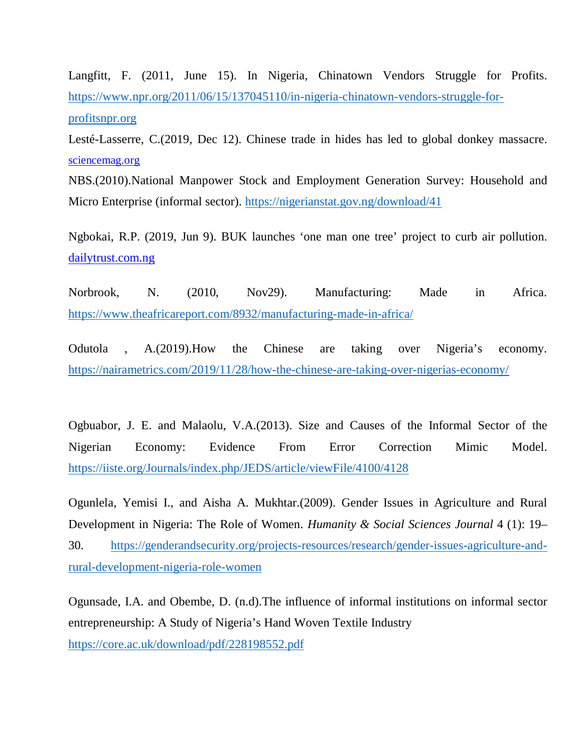Langfitt, F. (2011, June 15). In Nigeria, Chinatown Vendors Struggle for Profits. https://www.npr.org/2011/06/15/137045110/in-nigeria-chinatown-vendors-struggle-for-profitsnpr.org

Lesté-Lasserre, C.(2019, Dec 12). Chinese trade in hides has led to global donkey massacre. sciencemag.org

NBS.(2010).National Manpower Stock and Employment Generation Survey: Household and Micro Enterprise (informal sector). https://nigerianstat.gov.ng/download/41

Ngbokai, R.P. (2019, Jun 9). BUK launches 'one man one tree' project to curb air pollution. dailytrust.com.ng

Norbrook, N. (2010, Nov29). Manufacturing: Made in Africa. https://www.theafricareport.com/8932/manufacturing-made-in-africa/

Odutola , A.(2019).How the Chinese are taking over Nigeria's economy. https://nairametrics.com/2019/11/28/how-the-chinese-are-taking-over-nigerias-economy/

Ogbuabor, J. E. and Malaolu, V.A.(2013). Size and Causes of the Informal Sector of the Nigerian Economy: Evidence From Error Correction Mimic Model. https://iiste.org/Journals/index.php/JEDS/article/viewFile/4100/4128

Ogunlela, Yemisi I., and Aisha A. Mukhtar.(2009). Gender Issues in Agriculture and Rural Development in Nigeria: The Role of Women. *Humanity & Social Sciences Journal* 4 (1): 19–30. https://genderandsecurity.org/projects-resources/research/gender-issues-agriculture-and-rural-development-nigeria-role-women

Ogunsade, I.A. and Obembe, D. (n.d).The influence of informal institutions on informal sector entrepreneurship: A Study of Nigeria's Hand Woven Textile Industry https://core.ac.uk/download/pdf/228198552.pdf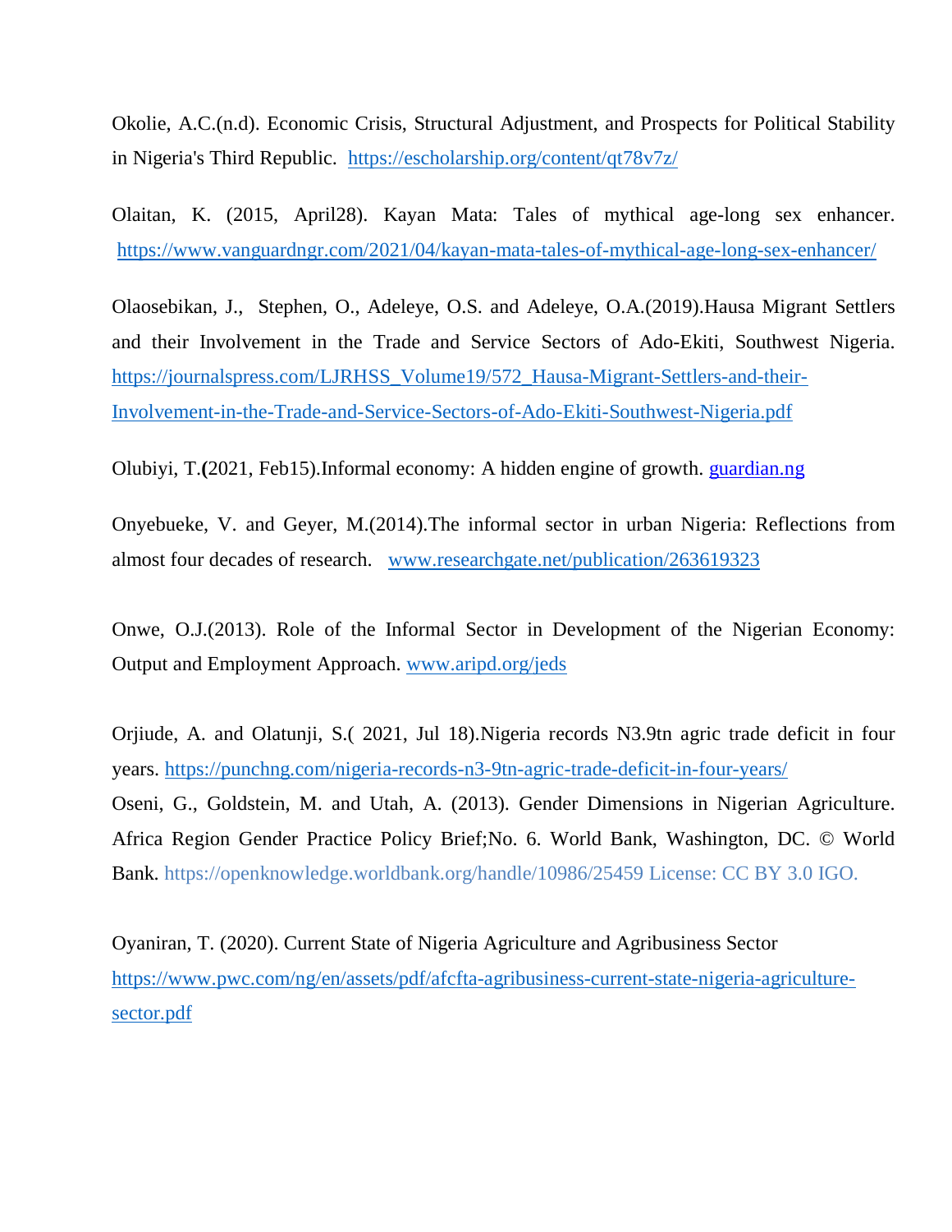Okolie, A.C.(n.d). Economic Crisis, Structural Adjustment, and Prospects for Political Stability in Nigeria's Third Republic. https://escholarship.org/content/qt78v7z/

Olaitan, K. (2015, April28). Kayan Mata: Tales of mythical age-long sex enhancer. https://www.vanguardngr.com/2021/04/kayan-mata-tales-of-mythical-age-long-sex-enhancer/

Olaosebikan, J., Stephen, O., Adeleye, O.S. and Adeleye, O.A.(2019).Hausa Migrant Settlers and their Involvement in the Trade and Service Sectors of Ado-Ekiti, Southwest Nigeria. https://journalspress.com/LJRHSS_Volume19/572_Hausa-Migrant-Settlers-and-their-Involvement-in-the-Trade-and-Service-Sectors-of-Ado-Ekiti-Southwest-Nigeria.pdf

Olubiyi, T.**(**2021, Feb15).Informal economy: A hidden engine of growth. guardian.ng

Onyebueke, V. and Geyer, M.(2014).The informal sector in urban Nigeria: Reflections from almost four decades of research. www.researchgate.net/publication/263619323

Onwe, O.J.(2013). Role of the Informal Sector in Development of the Nigerian Economy: Output and Employment Approach. www.aripd.org/jeds

Orjiude, A. and Olatunji, S.( 2021, Jul 18).Nigeria records N3.9tn agric trade deficit in four years. https://punchng.com/nigeria-records-n3-9tn-agric-trade-deficit-in-four-years/

Oseni, G., Goldstein, M. and Utah, A. (2013). Gender Dimensions in Nigerian Agriculture. Africa Region Gender Practice Policy Brief;No. 6. World Bank, Washington, DC. © World Bank. https://openknowledge.worldbank.org/handle/10986/25459 License: CC BY 3.0 IGO.

Oyaniran, T. (2020). Current State of Nigeria Agriculture and Agribusiness Sector https://www.pwc.com/ng/en/assets/pdf/afcfta-agribusiness-current-state-nigeria-agriculture-sector.pdf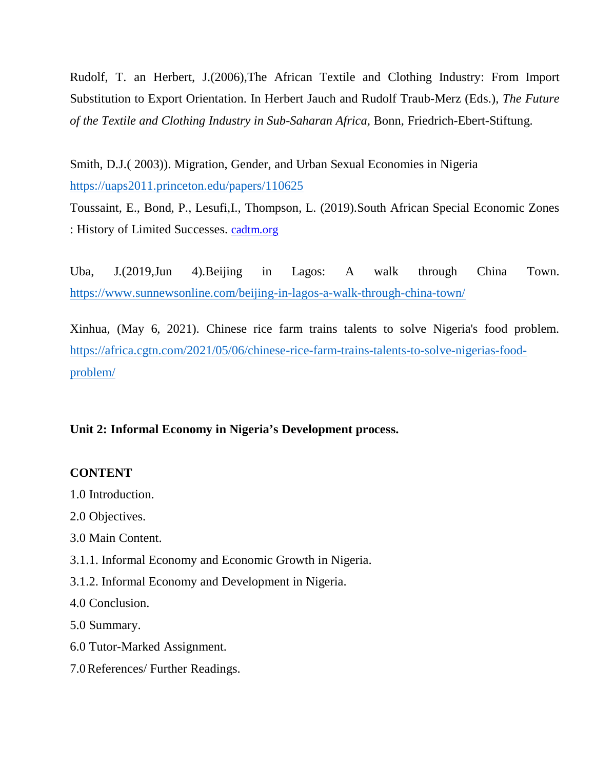Rudolf, T. an Herbert, J.(2006),The African Textile and Clothing Industry: From Import Substitution to Export Orientation. In Herbert Jauch and Rudolf Traub-Merz (Eds.), *The Future of the Textile and Clothing Industry in Sub-Saharan Africa*, Bonn, Friedrich-Ebert-Stiftung.

Smith, D.J.( 2003)). Migration, Gender, and Urban Sexual Economies in Nigeria https://uaps2011.princeton.edu/papers/110625

Toussaint, E., Bond, P., Lesufi,I., Thompson, L. (2019).South African Special Economic Zones : History of Limited Successes. cadtm.org

Uba, J.(2019,Jun 4).Beijing in Lagos: A walk through China Town. https://www.sunnewsonline.com/beijing-in-lagos-a-walk-through-china-town/

Xinhua, (May 6, 2021). Chinese rice farm trains talents to solve Nigeria's food problem. https://africa.cgtn.com/2021/05/06/chinese-rice-farm-trains-talents-to-solve-nigerias-food-problem/

## Unit 2: Informal Economy in Nigeria's Development process.

**CONTENT**

1.0 Introduction.

2.0 Objectives.

3.0 Main Content.

3.1.1. Informal Economy and Economic Growth in Nigeria.

3.1.2. Informal Economy and Development in Nigeria.

4.0 Conclusion.

5.0 Summary.

6.0 Tutor-Marked Assignment.

7.0 References/ Further Readings.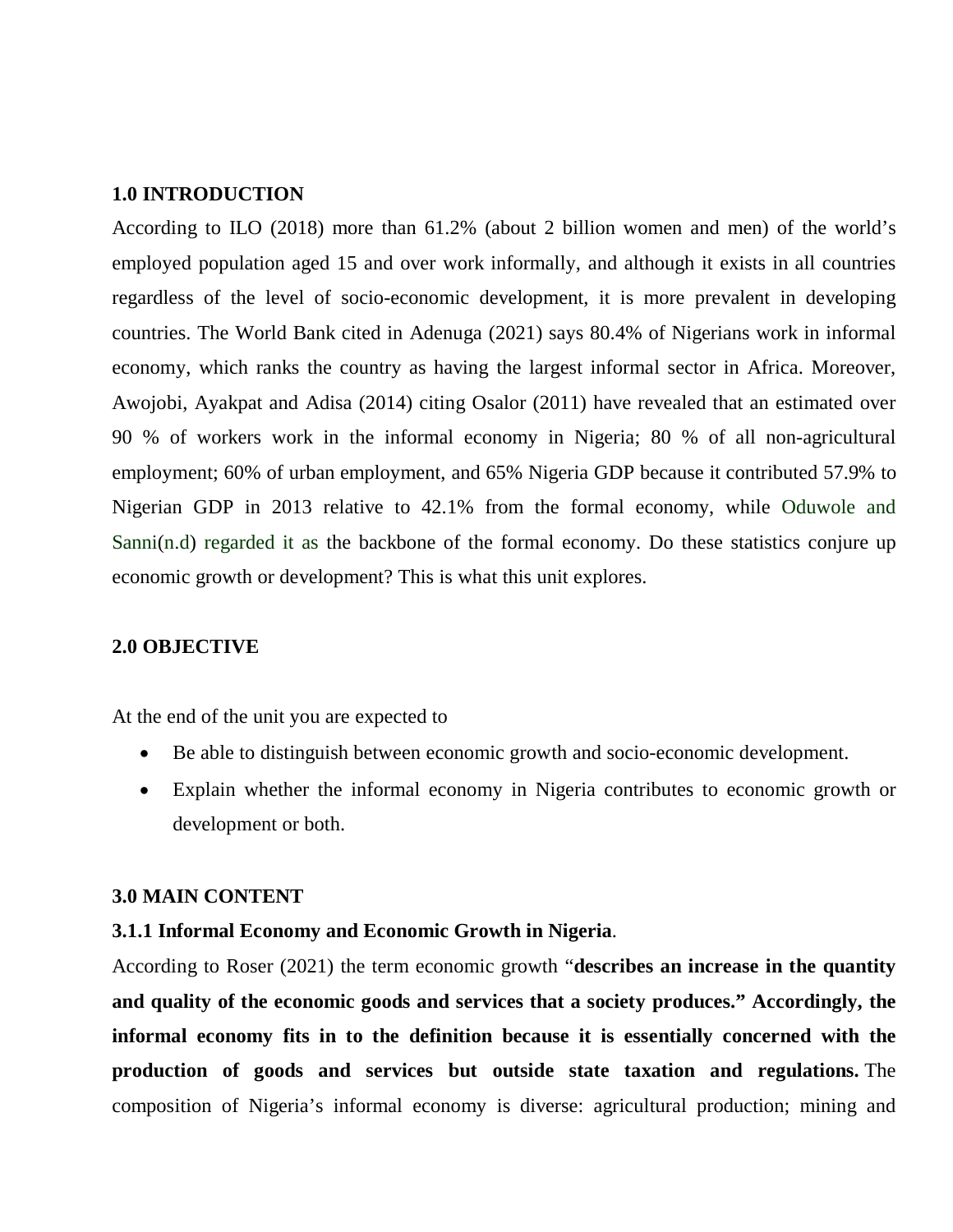## 1.0 INTRODUCTION

According to ILO (2018) more than 61.2% (about 2 billion women and men) of the world's employed population aged 15 and over work informally, and although it exists in all countries regardless of the level of socio-economic development, it is more prevalent in developing countries. The World Bank cited in Adenuga (2021) says 80.4% of Nigerians work in informal economy, which ranks the country as having the largest informal sector in Africa. Moreover, Awojobi, Ayakpat and Adisa (2014) citing Osalor (2011) have revealed that an estimated over 90 % of workers work in the informal economy in Nigeria; 80 % of all non-agricultural employment; 60% of urban employment, and 65% Nigeria GDP because it contributed 57.9% to Nigerian GDP in 2013 relative to 42.1% from the formal economy, while Oduwole and Sanni(n.d) regarded it as the backbone of the formal economy. Do these statistics conjure up economic growth or development? This is what this unit explores.

## 2.0 OBJECTIVE

At the end of the unit you are expected to

- Be able to distinguish between economic growth and socio-economic development.
- Explain whether the informal economy in Nigeria contributes to economic growth or development or both.

## 3.0 MAIN CONTENT

### 3.1.1 Informal Economy and Economic Growth in Nigeria.

According to Roser (2021) the term economic growth "**describes an increase in the quantity and quality of the economic goods and services that a society produces." Accordingly, the informal economy fits in to the definition because it is essentially concerned with the production of goods and services but outside state taxation and regulations.** The composition of Nigeria's informal economy is diverse: agricultural production; mining and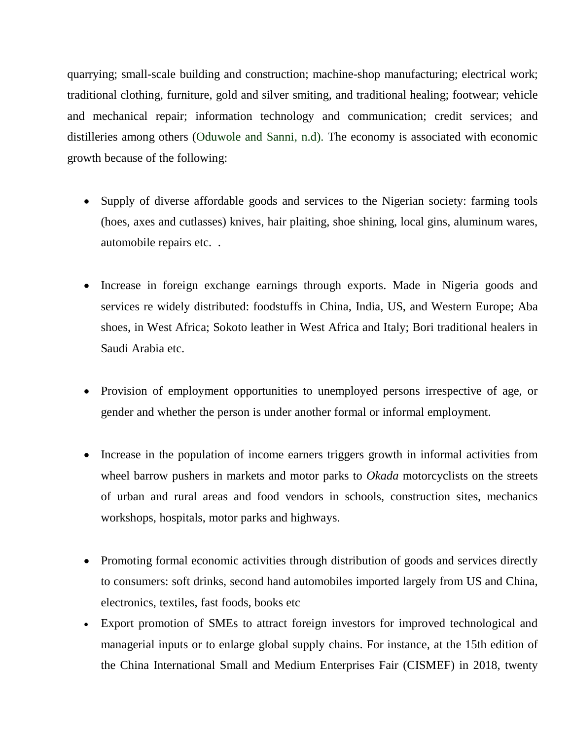quarrying; small-scale building and construction; machine-shop manufacturing; electrical work; traditional clothing, furniture, gold and silver smiting, and traditional healing; footwear; vehicle and mechanical repair; information technology and communication; credit services; and distilleries among others (Oduwole and Sanni, n.d). The economy is associated with economic growth because of the following:

- Supply of diverse affordable goods and services to the Nigerian society: farming tools (hoes, axes and cutlasses) knives, hair plaiting, shoe shining, local gins, aluminum wares, automobile repairs etc. .

- Increase in foreign exchange earnings through exports. Made in Nigeria goods and services re widely distributed: foodstuffs in China, India, US, and Western Europe; Aba shoes, in West Africa; Sokoto leather in West Africa and Italy; Bori traditional healers in Saudi Arabia etc.

- Provision of employment opportunities to unemployed persons irrespective of age, or gender and whether the person is under another formal or informal employment.

- Increase in the population of income earners triggers growth in informal activities from wheel barrow pushers in markets and motor parks to *Okada* motorcyclists on the streets of urban and rural areas and food vendors in schools, construction sites, mechanics workshops, hospitals, motor parks and highways.

- Promoting formal economic activities through distribution of goods and services directly to consumers: soft drinks, second hand automobiles imported largely from US and China, electronics, textiles, fast foods, books etc
- Export promotion of SMEs to attract foreign investors for improved technological and managerial inputs or to enlarge global supply chains. For instance, at the 15th edition of the China International Small and Medium Enterprises Fair (CISMEF) in 2018, twenty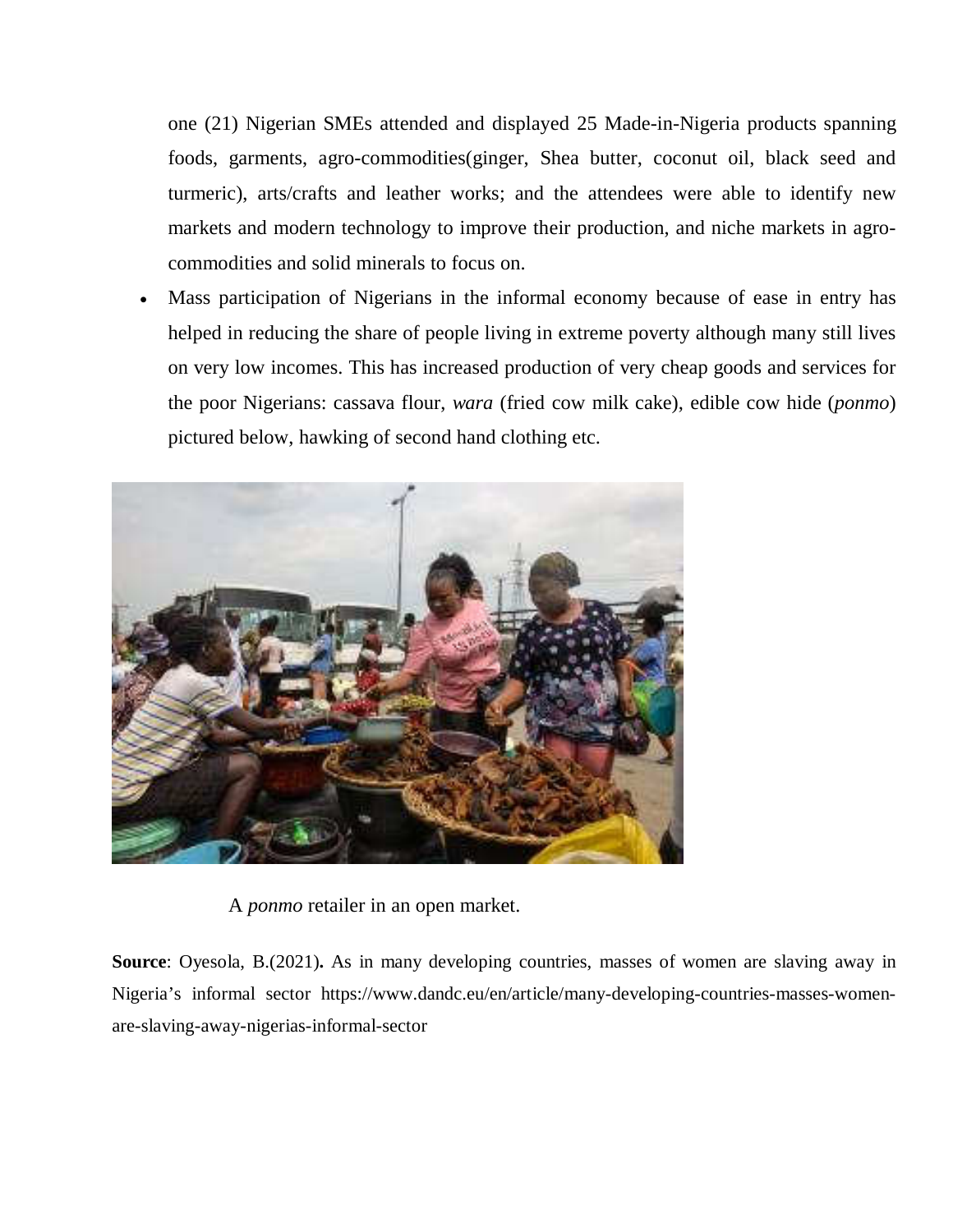one (21) Nigerian SMEs attended and displayed 25 Made-in-Nigeria products spanning foods, garments, agro-commodities(ginger, Shea butter, coconut oil, black seed and turmeric), arts/crafts and leather works; and the attendees were able to identify new markets and modern technology to improve their production, and niche markets in agro-commodities and solid minerals to focus on.

- Mass participation of Nigerians in the informal economy because of ease in entry has helped in reducing the share of people living in extreme poverty although many still lives on very low incomes. This has increased production of very cheap goods and services for the poor Nigerians: cassava flour, *wara* (fried cow milk cake), edible cow hide (*ponmo*) pictured below, hawking of second hand clothing etc.

A *ponmo* retailer in an open market.

**Source**: Oyesola, B.(2021)**.** As in many developing countries, masses of women are slaving away in Nigeria's informal sector https://www.dandc.eu/en/article/many-developing-countries-masses-women-are-slaving-away-nigerias-informal-sector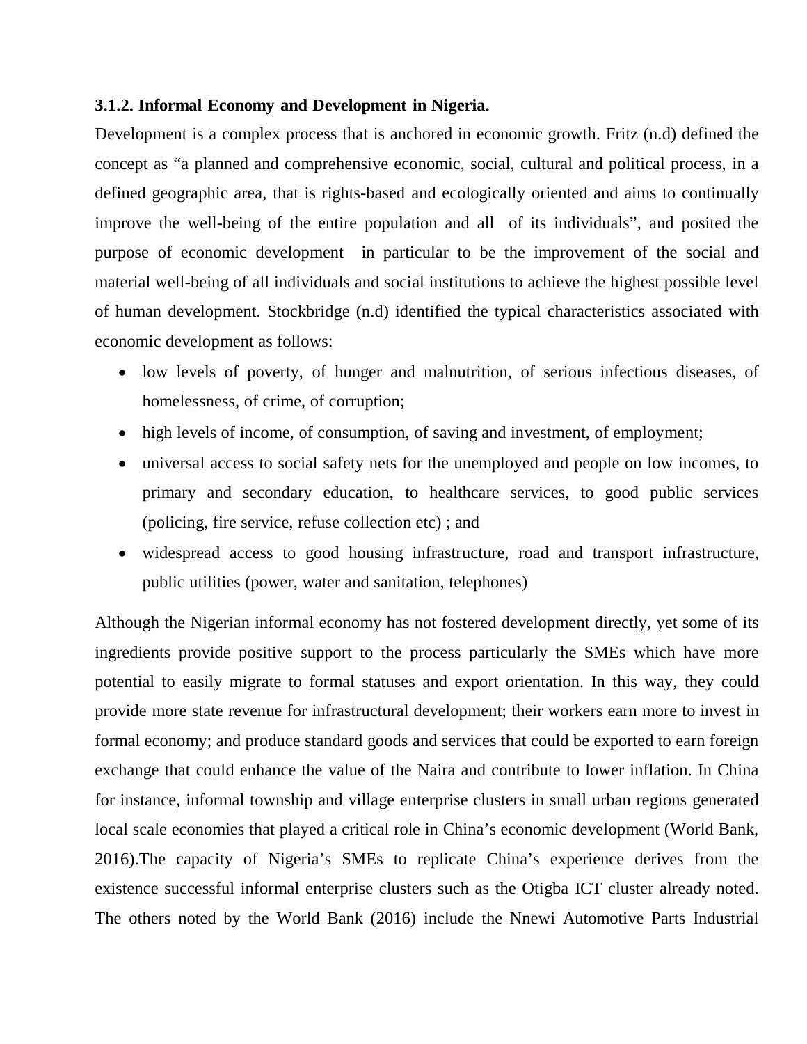### 3.1.2. Informal Economy and Development in Nigeria.

Development is a complex process that is anchored in economic growth. Fritz (n.d) defined the concept as "a planned and comprehensive economic, social, cultural and political process, in a defined geographic area, that is rights-based and ecologically oriented and aims to continually improve the well-being of the entire population and all of its individuals", and posited the purpose of economic development in particular to be the improvement of the social and material well-being of all individuals and social institutions to achieve the highest possible level of human development. Stockbridge (n.d) identified the typical characteristics associated with economic development as follows:

- low levels of poverty, of hunger and malnutrition, of serious infectious diseases, of homelessness, of crime, of corruption;
- high levels of income, of consumption, of saving and investment, of employment;
- universal access to social safety nets for the unemployed and people on low incomes, to primary and secondary education, to healthcare services, to good public services (policing, fire service, refuse collection etc) ; and
- widespread access to good housing infrastructure, road and transport infrastructure, public utilities (power, water and sanitation, telephones)

Although the Nigerian informal economy has not fostered development directly, yet some of its ingredients provide positive support to the process particularly the SMEs which have more potential to easily migrate to formal statuses and export orientation. In this way, they could provide more state revenue for infrastructural development; their workers earn more to invest in formal economy; and produce standard goods and services that could be exported to earn foreign exchange that could enhance the value of the Naira and contribute to lower inflation. In China for instance, informal township and village enterprise clusters in small urban regions generated local scale economies that played a critical role in China's economic development (World Bank, 2016).The capacity of Nigeria's SMEs to replicate China's experience derives from the existence successful informal enterprise clusters such as the Otigba ICT cluster already noted. The others noted by the World Bank (2016) include the Nnewi Automotive Parts Industrial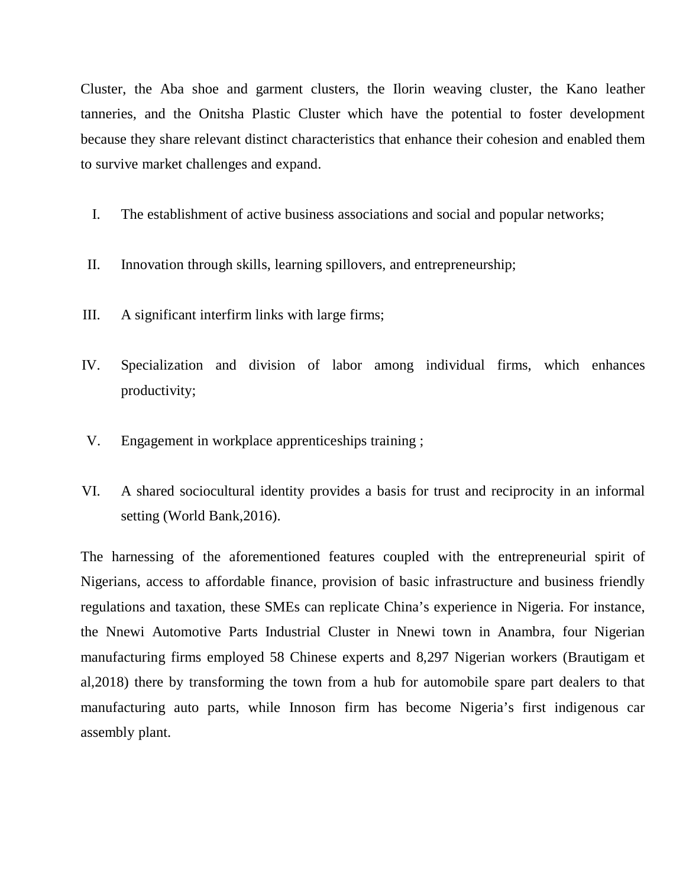Cluster, the Aba shoe and garment clusters, the Ilorin weaving cluster, the Kano leather tanneries, and the Onitsha Plastic Cluster which have the potential to foster development because they share relevant distinct characteristics that enhance their cohesion and enabled them to survive market challenges and expand.

I. The establishment of active business associations and social and popular networks;

II. Innovation through skills, learning spillovers, and entrepreneurship;

III. A significant interfirm links with large firms;

IV. Specialization and division of labor among individual firms, which enhances productivity;

V. Engagement in workplace apprenticeships training ;

VI. A shared sociocultural identity provides a basis for trust and reciprocity in an informal setting (World Bank,2016).

The harnessing of the aforementioned features coupled with the entrepreneurial spirit of Nigerians, access to affordable finance, provision of basic infrastructure and business friendly regulations and taxation, these SMEs can replicate China's experience in Nigeria. For instance, the Nnewi Automotive Parts Industrial Cluster in Nnewi town in Anambra, four Nigerian manufacturing firms employed 58 Chinese experts and 8,297 Nigerian workers (Brautigam et al,2018) there by transforming the town from a hub for automobile spare part dealers to that manufacturing auto parts, while Innoson firm has become Nigeria's first indigenous car assembly plant.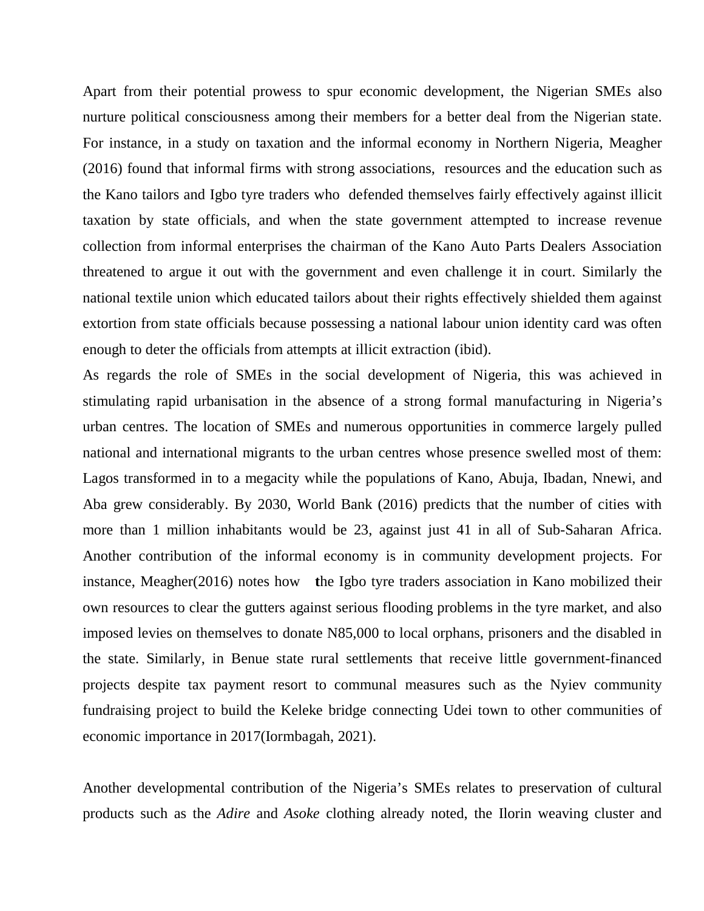Apart from their potential prowess to spur economic development, the Nigerian SMEs also nurture political consciousness among their members for a better deal from the Nigerian state. For instance, in a study on taxation and the informal economy in Northern Nigeria, Meagher (2016) found that informal firms with strong associations, resources and the education such as the Kano tailors and Igbo tyre traders who defended themselves fairly effectively against illicit taxation by state officials, and when the state government attempted to increase revenue collection from informal enterprises the chairman of the Kano Auto Parts Dealers Association threatened to argue it out with the government and even challenge it in court. Similarly the national textile union which educated tailors about their rights effectively shielded them against extortion from state officials because possessing a national labour union identity card was often enough to deter the officials from attempts at illicit extraction (ibid).

As regards the role of SMEs in the social development of Nigeria, this was achieved in stimulating rapid urbanisation in the absence of a strong formal manufacturing in Nigeria's urban centres. The location of SMEs and numerous opportunities in commerce largely pulled national and international migrants to the urban centres whose presence swelled most of them: Lagos transformed in to a megacity while the populations of Kano, Abuja, Ibadan, Nnewi, and Aba grew considerably. By 2030, World Bank (2016) predicts that the number of cities with more than 1 million inhabitants would be 23, against just 41 in all of Sub-Saharan Africa. Another contribution of the informal economy is in community development projects. For instance, Meagher(2016) notes how the Igbo tyre traders association in Kano mobilized their own resources to clear the gutters against serious flooding problems in the tyre market, and also imposed levies on themselves to donate N85,000 to local orphans, prisoners and the disabled in the state. Similarly, in Benue state rural settlements that receive little government-financed projects despite tax payment resort to communal measures such as the Nyiev community fundraising project to build the Keleke bridge connecting Udei town to other communities of economic importance in 2017(Iormbagah, 2021).

Another developmental contribution of the Nigeria's SMEs relates to preservation of cultural products such as the *Adire* and *Asoke* clothing already noted, the Ilorin weaving cluster and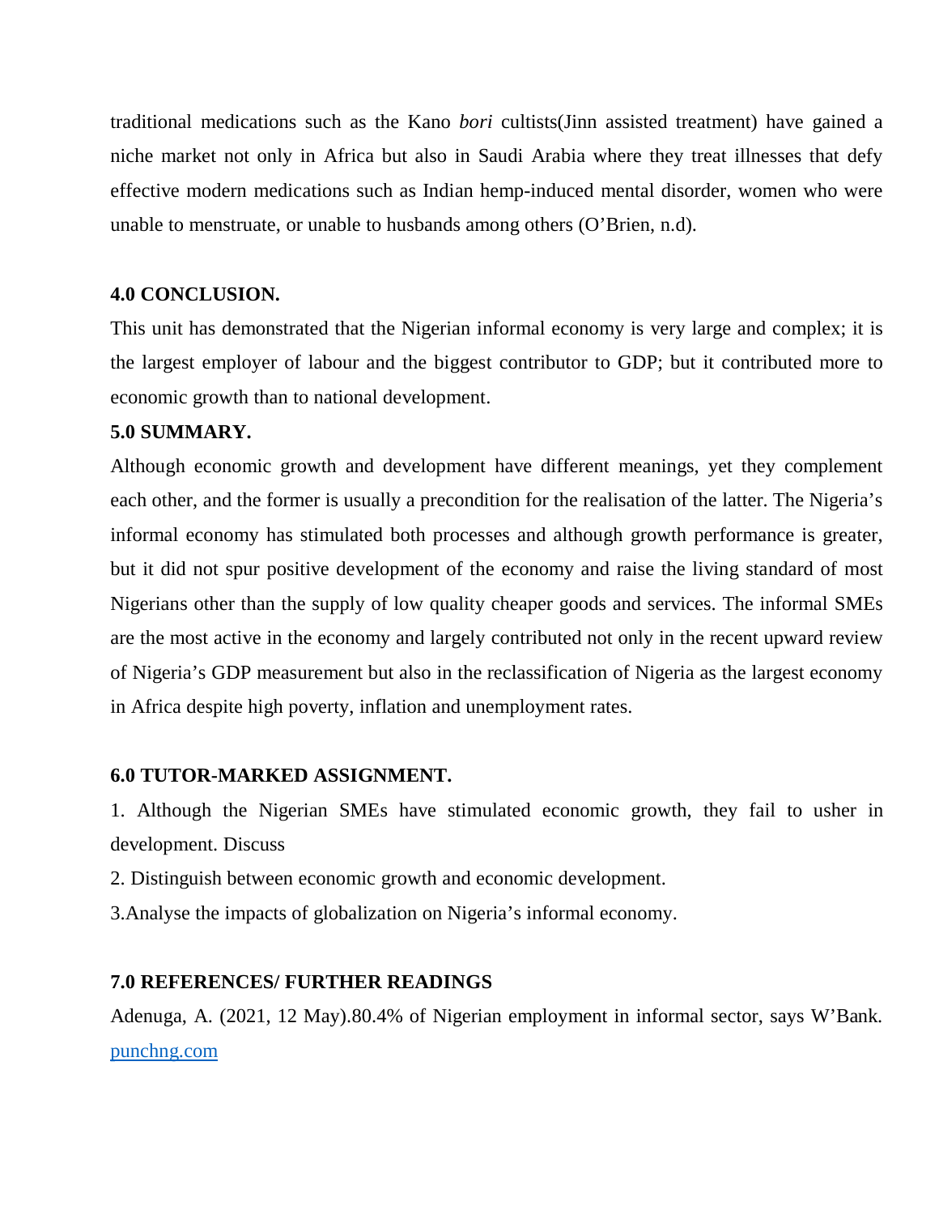traditional medications such as the Kano *bori* cultists(Jinn assisted treatment) have gained a niche market not only in Africa but also in Saudi Arabia where they treat illnesses that defy effective modern medications such as Indian hemp-induced mental disorder, women who were unable to menstruate, or unable to husbands among others (O'Brien, n.d).

## 4.0 CONCLUSION.

This unit has demonstrated that the Nigerian informal economy is very large and complex; it is the largest employer of labour and the biggest contributor to GDP; but it contributed more to economic growth than to national development.

## 5.0 SUMMARY.

Although economic growth and development have different meanings, yet they complement each other, and the former is usually a precondition for the realisation of the latter. The Nigeria's informal economy has stimulated both processes and although growth performance is greater, but it did not spur positive development of the economy and raise the living standard of most Nigerians other than the supply of low quality cheaper goods and services. The informal SMEs are the most active in the economy and largely contributed not only in the recent upward review of Nigeria's GDP measurement but also in the reclassification of Nigeria as the largest economy in Africa despite high poverty, inflation and unemployment rates.

## 6.0 TUTOR-MARKED ASSIGNMENT.

1. Although the Nigerian SMEs have stimulated economic growth, they fail to usher in development. Discuss
2. Distinguish between economic growth and economic development.
3. Analyse the impacts of globalization on Nigeria's informal economy.

## 7.0 REFERENCES/ FURTHER READINGS

Adenuga, A. (2021, 12 May).80.4% of Nigerian employment in informal sector, says W'Bank. punchng.com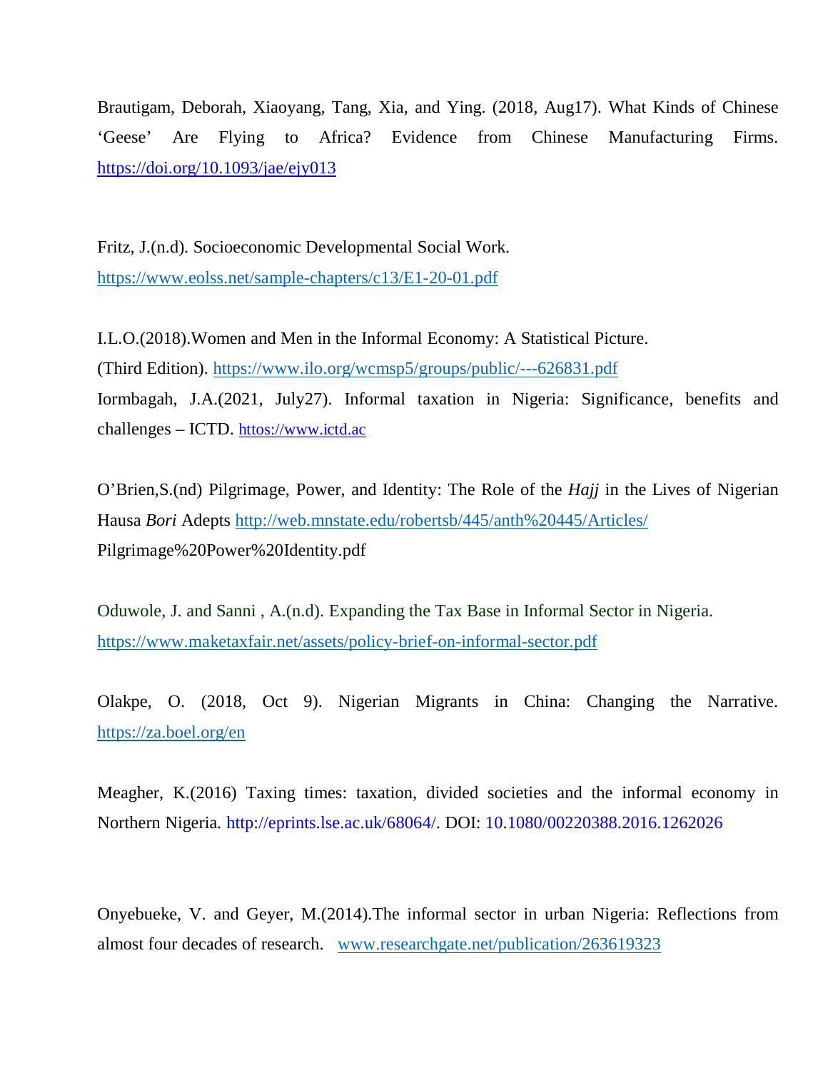Brautigam, Deborah, Xiaoyang, Tang, Xia, and Ying. (2018, Aug17). What Kinds of Chinese 'Geese' Are Flying to Africa? Evidence from Chinese Manufacturing Firms. https://doi.org/10.1093/jae/ejy013

Fritz, J.(n.d). Socioeconomic Developmental Social Work. https://www.eolss.net/sample-chapters/c13/E1-20-01.pdf

I.L.O.(2018).Women and Men in the Informal Economy: A Statistical Picture. (Third Edition). https://www.ilo.org/wcmsp5/groups/public/---626831.pdf

Iormbagah, J.A.(2021, July27). Informal taxation in Nigeria: Significance, benefits and challenges – ICTD. httos://www.ictd.ac

O'Brien,S.(nd) Pilgrimage, Power, and Identity: The Role of the *Hajj* in the Lives of Nigerian Hausa *Bori* Adepts http://web.mnstate.edu/robertsb/445/anth%20445/Articles/ Pilgrimage%20Power%20Identity.pdf

Oduwole, J. and Sanni , A.(n.d). Expanding the Tax Base in Informal Sector in Nigeria. https://www.maketaxfair.net/assets/policy-brief-on-informal-sector.pdf

Olakpe, O. (2018, Oct 9). Nigerian Migrants in China: Changing the Narrative. https://za.boel.org/en

Meagher, K.(2016) Taxing times: taxation, divided societies and the informal economy in Northern Nigeria. http://eprints.lse.ac.uk/68064/. DOI: 10.1080/00220388.2016.1262026

Onyebueke, V. and Geyer, M.(2014).The informal sector in urban Nigeria: Reflections from almost four decades of research. www.researchgate.net/publication/263619323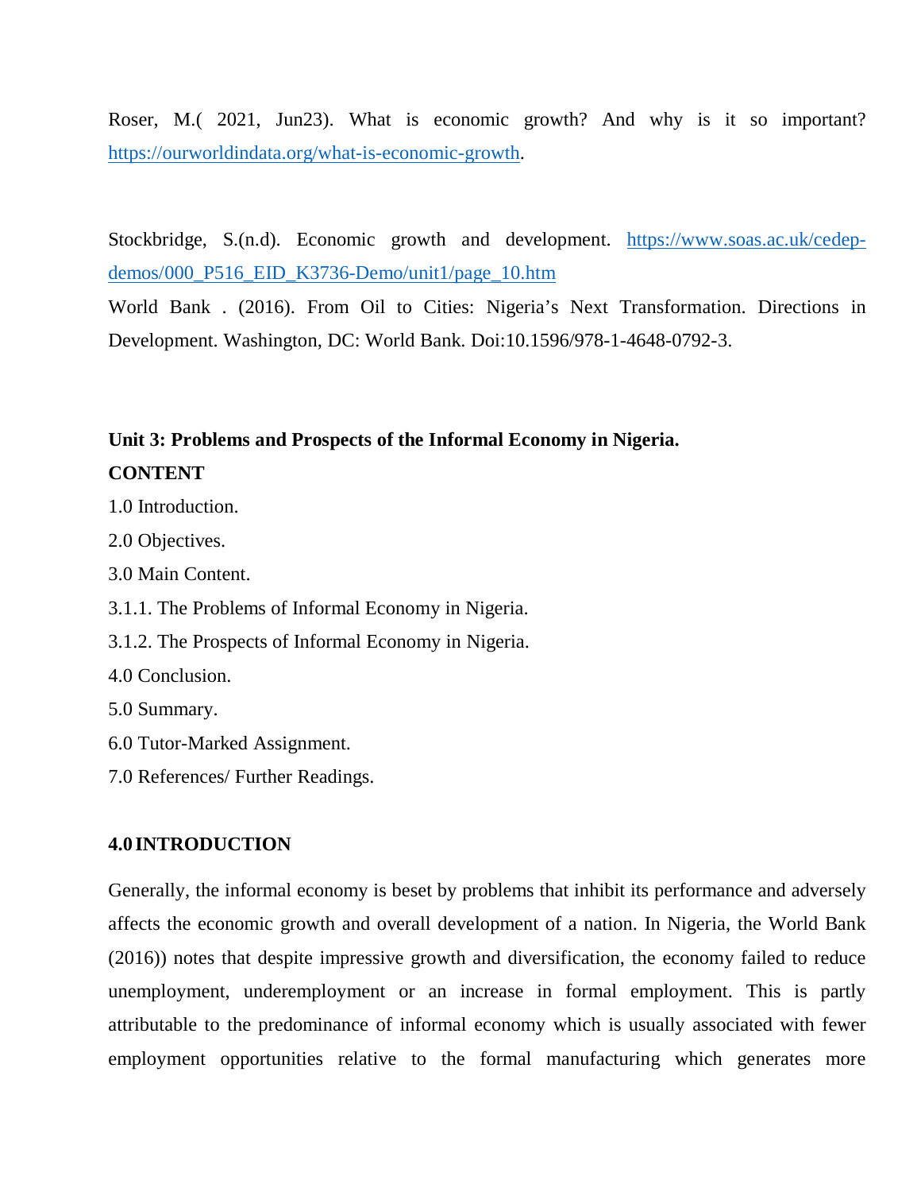Roser, M.( 2021, Jun23). What is economic growth? And why is it so important? https://ourworldindata.org/what-is-economic-growth.

Stockbridge, S.(n.d). Economic growth and development. https://www.soas.ac.uk/cedep-demos/000_P516_EID_K3736-Demo/unit1/page_10.htm

World Bank . (2016). From Oil to Cities: Nigeria's Next Transformation. Directions in Development. Washington, DC: World Bank. Doi:10.1596/978-1-4648-0792-3.

**Unit 3: Problems and Prospects of the Informal Economy in Nigeria.**

**CONTENT**

1.0 Introduction.

2.0 Objectives.

3.0 Main Content.

3.1.1. The Problems of Informal Economy in Nigeria.

3.1.2. The Prospects of Informal Economy in Nigeria.

4.0 Conclusion.

5.0 Summary.

6.0 Tutor-Marked Assignment.

7.0 References/ Further Readings.

**4.0 INTRODUCTION**

Generally, the informal economy is beset by problems that inhibit its performance and adversely affects the economic growth and overall development of a nation. In Nigeria, the World Bank (2016)) notes that despite impressive growth and diversification, the economy failed to reduce unemployment, underemployment or an increase in formal employment. This is partly attributable to the predominance of informal economy which is usually associated with fewer employment opportunities relative to the formal manufacturing which generates more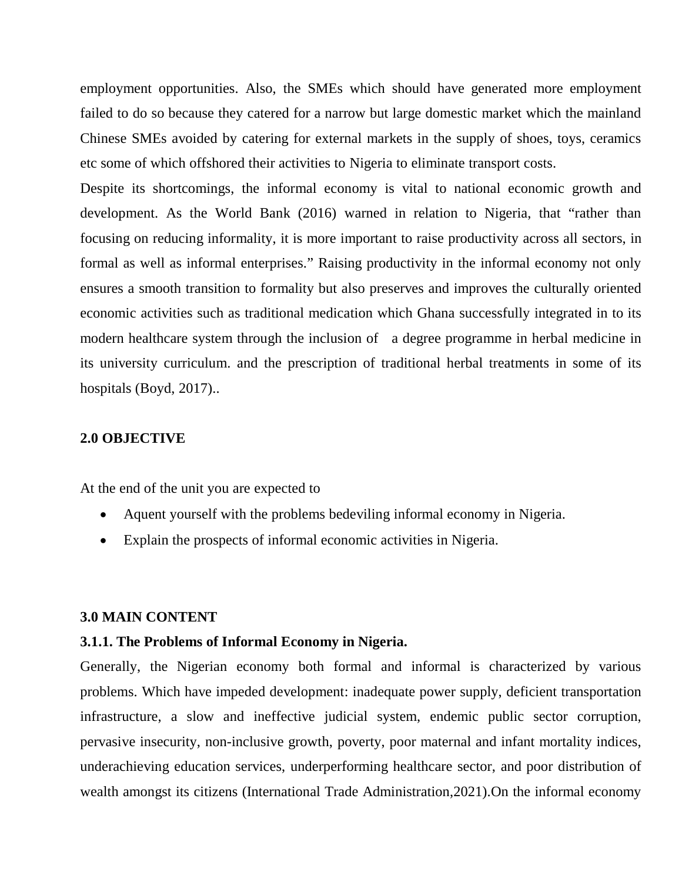employment opportunities. Also, the SMEs which should have generated more employment failed to do so because they catered for a narrow but large domestic market which the mainland Chinese SMEs avoided by catering for external markets in the supply of shoes, toys, ceramics etc some of which offshored their activities to Nigeria to eliminate transport costs.

Despite its shortcomings, the informal economy is vital to national economic growth and development. As the World Bank (2016) warned in relation to Nigeria, that "rather than focusing on reducing informality, it is more important to raise productivity across all sectors, in formal as well as informal enterprises." Raising productivity in the informal economy not only ensures a smooth transition to formality but also preserves and improves the culturally oriented economic activities such as traditional medication which Ghana successfully integrated in to its modern healthcare system through the inclusion of a degree programme in herbal medicine in its university curriculum. and the prescription of traditional herbal treatments in some of its hospitals (Boyd, 2017)..

## 2.0 OBJECTIVE

At the end of the unit you are expected to

- Aquent yourself with the problems bedeviling informal economy in Nigeria.
- Explain the prospects of informal economic activities in Nigeria.

## 3.0 MAIN CONTENT

### 3.1.1. The Problems of Informal Economy in Nigeria.

Generally, the Nigerian economy both formal and informal is characterized by various problems. Which have impeded development: inadequate power supply, deficient transportation infrastructure, a slow and ineffective judicial system, endemic public sector corruption, pervasive insecurity, non-inclusive growth, poverty, poor maternal and infant mortality indices, underachieving education services, underperforming healthcare sector, and poor distribution of wealth amongst its citizens (International Trade Administration,2021).On the informal economy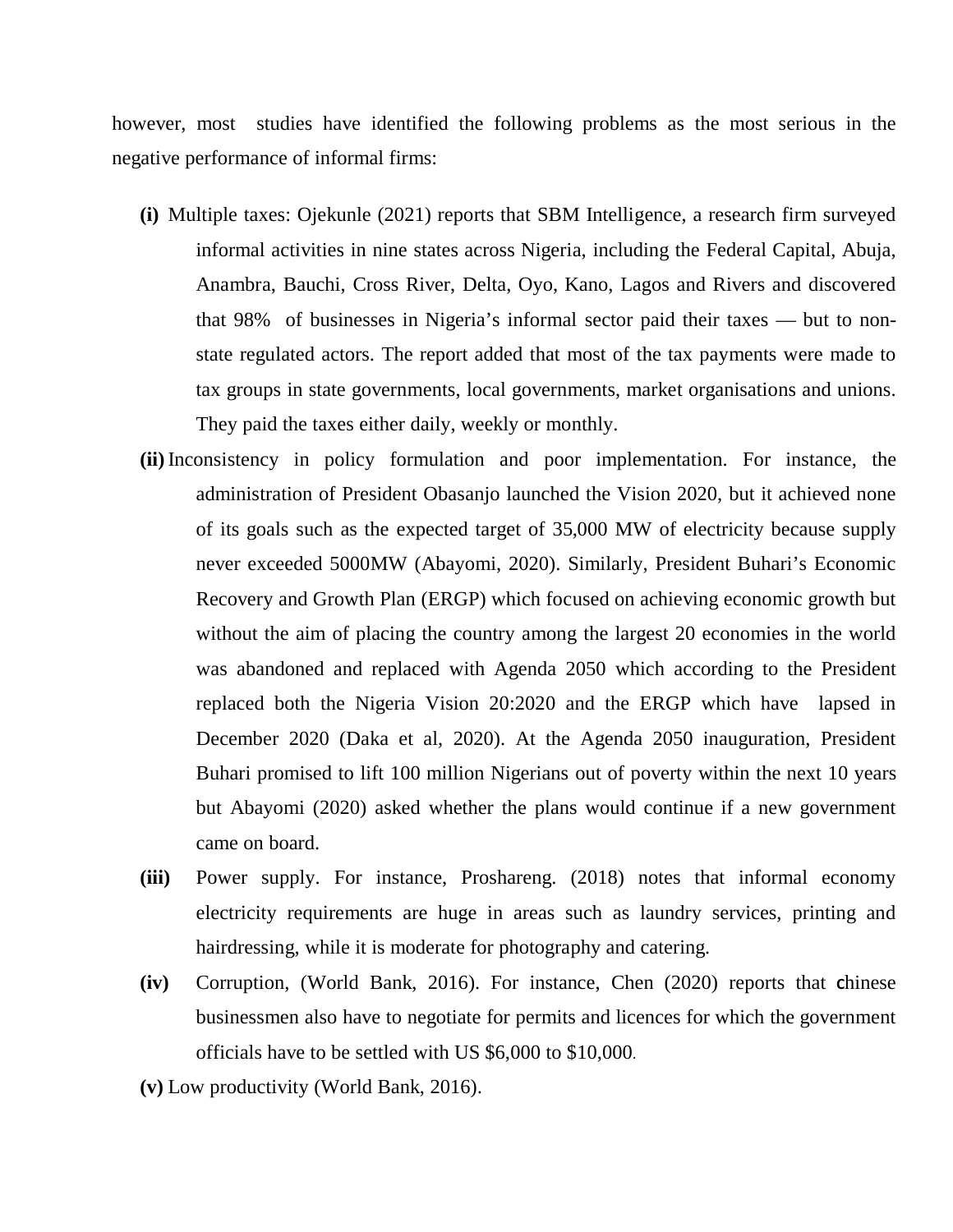however, most studies have identified the following problems as the most serious in the negative performance of informal firms:

**(i)** Multiple taxes: Ojekunle (2021) reports that SBM Intelligence, a research firm surveyed informal activities in nine states across Nigeria, including the Federal Capital, Abuja, Anambra, Bauchi, Cross River, Delta, Oyo, Kano, Lagos and Rivers and discovered that 98% of businesses in Nigeria's informal sector paid their taxes — but to non-state regulated actors. The report added that most of the tax payments were made to tax groups in state governments, local governments, market organisations and unions. They paid the taxes either daily, weekly or monthly.

**(ii)** Inconsistency in policy formulation and poor implementation. For instance, the administration of President Obasanjo launched the Vision 2020, but it achieved none of its goals such as the expected target of 35,000 MW of electricity because supply never exceeded 5000MW (Abayomi, 2020). Similarly, President Buhari's Economic Recovery and Growth Plan (ERGP) which focused on achieving economic growth but without the aim of placing the country among the largest 20 economies in the world was abandoned and replaced with Agenda 2050 which according to the President replaced both the Nigeria Vision 20:2020 and the ERGP which have lapsed in December 2020 (Daka et al, 2020). At the Agenda 2050 inauguration, President Buhari promised to lift 100 million Nigerians out of poverty within the next 10 years but Abayomi (2020) asked whether the plans would continue if a new government came on board.

**(iii)** Power supply. For instance,Proshareng. (2018) notes that informal economy electricity requirements are huge in areas such as laundry services, printing and hairdressing, while it is moderate for photography and catering.

**(iv)** Corruption, (World Bank, 2016). For instance, Chen (2020) reports that chinese businessmen also have to negotiate for permits and licences for which the government officials have to be settled with US $6,000 to $10,000.

**(v)** Low productivity (World Bank, 2016).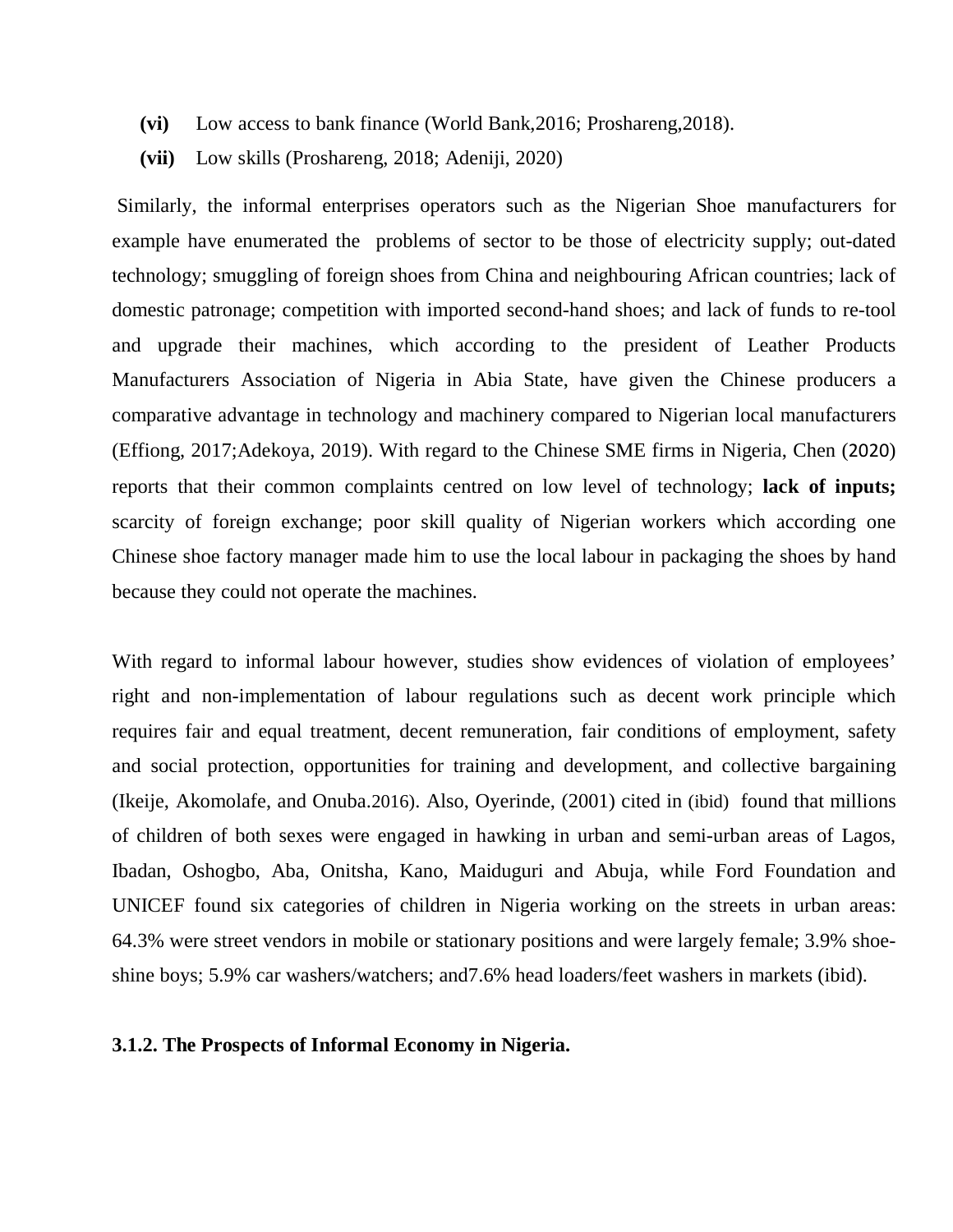- **(vi)** Low access to bank finance (World Bank,2016; Proshareng,2018).
- **(vii)** Low skills (Proshareng, 2018; Adeniji, 2020)

Similarly, the informal enterprises operators such as the Nigerian Shoe manufacturers for example have enumerated the problems of sector to be those of electricity supply; out-dated technology; smuggling of foreign shoes from China and neighbouring African countries; lack of domestic patronage; competition with imported second-hand shoes; and lack of funds to re-tool and upgrade their machines, which according to the president of Leather Products Manufacturers Association of Nigeria in Abia State, have given the Chinese producers a comparative advantage in technology and machinery compared to Nigerian local manufacturers (Effiong, 2017;Adekoya, 2019). With regard to the Chinese SME firms in Nigeria, Chen (2020) reports that their common complaints centred on low level of technology; **lack of inputs;** scarcity of foreign exchange; poor skill quality of Nigerian workers which according one Chinese shoe factory manager made him to use the local labour in packaging the shoes by hand because they could not operate the machines.

With regard to informal labour however, studies show evidences of violation of employees' right and non-implementation of labour regulations such as decent work principle which requires fair and equal treatment, decent remuneration, fair conditions of employment, safety and social protection, opportunities for training and development, and collective bargaining (Ikeije, Akomolafe, and Onuba.2016). Also, Oyerinde, (2001) cited in (ibid) found that millions of children of both sexes were engaged in hawking in urban and semi-urban areas of Lagos, Ibadan, Oshogbo, Aba, Onitsha, Kano, Maiduguri and Abuja, while Ford Foundation and UNICEF found six categories of children in Nigeria working on the streets in urban areas: 64.3% were street vendors in mobile or stationary positions and were largely female; 3.9% shoe-shine boys; 5.9% car washers/watchers; and7.6% head loaders/feet washers in markets (ibid).

### 3.1.2. The Prospects of Informal Economy in Nigeria.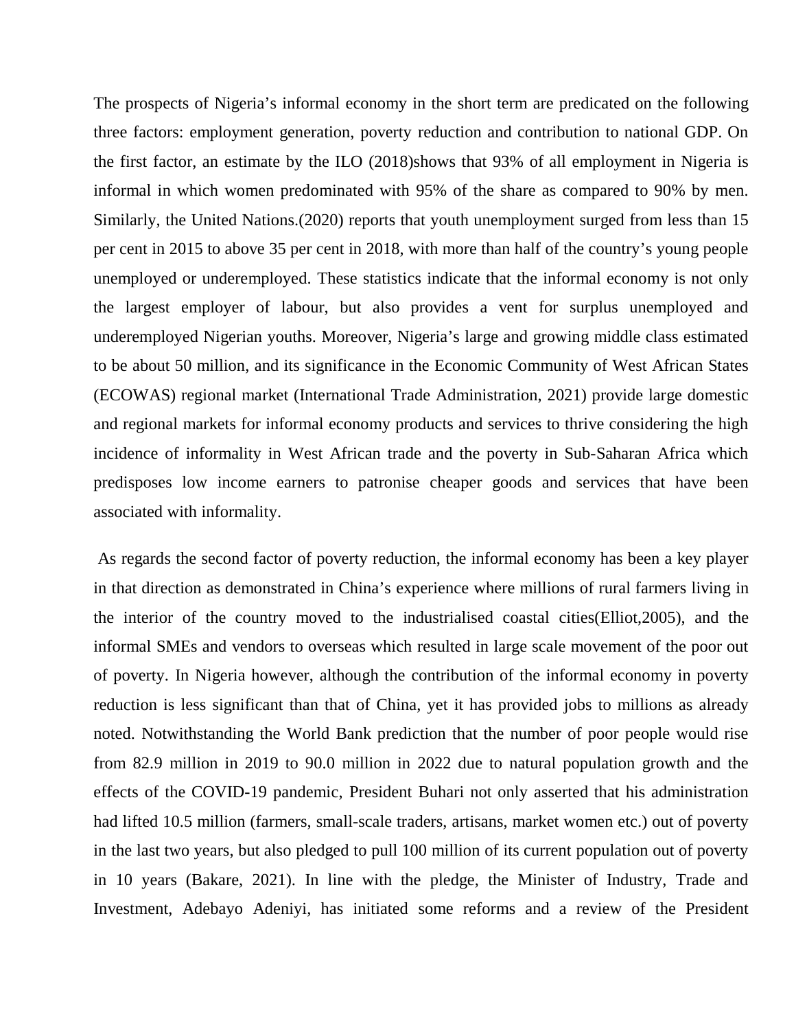The prospects of Nigeria's informal economy in the short term are predicated on the following three factors: employment generation, poverty reduction and contribution to national GDP. On the first factor, an estimate by the ILO (2018)shows that 93% of all employment in Nigeria is informal in which women predominated with 95% of the share as compared to 90% by men. Similarly, the United Nations.(2020) reports that youth unemployment surged from less than 15 per cent in 2015 to above 35 per cent in 2018, with more than half of the country's young people unemployed or underemployed. These statistics indicate that the informal economy is not only the largest employer of labour, but also provides a vent for surplus unemployed and underemployed Nigerian youths. Moreover, Nigeria's large and growing middle class estimated to be about 50 million, and its significance in the Economic Community of West African States (ECOWAS) regional market (International Trade Administration, 2021) provide large domestic and regional markets for informal economy products and services to thrive considering the high incidence of informality in West African trade and the poverty in Sub-Saharan Africa which predisposes low income earners to patronise cheaper goods and services that have been associated with informality.

As regards the second factor of poverty reduction, the informal economy has been a key player in that direction as demonstrated in China's experience where millions of rural farmers living in the interior of the country moved to the industrialised coastal cities(Elliot,2005), and the informal SMEs and vendors to overseas which resulted in large scale movement of the poor out of poverty. In Nigeria however, although the contribution of the informal economy in poverty reduction is less significant than that of China, yet it has provided jobs to millions as already noted. Notwithstanding the World Bank prediction that the number of poor people would rise from 82.9 million in 2019 to 90.0 million in 2022 due to natural population growth and the effects of the COVID-19 pandemic, President Buhari not only asserted that his administration had lifted 10.5 million (farmers, small-scale traders, artisans, market women etc.) out of poverty in the last two years, but also pledged to pull 100 million of its current population out of poverty in 10 years (Bakare, 2021). In line with the pledge, the Minister of Industry, Trade and Investment, Adebayo Adeniyi, has initiated some reforms and a review of the President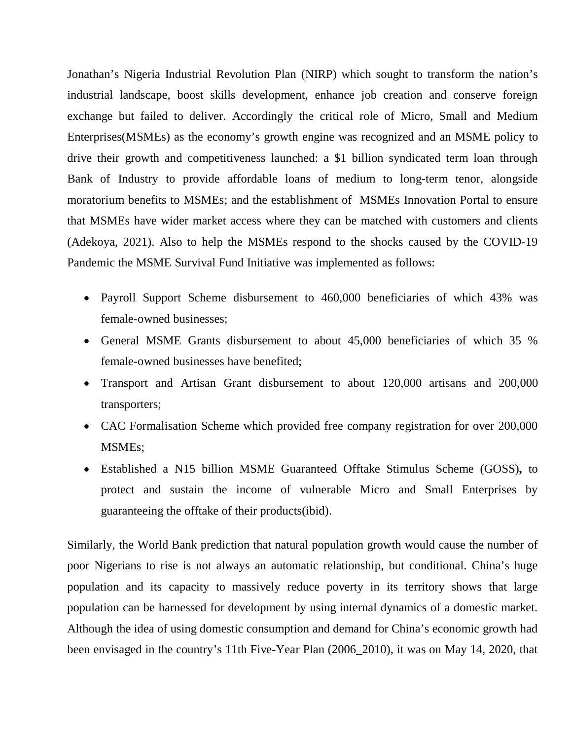Jonathan's Nigeria Industrial Revolution Plan (NIRP) which sought to transform the nation's industrial landscape, boost skills development, enhance job creation and conserve foreign exchange but failed to deliver. Accordingly the critical role of Micro, Small and Medium Enterprises(MSMEs) as the economy's growth engine was recognized and an MSME policy to drive their growth and competitiveness launched: a $1 billion syndicated term loan through Bank of Industry to provide affordable loans of medium to long-term tenor, alongside moratorium benefits to MSMEs; and the establishment of MSMEs Innovation Portal to ensure that MSMEs have wider market access where they can be matched with customers and clients (Adekoya, 2021). Also to help the MSMEs respond to the shocks caused by the COVID-19 Pandemic the MSME Survival Fund Initiative was implemented as follows:

- Payroll Support Scheme disbursement to 460,000 beneficiaries of which 43% was female-owned businesses;
- General MSME Grants disbursement to about 45,000 beneficiaries of which 35 % female-owned businesses have benefited;
- Transport and Artisan Grant disbursement to about 120,000 artisans and 200,000 transporters;
- CAC Formalisation Scheme which provided free company registration for over 200,000 MSMEs;
- Established a N15 billion MSME Guaranteed Offtake Stimulus Scheme (GOSS)**,** to protect and sustain the income of vulnerable Micro and Small Enterprises by guaranteeing the offtake of their products(ibid).

Similarly, the World Bank prediction that natural population growth would cause the number of poor Nigerians to rise is not always an automatic relationship, but conditional. China's huge population and its capacity to massively reduce poverty in its territory shows that large population can be harnessed for development by using internal dynamics of a domestic market. Although the idea of using domestic consumption and demand for China's economic growth had been envisaged in the country's 11th Five-Year Plan (2006_2010), it was on May 14, 2020, that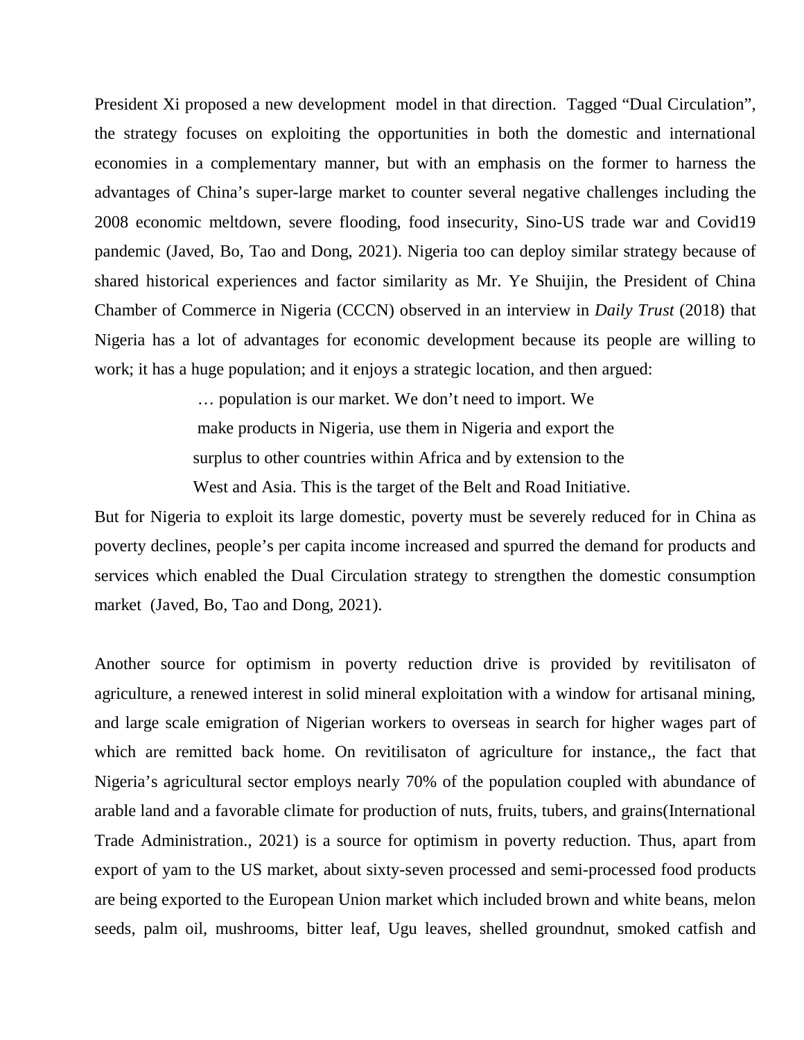President Xi proposed a new development model in that direction. Tagged “Dual Circulation”, the strategy focuses on exploiting the opportunities in both the domestic and international economies in a complementary manner, but with an emphasis on the former to harness the advantages of China’s super-large market to counter several negative challenges including the 2008 economic meltdown, severe flooding, food insecurity, Sino-US trade war and Covid19 pandemic (Javed, Bo, Tao and Dong, 2021). Nigeria too can deploy similar strategy because of shared historical experiences and factor similarity as Mr. Ye Shuijin, the President of China Chamber of Commerce in Nigeria (CCCN) observed in an interview in *Daily Trust* (2018) that Nigeria has a lot of advantages for economic development because its people are willing to work; it has a huge population; and it enjoys a strategic location, and then argued:

> … population is our market. We don’t need to import. We make products in Nigeria, use them in Nigeria and export the surplus to other countries within Africa and by extension to the West and Asia. This is the target of the Belt and Road Initiative.

But for Nigeria to exploit its large domestic, poverty must be severely reduced for in China as poverty declines, people’s per capita income increased and spurred the demand for products and services which enabled the Dual Circulation strategy to strengthen the domestic consumption market (Javed, Bo, Tao and Dong, 2021).

Another source for optimism in poverty reduction drive is provided by revitilisaton of agriculture, a renewed interest in solid mineral exploitation with a window for artisanal mining, and large scale emigration of Nigerian workers to overseas in search for higher wages part of which are remitted back home. On revitilisaton of agriculture for instance,, the fact that Nigeria’s agricultural sector employs nearly 70% of the population coupled with abundance of arable land and a favorable climate for production of nuts, fruits, tubers, and grains(International Trade Administration., 2021) is a source for optimism in poverty reduction. Thus, apart from export of yam to the US market, about sixty-seven processed and semi-processed food products are being exported to the European Union market which included brown and white beans, melon seeds, palm oil, mushrooms, bitter leaf, Ugu leaves, shelled groundnut, smoked catfish and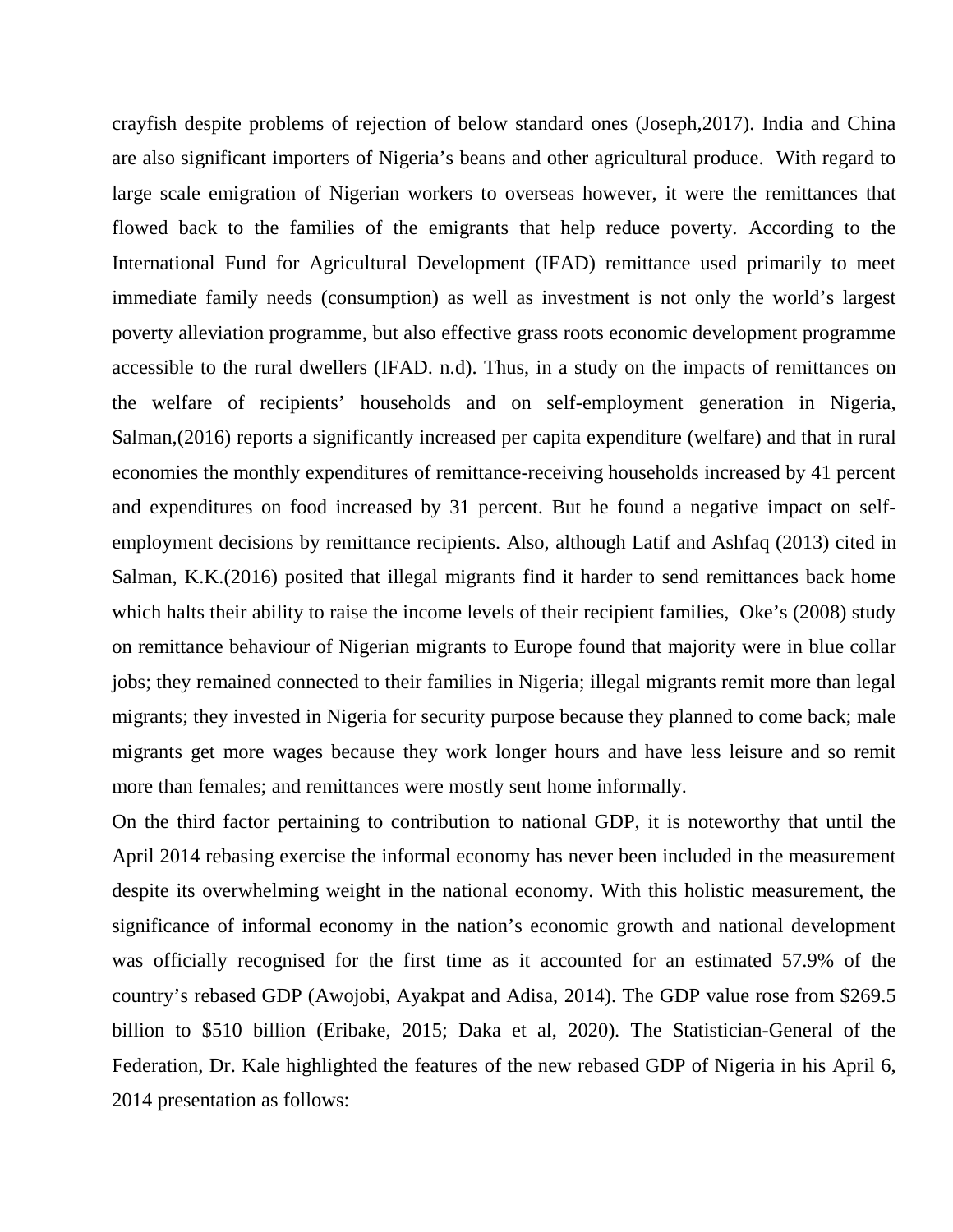crayfish despite problems of rejection of below standard ones (Joseph,2017). India and China are also significant importers of Nigeria's beans and other agricultural produce.  With regard to large scale emigration of Nigerian workers to overseas however, it were the remittances that flowed back to the families of the emigrants that help reduce poverty. According to the International Fund for Agricultural Development (IFAD) remittance used primarily to meet immediate family needs (consumption) as well as investment is not only the world's largest poverty alleviation programme, but also effective grass roots economic development programme accessible to the rural dwellers (IFAD. n.d). Thus, in a study on the impacts of remittances on the welfare of recipients' households and on self-employment generation in Nigeria, Salman,(2016) reports a significantly increased per capita expenditure (welfare) and that in rural economies the monthly expenditures of remittance-receiving households increased by 41 percent and expenditures on food increased by 31 percent. But he found a negative impact on self-employment decisions by remittance recipients. Also, although Latif and Ashfaq (2013) cited in Salman, K.K.(2016) posited that illegal migrants find it harder to send remittances back home which halts their ability to raise the income levels of their recipient families,  Oke's (2008) study on remittance behaviour of Nigerian migrants to Europe found that majority were in blue collar jobs; they remained connected to their families in Nigeria; illegal migrants remit more than legal migrants; they invested in Nigeria for security purpose because they planned to come back; male migrants get more wages because they work longer hours and have less leisure and so remit more than females; and remittances were mostly sent home informally.

On the third factor pertaining to contribution to national GDP, it is noteworthy that until the April 2014 rebasing exercise the informal economy has never been included in the measurement despite its overwhelming weight in the national economy. With this holistic measurement, the significance of informal economy in the nation's economic growth and national development was officially recognised for the first time as it accounted for an estimated 57.9% of the country's rebased GDP (Awojobi, Ayakpat and Adisa, 2014). The GDP value rose from $269.5 billion to $510 billion (Eribake, 2015; Daka et al, 2020). The Statistician-General of the Federation, Dr. Kale highlighted the features of the new rebased GDP of Nigeria in his April 6, 2014 presentation as follows: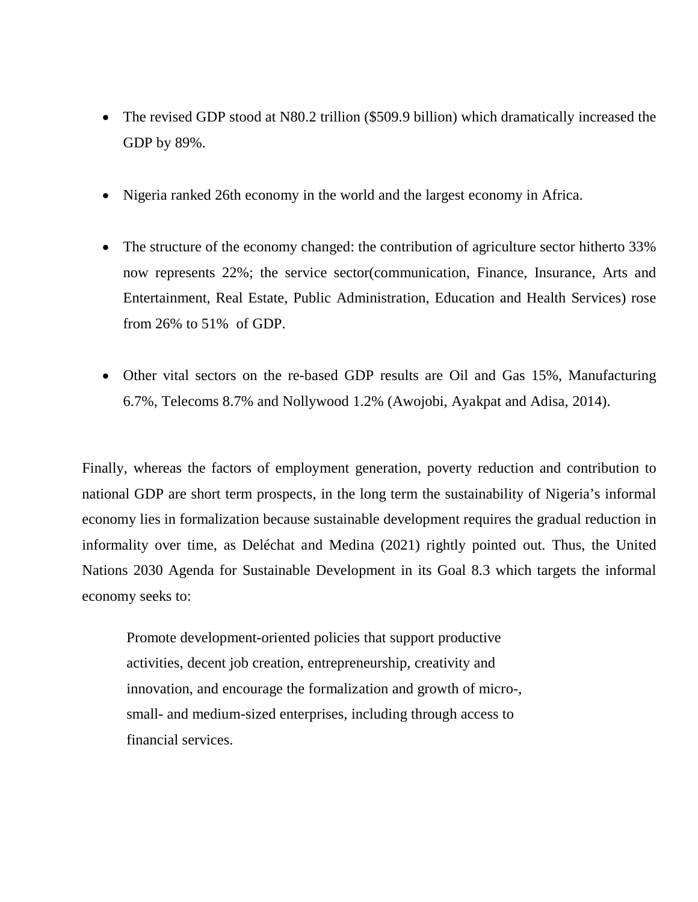- The revised GDP stood at N80.2 trillion ($509.9 billion) which dramatically increased the GDP by 89%.

- Nigeria ranked 26th economy in the world and the largest economy in Africa.

- The structure of the economy changed: the contribution of agriculture sector hitherto 33% now represents 22%; the service sector(communication, Finance, Insurance, Arts and Entertainment, Real Estate, Public Administration, Education and Health Services) rose from 26% to 51% of GDP.

- Other vital sectors on the re-based GDP results are Oil and Gas 15%, Manufacturing 6.7%, Telecoms 8.7% and Nollywood 1.2% (Awojobi, Ayakpat and Adisa, 2014).

Finally, whereas the factors of employment generation, poverty reduction and contribution to national GDP are short term prospects, in the long term the sustainability of Nigeria's informal economy lies in formalization because sustainable development requires the gradual reduction in informality over time, as Deléchat and Medina (2021) rightly pointed out. Thus, the United Nations 2030 Agenda for Sustainable Development in its Goal 8.3 which targets the informal economy seeks to:

> Promote development-oriented policies that support productive activities, decent job creation, entrepreneurship, creativity and innovation, and encourage the formalization and growth of micro-, small- and medium-sized enterprises, including through access to financial services.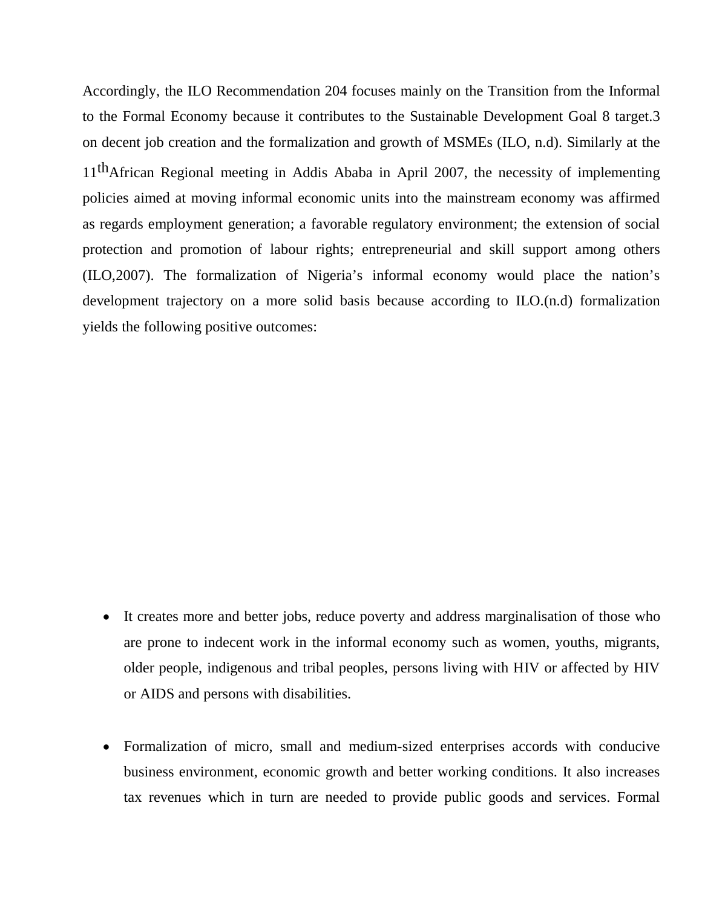Accordingly, the ILO Recommendation 204 focuses mainly on the Transition from the Informal to the Formal Economy because it contributes to the Sustainable Development Goal 8 target.3 on decent job creation and the formalization and growth of MSMEs (ILO, n.d). Similarly at the 11th African Regional meeting in Addis Ababa in April 2007, the necessity of implementing policies aimed at moving informal economic units into the mainstream economy was affirmed as regards employment generation; a favorable regulatory environment; the extension of social protection and promotion of labour rights; entrepreneurial and skill support among others (ILO,2007). The formalization of Nigeria's informal economy would place the nation's development trajectory on a more solid basis because according to ILO.(n.d) formalization yields the following positive outcomes:

- It creates more and better jobs, reduce poverty and address marginalisation of those who are prone to indecent work in the informal economy such as women, youths, migrants, older people, indigenous and tribal peoples, persons living with HIV or affected by HIV or AIDS and persons with disabilities.

- Formalization of micro, small and medium-sized enterprises accords with conducive business environment, economic growth and better working conditions. It also increases tax revenues which in turn are needed to provide public goods and services. Formal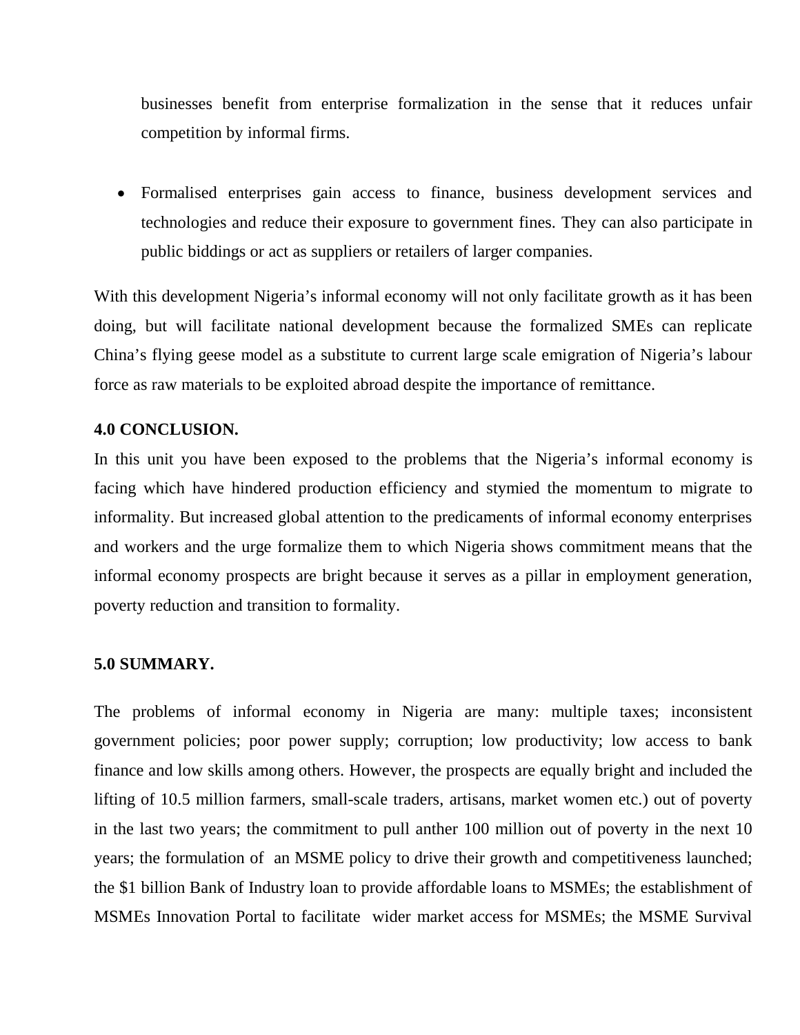businesses benefit from enterprise formalization in the sense that it reduces unfair competition by informal firms.

- Formalised enterprises gain access to finance, business development services and technologies and reduce their exposure to government fines. They can also participate in public biddings or act as suppliers or retailers of larger companies.

With this development Nigeria's informal economy will not only facilitate growth as it has been doing, but will facilitate national development because the formalized SMEs can replicate China's flying geese model as a substitute to current large scale emigration of Nigeria's labour force as raw materials to be exploited abroad despite the importance of remittance.

**4.0 CONCLUSION.**

In this unit you have been exposed to the problems that the Nigeria's informal economy is facing which have hindered production efficiency and stymied the momentum to migrate to informality. But increased global attention to the predicaments of informal economy enterprises and workers and the urge formalize them to which Nigeria shows commitment means that the informal economy prospects are bright because it serves as a pillar in employment generation, poverty reduction and transition to formality.

**5.0 SUMMARY.**

The problems of informal economy in Nigeria are many: multiple taxes; inconsistent government policies; poor power supply; corruption; low productivity; low access to bank finance and low skills among others. However, the prospects are equally bright and included the lifting of 10.5 million farmers, small-scale traders, artisans, market women etc.) out of poverty in the last two years; the commitment to pull anther 100 million out of poverty in the next 10 years; the formulation of an MSME policy to drive their growth and competitiveness launched; the $1 billion Bank of Industry loan to provide affordable loans to MSMEs; the establishment of MSMEs Innovation Portal to facilitate wider market access for MSMEs; the MSME Survival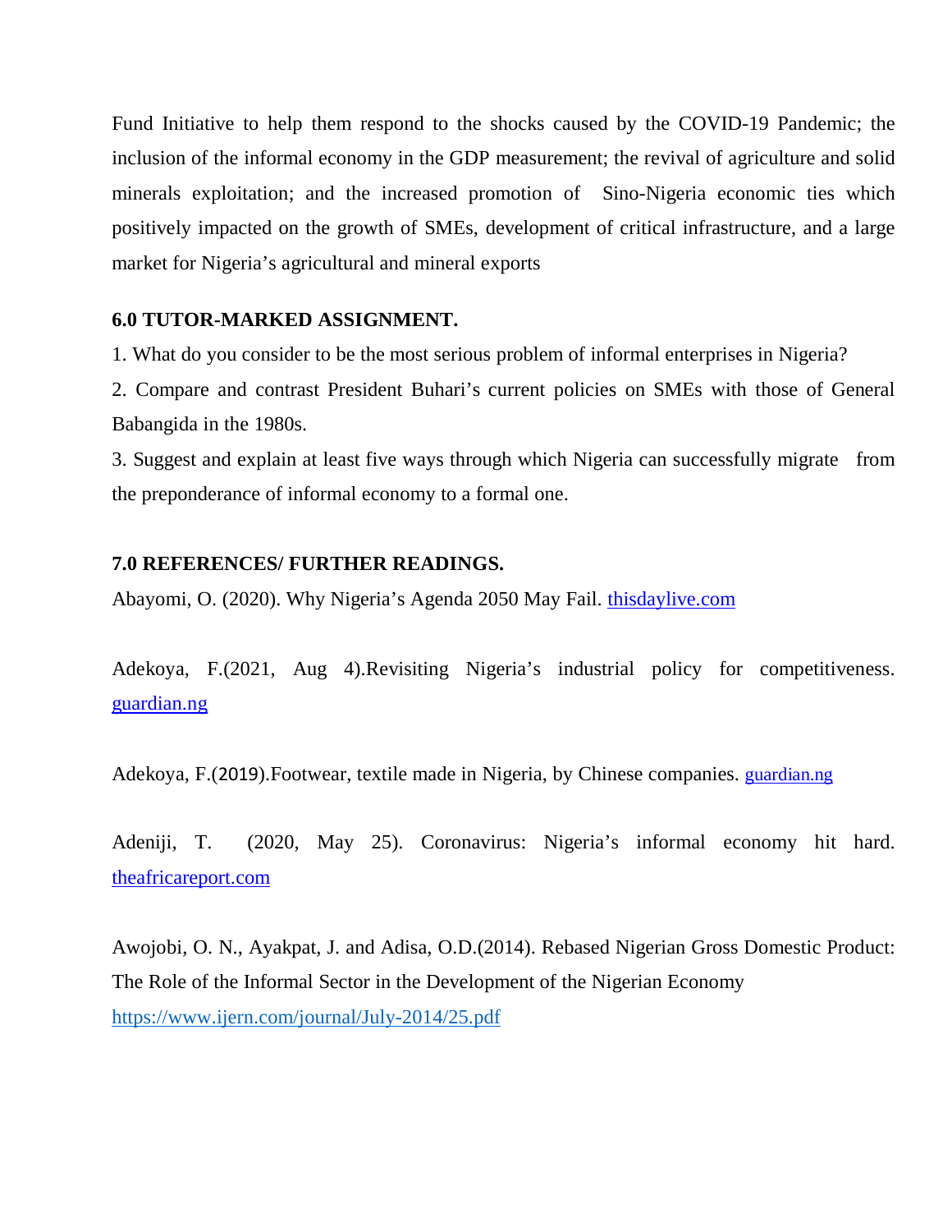Fund Initiative to help them respond to the shocks caused by the COVID-19 Pandemic; the inclusion of the informal economy in the GDP measurement; the revival of agriculture and solid minerals exploitation; and the increased promotion of Sino-Nigeria economic ties which positively impacted on the growth of SMEs, development of critical infrastructure, and a large market for Nigeria's agricultural and mineral exports

**6.0 TUTOR-MARKED ASSIGNMENT.**

1. What do you consider to be the most serious problem of informal enterprises in Nigeria?

2. Compare and contrast President Buhari's current policies on SMEs with those of General Babangida in the 1980s.

3. Suggest and explain at least five ways through which Nigeria can successfully migrate from the preponderance of informal economy to a formal one.

**7.0 REFERENCES/ FURTHER READINGS.**

Abayomi, O. (2020). Why Nigeria's Agenda 2050 May Fail. thisdaylive.com

Adekoya, F.(2021, Aug 4).Revisiting Nigeria's industrial policy for competitiveness. guardian.ng

Adekoya, F.(2019).Footwear, textile made in Nigeria, by Chinese companies. guardian.ng

Adeniji, T. (2020, May 25). Coronavirus: Nigeria's informal economy hit hard. theafricareport.com

Awojobi, O. N., Ayakpat, J. and Adisa, O.D.(2014). Rebased Nigerian Gross Domestic Product: The Role of the Informal Sector in the Development of the Nigerian Economy https://www.ijern.com/journal/July-2014/25.pdf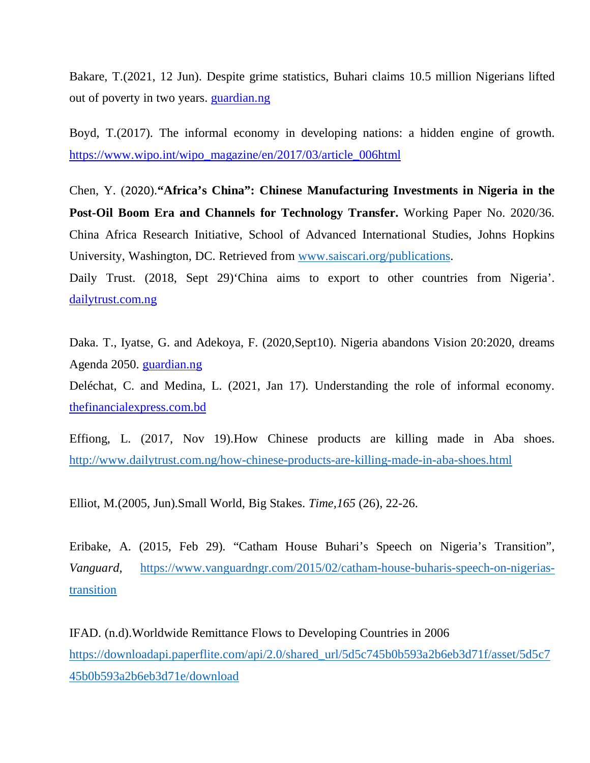Bakare, T.(2021, 12 Jun). Despite grime statistics, Buhari claims 10.5 million Nigerians lifted out of poverty in two years. guardian.ng

Boyd, T.(2017). The informal economy in developing nations: a hidden engine of growth. https://www.wipo.int/wipo_magazine/en/2017/03/article_006html

Chen, Y. (2020).**"Africa's China": Chinese Manufacturing Investments in Nigeria in the Post-Oil Boom Era and Channels for Technology Transfer.** Working Paper No. 2020/36. China Africa Research Initiative, School of Advanced International Studies, Johns Hopkins University, Washington, DC. Retrieved from www.saiscari.org/publications.

Daily Trust. (2018, Sept 29)'China aims to export to other countries from Nigeria'. dailytrust.com.ng

Daka. T., Iyatse, G. and Adekoya, F. (2020,Sept10). Nigeria abandons Vision 20:2020, dreams Agenda 2050. guardian.ng

Deléchat, C. and Medina, L. (2021, Jan 17). Understanding the role of informal economy. thefinancialexpress.com.bd

Effiong, L. (2017, Nov 19).How Chinese products are killing made in Aba shoes. http://www.dailytrust.com.ng/how-chinese-products-are-killing-made-in-aba-shoes.html

Elliot, M.(2005, Jun).Small World, Big Stakes. *Time,165* (26), 22-26.

Eribake, A. (2015, Feb 29). "Catham House Buhari's Speech on Nigeria's Transition", *Vanguard*, https://www.vanguardngr.com/2015/02/catham-house-buharis-speech-on-nigerias-transition

IFAD. (n.d).Worldwide Remittance Flows to Developing Countries in 2006 https://downloadapi.paperflite.com/api/2.0/shared_url/5d5c745b0b593a2b6eb3d71f/asset/5d5c745b0b593a2b6eb3d71e/download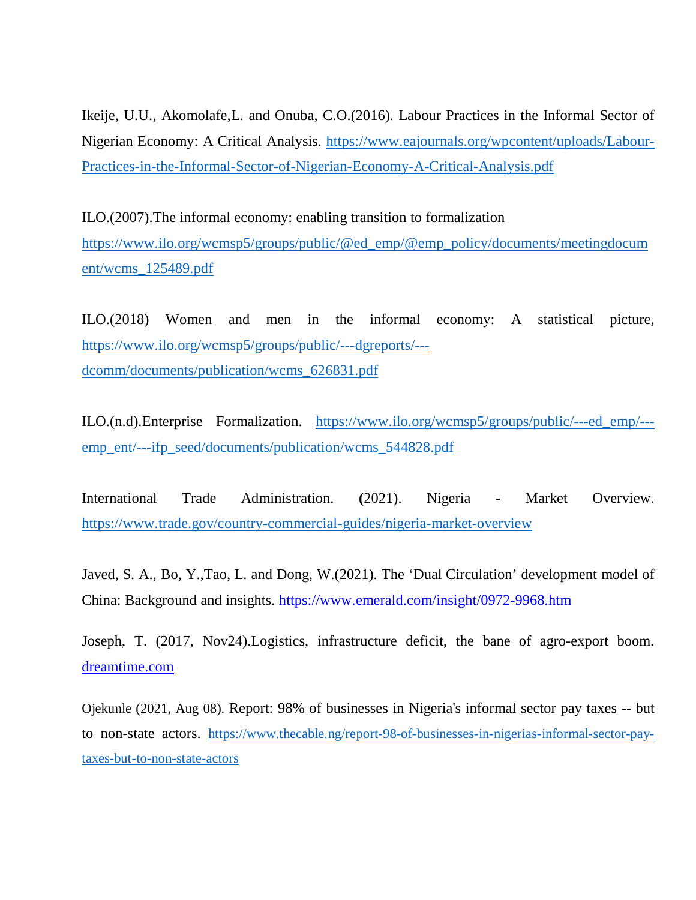Ikeije, U.U., Akomolafe,L. and Onuba, C.O.(2016). Labour Practices in the Informal Sector of Nigerian Economy: A Critical Analysis. https://www.eajournals.org/wpcontent/uploads/Labour-Practices-in-the-Informal-Sector-of-Nigerian-Economy-A-Critical-Analysis.pdf

ILO.(2007).The informal economy: enabling transition to formalization https://www.ilo.org/wcmsp5/groups/public/@ed_emp/@emp_policy/documents/meetingdocument/wcms_125489.pdf

ILO.(2018) Women and men in the informal economy: A statistical picture, https://www.ilo.org/wcmsp5/groups/public/---dgreports/---dcomm/documents/publication/wcms_626831.pdf

ILO.(n.d).Enterprise Formalization. https://www.ilo.org/wcmsp5/groups/public/---ed_emp/---emp_ent/---ifp_seed/documents/publication/wcms_544828.pdf

International Trade Administration. (2021). Nigeria - Market Overview. https://www.trade.gov/country-commercial-guides/nigeria-market-overview

Javed, S. A., Bo, Y.,Tao, L. and Dong, W.(2021). The 'Dual Circulation' development model of China: Background and insights. https://www.emerald.com/insight/0972-9968.htm

Joseph, T. (2017, Nov24).Logistics, infrastructure deficit, the bane of agro-export boom. dreamtime.com

Ojekunle (2021, Aug 08). Report: 98% of businesses in Nigeria's informal sector pay taxes -- but to non-state actors. https://www.thecable.ng/report-98-of-businesses-in-nigerias-informal-sector-pay-taxes-but-to-non-state-actors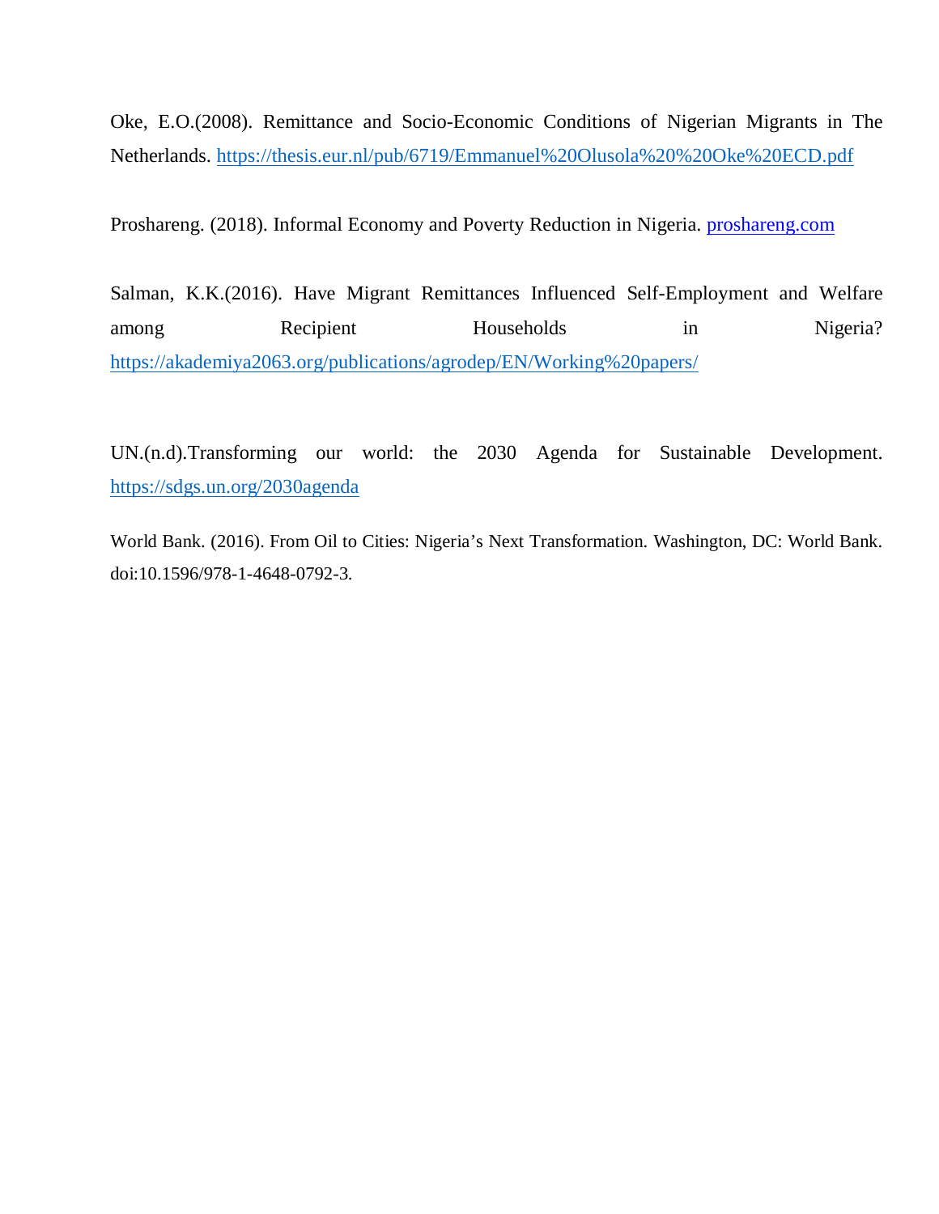Oke, E.O.(2008). Remittance and Socio-Economic Conditions of Nigerian Migrants in The Netherlands. https://thesis.eur.nl/pub/6719/Emmanuel%20Olusola%20%20Oke%20ECD.pdf

Proshareng. (2018). Informal Economy and Poverty Reduction in Nigeria. proshareng.com

Salman, K.K.(2016). Have Migrant Remittances Influenced Self-Employment and Welfare among Recipient Households in Nigeria? https://akademiya2063.org/publications/agrodep/EN/Working%20papers/

UN.(n.d).Transforming our world: the 2030 Agenda for Sustainable Development. https://sdgs.un.org/2030agenda

World Bank. (2016). From Oil to Cities: Nigeria's Next Transformation. Washington, DC: World Bank. doi:10.1596/978-1-4648-0792-3.